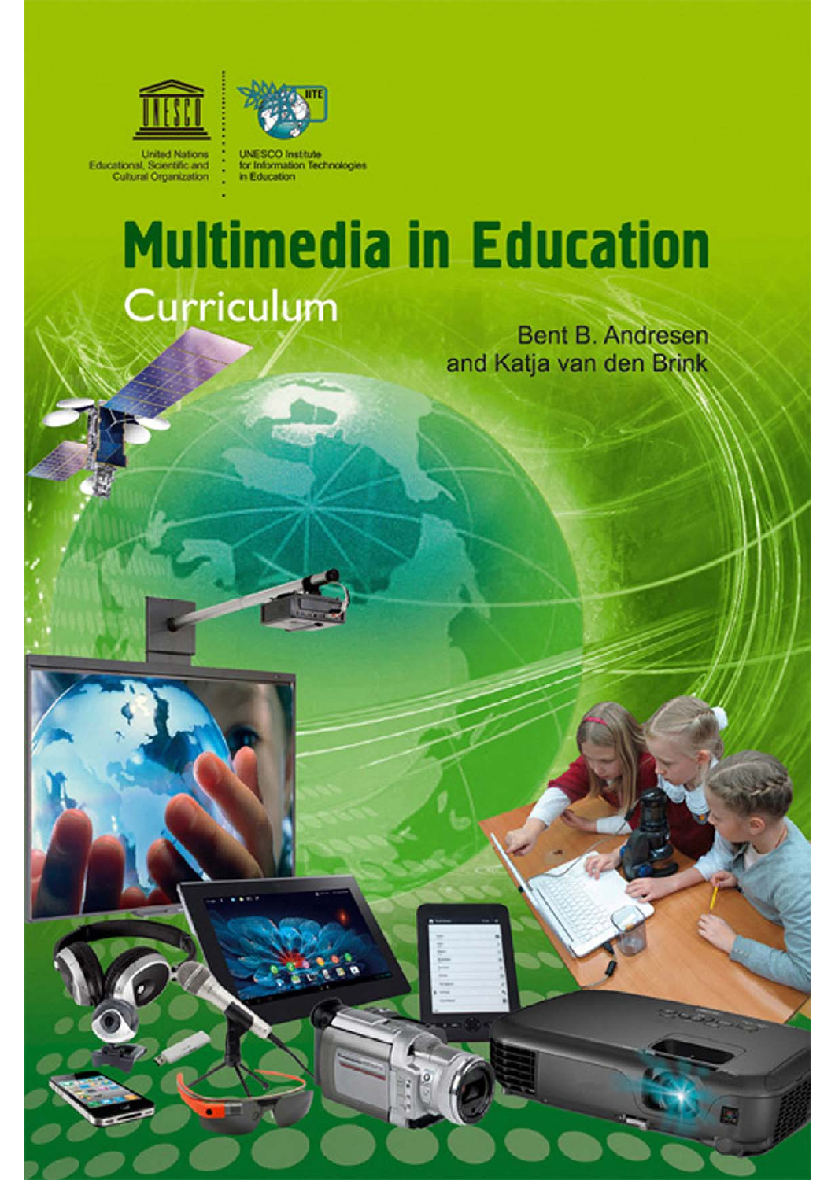United Nations Educational, Scientific and Cultural Organization

UNESCO Institute for Information Technologies in Education

# Multimedia in Education

## Curriculum

Bent B. Andresen and Katja van den Brink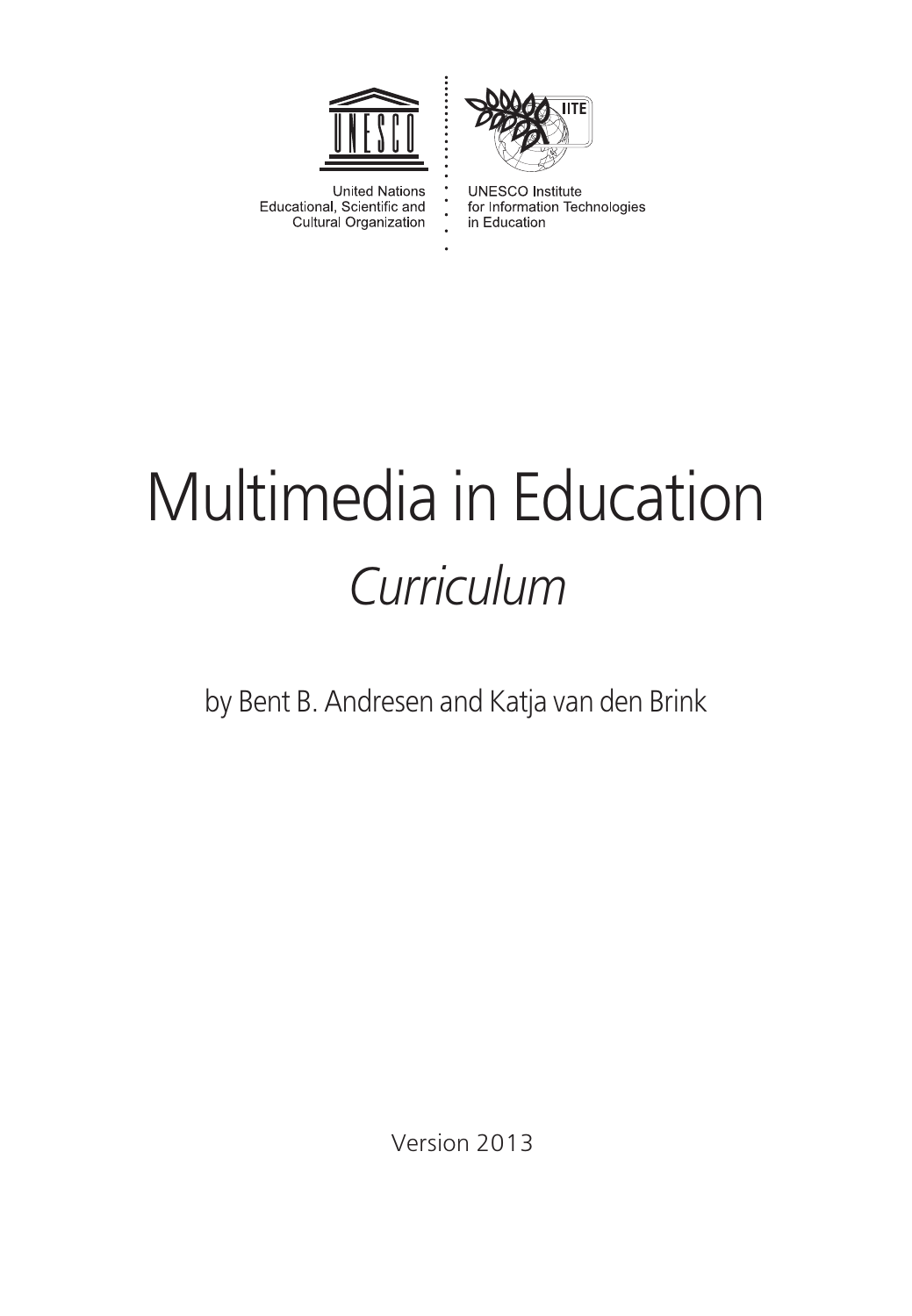United Nations Educational, Scientific and Cultural Organization

UNESCO Institute for Information Technologies in Education

# Multimedia in Education

## *Curriculum*

by Bent B. Andresen and Katja van den Brink

Version 2013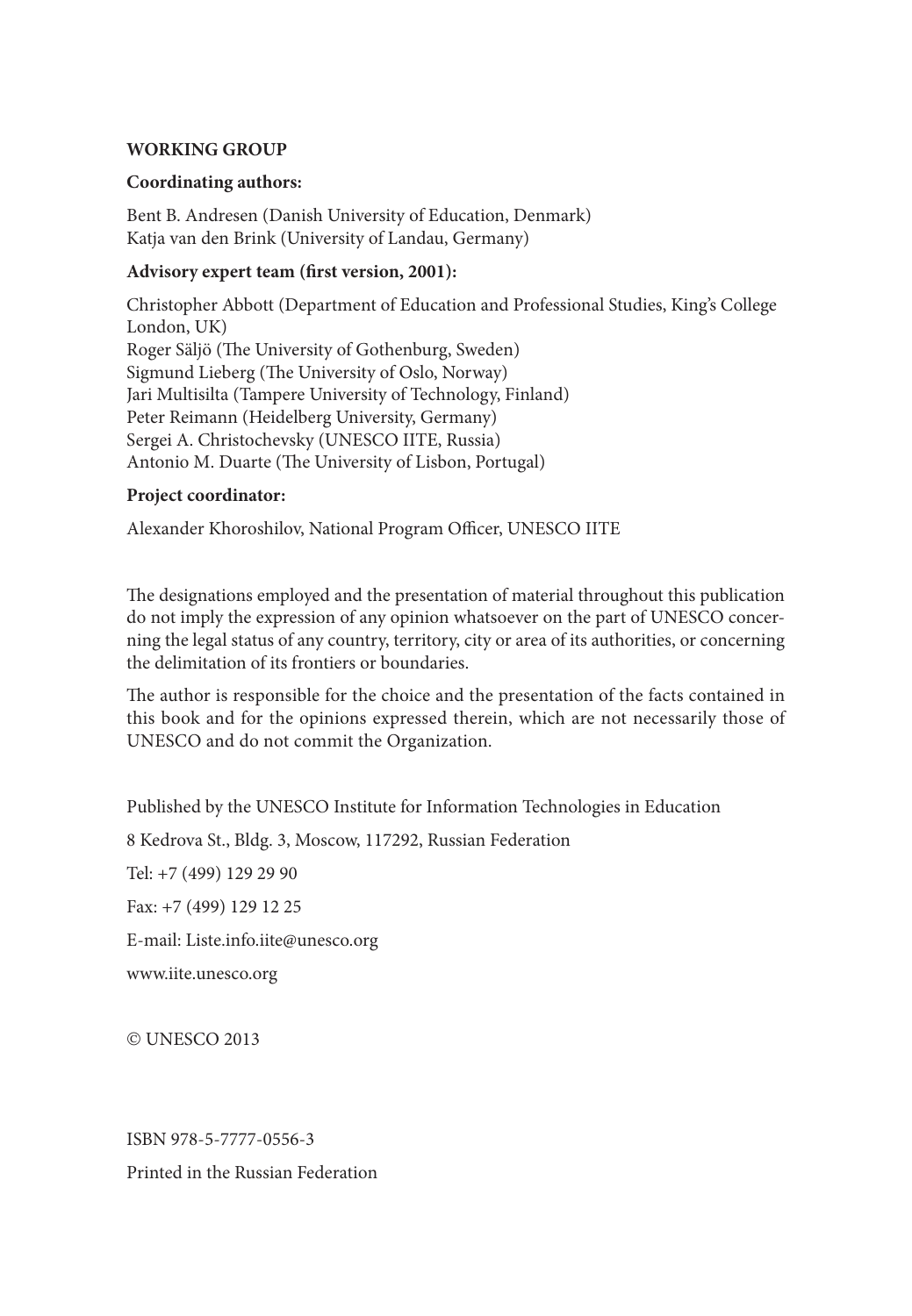**WORKING GROUP**

**Coordinating authors:**

Bent B. Andresen (Danish University of Education, Denmark)
Katja van den Brink (University of Landau, Germany)

**Advisory expert team (first version, 2001):**

Christopher Abbott (Department of Education and Professional Studies, King's College London, UK)
Roger Säljö (The University of Gothenburg, Sweden)
Sigmund Lieberg (The University of Oslo, Norway)
Jari Multisilta (Tampere University of Technology, Finland)
Peter Reimann (Heidelberg University, Germany)
Sergei A. Christochevsky (UNESCO IITE, Russia)
Antonio M. Duarte (The University of Lisbon, Portugal)

**Project coordinator:**

Alexander Khoroshilov, National Program Officer, UNESCO IITE

The designations employed and the presentation of material throughout this publication do not imply the expression of any opinion whatsoever on the part of UNESCO concerning the legal status of any country, territory, city or area of its authorities, or concerning the delimitation of its frontiers or boundaries.

The author is responsible for the choice and the presentation of the facts contained in this book and for the opinions expressed therein, which are not necessarily those of UNESCO and do not commit the Organization.

Published by the UNESCO Institute for Information Technologies in Education

8 Kedrova St., Bldg. 3, Moscow, 117292, Russian Federation

Tel: +7 (499) 129 29 90

Fax: +7 (499) 129 12 25

E-mail: Liste.info.iite@unesco.org

www.iite.unesco.org

© UNESCO 2013

ISBN 978-5-7777-0556-3

Printed in the Russian Federation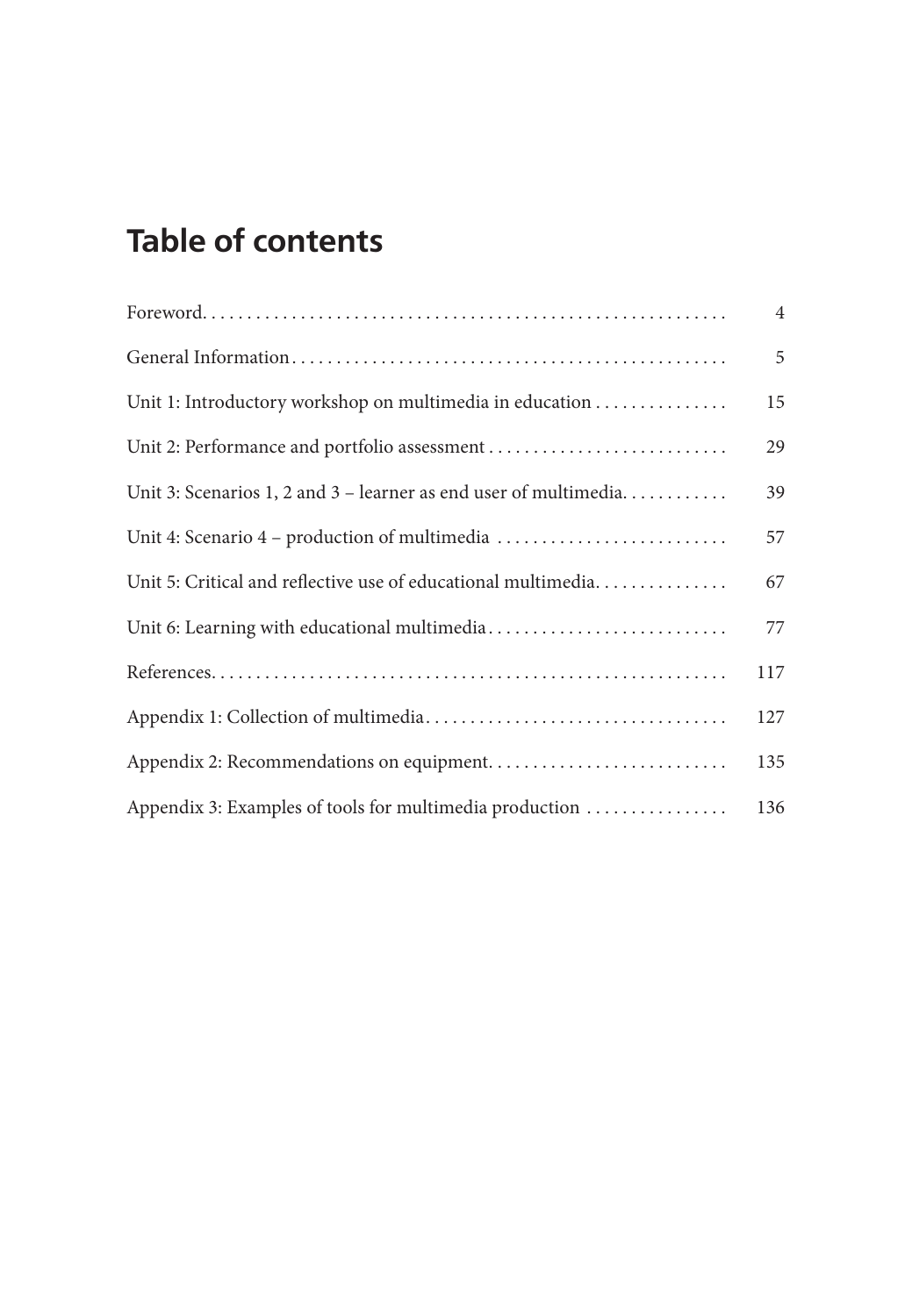# Table of contents

| | |
|---|---|
| Foreword | 4 |
| General Information | 5 |
| Unit 1: Introductory workshop on multimedia in education | 15 |
| Unit 2: Performance and portfolio assessment | 29 |
| Unit 3: Scenarios 1, 2 and 3 – learner as end user of multimedia | 39 |
| Unit 4: Scenario 4 – production of multimedia | 57 |
| Unit 5: Critical and reflective use of educational multimedia | 67 |
| Unit 6: Learning with educational multimedia | 77 |
| References | 117 |
| Appendix 1: Collection of multimedia | 127 |
| Appendix 2: Recommendations on equipment | 135 |
| Appendix 3: Examples of tools for multimedia production | 136 |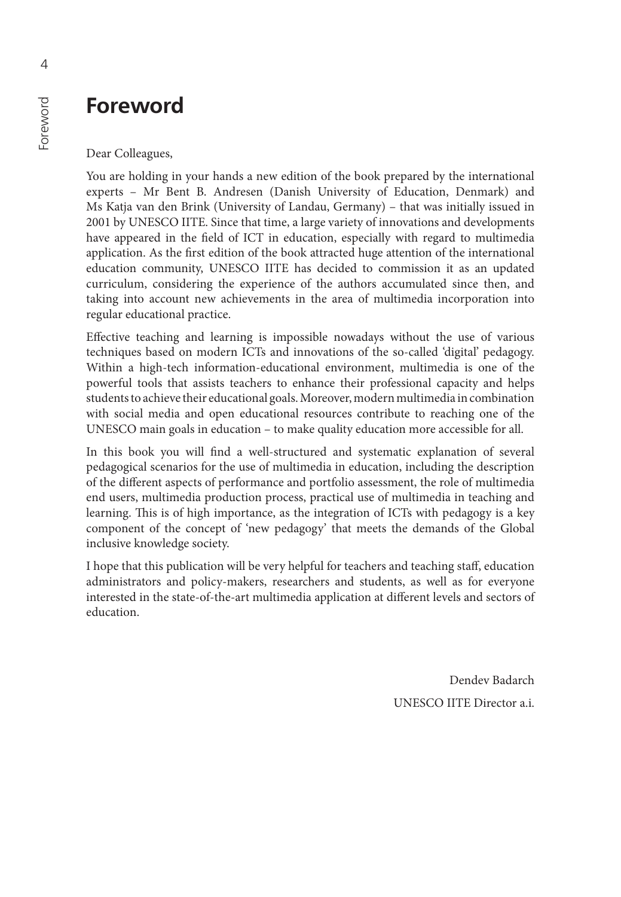# Foreword

Dear Colleagues,

You are holding in your hands a new edition of the book prepared by the international experts – Mr Bent B. Andresen (Danish University of Education, Denmark) and Ms Katja van den Brink (University of Landau, Germany) – that was initially issued in 2001 by UNESCO IITE. Since that time, a large variety of innovations and developments have appeared in the field of ICT in education, especially with regard to multimedia application. As the first edition of the book attracted huge attention of the international education community, UNESCO IITE has decided to commission it as an updated curriculum, considering the experience of the authors accumulated since then, and taking into account new achievements in the area of multimedia incorporation into regular educational practice.

Effective teaching and learning is impossible nowadays without the use of various techniques based on modern ICTs and innovations of the so-called 'digital' pedagogy. Within a high-tech information-educational environment, multimedia is one of the powerful tools that assists teachers to enhance their professional capacity and helps students to achieve their educational goals. Moreover, modern multimedia in combination with social media and open educational resources contribute to reaching one of the UNESCO main goals in education – to make quality education more accessible for all.

In this book you will find a well-structured and systematic explanation of several pedagogical scenarios for the use of multimedia in education, including the description of the different aspects of performance and portfolio assessment, the role of multimedia end users, multimedia production process, practical use of multimedia in teaching and learning. This is of high importance, as the integration of ICTs with pedagogy is a key component of the concept of 'new pedagogy' that meets the demands of the Global inclusive knowledge society.

I hope that this publication will be very helpful for teachers and teaching staff, education administrators and policy-makers, researchers and students, as well as for everyone interested in the state-of-the-art multimedia application at different levels and sectors of education.

Dendev Badarch

UNESCO IITE Director a.i.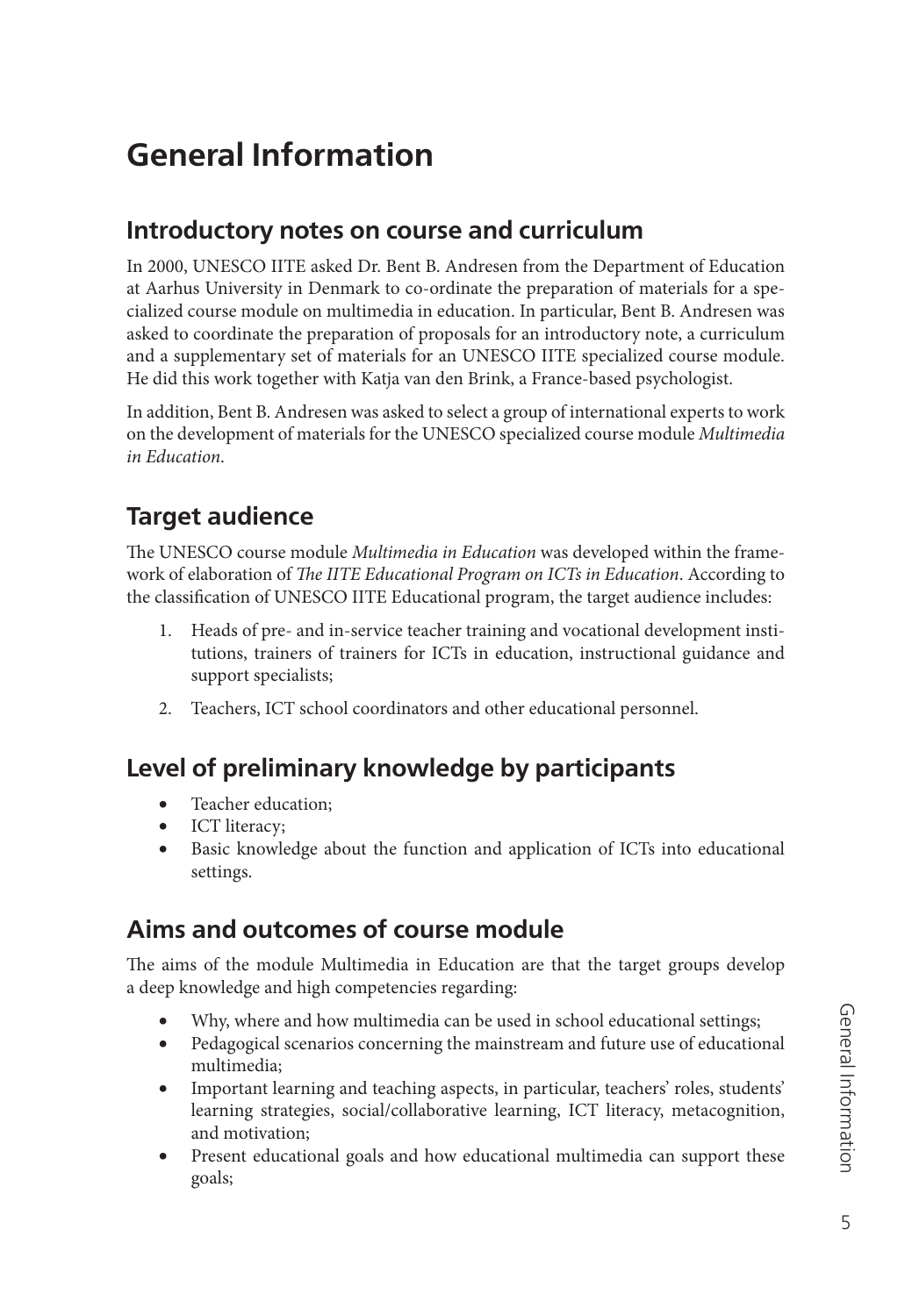# General Information

## Introductory notes on course and curriculum

In 2000, UNESCO IITE asked Dr. Bent B. Andresen from the Department of Education at Aarhus University in Denmark to co-ordinate the preparation of materials for a specialized course module on multimedia in education. In particular, Bent B. Andresen was asked to coordinate the preparation of proposals for an introductory note, a curriculum and a supplementary set of materials for an UNESCO IITE specialized course module. He did this work together with Katja van den Brink, a France-based psychologist.

In addition, Bent B. Andresen was asked to select a group of international experts to work on the development of materials for the UNESCO specialized course module *Multimedia in Education*.

## Target audience

The UNESCO course module *Multimedia in Education* was developed within the framework of elaboration of *The IITE Educational Program on ICTs in Education*. According to the classification of UNESCO IITE Educational program, the target audience includes:

1. Heads of pre- and in-service teacher training and vocational development institutions, trainers of trainers for ICTs in education, instructional guidance and support specialists;
2. Teachers, ICT school coordinators and other educational personnel.

## Level of preliminary knowledge by participants

- Teacher education;
- ICT literacy;
- Basic knowledge about the function and application of ICTs into educational settings.

## Aims and outcomes of course module

The aims of the module Multimedia in Education are that the target groups develop a deep knowledge and high competencies regarding:

- Why, where and how multimedia can be used in school educational settings;
- Pedagogical scenarios concerning the mainstream and future use of educational multimedia;
- Important learning and teaching aspects, in particular, teachers' roles, students' learning strategies, social/collaborative learning, ICT literacy, metacognition, and motivation;
- Present educational goals and how educational multimedia can support these goals;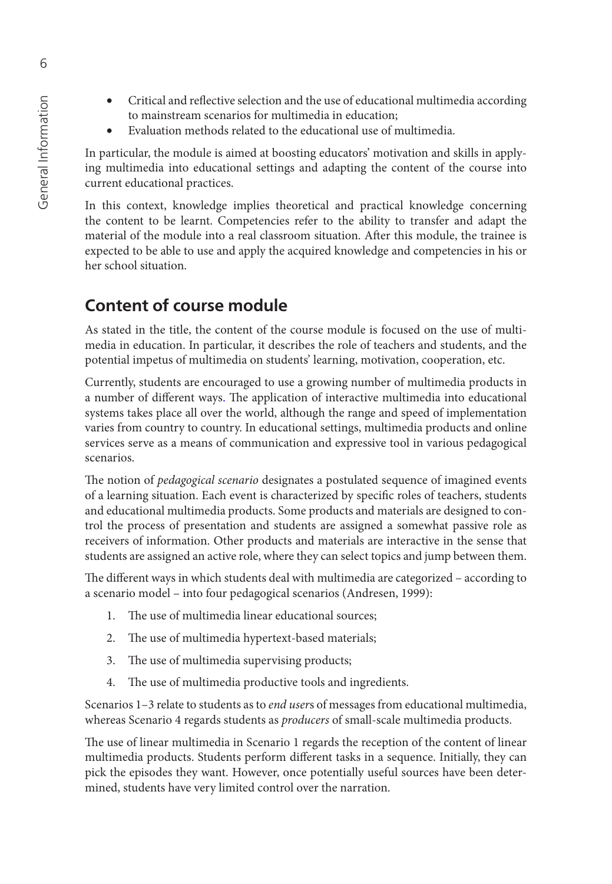- Critical and reflective selection and the use of educational multimedia according to mainstream scenarios for multimedia in education;
- Evaluation methods related to the educational use of multimedia.

In particular, the module is aimed at boosting educators' motivation and skills in applying multimedia into educational settings and adapting the content of the course into current educational practices.

In this context, knowledge implies theoretical and practical knowledge concerning the content to be learnt. Competencies refer to the ability to transfer and adapt the material of the module into a real classroom situation. After this module, the trainee is expected to be able to use and apply the acquired knowledge and competencies in his or her school situation.

## Content of course module

As stated in the title, the content of the course module is focused on the use of multimedia in education. In particular, it describes the role of teachers and students, and the potential impetus of multimedia on students' learning, motivation, cooperation, etc.

Currently, students are encouraged to use a growing number of multimedia products in a number of different ways. The application of interactive multimedia into educational systems takes place all over the world, although the range and speed of implementation varies from country to country. In educational settings, multimedia products and online services serve as a means of communication and expressive tool in various pedagogical scenarios.

The notion of *pedagogical scenario* designates a postulated sequence of imagined events of a learning situation. Each event is characterized by specific roles of teachers, students and educational multimedia products. Some products and materials are designed to control the process of presentation and students are assigned a somewhat passive role as receivers of information. Other products and materials are interactive in the sense that students are assigned an active role, where they can select topics and jump between them.

The different ways in which students deal with multimedia are categorized – according to a scenario model – into four pedagogical scenarios (Andresen, 1999):

1. The use of multimedia linear educational sources;
2. The use of multimedia hypertext-based materials;
3. The use of multimedia supervising products;
4. The use of multimedia productive tools and ingredients.

Scenarios 1–3 relate to students as to *end users* of messages from educational multimedia, whereas Scenario 4 regards students as *producers* of small-scale multimedia products.

The use of linear multimedia in Scenario 1 regards the reception of the content of linear multimedia products. Students perform different tasks in a sequence. Initially, they can pick the episodes they want. However, once potentially useful sources have been determined, students have very limited control over the narration.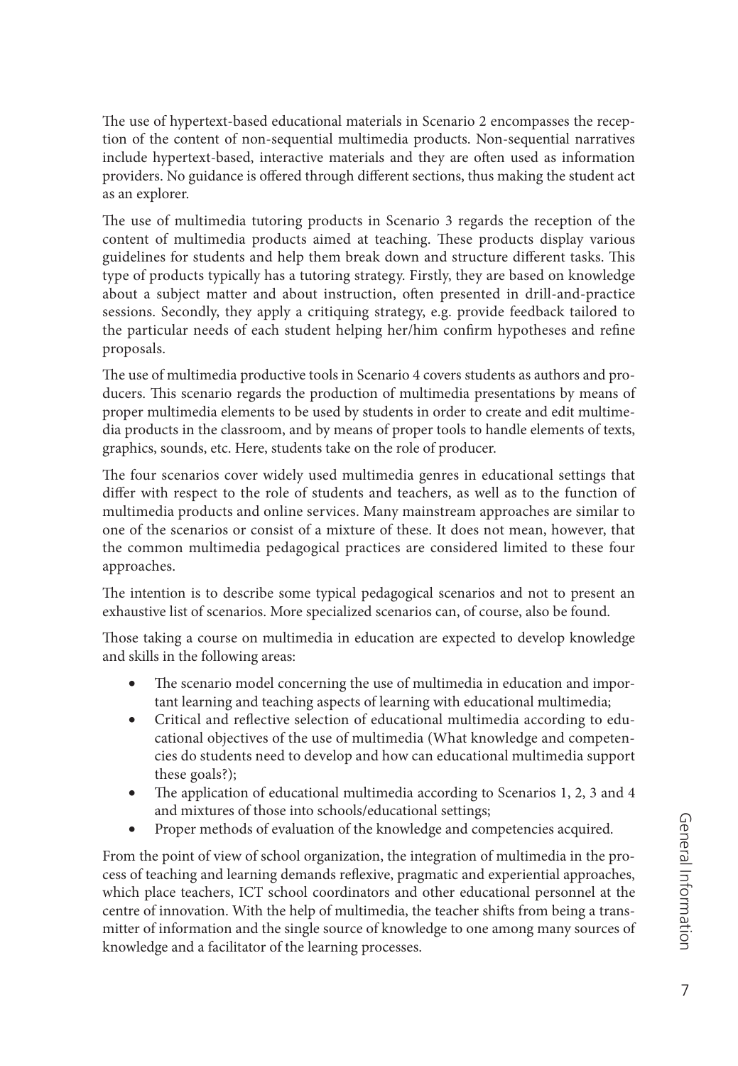The use of hypertext-based educational materials in Scenario 2 encompasses the reception of the content of non-sequential multimedia products. Non-sequential narratives include hypertext-based, interactive materials and they are often used as information providers. No guidance is offered through different sections, thus making the student act as an explorer.

The use of multimedia tutoring products in Scenario 3 regards the reception of the content of multimedia products aimed at teaching. These products display various guidelines for students and help them break down and structure different tasks. This type of products typically has a tutoring strategy. Firstly, they are based on knowledge about a subject matter and about instruction, often presented in drill-and-practice sessions. Secondly, they apply a critiquing strategy, e.g. provide feedback tailored to the particular needs of each student helping her/him confirm hypotheses and refine proposals.

The use of multimedia productive tools in Scenario 4 covers students as authors and producers. This scenario regards the production of multimedia presentations by means of proper multimedia elements to be used by students in order to create and edit multimedia products in the classroom, and by means of proper tools to handle elements of texts, graphics, sounds, etc. Here, students take on the role of producer.

The four scenarios cover widely used multimedia genres in educational settings that differ with respect to the role of students and teachers, as well as to the function of multimedia products and online services. Many mainstream approaches are similar to one of the scenarios or consist of a mixture of these. It does not mean, however, that the common multimedia pedagogical practices are considered limited to these four approaches.

The intention is to describe some typical pedagogical scenarios and not to present an exhaustive list of scenarios. More specialized scenarios can, of course, also be found.

Those taking a course on multimedia in education are expected to develop knowledge and skills in the following areas:

- The scenario model concerning the use of multimedia in education and important learning and teaching aspects of learning with educational multimedia;
- Critical and reflective selection of educational multimedia according to educational objectives of the use of multimedia (What knowledge and competencies do students need to develop and how can educational multimedia support these goals?);
- The application of educational multimedia according to Scenarios 1, 2, 3 and 4 and mixtures of those into schools/educational settings;
- Proper methods of evaluation of the knowledge and competencies acquired.

From the point of view of school organization, the integration of multimedia in the process of teaching and learning demands reflexive, pragmatic and experiential approaches, which place teachers, ICT school coordinators and other educational personnel at the centre of innovation. With the help of multimedia, the teacher shifts from being a transmitter of information and the single source of knowledge to one among many sources of knowledge and a facilitator of the learning processes.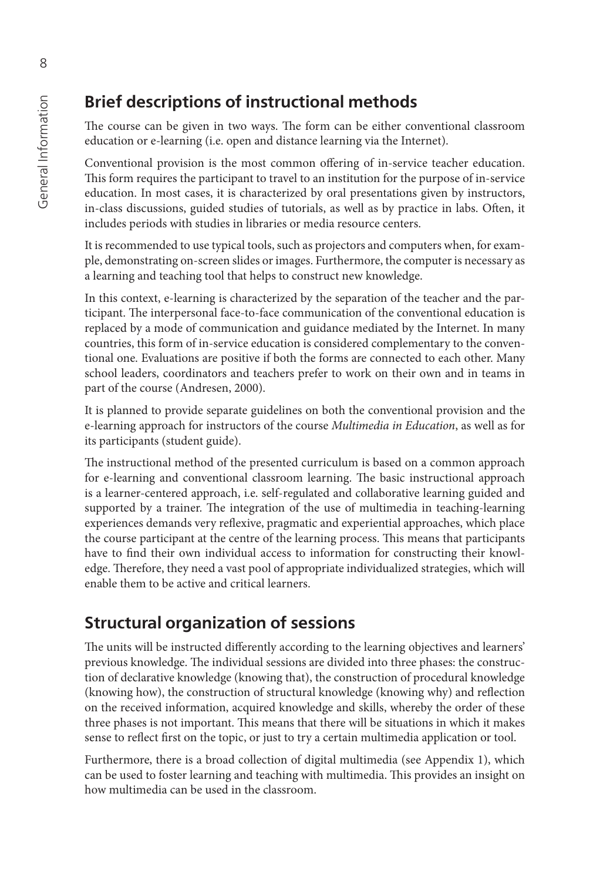## Brief descriptions of instructional methods

The course can be given in two ways. The form can be either conventional classroom education or e-learning (i.e. open and distance learning via the Internet).

Conventional provision is the most common offering of in-service teacher education. This form requires the participant to travel to an institution for the purpose of in-service education. In most cases, it is characterized by oral presentations given by instructors, in-class discussions, guided studies of tutorials, as well as by practice in labs. Often, it includes periods with studies in libraries or media resource centers.

It is recommended to use typical tools, such as projectors and computers when, for example, demonstrating on-screen slides or images. Furthermore, the computer is necessary as a learning and teaching tool that helps to construct new knowledge.

In this context, e-learning is characterized by the separation of the teacher and the participant. The interpersonal face-to-face communication of the conventional education is replaced by a mode of communication and guidance mediated by the Internet. In many countries, this form of in-service education is considered complementary to the conventional one. Evaluations are positive if both the forms are connected to each other. Many school leaders, coordinators and teachers prefer to work on their own and in teams in part of the course (Andresen, 2000).

It is planned to provide separate guidelines on both the conventional provision and the e-learning approach for instructors of the course *Multimedia in Education*, as well as for its participants (student guide).

The instructional method of the presented curriculum is based on a common approach for e-learning and conventional classroom learning. The basic instructional approach is a learner-centered approach, i.e. self-regulated and collaborative learning guided and supported by a trainer. The integration of the use of multimedia in teaching-learning experiences demands very reflexive, pragmatic and experiential approaches, which place the course participant at the centre of the learning process. This means that participants have to find their own individual access to information for constructing their knowledge. Therefore, they need a vast pool of appropriate individualized strategies, which will enable them to be active and critical learners.

## Structural organization of sessions

The units will be instructed differently according to the learning objectives and learners' previous knowledge. The individual sessions are divided into three phases: the construction of declarative knowledge (knowing that), the construction of procedural knowledge (knowing how), the construction of structural knowledge (knowing why) and reflection on the received information, acquired knowledge and skills, whereby the order of these three phases is not important. This means that there will be situations in which it makes sense to reflect first on the topic, or just to try a certain multimedia application or tool.

Furthermore, there is a broad collection of digital multimedia (see Appendix 1), which can be used to foster learning and teaching with multimedia. This provides an insight on how multimedia can be used in the classroom.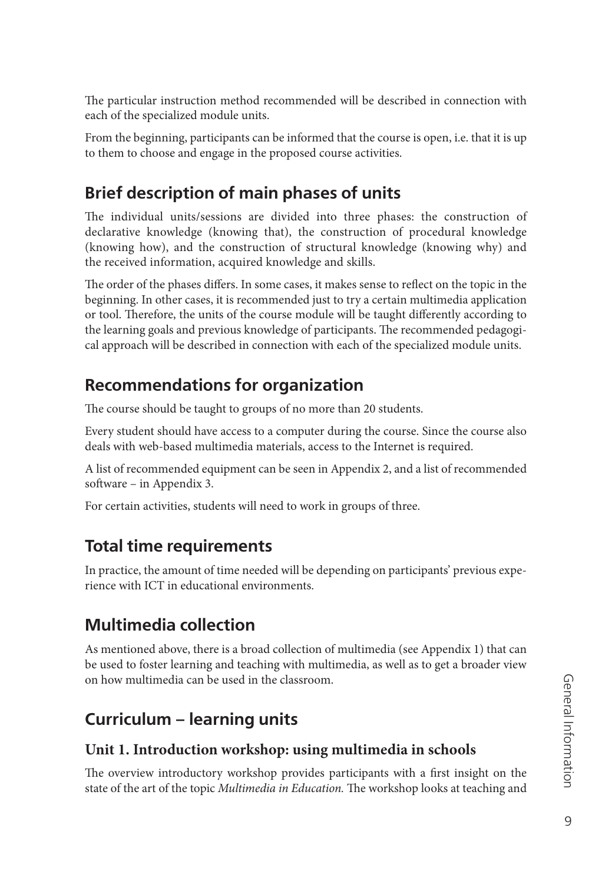The particular instruction method recommended will be described in connection with each of the specialized module units.

From the beginning, participants can be informed that the course is open, i.e. that it is up to them to choose and engage in the proposed course activities.

## Brief description of main phases of units

The individual units/sessions are divided into three phases: the construction of declarative knowledge (knowing that), the construction of procedural knowledge (knowing how), and the construction of structural knowledge (knowing why) and the received information, acquired knowledge and skills.

The order of the phases differs. In some cases, it makes sense to reflect on the topic in the beginning. In other cases, it is recommended just to try a certain multimedia application or tool. Therefore, the units of the course module will be taught differently according to the learning goals and previous knowledge of participants. The recommended pedagogical approach will be described in connection with each of the specialized module units.

## Recommendations for organization

The course should be taught to groups of no more than 20 students.

Every student should have access to a computer during the course. Since the course also deals with web-based multimedia materials, access to the Internet is required.

A list of recommended equipment can be seen in Appendix 2, and a list of recommended software – in Appendix 3.

For certain activities, students will need to work in groups of three.

## Total time requirements

In practice, the amount of time needed will be depending on participants' previous experience with ICT in educational environments.

## Multimedia collection

As mentioned above, there is a broad collection of multimedia (see Appendix 1) that can be used to foster learning and teaching with multimedia, as well as to get a broader view on how multimedia can be used in the classroom.

## Curriculum – learning units

### Unit 1. Introduction workshop: using multimedia in schools

The overview introductory workshop provides participants with a first insight on the state of the art of the topic *Multimedia in Education.* The workshop looks at teaching and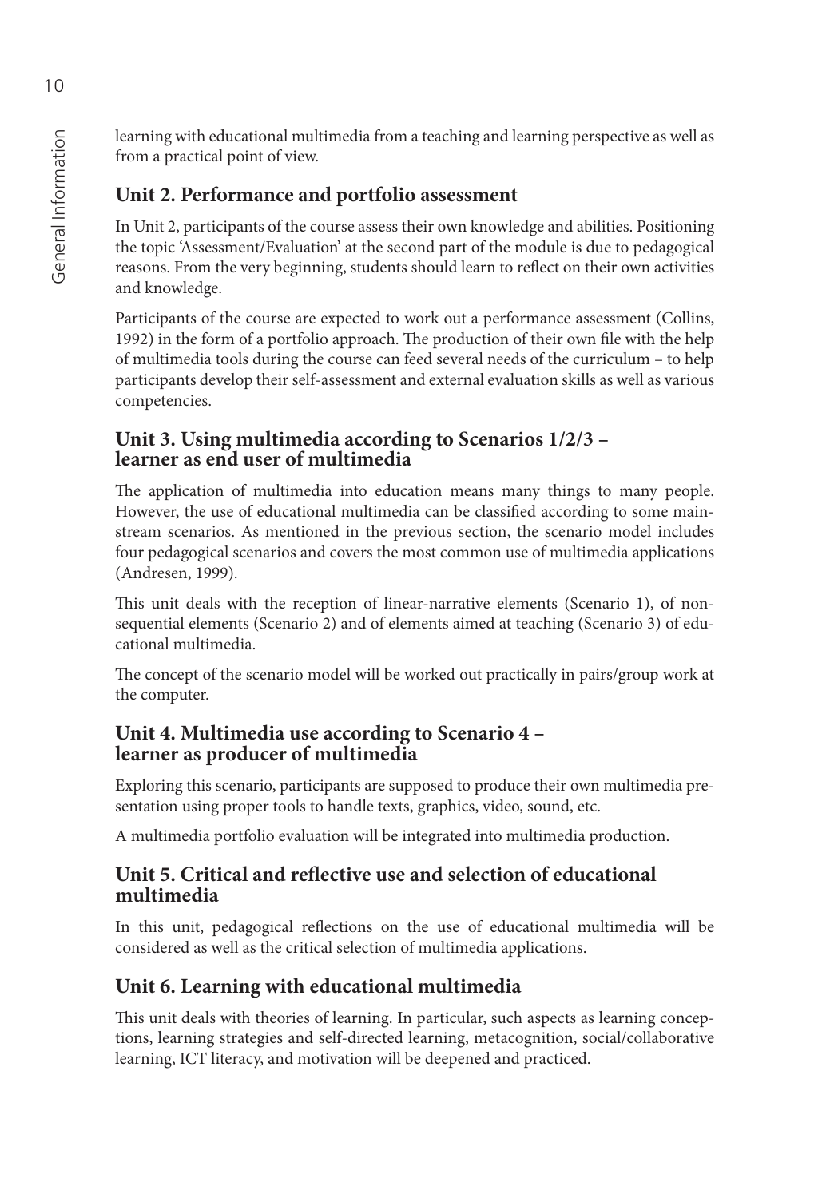learning with educational multimedia from a teaching and learning perspective as well as from a practical point of view.

## Unit 2. Performance and portfolio assessment

In Unit 2, participants of the course assess their own knowledge and abilities. Positioning the topic 'Assessment/Evaluation' at the second part of the module is due to pedagogical reasons. From the very beginning, students should learn to reflect on their own activities and knowledge.

Participants of the course are expected to work out a performance assessment (Collins, 1992) in the form of a portfolio approach. The production of their own file with the help of multimedia tools during the course can feed several needs of the curriculum – to help participants develop their self-assessment and external evaluation skills as well as various competencies.

## Unit 3. Using multimedia according to Scenarios 1/2/3 – learner as end user of multimedia

The application of multimedia into education means many things to many people. However, the use of educational multimedia can be classified according to some mainstream scenarios. As mentioned in the previous section, the scenario model includes four pedagogical scenarios and covers the most common use of multimedia applications (Andresen, 1999).

This unit deals with the reception of linear-narrative elements (Scenario 1), of non-sequential elements (Scenario 2) and of elements aimed at teaching (Scenario 3) of educational multimedia.

The concept of the scenario model will be worked out practically in pairs/group work at the computer.

## Unit 4. Multimedia use according to Scenario 4 – learner as producer of multimedia

Exploring this scenario, participants are supposed to produce their own multimedia presentation using proper tools to handle texts, graphics, video, sound, etc.

A multimedia portfolio evaluation will be integrated into multimedia production.

## Unit 5. Critical and reflective use and selection of educational multimedia

In this unit, pedagogical reflections on the use of educational multimedia will be considered as well as the critical selection of multimedia applications.

## Unit 6. Learning with educational multimedia

This unit deals with theories of learning. In particular, such aspects as learning conceptions, learning strategies and self-directed learning, metacognition, social/collaborative learning, ICT literacy, and motivation will be deepened and practiced.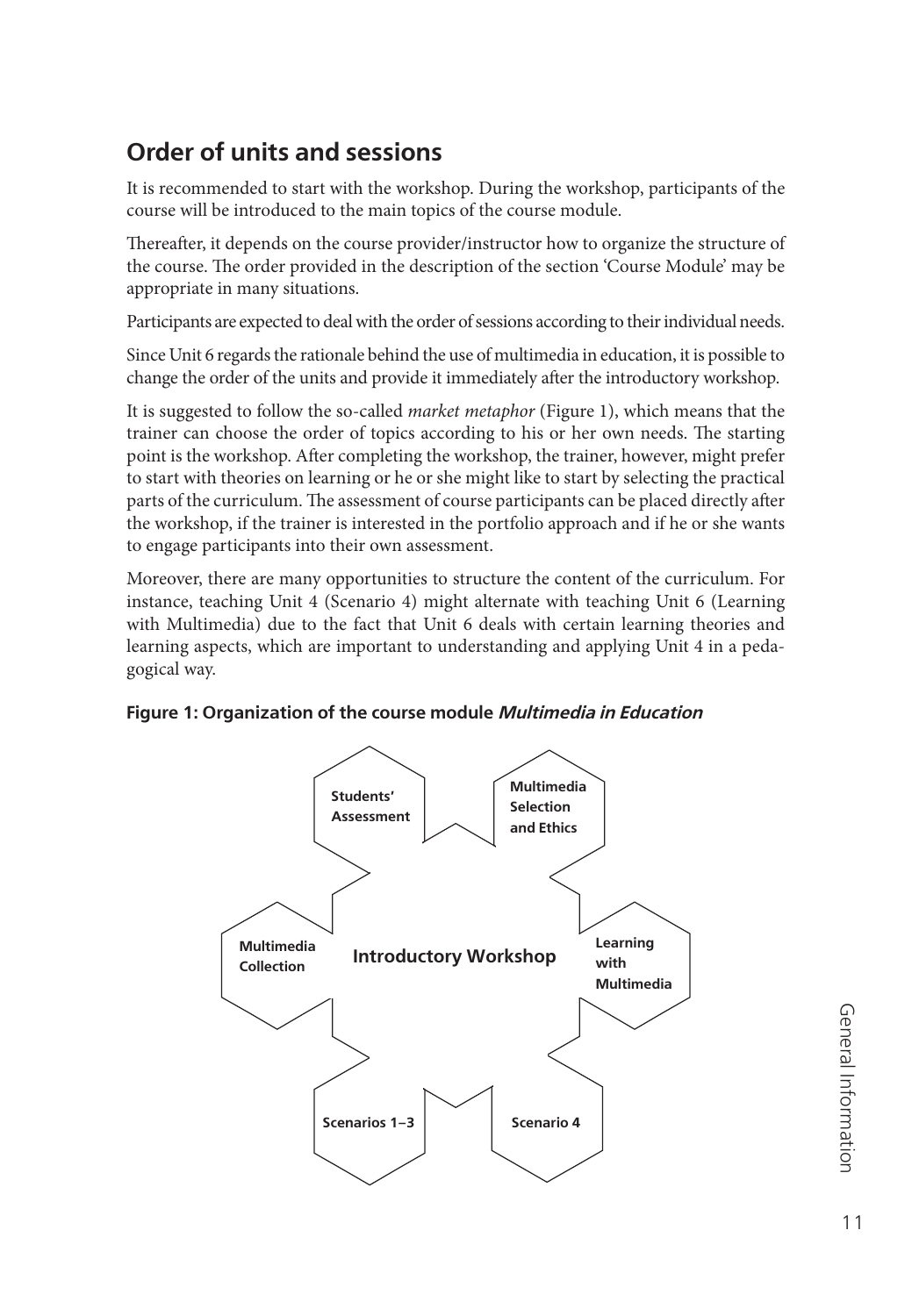## Order of units and sessions

It is recommended to start with the workshop. During the workshop, participants of the course will be introduced to the main topics of the course module.

Thereafter, it depends on the course provider/instructor how to organize the structure of the course. The order provided in the description of the section 'Course Module' may be appropriate in many situations.

Participants are expected to deal with the order of sessions according to their individual needs.

Since Unit 6 regards the rationale behind the use of multimedia in education, it is possible to change the order of the units and provide it immediately after the introductory workshop.

It is suggested to follow the so-called *market metaphor* (Figure 1), which means that the trainer can choose the order of topics according to his or her own needs. The starting point is the workshop. After completing the workshop, the trainer, however, might prefer to start with theories on learning or he or she might like to start by selecting the practical parts of the curriculum. The assessment of course participants can be placed directly after the workshop, if the trainer is interested in the portfolio approach and if he or she wants to engage participants into their own assessment.

Moreover, there are many opportunities to structure the content of the curriculum. For instance, teaching Unit 4 (Scenario 4) might alternate with teaching Unit 6 (Learning with Multimedia) due to the fact that Unit 6 deals with certain learning theories and learning aspects, which are important to understanding and applying Unit 4 in a pedagogical way.

**Figure 1: Organization of the course module *Multimedia in Education***

Students' Assessment

Multimedia Selection and Ethics

Multimedia Collection

Introductory Workshop

Learning with Multimedia

Scenarios 1–3

Scenario 4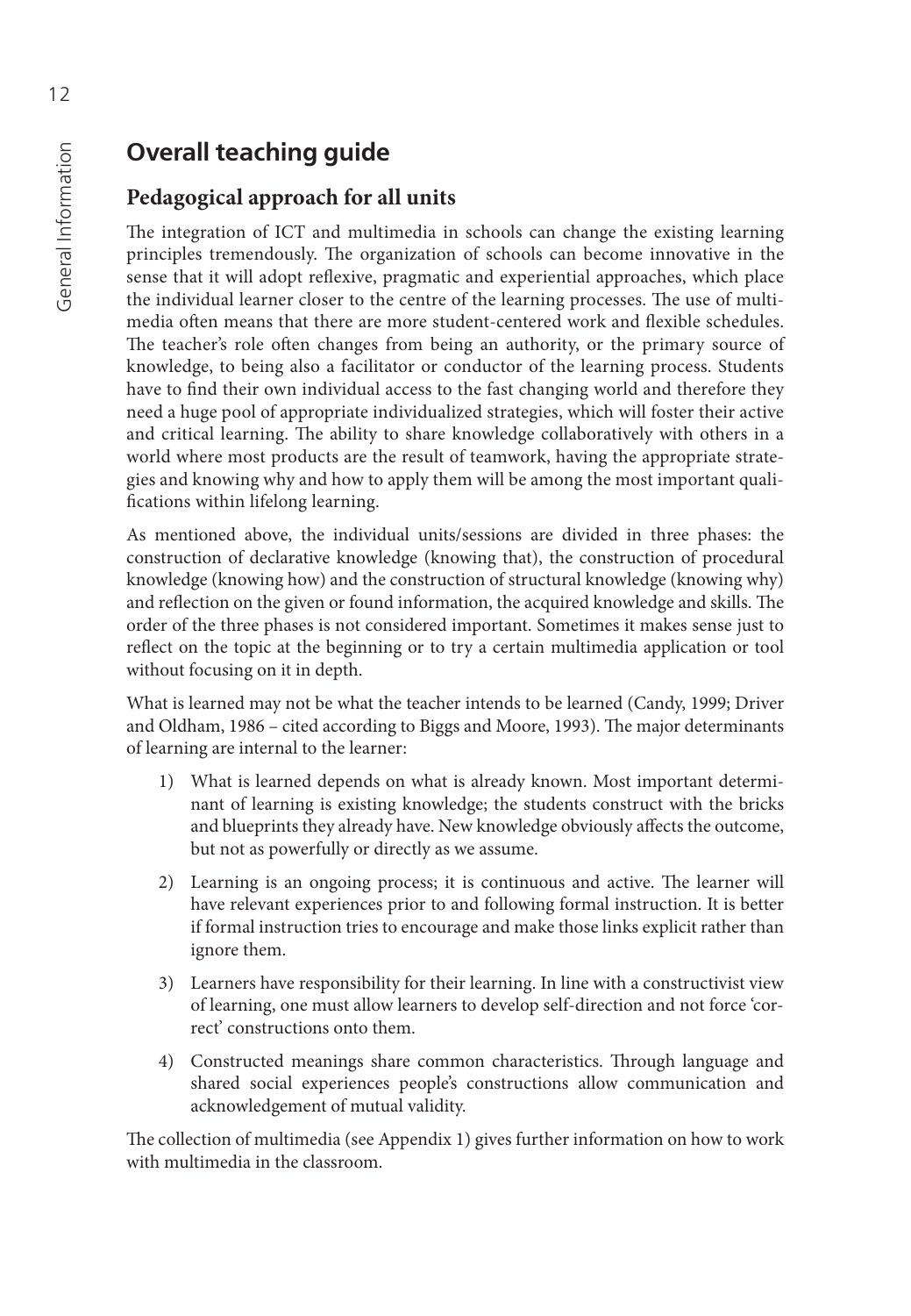## Overall teaching guide

### Pedagogical approach for all units

The integration of ICT and multimedia in schools can change the existing learning principles tremendously. The organization of schools can become innovative in the sense that it will adopt reflexive, pragmatic and experiential approaches, which place the individual learner closer to the centre of the learning processes. The use of multimedia often means that there are more student-centered work and flexible schedules. The teacher's role often changes from being an authority, or the primary source of knowledge, to being also a facilitator or conductor of the learning process. Students have to find their own individual access to the fast changing world and therefore they need a huge pool of appropriate individualized strategies, which will foster their active and critical learning. The ability to share knowledge collaboratively with others in a world where most products are the result of teamwork, having the appropriate strategies and knowing why and how to apply them will be among the most important qualifications within lifelong learning.

As mentioned above, the individual units/sessions are divided in three phases: the construction of declarative knowledge (knowing that), the construction of procedural knowledge (knowing how) and the construction of structural knowledge (knowing why) and reflection on the given or found information, the acquired knowledge and skills. The order of the three phases is not considered important. Sometimes it makes sense just to reflect on the topic at the beginning or to try a certain multimedia application or tool without focusing on it in depth.

What is learned may not be what the teacher intends to be learned (Candy, 1999; Driver and Oldham, 1986 – cited according to Biggs and Moore, 1993). The major determinants of learning are internal to the learner:

1) What is learned depends on what is already known. Most important determinant of learning is existing knowledge; the students construct with the bricks and blueprints they already have. New knowledge obviously affects the outcome, but not as powerfully or directly as we assume.
2) Learning is an ongoing process; it is continuous and active. The learner will have relevant experiences prior to and following formal instruction. It is better if formal instruction tries to encourage and make those links explicit rather than ignore them.
3) Learners have responsibility for their learning. In line with a constructivist view of learning, one must allow learners to develop self-direction and not force 'correct' constructions onto them.
4) Constructed meanings share common characteristics. Through language and shared social experiences people's constructions allow communication and acknowledgement of mutual validity.

The collection of multimedia (see Appendix 1) gives further information on how to work with multimedia in the classroom.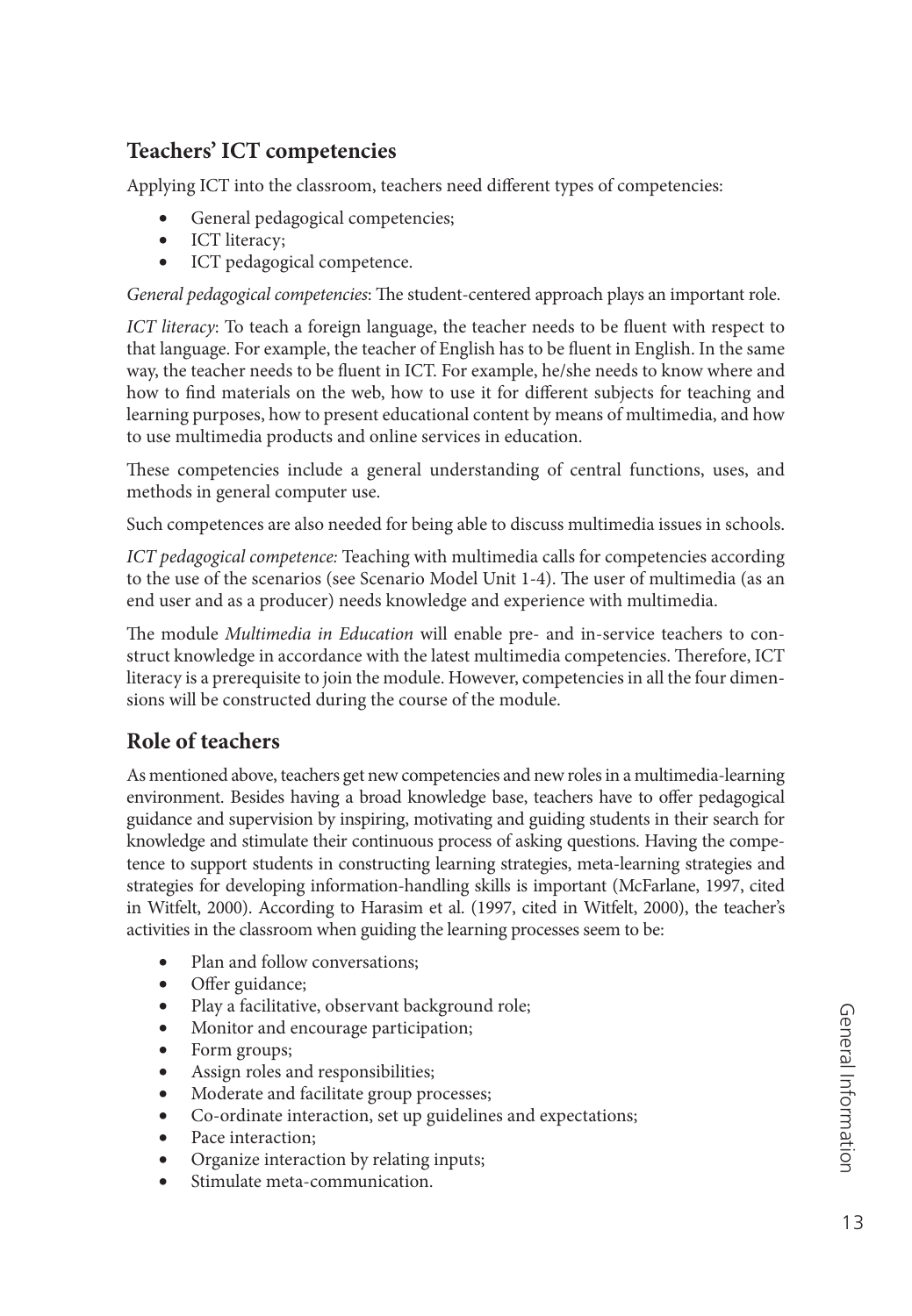## Teachers' ICT competencies

Applying ICT into the classroom, teachers need different types of competencies:

- General pedagogical competencies;
- ICT literacy;
- ICT pedagogical competence.

*General pedagogical competencies*: The student-centered approach plays an important role.

*ICT literacy*: To teach a foreign language, the teacher needs to be fluent with respect to that language. For example, the teacher of English has to be fluent in English. In the same way, the teacher needs to be fluent in ICT. For example, he/she needs to know where and how to find materials on the web, how to use it for different subjects for teaching and learning purposes, how to present educational content by means of multimedia, and how to use multimedia products and online services in education.

These competencies include a general understanding of central functions, uses, and methods in general computer use.

Such competences are also needed for being able to discuss multimedia issues in schools.

*ICT pedagogical competence:* Teaching with multimedia calls for competencies according to the use of the scenarios (see Scenario Model Unit 1-4). The user of multimedia (as an end user and as a producer) needs knowledge and experience with multimedia.

The module *Multimedia in Education* will enable pre- and in-service teachers to construct knowledge in accordance with the latest multimedia competencies. Therefore, ICT literacy is a prerequisite to join the module. However, competencies in all the four dimensions will be constructed during the course of the module.

## Role of teachers

As mentioned above, teachers get new competencies and new roles in a multimedia-learning environment. Besides having a broad knowledge base, teachers have to offer pedagogical guidance and supervision by inspiring, motivating and guiding students in their search for knowledge and stimulate their continuous process of asking questions. Having the competence to support students in constructing learning strategies, meta-learning strategies and strategies for developing information-handling skills is important (McFarlane, 1997, cited in Witfelt, 2000). According to Harasim et al. (1997, cited in Witfelt, 2000), the teacher's activities in the classroom when guiding the learning processes seem to be:

- Plan and follow conversations;
- Offer guidance;
- Play a facilitative, observant background role;
- Monitor and encourage participation;
- Form groups;
- Assign roles and responsibilities;
- Moderate and facilitate group processes;
- Co-ordinate interaction, set up guidelines and expectations;
- Pace interaction;
- Organize interaction by relating inputs;
- Stimulate meta-communication.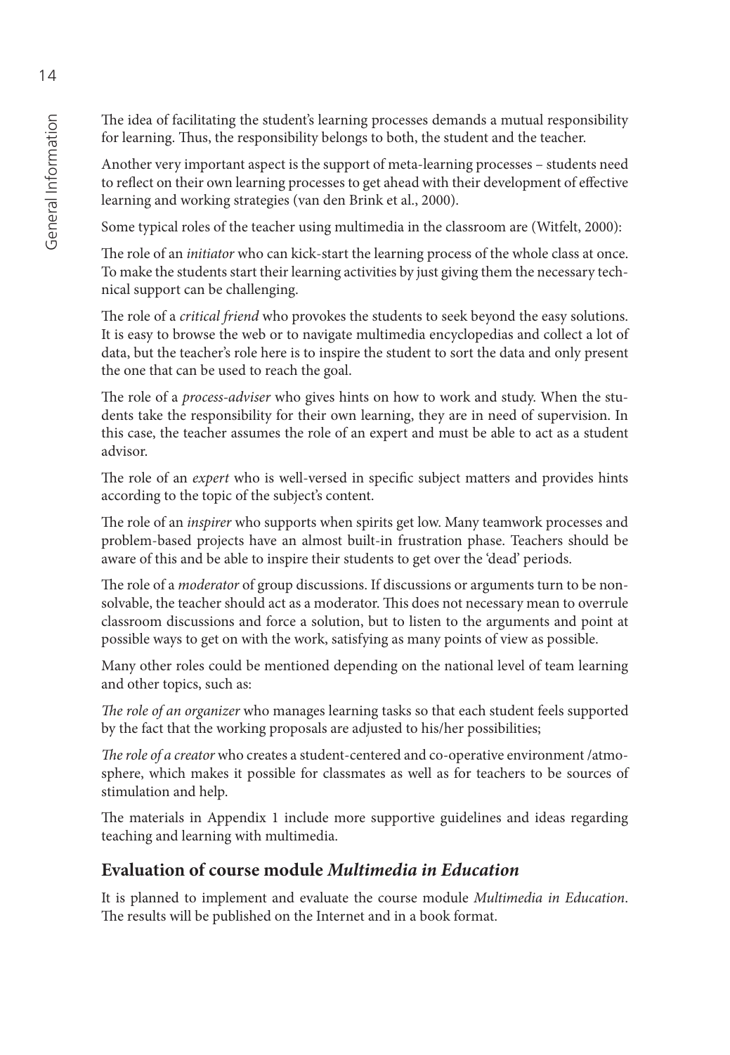The idea of facilitating the student's learning processes demands a mutual responsibility for learning. Thus, the responsibility belongs to both, the student and the teacher.

Another very important aspect is the support of meta-learning processes – students need to reflect on their own learning processes to get ahead with their development of effective learning and working strategies (van den Brink et al., 2000).

Some typical roles of the teacher using multimedia in the classroom are (Witfelt, 2000):

The role of an *initiator* who can kick-start the learning process of the whole class at once. To make the students start their learning activities by just giving them the necessary technical support can be challenging.

The role of a *critical friend* who provokes the students to seek beyond the easy solutions. It is easy to browse the web or to navigate multimedia encyclopedias and collect a lot of data, but the teacher's role here is to inspire the student to sort the data and only present the one that can be used to reach the goal.

The role of a *process-adviser* who gives hints on how to work and study. When the students take the responsibility for their own learning, they are in need of supervision. In this case, the teacher assumes the role of an expert and must be able to act as a student advisor.

The role of an *expert* who is well-versed in specific subject matters and provides hints according to the topic of the subject's content.

The role of an *inspirer* who supports when spirits get low. Many teamwork processes and problem-based projects have an almost built-in frustration phase. Teachers should be aware of this and be able to inspire their students to get over the 'dead' periods.

The role of a *moderator* of group discussions. If discussions or arguments turn to be non-solvable, the teacher should act as a moderator. This does not necessary mean to overrule classroom discussions and force a solution, but to listen to the arguments and point at possible ways to get on with the work, satisfying as many points of view as possible.

Many other roles could be mentioned depending on the national level of team learning and other topics, such as:

*The role of an organizer* who manages learning tasks so that each student feels supported by the fact that the working proposals are adjusted to his/her possibilities;

*The role of a creator* who creates a student-centered and co-operative environment /atmosphere, which makes it possible for classmates as well as for teachers to be sources of stimulation and help.

The materials in Appendix 1 include more supportive guidelines and ideas regarding teaching and learning with multimedia.

## Evaluation of course module *Multimedia in Education*

It is planned to implement and evaluate the course module *Multimedia in Education*. The results will be published on the Internet and in a book format.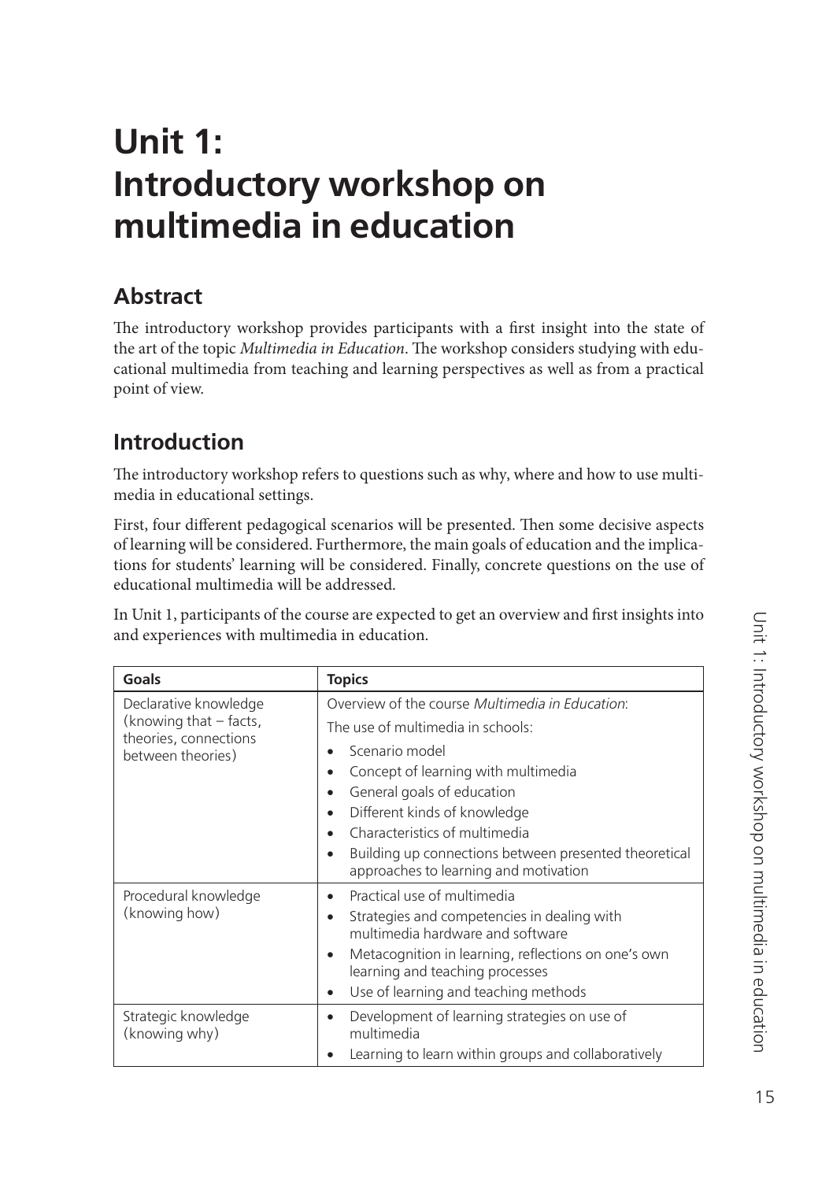# Unit 1: Introductory workshop on multimedia in education

## Abstract

The introductory workshop provides participants with a first insight into the state of the art of the topic *Multimedia in Education*. The workshop considers studying with educational multimedia from teaching and learning perspectives as well as from a practical point of view.

## Introduction

The introductory workshop refers to questions such as why, where and how to use multimedia in educational settings.

First, four different pedagogical scenarios will be presented. Then some decisive aspects of learning will be considered. Furthermore, the main goals of education and the implications for students' learning will be considered. Finally, concrete questions on the use of educational multimedia will be addressed.

In Unit 1, participants of the course are expected to get an overview and first insights into and experiences with multimedia in education.

| Goals | Topics |
|---|---|
| Declarative knowledge (knowing that – facts, theories, connections between theories) | Overview of the course *Multimedia in Education*:<br>The use of multimedia in schools:<br>• Scenario model<br>• Concept of learning with multimedia<br>• General goals of education<br>• Different kinds of knowledge<br>• Characteristics of multimedia<br>• Building up connections between presented theoretical approaches to learning and motivation |
| Procedural knowledge (knowing how) | • Practical use of multimedia<br>• Strategies and competencies in dealing with multimedia hardware and software<br>• Metacognition in learning, reflections on one's own learning and teaching processes<br>• Use of learning and teaching methods |
| Strategic knowledge (knowing why) | • Development of learning strategies on use of multimedia<br>• Learning to learn within groups and collaboratively |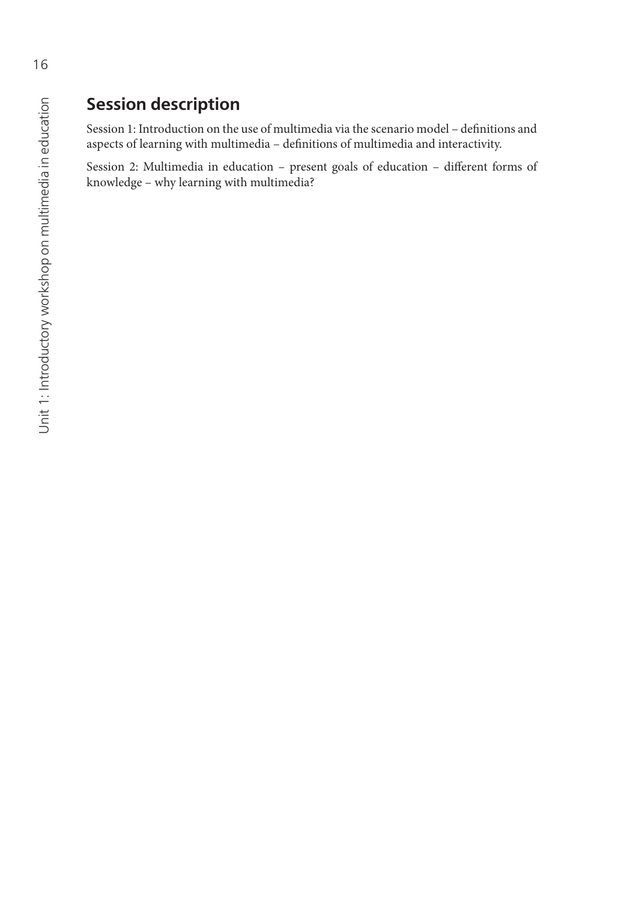## Session description

Session 1: Introduction on the use of multimedia via the scenario model – definitions and aspects of learning with multimedia – definitions of multimedia and interactivity.

Session 2: Multimedia in education – present goals of education – different forms of knowledge – why learning with multimedia?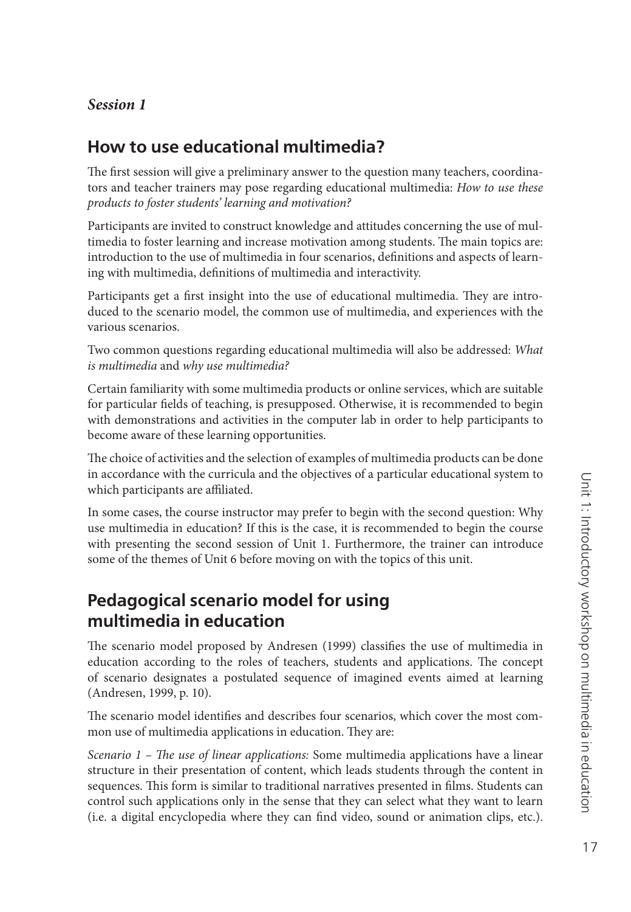*Session 1*

## How to use educational multimedia?

The first session will give a preliminary answer to the question many teachers, coordinators and teacher trainers may pose regarding educational multimedia: *How to use these products to foster students' learning and motivation?*

Participants are invited to construct knowledge and attitudes concerning the use of multimedia to foster learning and increase motivation among students. The main topics are: introduction to the use of multimedia in four scenarios, definitions and aspects of learning with multimedia, definitions of multimedia and interactivity.

Participants get a first insight into the use of educational multimedia. They are introduced to the scenario model, the common use of multimedia, and experiences with the various scenarios.

Two common questions regarding educational multimedia will also be addressed: *What is multimedia* and *why use multimedia?*

Certain familiarity with some multimedia products or online services, which are suitable for particular fields of teaching, is presupposed. Otherwise, it is recommended to begin with demonstrations and activities in the computer lab in order to help participants to become aware of these learning opportunities.

The choice of activities and the selection of examples of multimedia products can be done in accordance with the curricula and the objectives of a particular educational system to which participants are affiliated.

In some cases, the course instructor may prefer to begin with the second question: Why use multimedia in education? If this is the case, it is recommended to begin the course with presenting the second session of Unit 1. Furthermore, the trainer can introduce some of the themes of Unit 6 before moving on with the topics of this unit.

## Pedagogical scenario model for using multimedia in education

The scenario model proposed by Andresen (1999) classifies the use of multimedia in education according to the roles of teachers, students and applications. The concept of scenario designates a postulated sequence of imagined events aimed at learning (Andresen, 1999, p. 10).

The scenario model identifies and describes four scenarios, which cover the most common use of multimedia applications in education. They are:

*Scenario 1 – The use of linear applications:* Some multimedia applications have a linear structure in their presentation of content, which leads students through the content in sequences. This form is similar to traditional narratives presented in films. Students can control such applications only in the sense that they can select what they want to learn (i.e. a digital encyclopedia where they can find video, sound or animation clips, etc.).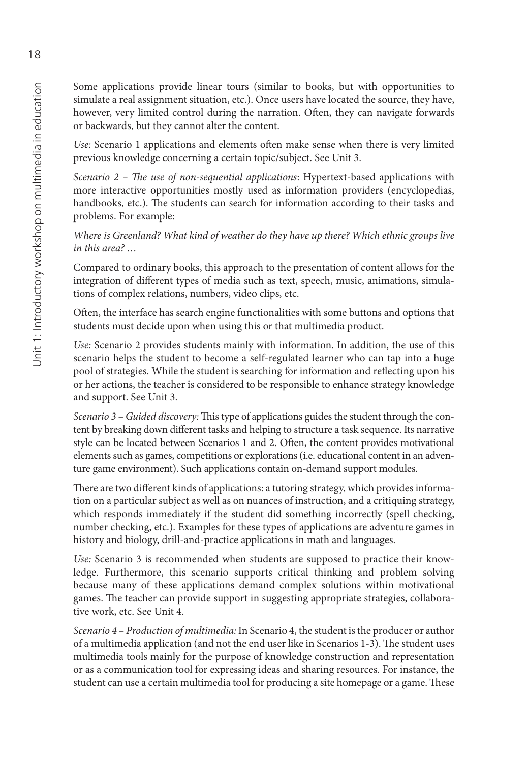Some applications provide linear tours (similar to books, but with opportunities to simulate a real assignment situation, etc.). Once users have located the source, they have, however, very limited control during the narration. Often, they can navigate forwards or backwards, but they cannot alter the content.

*Use:* Scenario 1 applications and elements often make sense when there is very limited previous knowledge concerning a certain topic/subject. See Unit 3.

*Scenario 2 – The use of non-sequential applications*: Hypertext-based applications with more interactive opportunities mostly used as information providers (encyclopedias, handbooks, etc.). The students can search for information according to their tasks and problems. For example:

*Where is Greenland? What kind of weather do they have up there? Which ethnic groups live in this area? …*

Compared to ordinary books, this approach to the presentation of content allows for the integration of different types of media such as text, speech, music, animations, simulations of complex relations, numbers, video clips, etc.

Often, the interface has search engine functionalities with some buttons and options that students must decide upon when using this or that multimedia product.

*Use:* Scenario 2 provides students mainly with information. In addition, the use of this scenario helps the student to become a self-regulated learner who can tap into a huge pool of strategies. While the student is searching for information and reflecting upon his or her actions, the teacher is considered to be responsible to enhance strategy knowledge and support. See Unit 3.

*Scenario 3 – Guided discovery:* This type of applications guides the student through the content by breaking down different tasks and helping to structure a task sequence. Its narrative style can be located between Scenarios 1 and 2. Often, the content provides motivational elements such as games, competitions or explorations (i.e. educational content in an adventure game environment). Such applications contain on-demand support modules.

There are two different kinds of applications: a tutoring strategy, which provides information on a particular subject as well as on nuances of instruction, and a critiquing strategy, which responds immediately if the student did something incorrectly (spell checking, number checking, etc.). Examples for these types of applications are adventure games in history and biology, drill-and-practice applications in math and languages.

*Use:* Scenario 3 is recommended when students are supposed to practice their knowledge. Furthermore, this scenario supports critical thinking and problem solving because many of these applications demand complex solutions within motivational games. The teacher can provide support in suggesting appropriate strategies, collaborative work, etc. See Unit 4.

*Scenario 4 – Production of multimedia:* In Scenario 4, the student is the producer or author of a multimedia application (and not the end user like in Scenarios 1-3). The student uses multimedia tools mainly for the purpose of knowledge construction and representation or as a communication tool for expressing ideas and sharing resources. For instance, the student can use a certain multimedia tool for producing a site homepage or a game. These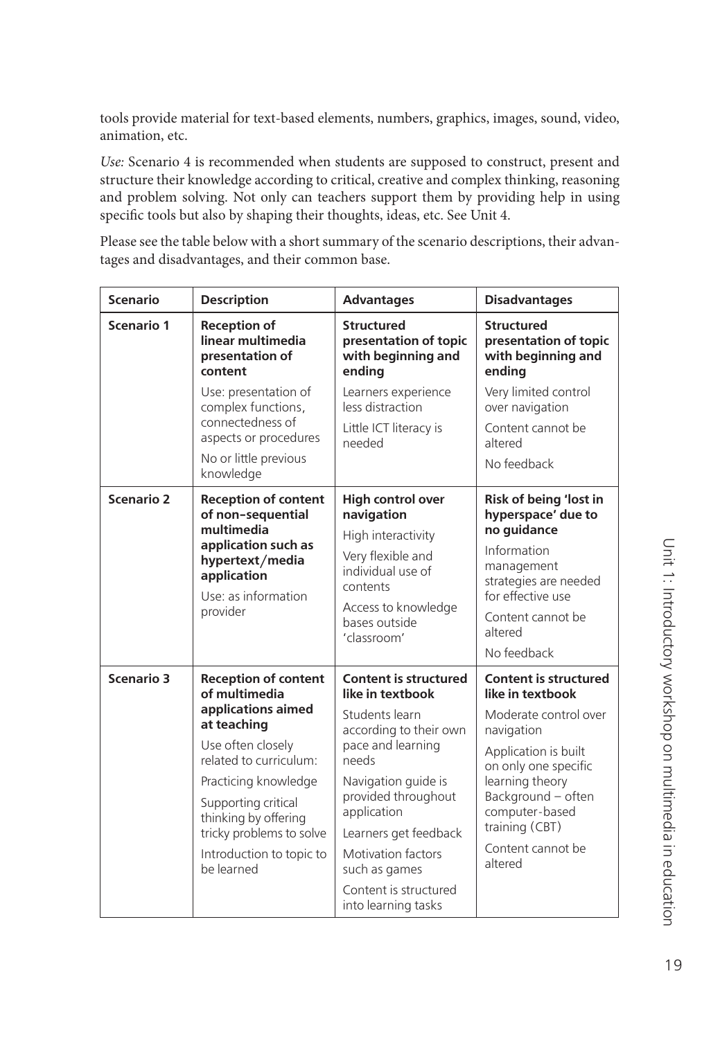tools provide material for text-based elements, numbers, graphics, images, sound, video, animation, etc.

*Use:* Scenario 4 is recommended when students are supposed to construct, present and structure their knowledge according to critical, creative and complex thinking, reasoning and problem solving. Not only can teachers support them by providing help in using specific tools but also by shaping their thoughts, ideas, etc. See Unit 4.

Please see the table below with a short summary of the scenario descriptions, their advantages and disadvantages, and their common base.

| Scenario | Description | Advantages | Disadvantages |
|---|---|---|---|
| **Scenario 1** | **Reception of linear multimedia presentation of content**<br>Use: presentation of complex functions, connectedness of aspects or procedures<br>No or little previous knowledge | **Structured presentation of topic with beginning and ending**<br>Learners experience less distraction<br>Little ICT literacy is needed | **Structured presentation of topic with beginning and ending**<br>Very limited control over navigation<br>Content cannot be altered<br>No feedback |
| **Scenario 2** | **Reception of content of non-sequential multimedia application such as hypertext/media application**<br>Use: as information provider | **High control over navigation**<br>High interactivity<br>Very flexible and individual use of contents<br>Access to knowledge bases outside 'classroom' | **Risk of being 'lost in hyperspace' due to no guidance**<br>Information management strategies are needed for effective use<br>Content cannot be altered<br>No feedback |
| **Scenario 3** | **Reception of content of multimedia applications aimed at teaching**<br>Use often closely related to curriculum:<br>Practicing knowledge<br>Supporting critical thinking by offering tricky problems to solve<br>Introduction to topic to be learned | **Content is structured like in textbook**<br>Students learn according to their own pace and learning needs<br>Navigation guide is provided throughout application<br>Learners get feedback<br>Motivation factors such as games<br>Content is structured into learning tasks | **Content is structured like in textbook**<br>Moderate control over navigation<br>Application is built on only one specific learning theory<br>Background – often computer-based training (CBT)<br>Content cannot be altered |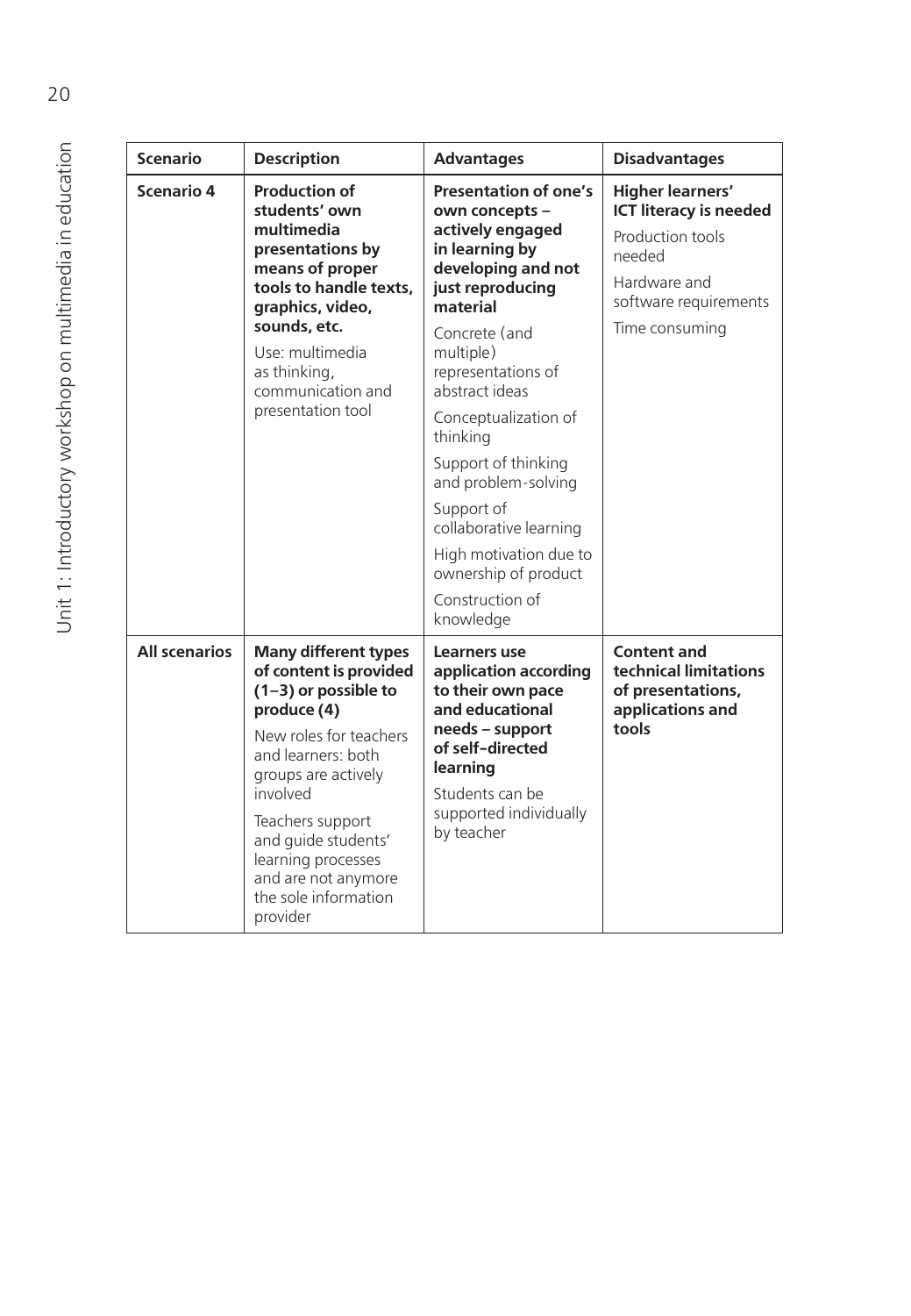| Scenario | Description | Advantages | Disadvantages |
|---|---|---|---|
| **Scenario 4** | **Production of students' own multimedia presentations by means of proper tools to handle texts, graphics, video, sounds, etc.**<br><br>Use: multimedia as thinking, communication and presentation tool | **Presentation of one's own concepts – actively engaged in learning by developing and not just reproducing material**<br><br>Concrete (and multiple) representations of abstract ideas<br><br>Conceptualization of thinking<br><br>Support of thinking and problem-solving<br><br>Support of collaborative learning<br><br>High motivation due to ownership of product<br><br>Construction of knowledge | **Higher learners' ICT literacy is needed**<br><br>Production tools needed<br><br>Hardware and software requirements<br><br>Time consuming |
| **All scenarios** | **Many different types of content is provided (1–3) or possible to produce (4)**<br><br>New roles for teachers and learners: both groups are actively involved<br><br>Teachers support and guide students' learning processes and are not anymore the sole information provider | **Learners use application according to their own pace and educational needs – support of self-directed learning**<br><br>Students can be supported individually by teacher | **Content and technical limitations of presentations, applications and tools** |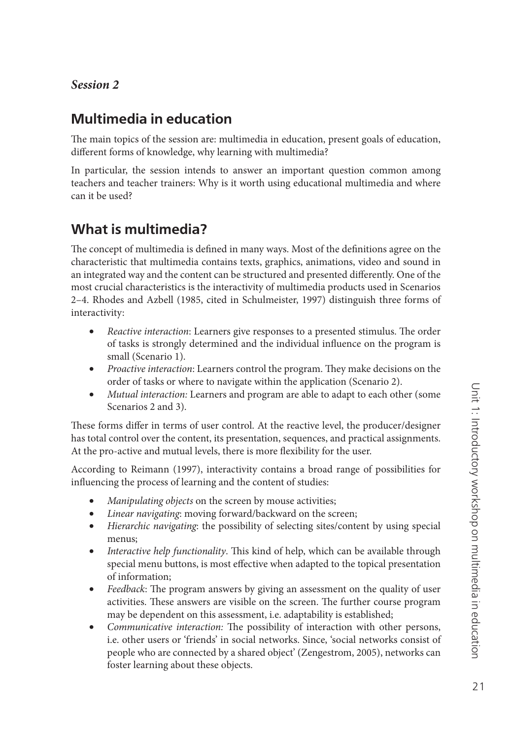*Session 2*

## Multimedia in education

The main topics of the session are: multimedia in education, present goals of education, different forms of knowledge, why learning with multimedia?

In particular, the session intends to answer an important question common among teachers and teacher trainers: Why is it worth using educational multimedia and where can it be used?

## What is multimedia?

The concept of multimedia is defined in many ways. Most of the definitions agree on the characteristic that multimedia contains texts, graphics, animations, video and sound in an integrated way and the content can be structured and presented differently. One of the most crucial characteristics is the interactivity of multimedia products used in Scenarios 2–4. Rhodes and Azbell (1985, cited in Schulmeister, 1997) distinguish three forms of interactivity:

- *Reactive interaction*: Learners give responses to a presented stimulus. The order of tasks is strongly determined and the individual influence on the program is small (Scenario 1).
- *Proactive interaction*: Learners control the program. They make decisions on the order of tasks or where to navigate within the application (Scenario 2).
- *Mutual interaction:* Learners and program are able to adapt to each other (some Scenarios 2 and 3).

These forms differ in terms of user control. At the reactive level, the producer/designer has total control over the content, its presentation, sequences, and practical assignments. At the pro-active and mutual levels, there is more flexibility for the user.

According to Reimann (1997), interactivity contains a broad range of possibilities for influencing the process of learning and the content of studies:

- *Manipulating objects* on the screen by mouse activities;
- *Linear navigating*: moving forward/backward on the screen;
- *Hierarchic navigating*: the possibility of selecting sites/content by using special menus;
- *Interactive help functionality*. This kind of help, which can be available through special menu buttons, is most effective when adapted to the topical presentation of information;
- *Feedback*: The program answers by giving an assessment on the quality of user activities. These answers are visible on the screen. The further course program may be dependent on this assessment, i.e. adaptability is established;
- *Communicative interaction:* The possibility of interaction with other persons, i.e. other users or 'friends' in social networks. Since, 'social networks consist of people who are connected by a shared object' (Zengestrom, 2005), networks can foster learning about these objects.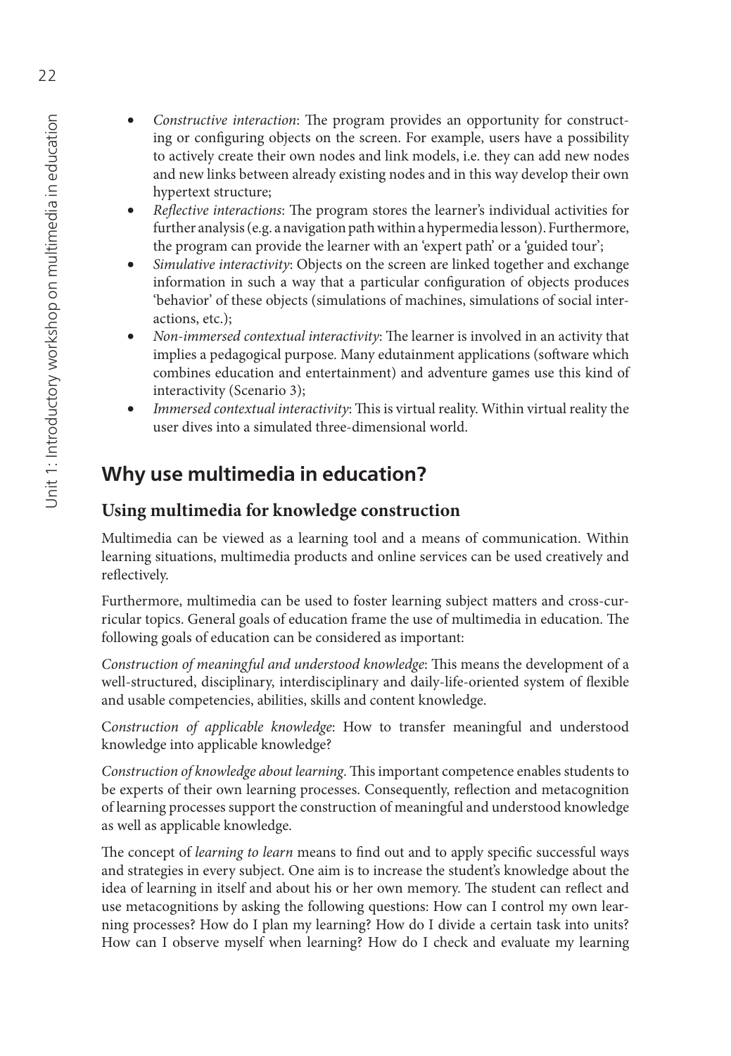- *Constructive interaction*: The program provides an opportunity for constructing or configuring objects on the screen. For example, users have a possibility to actively create their own nodes and link models, i.e. they can add new nodes and new links between already existing nodes and in this way develop their own hypertext structure;
- *Reflective interactions*: The program stores the learner's individual activities for further analysis (e.g. a navigation path within a hypermedia lesson). Furthermore, the program can provide the learner with an 'expert path' or a 'guided tour';
- *Simulative interactivity*: Objects on the screen are linked together and exchange information in such a way that a particular configuration of objects produces 'behavior' of these objects (simulations of machines, simulations of social interactions, etc.);
- *Non-immersed contextual interactivity*: The learner is involved in an activity that implies a pedagogical purpose. Many edutainment applications (software which combines education and entertainment) and adventure games use this kind of interactivity (Scenario 3);
- *Immersed contextual interactivity*: This is virtual reality. Within virtual reality the user dives into a simulated three-dimensional world.

## Why use multimedia in education?

### Using multimedia for knowledge construction

Multimedia can be viewed as a learning tool and a means of communication. Within learning situations, multimedia products and online services can be used creatively and reflectively.

Furthermore, multimedia can be used to foster learning subject matters and cross-curricular topics. General goals of education frame the use of multimedia in education. The following goals of education can be considered as important:

*Construction of meaningful and understood knowledge*: This means the development of a well-structured, disciplinary, interdisciplinary and daily-life-oriented system of flexible and usable competencies, abilities, skills and content knowledge.

*Construction of applicable knowledge*: How to transfer meaningful and understood knowledge into applicable knowledge?

*Construction of knowledge about learning*. This important competence enables students to be experts of their own learning processes. Consequently, reflection and metacognition of learning processes support the construction of meaningful and understood knowledge as well as applicable knowledge.

The concept of *learning to learn* means to find out and to apply specific successful ways and strategies in every subject. One aim is to increase the student's knowledge about the idea of learning in itself and about his or her own memory. The student can reflect and use metacognitions by asking the following questions: How can I control my own learning processes? How do I plan my learning? How do I divide a certain task into units? How can I observe myself when learning? How do I check and evaluate my learning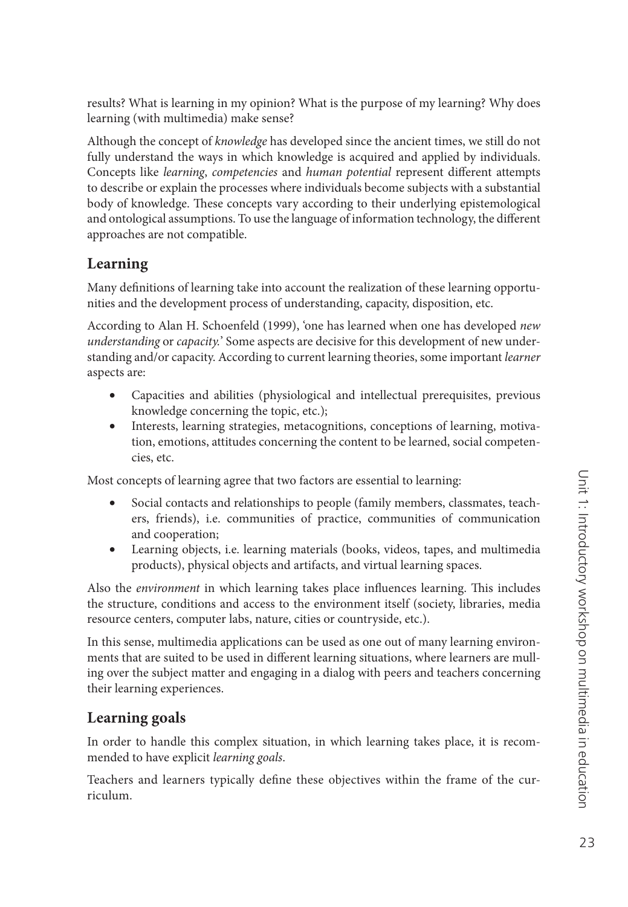results? What is learning in my opinion? What is the purpose of my learning? Why does learning (with multimedia) make sense?

Although the concept of *knowledge* has developed since the ancient times, we still do not fully understand the ways in which knowledge is acquired and applied by individuals. Concepts like *learning*, *competencies* and *human potential* represent different attempts to describe or explain the processes where individuals become subjects with a substantial body of knowledge. These concepts vary according to their underlying epistemological and ontological assumptions. To use the language of information technology, the different approaches are not compatible.

## Learning

Many definitions of learning take into account the realization of these learning opportunities and the development process of understanding, capacity, disposition, etc.

According to Alan H. Schoenfeld (1999), 'one has learned when one has developed *new understanding* or *capacity.*' Some aspects are decisive for this development of new understanding and/or capacity. According to current learning theories, some important *learner* aspects are:

- Capacities and abilities (physiological and intellectual prerequisites, previous knowledge concerning the topic, etc.);
- Interests, learning strategies, metacognitions, conceptions of learning, motivation, emotions, attitudes concerning the content to be learned, social competencies, etc.

Most concepts of learning agree that two factors are essential to learning:

- Social contacts and relationships to people (family members, classmates, teachers, friends), i.e. communities of practice, communities of communication and cooperation;
- Learning objects, i.e. learning materials (books, videos, tapes, and multimedia products), physical objects and artifacts, and virtual learning spaces.

Also the *environment* in which learning takes place influences learning. This includes the structure, conditions and access to the environment itself (society, libraries, media resource centers, computer labs, nature, cities or countryside, etc.).

In this sense, multimedia applications can be used as one out of many learning environments that are suited to be used in different learning situations, where learners are mulling over the subject matter and engaging in a dialog with peers and teachers concerning their learning experiences.

## Learning goals

In order to handle this complex situation, in which learning takes place, it is recommended to have explicit *learning goals*.

Teachers and learners typically define these objectives within the frame of the curriculum.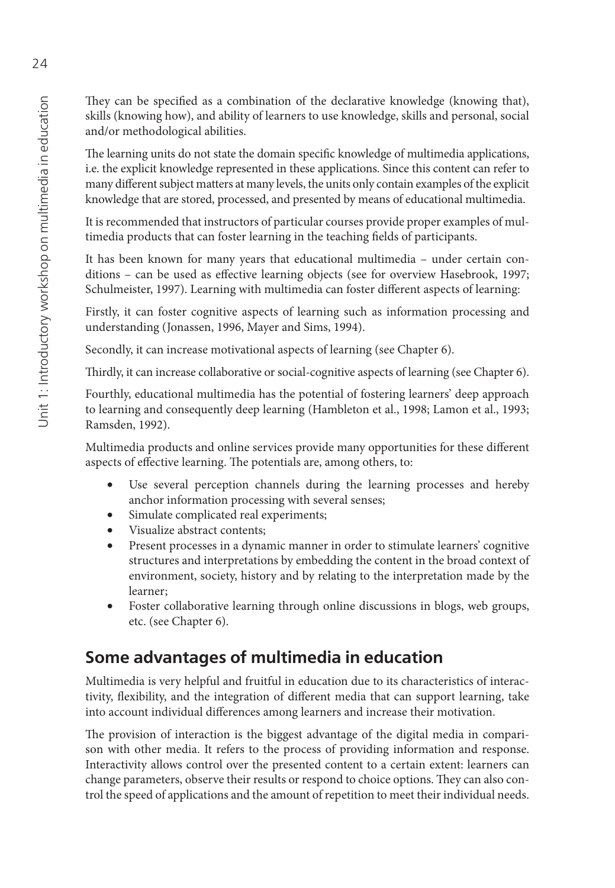They can be specified as a combination of the declarative knowledge (knowing that), skills (knowing how), and ability of learners to use knowledge, skills and personal, social and/or methodological abilities.

The learning units do not state the domain specific knowledge of multimedia applications, i.e. the explicit knowledge represented in these applications. Since this content can refer to many different subject matters at many levels, the units only contain examples of the explicit knowledge that are stored, processed, and presented by means of educational multimedia.

It is recommended that instructors of particular courses provide proper examples of multimedia products that can foster learning in the teaching fields of participants.

It has been known for many years that educational multimedia – under certain conditions – can be used as effective learning objects (see for overview Hasebrook, 1997; Schulmeister, 1997). Learning with multimedia can foster different aspects of learning:

Firstly, it can foster cognitive aspects of learning such as information processing and understanding (Jonassen, 1996, Mayer and Sims, 1994).

Secondly, it can increase motivational aspects of learning (see Chapter 6).

Thirdly, it can increase collaborative or social-cognitive aspects of learning (see Chapter 6).

Fourthly, educational multimedia has the potential of fostering learners' deep approach to learning and consequently deep learning (Hambleton et al., 1998; Lamon et al., 1993; Ramsden, 1992).

Multimedia products and online services provide many opportunities for these different aspects of effective learning. The potentials are, among others, to:

- Use several perception channels during the learning processes and hereby anchor information processing with several senses;
- Simulate complicated real experiments;
- Visualize abstract contents;
- Present processes in a dynamic manner in order to stimulate learners' cognitive structures and interpretations by embedding the content in the broad context of environment, society, history and by relating to the interpretation made by the learner;
- Foster collaborative learning through online discussions in blogs, web groups, etc. (see Chapter 6).

## Some advantages of multimedia in education

Multimedia is very helpful and fruitful in education due to its characteristics of interactivity, flexibility, and the integration of different media that can support learning, take into account individual differences among learners and increase their motivation.

The provision of interaction is the biggest advantage of the digital media in comparison with other media. It refers to the process of providing information and response. Interactivity allows control over the presented content to a certain extent: learners can change parameters, observe their results or respond to choice options. They can also control the speed of applications and the amount of repetition to meet their individual needs.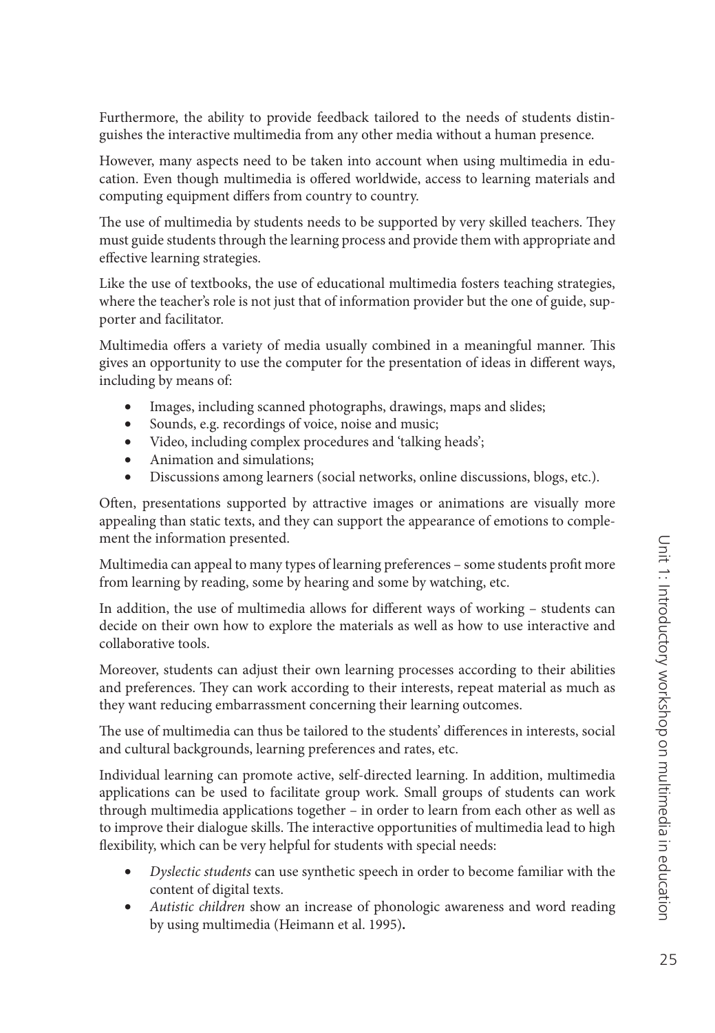Furthermore, the ability to provide feedback tailored to the needs of students distinguishes the interactive multimedia from any other media without a human presence.

However, many aspects need to be taken into account when using multimedia in education. Even though multimedia is offered worldwide, access to learning materials and computing equipment differs from country to country.

The use of multimedia by students needs to be supported by very skilled teachers. They must guide students through the learning process and provide them with appropriate and effective learning strategies.

Like the use of textbooks, the use of educational multimedia fosters teaching strategies, where the teacher's role is not just that of information provider but the one of guide, supporter and facilitator.

Multimedia offers a variety of media usually combined in a meaningful manner. This gives an opportunity to use the computer for the presentation of ideas in different ways, including by means of:

- Images, including scanned photographs, drawings, maps and slides;
- Sounds, e.g. recordings of voice, noise and music;
- Video, including complex procedures and 'talking heads';
- Animation and simulations;
- Discussions among learners (social networks, online discussions, blogs, etc.).

Often, presentations supported by attractive images or animations are visually more appealing than static texts, and they can support the appearance of emotions to complement the information presented.

Multimedia can appeal to many types of learning preferences – some students profit more from learning by reading, some by hearing and some by watching, etc.

In addition, the use of multimedia allows for different ways of working – students can decide on their own how to explore the materials as well as how to use interactive and collaborative tools.

Moreover, students can adjust their own learning processes according to their abilities and preferences. They can work according to their interests, repeat material as much as they want reducing embarrassment concerning their learning outcomes.

The use of multimedia can thus be tailored to the students' differences in interests, social and cultural backgrounds, learning preferences and rates, etc.

Individual learning can promote active, self-directed learning. In addition, multimedia applications can be used to facilitate group work. Small groups of students can work through multimedia applications together – in order to learn from each other as well as to improve their dialogue skills. The interactive opportunities of multimedia lead to high flexibility, which can be very helpful for students with special needs:

- *Dyslectic students* can use synthetic speech in order to become familiar with the content of digital texts.
- *Autistic children* show an increase of phonologic awareness and word reading by using multimedia (Heimann et al. 1995).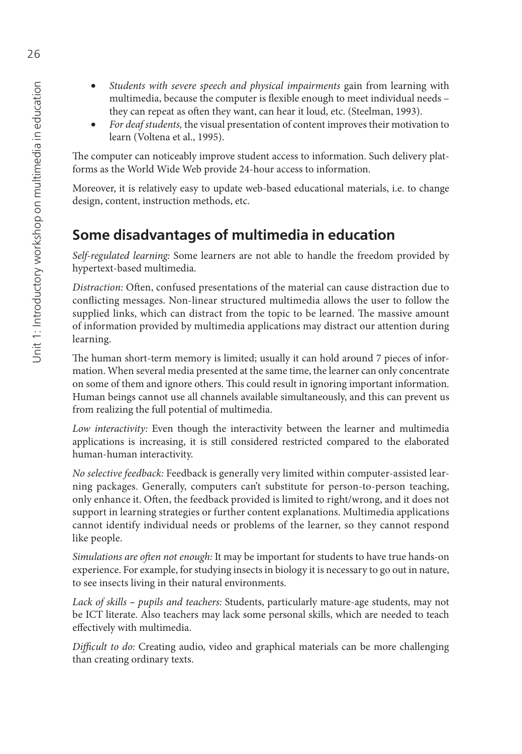- *Students with severe speech and physical impairments* gain from learning with multimedia, because the computer is flexible enough to meet individual needs – they can repeat as often they want, can hear it loud, etc. (Steelman, 1993).
- *For deaf students,* the visual presentation of content improves their motivation to learn (Voltena et al., 1995).

The computer can noticeably improve student access to information. Such delivery platforms as the World Wide Web provide 24-hour access to information.

Moreover, it is relatively easy to update web-based educational materials, i.e. to change design, content, instruction methods, etc.

## Some disadvantages of multimedia in education

*Self-regulated learning:* Some learners are not able to handle the freedom provided by hypertext-based multimedia.

*Distraction:* Often, confused presentations of the material can cause distraction due to conflicting messages. Non-linear structured multimedia allows the user to follow the supplied links, which can distract from the topic to be learned. The massive amount of information provided by multimedia applications may distract our attention during learning.

The human short-term memory is limited; usually it can hold around 7 pieces of information. When several media presented at the same time, the learner can only concentrate on some of them and ignore others. This could result in ignoring important information. Human beings cannot use all channels available simultaneously, and this can prevent us from realizing the full potential of multimedia.

*Low interactivity:* Even though the interactivity between the learner and multimedia applications is increasing, it is still considered restricted compared to the elaborated human-human interactivity.

*No selective feedback:* Feedback is generally very limited within computer-assisted learning packages. Generally, computers can't substitute for person-to-person teaching, only enhance it. Often, the feedback provided is limited to right/wrong, and it does not support in learning strategies or further content explanations. Multimedia applications cannot identify individual needs or problems of the learner, so they cannot respond like people.

*Simulations are often not enough:* It may be important for students to have true hands-on experience. For example, for studying insects in biology it is necessary to go out in nature, to see insects living in their natural environments.

*Lack of skills – pupils and teachers:* Students, particularly mature-age students, may not be ICT literate. Also teachers may lack some personal skills, which are needed to teach effectively with multimedia.

*Difficult to do:* Creating audio, video and graphical materials can be more challenging than creating ordinary texts.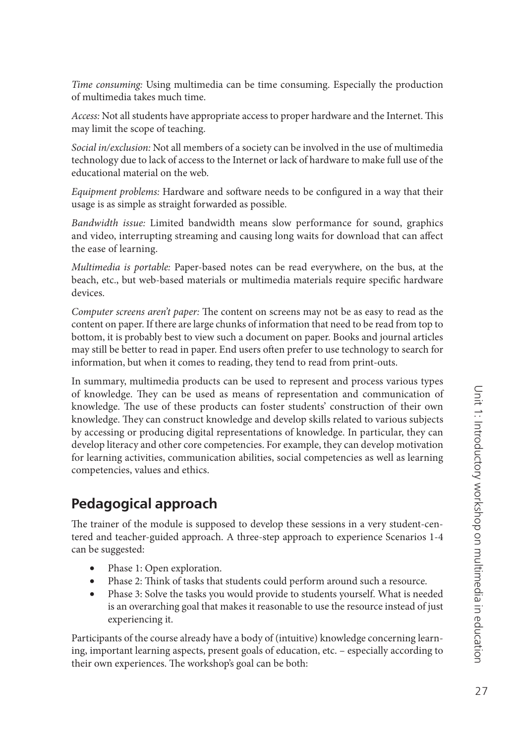*Time consuming:* Using multimedia can be time consuming. Especially the production of multimedia takes much time.

*Access:* Not all students have appropriate access to proper hardware and the Internet. This may limit the scope of teaching.

*Social in/exclusion:* Not all members of a society can be involved in the use of multimedia technology due to lack of access to the Internet or lack of hardware to make full use of the educational material on the web.

*Equipment problems:* Hardware and software needs to be configured in a way that their usage is as simple as straight forwarded as possible.

*Bandwidth issue:* Limited bandwidth means slow performance for sound, graphics and video, interrupting streaming and causing long waits for download that can affect the ease of learning.

*Multimedia is portable:* Paper-based notes can be read everywhere, on the bus, at the beach, etc., but web-based materials or multimedia materials require specific hardware devices.

*Computer screens aren't paper:* The content on screens may not be as easy to read as the content on paper. If there are large chunks of information that need to be read from top to bottom, it is probably best to view such a document on paper. Books and journal articles may still be better to read in paper. End users often prefer to use technology to search for information, but when it comes to reading, they tend to read from print-outs.

In summary, multimedia products can be used to represent and process various types of knowledge. They can be used as means of representation and communication of knowledge. The use of these products can foster students' construction of their own knowledge. They can construct knowledge and develop skills related to various subjects by accessing or producing digital representations of knowledge. In particular, they can develop literacy and other core competencies. For example, they can develop motivation for learning activities, communication abilities, social competencies as well as learning competencies, values and ethics.

## Pedagogical approach

The trainer of the module is supposed to develop these sessions in a very student-centered and teacher-guided approach. A three-step approach to experience Scenarios 1-4 can be suggested:

- Phase 1: Open exploration.
- Phase 2: Think of tasks that students could perform around such a resource.
- Phase 3: Solve the tasks you would provide to students yourself. What is needed is an overarching goal that makes it reasonable to use the resource instead of just experiencing it.

Participants of the course already have a body of (intuitive) knowledge concerning learning, important learning aspects, present goals of education, etc. – especially according to their own experiences. The workshop's goal can be both: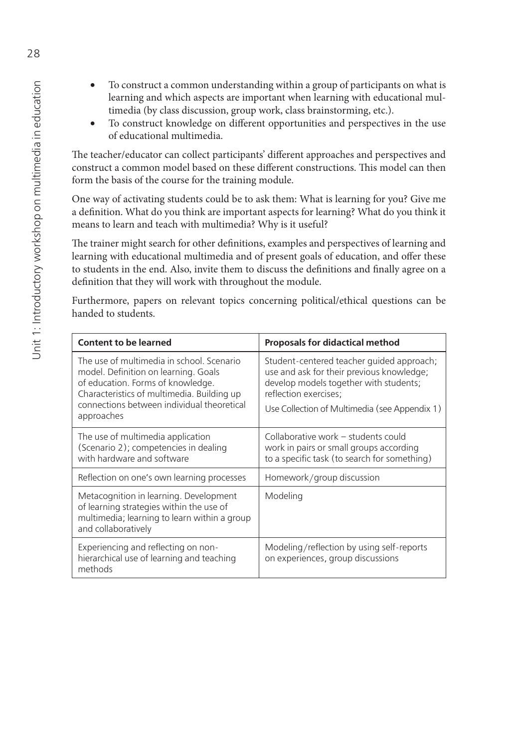- To construct a common understanding within a group of participants on what is learning and which aspects are important when learning with educational multimedia (by class discussion, group work, class brainstorming, etc.).
- To construct knowledge on different opportunities and perspectives in the use of educational multimedia.

The teacher/educator can collect participants' different approaches and perspectives and construct a common model based on these different constructions. This model can then form the basis of the course for the training module.

One way of activating students could be to ask them: What is learning for you? Give me a definition. What do you think are important aspects for learning? What do you think it means to learn and teach with multimedia? Why is it useful?

The trainer might search for other definitions, examples and perspectives of learning and learning with educational multimedia and of present goals of education, and offer these to students in the end. Also, invite them to discuss the definitions and finally agree on a definition that they will work with throughout the module.

Furthermore, papers on relevant topics concerning political/ethical questions can be handed to students.

| **Content to be learned** | **Proposals for didactical method** |
|---|---|
| The use of multimedia in school. Scenario model. Definition on learning. Goals of education. Forms of knowledge. Characteristics of multimedia. Building up connections between individual theoretical approaches | Student-centered teacher guided approach; use and ask for their previous knowledge; develop models together with students; reflection exercises; Use Collection of Multimedia (see Appendix 1) |
| The use of multimedia application (Scenario 2); competencies in dealing with hardware and software | Collaborative work – students could work in pairs or small groups according to a specific task (to search for something) |
| Reflection on one's own learning processes | Homework/group discussion |
| Metacognition in learning. Development of learning strategies within the use of multimedia; learning to learn within a group and collaboratively | Modeling |
| Experiencing and reflecting on non-hierarchical use of learning and teaching methods | Modeling/reflection by using self-reports on experiences, group discussions |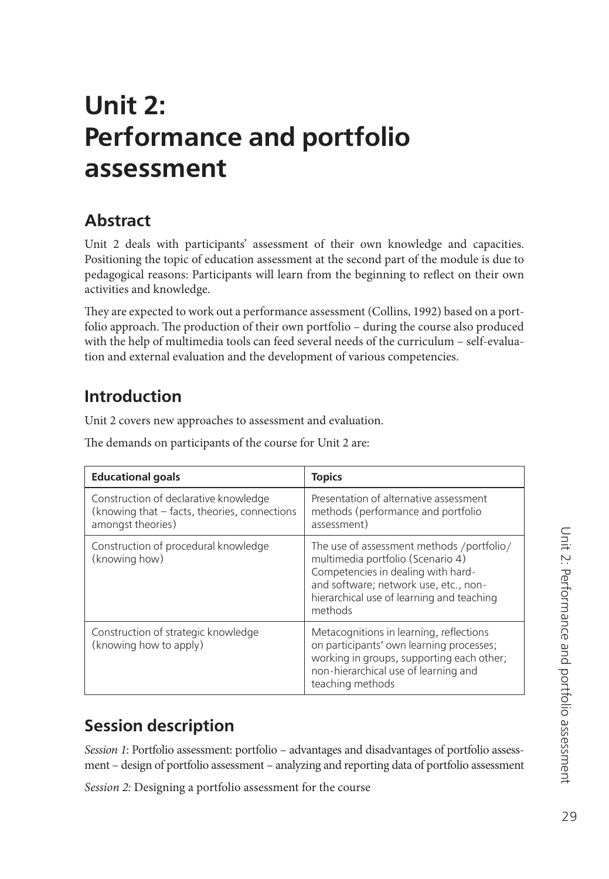# Unit 2: Performance and portfolio assessment

## Abstract

Unit 2 deals with participants' assessment of their own knowledge and capacities. Positioning the topic of education assessment at the second part of the module is due to pedagogical reasons: Participants will learn from the beginning to reflect on their own activities and knowledge.

They are expected to work out a performance assessment (Collins, 1992) based on a portfolio approach. The production of their own portfolio – during the course also produced with the help of multimedia tools can feed several needs of the curriculum – self-evaluation and external evaluation and the development of various competencies.

## Introduction

Unit 2 covers new approaches to assessment and evaluation.

The demands on participants of the course for Unit 2 are:

| Educational goals | Topics |
|---|---|
| Construction of declarative knowledge (knowing that – facts, theories, connections amongst theories) | Presentation of alternative assessment methods (performance and portfolio assessment) |
| Construction of procedural knowledge (knowing how) | The use of assessment methods /portfolio/ multimedia portfolio (Scenario 4) Competencies in dealing with hard- and software; network use, etc., non-hierarchical use of learning and teaching methods |
| Construction of strategic knowledge (knowing how to apply) | Metacognitions in learning, reflections on participants' own learning processes; working in groups, supporting each other; non-hierarchical use of learning and teaching methods |

## Session description

*Session 1*: Portfolio assessment: portfolio – advantages and disadvantages of portfolio assessment – design of portfolio assessment – analyzing and reporting data of portfolio assessment

*Session 2:* Designing a portfolio assessment for the course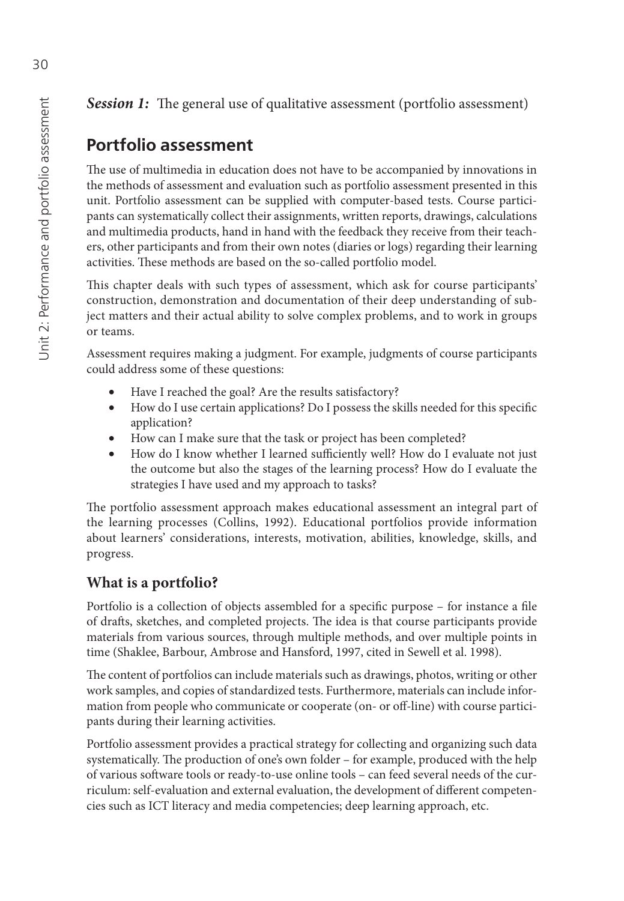***Session 1:*** The general use of qualitative assessment (portfolio assessment)

## Portfolio assessment

The use of multimedia in education does not have to be accompanied by innovations in the methods of assessment and evaluation such as portfolio assessment presented in this unit. Portfolio assessment can be supplied with computer-based tests. Course participants can systematically collect their assignments, written reports, drawings, calculations and multimedia products, hand in hand with the feedback they receive from their teachers, other participants and from their own notes (diaries or logs) regarding their learning activities. These methods are based on the so-called portfolio model.

This chapter deals with such types of assessment, which ask for course participants' construction, demonstration and documentation of their deep understanding of subject matters and their actual ability to solve complex problems, and to work in groups or teams.

Assessment requires making a judgment. For example, judgments of course participants could address some of these questions:

- Have I reached the goal? Are the results satisfactory?
- How do I use certain applications? Do I possess the skills needed for this specific application?
- How can I make sure that the task or project has been completed?
- How do I know whether I learned sufficiently well? How do I evaluate not just the outcome but also the stages of the learning process? How do I evaluate the strategies I have used and my approach to tasks?

The portfolio assessment approach makes educational assessment an integral part of the learning processes (Collins, 1992). Educational portfolios provide information about learners' considerations, interests, motivation, abilities, knowledge, skills, and progress.

### What is a portfolio?

Portfolio is a collection of objects assembled for a specific purpose – for instance a file of drafts, sketches, and completed projects. The idea is that course participants provide materials from various sources, through multiple methods, and over multiple points in time (Shaklee, Barbour, Ambrose and Hansford, 1997, cited in Sewell et al. 1998).

The content of portfolios can include materials such as drawings, photos, writing or other work samples, and copies of standardized tests. Furthermore, materials can include information from people who communicate or cooperate (on- or off-line) with course participants during their learning activities.

Portfolio assessment provides a practical strategy for collecting and organizing such data systematically. The production of one's own folder – for example, produced with the help of various software tools or ready-to-use online tools – can feed several needs of the curriculum: self-evaluation and external evaluation, the development of different competencies such as ICT literacy and media competencies; deep learning approach, etc.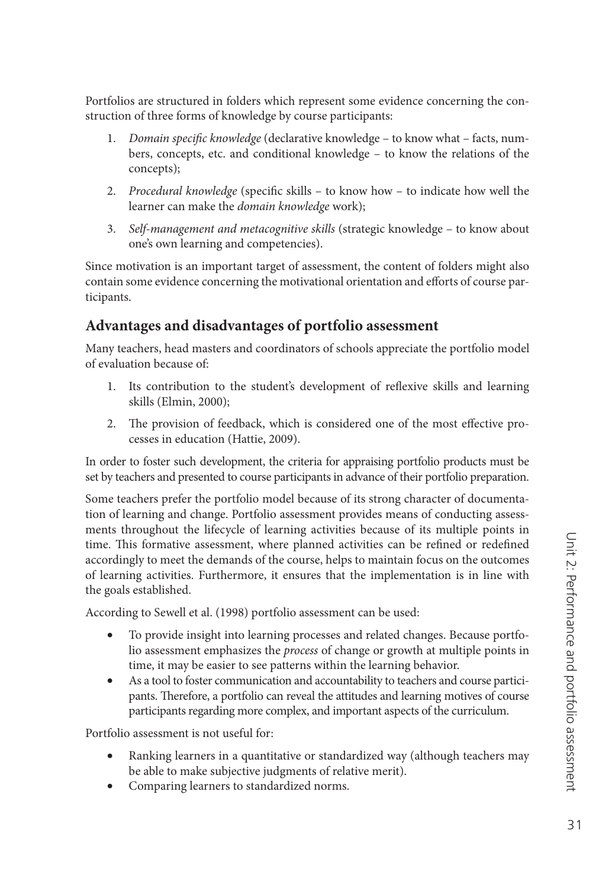Portfolios are structured in folders which represent some evidence concerning the construction of three forms of knowledge by course participants:

1. *Domain specific knowledge* (declarative knowledge – to know what – facts, numbers, concepts, etc. and conditional knowledge – to know the relations of the concepts);
2. *Procedural knowledge* (specific skills – to know how – to indicate how well the learner can make the *domain knowledge* work);
3. *Self-management and metacognitive skills* (strategic knowledge – to know about one's own learning and competencies).

Since motivation is an important target of assessment, the content of folders might also contain some evidence concerning the motivational orientation and efforts of course participants.

## Advantages and disadvantages of portfolio assessment

Many teachers, head masters and coordinators of schools appreciate the portfolio model of evaluation because of:

1. Its contribution to the student's development of reflexive skills and learning skills (Elmin, 2000);
2. The provision of feedback, which is considered one of the most effective processes in education (Hattie, 2009).

In order to foster such development, the criteria for appraising portfolio products must be set by teachers and presented to course participants in advance of their portfolio preparation.

Some teachers prefer the portfolio model because of its strong character of documentation of learning and change. Portfolio assessment provides means of conducting assessments throughout the lifecycle of learning activities because of its multiple points in time. This formative assessment, where planned activities can be refined or redefined accordingly to meet the demands of the course, helps to maintain focus on the outcomes of learning activities. Furthermore, it ensures that the implementation is in line with the goals established.

According to Sewell et al. (1998) portfolio assessment can be used:

- To provide insight into learning processes and related changes. Because portfolio assessment emphasizes the *process* of change or growth at multiple points in time, it may be easier to see patterns within the learning behavior.
- As a tool to foster communication and accountability to teachers and course participants. Therefore, a portfolio can reveal the attitudes and learning motives of course participants regarding more complex, and important aspects of the curriculum.

Portfolio assessment is not useful for:

- Ranking learners in a quantitative or standardized way (although teachers may be able to make subjective judgments of relative merit).
- Comparing learners to standardized norms.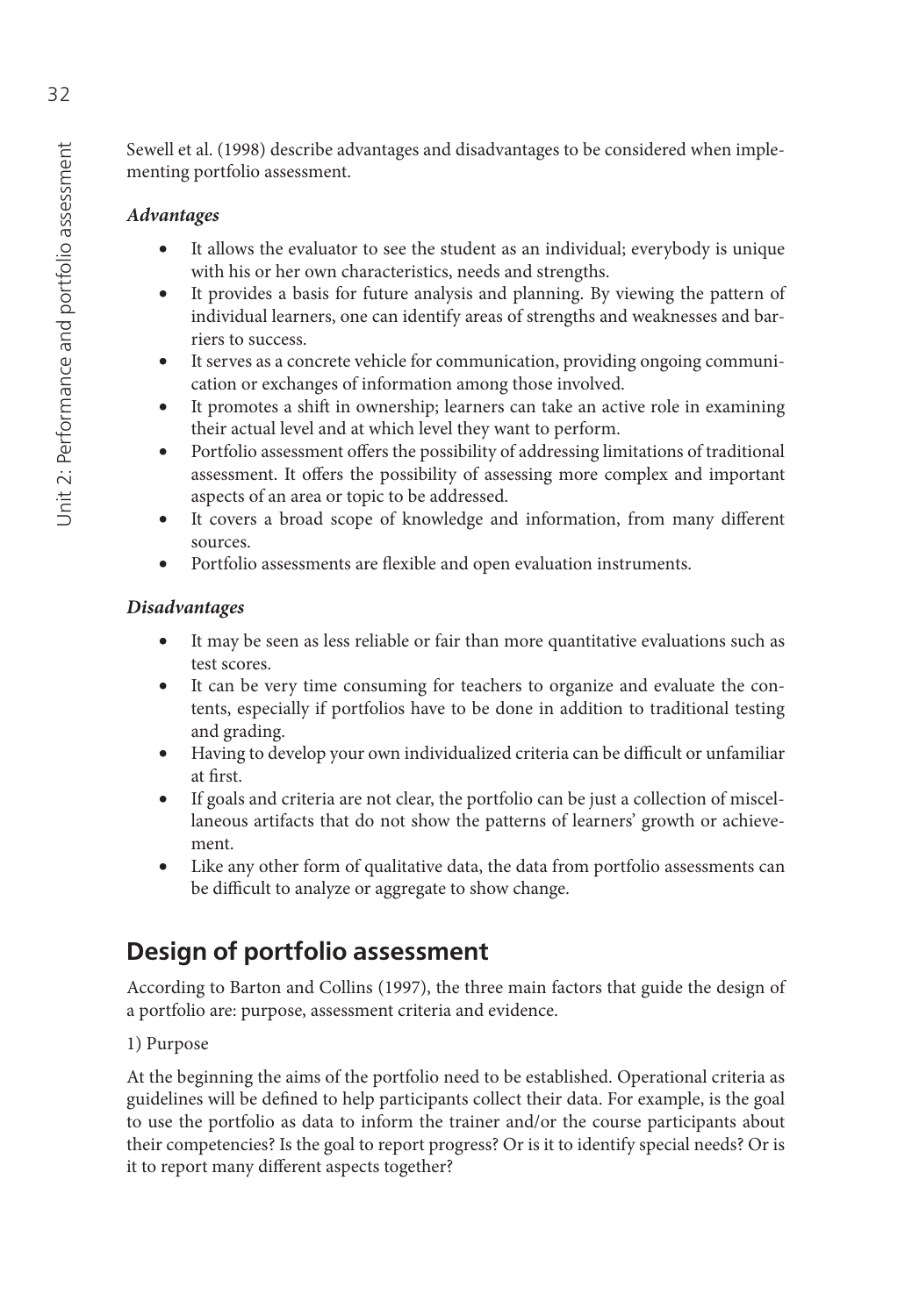Sewell et al. (1998) describe advantages and disadvantages to be considered when implementing portfolio assessment.

***Advantages***

- It allows the evaluator to see the student as an individual; everybody is unique with his or her own characteristics, needs and strengths.
- It provides a basis for future analysis and planning. By viewing the pattern of individual learners, one can identify areas of strengths and weaknesses and barriers to success.
- It serves as a concrete vehicle for communication, providing ongoing communication or exchanges of information among those involved.
- It promotes a shift in ownership; learners can take an active role in examining their actual level and at which level they want to perform.
- Portfolio assessment offers the possibility of addressing limitations of traditional assessment. It offers the possibility of assessing more complex and important aspects of an area or topic to be addressed.
- It covers a broad scope of knowledge and information, from many different sources.
- Portfolio assessments are flexible and open evaluation instruments.

***Disadvantages***

- It may be seen as less reliable or fair than more quantitative evaluations such as test scores.
- It can be very time consuming for teachers to organize and evaluate the contents, especially if portfolios have to be done in addition to traditional testing and grading.
- Having to develop your own individualized criteria can be difficult or unfamiliar at first.
- If goals and criteria are not clear, the portfolio can be just a collection of miscellaneous artifacts that do not show the patterns of learners' growth or achievement.
- Like any other form of qualitative data, the data from portfolio assessments can be difficult to analyze or aggregate to show change.

## Design of portfolio assessment

According to Barton and Collins (1997), the three main factors that guide the design of a portfolio are: purpose, assessment criteria and evidence.

1) Purpose

At the beginning the aims of the portfolio need to be established. Operational criteria as guidelines will be defined to help participants collect their data. For example, is the goal to use the portfolio as data to inform the trainer and/or the course participants about their competencies? Is the goal to report progress? Or is it to identify special needs? Or is it to report many different aspects together?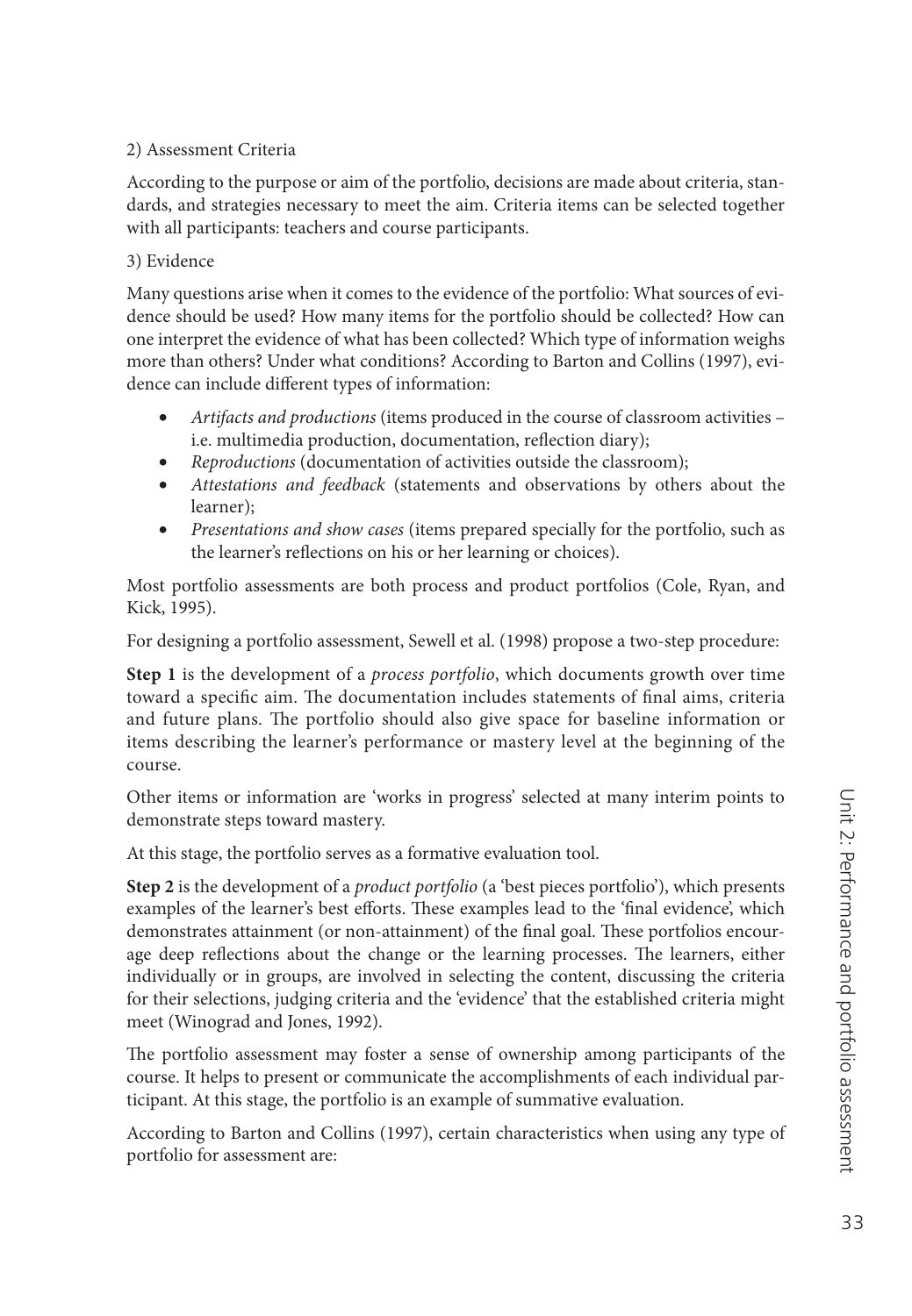2) Assessment Criteria

According to the purpose or aim of the portfolio, decisions are made about criteria, standards, and strategies necessary to meet the aim. Criteria items can be selected together with all participants: teachers and course participants.

3) Evidence

Many questions arise when it comes to the evidence of the portfolio: What sources of evidence should be used? How many items for the portfolio should be collected? How can one interpret the evidence of what has been collected? Which type of information weighs more than others? Under what conditions? According to Barton and Collins (1997), evidence can include different types of information:

- *Artifacts and productions* (items produced in the course of classroom activities – i.e. multimedia production, documentation, reflection diary);
- *Reproductions* (documentation of activities outside the classroom);
- *Attestations and feedback* (statements and observations by others about the learner);
- *Presentations and show cases* (items prepared specially for the portfolio, such as the learner's reflections on his or her learning or choices).

Most portfolio assessments are both process and product portfolios (Cole, Ryan, and Kick, 1995).

For designing a portfolio assessment, Sewell et al. (1998) propose a two-step procedure:

**Step 1** is the development of a *process portfolio*, which documents growth over time toward a specific aim. The documentation includes statements of final aims, criteria and future plans. The portfolio should also give space for baseline information or items describing the learner's performance or mastery level at the beginning of the course.

Other items or information are 'works in progress' selected at many interim points to demonstrate steps toward mastery.

At this stage, the portfolio serves as a formative evaluation tool.

**Step 2** is the development of a *product portfolio* (a 'best pieces portfolio'), which presents examples of the learner's best efforts. These examples lead to the 'final evidence', which demonstrates attainment (or non-attainment) of the final goal. These portfolios encourage deep reflections about the change or the learning processes. The learners, either individually or in groups, are involved in selecting the content, discussing the criteria for their selections, judging criteria and the 'evidence' that the established criteria might meet (Winograd and Jones, 1992).

The portfolio assessment may foster a sense of ownership among participants of the course. It helps to present or communicate the accomplishments of each individual participant. At this stage, the portfolio is an example of summative evaluation.

According to Barton and Collins (1997), certain characteristics when using any type of portfolio for assessment are: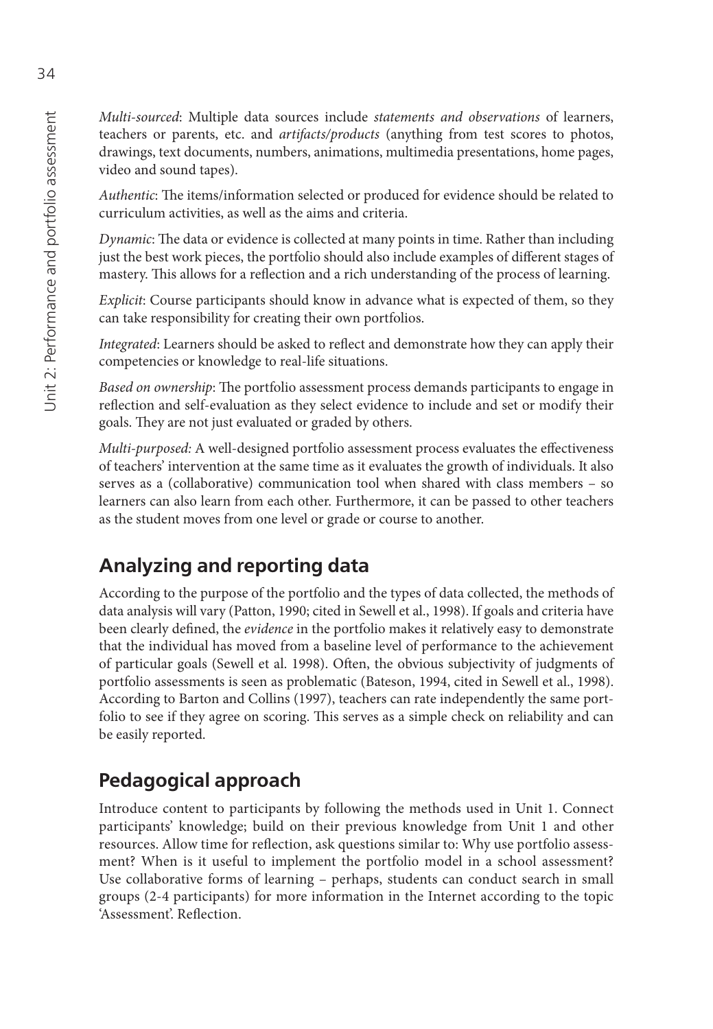*Multi-sourced*: Multiple data sources include *statements and observations* of learners, teachers or parents, etc. and *artifacts/products* (anything from test scores to photos, drawings, text documents, numbers, animations, multimedia presentations, home pages, video and sound tapes).

*Authentic*: The items/information selected or produced for evidence should be related to curriculum activities, as well as the aims and criteria.

*Dynamic*: The data or evidence is collected at many points in time. Rather than including just the best work pieces, the portfolio should also include examples of different stages of mastery. This allows for a reflection and a rich understanding of the process of learning.

*Explicit*: Course participants should know in advance what is expected of them, so they can take responsibility for creating their own portfolios.

*Integrated*: Learners should be asked to reflect and demonstrate how they can apply their competencies or knowledge to real-life situations.

*Based on ownership*: The portfolio assessment process demands participants to engage in reflection and self-evaluation as they select evidence to include and set or modify their goals. They are not just evaluated or graded by others.

*Multi-purposed:* A well-designed portfolio assessment process evaluates the effectiveness of teachers' intervention at the same time as it evaluates the growth of individuals. It also serves as a (collaborative) communication tool when shared with class members – so learners can also learn from each other. Furthermore, it can be passed to other teachers as the student moves from one level or grade or course to another.

## Analyzing and reporting data

According to the purpose of the portfolio and the types of data collected, the methods of data analysis will vary (Patton, 1990; cited in Sewell et al., 1998). If goals and criteria have been clearly defined, the *evidence* in the portfolio makes it relatively easy to demonstrate that the individual has moved from a baseline level of performance to the achievement of particular goals (Sewell et al. 1998). Often, the obvious subjectivity of judgments of portfolio assessments is seen as problematic (Bateson, 1994, cited in Sewell et al., 1998). According to Barton and Collins (1997), teachers can rate independently the same portfolio to see if they agree on scoring. This serves as a simple check on reliability and can be easily reported.

## Pedagogical approach

Introduce content to participants by following the methods used in Unit 1. Connect participants' knowledge; build on their previous knowledge from Unit 1 and other resources. Allow time for reflection, ask questions similar to: Why use portfolio assessment? When is it useful to implement the portfolio model in a school assessment? Use collaborative forms of learning – perhaps, students can conduct search in small groups (2-4 participants) for more information in the Internet according to the topic 'Assessment'. Reflection.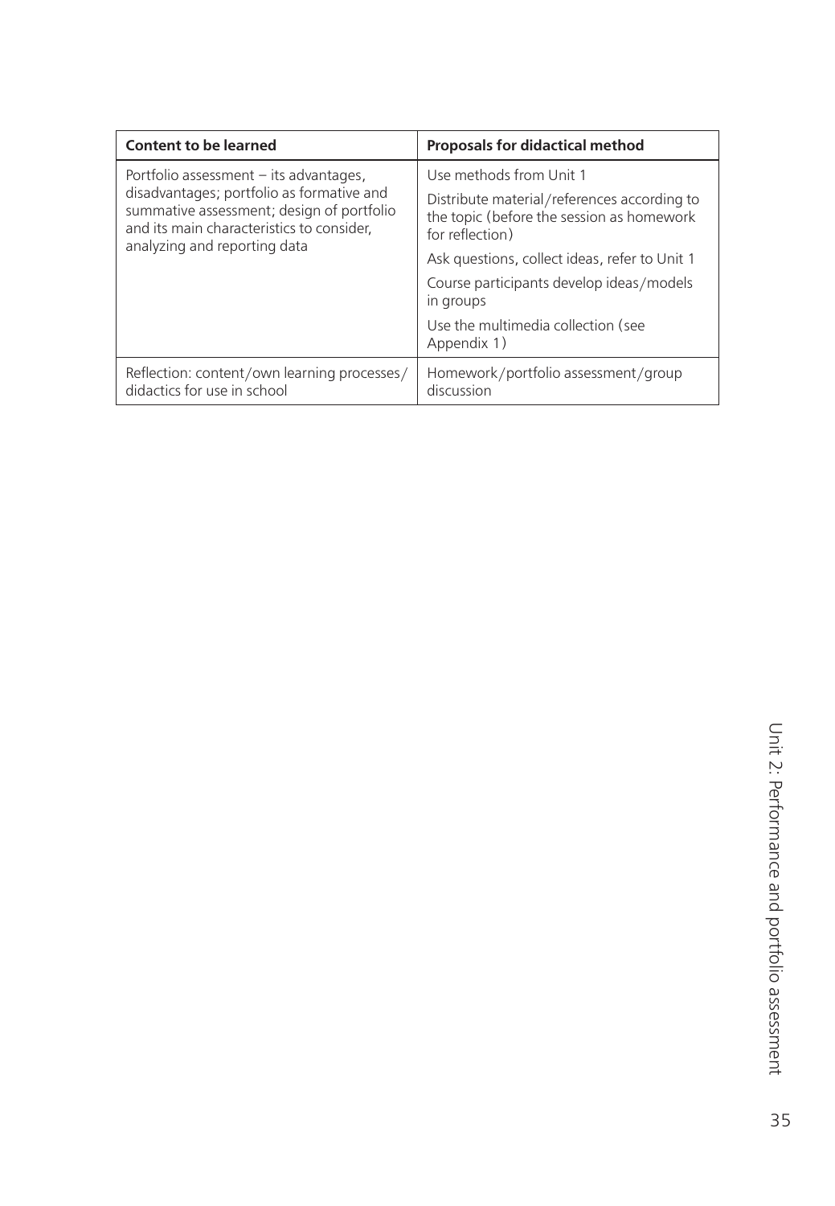| Content to be learned | Proposals for didactical method |
|---|---|
| Portfolio assessment – its advantages, disadvantages; portfolio as formative and summative assessment; design of portfolio and its main characteristics to consider, analyzing and reporting data | Use methods from Unit 1<br><br>Distribute material/references according to the topic (before the session as homework for reflection)<br><br>Ask questions, collect ideas, refer to Unit 1<br><br>Course participants develop ideas/models in groups<br><br>Use the multimedia collection (see Appendix 1) |
| Reflection: content/own learning processes/didactics for use in school | Homework/portfolio assessment/group discussion |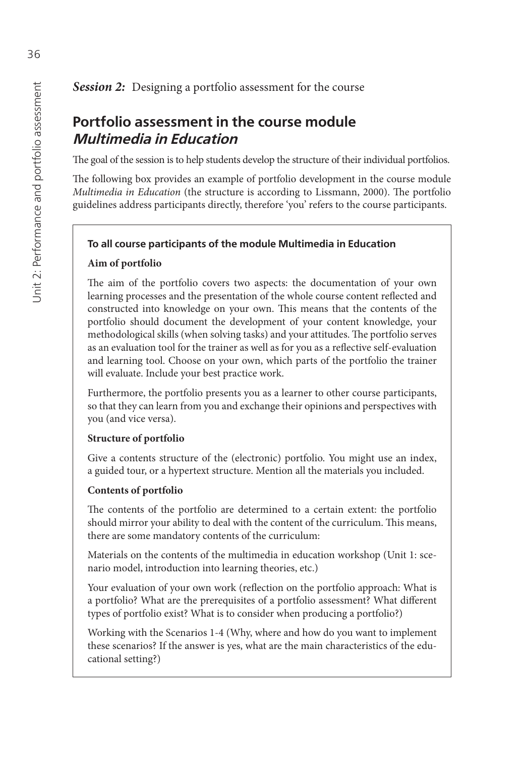***Session 2:*** Designing a portfolio assessment for the course

## Portfolio assessment in the course module *Multimedia in Education*

The goal of the session is to help students develop the structure of their individual portfolios.

The following box provides an example of portfolio development in the course module *Multimedia in Education* (the structure is according to Lissmann, 2000). The portfolio guidelines address participants directly, therefore 'you' refers to the course participants.

**To all course participants of the module Multimedia in Education**

**Aim of portfolio**

The aim of the portfolio covers two aspects: the documentation of your own learning processes and the presentation of the whole course content reflected and constructed into knowledge on your own. This means that the contents of the portfolio should document the development of your content knowledge, your methodological skills (when solving tasks) and your attitudes. The portfolio serves as an evaluation tool for the trainer as well as for you as a reflective self-evaluation and learning tool. Choose on your own, which parts of the portfolio the trainer will evaluate. Include your best practice work.

Furthermore, the portfolio presents you as a learner to other course participants, so that they can learn from you and exchange their opinions and perspectives with you (and vice versa).

**Structure of portfolio**

Give a contents structure of the (electronic) portfolio. You might use an index, a guided tour, or a hypertext structure. Mention all the materials you included.

**Contents of portfolio**

The contents of the portfolio are determined to a certain extent: the portfolio should mirror your ability to deal with the content of the curriculum. This means, there are some mandatory contents of the curriculum:

Materials on the contents of the multimedia in education workshop (Unit 1: scenario model, introduction into learning theories, etc.)

Your evaluation of your own work (reflection on the portfolio approach: What is a portfolio? What are the prerequisites of a portfolio assessment? What different types of portfolio exist? What is to consider when producing a portfolio?)

Working with the Scenarios 1-4 (Why, where and how do you want to implement these scenarios? If the answer is yes, what are the main characteristics of the educational setting?)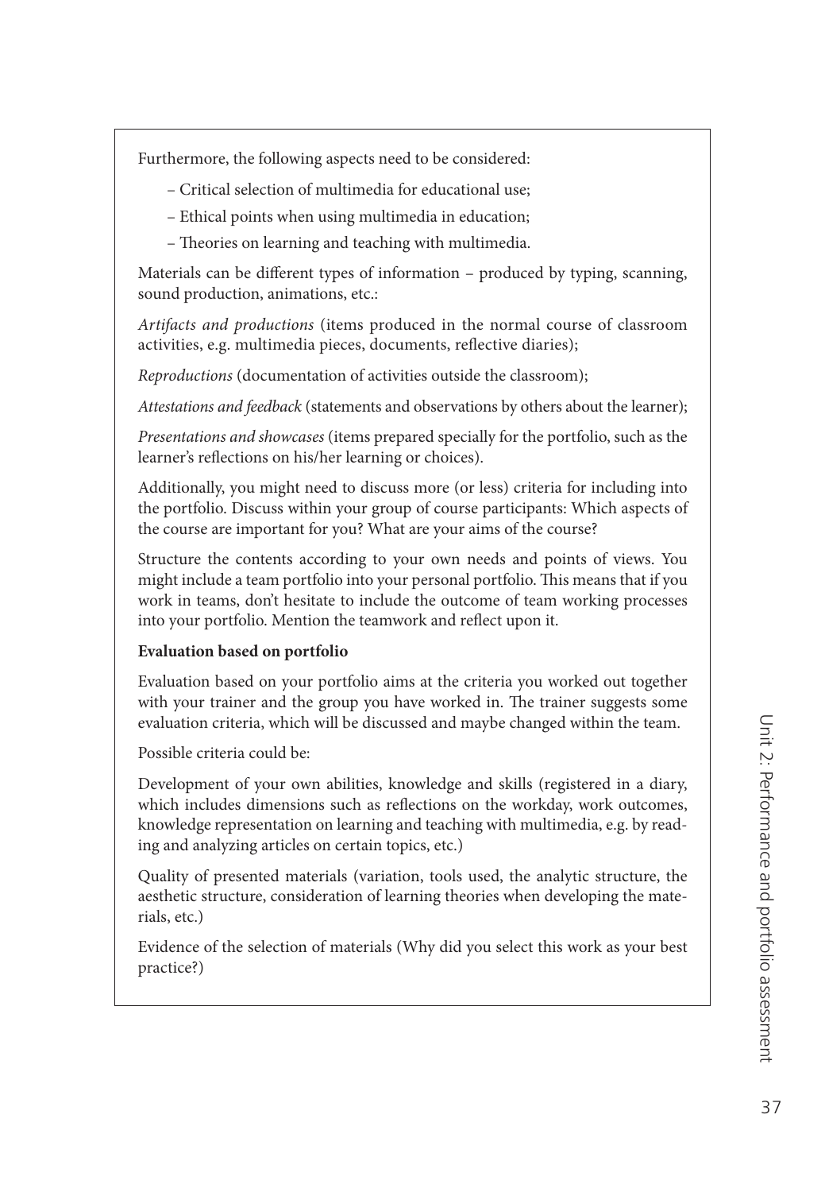Furthermore, the following aspects need to be considered:

- Critical selection of multimedia for educational use;
- Ethical points when using multimedia in education;
- Theories on learning and teaching with multimedia.

Materials can be different types of information – produced by typing, scanning, sound production, animations, etc.:

*Artifacts and productions* (items produced in the normal course of classroom activities, e.g. multimedia pieces, documents, reflective diaries);

*Reproductions* (documentation of activities outside the classroom);

*Attestations and feedback* (statements and observations by others about the learner);

*Presentations and showcases* (items prepared specially for the portfolio, such as the learner's reflections on his/her learning or choices).

Additionally, you might need to discuss more (or less) criteria for including into the portfolio. Discuss within your group of course participants: Which aspects of the course are important for you? What are your aims of the course?

Structure the contents according to your own needs and points of views. You might include a team portfolio into your personal portfolio. This means that if you work in teams, don't hesitate to include the outcome of team working processes into your portfolio. Mention the teamwork and reflect upon it.

**Evaluation based on portfolio**

Evaluation based on your portfolio aims at the criteria you worked out together with your trainer and the group you have worked in. The trainer suggests some evaluation criteria, which will be discussed and maybe changed within the team.

Possible criteria could be:

Development of your own abilities, knowledge and skills (registered in a diary, which includes dimensions such as reflections on the workday, work outcomes, knowledge representation on learning and teaching with multimedia, e.g. by reading and analyzing articles on certain topics, etc.)

Quality of presented materials (variation, tools used, the analytic structure, the aesthetic structure, consideration of learning theories when developing the materials, etc.)

Evidence of the selection of materials (Why did you select this work as your best practice?)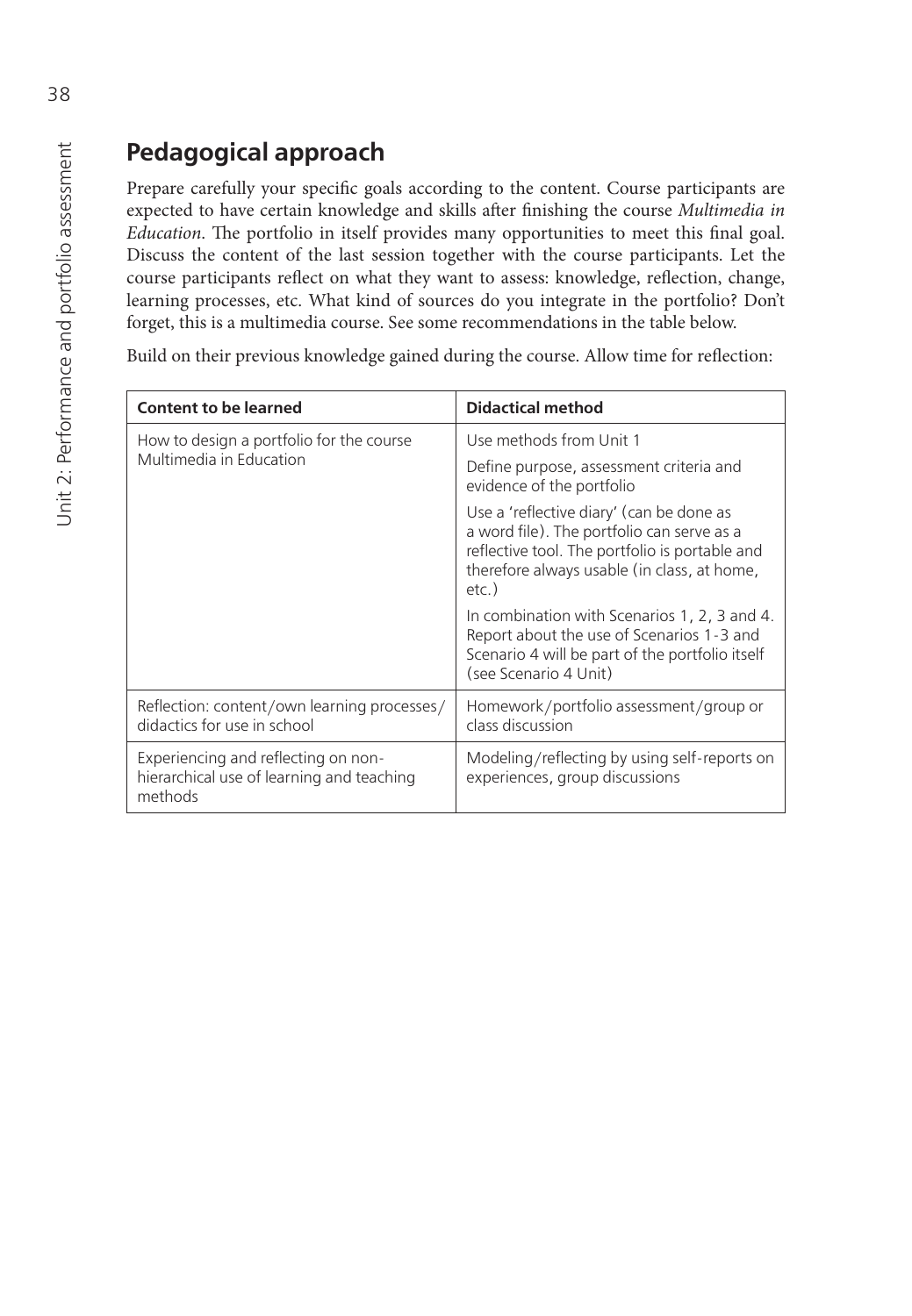## Pedagogical approach

Prepare carefully your specific goals according to the content. Course participants are expected to have certain knowledge and skills after finishing the course *Multimedia in Education*. The portfolio in itself provides many opportunities to meet this final goal. Discuss the content of the last session together with the course participants. Let the course participants reflect on what they want to assess: knowledge, reflection, change, learning processes, etc. What kind of sources do you integrate in the portfolio? Don't forget, this is a multimedia course. See some recommendations in the table below.

Build on their previous knowledge gained during the course. Allow time for reflection:

| Content to be learned | Didactical method |
|---|---|
| How to design a portfolio for the course Multimedia in Education | Use methods from Unit 1 |
| | Define purpose, assessment criteria and evidence of the portfolio |
| | Use a 'reflective diary' (can be done as a word file). The portfolio can serve as a reflective tool. The portfolio is portable and therefore always usable (in class, at home, etc.) |
| | In combination with Scenarios 1, 2, 3 and 4. Report about the use of Scenarios 1-3 and Scenario 4 will be part of the portfolio itself (see Scenario 4 Unit) |
| Reflection: content/own learning processes/ didactics for use in school | Homework/portfolio assessment/group or class discussion |
| Experiencing and reflecting on non-hierarchical use of learning and teaching methods | Modeling/reflecting by using self-reports on experiences, group discussions |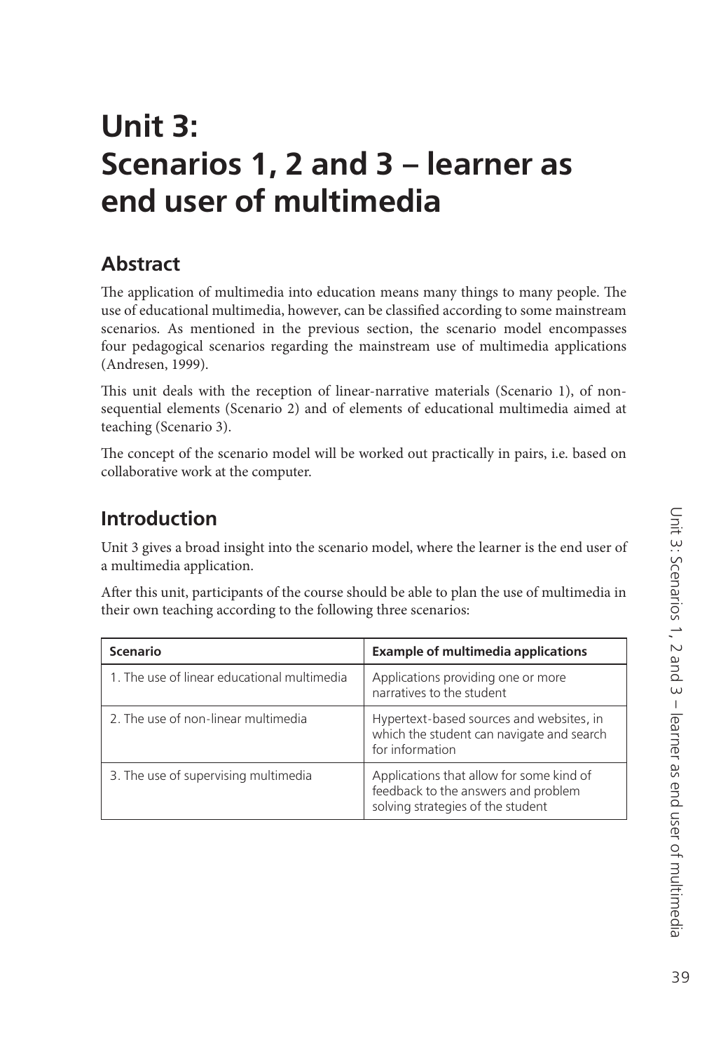# Unit 3: Scenarios 1, 2 and 3 – learner as end user of multimedia

## Abstract

The application of multimedia into education means many things to many people. The use of educational multimedia, however, can be classified according to some mainstream scenarios. As mentioned in the previous section, the scenario model encompasses four pedagogical scenarios regarding the mainstream use of multimedia applications (Andresen, 1999).

This unit deals with the reception of linear-narrative materials (Scenario 1), of non-sequential elements (Scenario 2) and of elements of educational multimedia aimed at teaching (Scenario 3).

The concept of the scenario model will be worked out practically in pairs, i.e. based on collaborative work at the computer.

## Introduction

Unit 3 gives a broad insight into the scenario model, where the learner is the end user of a multimedia application.

After this unit, participants of the course should be able to plan the use of multimedia in their own teaching according to the following three scenarios:

| Scenario | Example of multimedia applications |
| --- | --- |
| 1. The use of linear educational multimedia | Applications providing one or more narratives to the student |
| 2. The use of non-linear multimedia | Hypertext-based sources and websites, in which the student can navigate and search for information |
| 3. The use of supervising multimedia | Applications that allow for some kind of feedback to the answers and problem solving strategies of the student |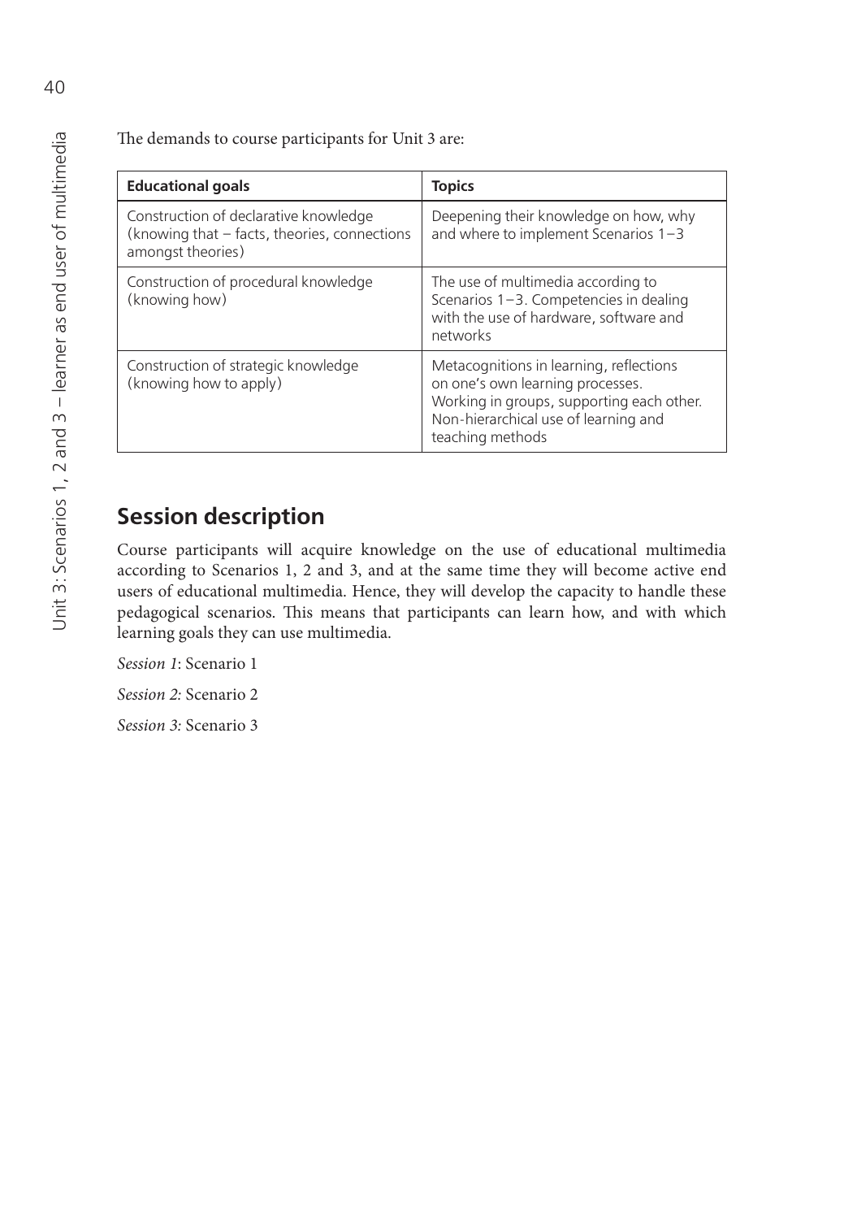The demands to course participants for Unit 3 are:

| Educational goals | Topics |
| --- | --- |
| Construction of declarative knowledge (knowing that – facts, theories, connections amongst theories) | Deepening their knowledge on how, why and where to implement Scenarios 1–3 |
| Construction of procedural knowledge (knowing how) | The use of multimedia according to Scenarios 1–3. Competencies in dealing with the use of hardware, software and networks |
| Construction of strategic knowledge (knowing how to apply) | Metacognitions in learning, reflections on one's own learning processes. Working in groups, supporting each other. Non-hierarchical use of learning and teaching methods |

## Session description

Course participants will acquire knowledge on the use of educational multimedia according to Scenarios 1, 2 and 3, and at the same time they will become active end users of educational multimedia. Hence, they will develop the capacity to handle these pedagogical scenarios. This means that participants can learn how, and with which learning goals they can use multimedia.

*Session 1*: Scenario 1

*Session 2:* Scenario 2

*Session 3:* Scenario 3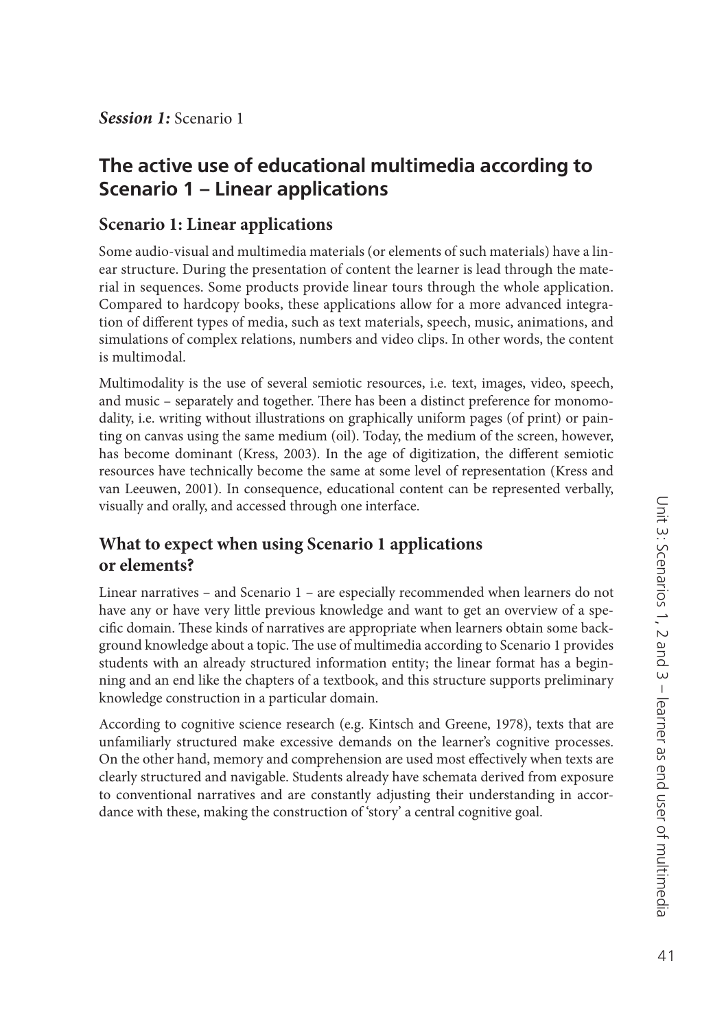*Session 1:* Scenario 1

## The active use of educational multimedia according to Scenario 1 – Linear applications

### Scenario 1: Linear applications

Some audio-visual and multimedia materials (or elements of such materials) have a linear structure. During the presentation of content the learner is lead through the material in sequences. Some products provide linear tours through the whole application. Compared to hardcopy books, these applications allow for a more advanced integration of different types of media, such as text materials, speech, music, animations, and simulations of complex relations, numbers and video clips. In other words, the content is multimodal.

Multimodality is the use of several semiotic resources, i.e. text, images, video, speech, and music – separately and together. There has been a distinct preference for monomodality, i.e. writing without illustrations on graphically uniform pages (of print) or painting on canvas using the same medium (oil). Today, the medium of the screen, however, has become dominant (Kress, 2003). In the age of digitization, the different semiotic resources have technically become the same at some level of representation (Kress and van Leeuwen, 2001). In consequence, educational content can be represented verbally, visually and orally, and accessed through one interface.

### What to expect when using Scenario 1 applications or elements?

Linear narratives – and Scenario 1 – are especially recommended when learners do not have any or have very little previous knowledge and want to get an overview of a specific domain. These kinds of narratives are appropriate when learners obtain some background knowledge about a topic. The use of multimedia according to Scenario 1 provides students with an already structured information entity; the linear format has a beginning and an end like the chapters of a textbook, and this structure supports preliminary knowledge construction in a particular domain.

According to cognitive science research (e.g. Kintsch and Greene, 1978), texts that are unfamiliarly structured make excessive demands on the learner's cognitive processes. On the other hand, memory and comprehension are used most effectively when texts are clearly structured and navigable. Students already have schemata derived from exposure to conventional narratives and are constantly adjusting their understanding in accordance with these, making the construction of 'story' a central cognitive goal.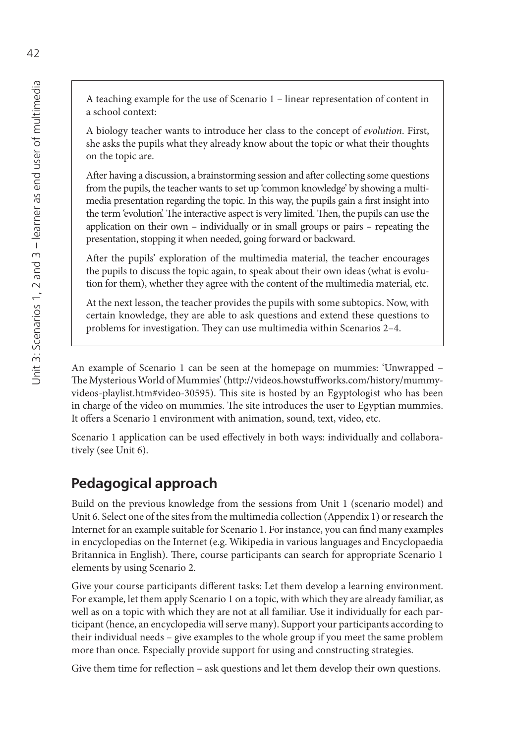A teaching example for the use of Scenario 1 – linear representation of content in a school context:

A biology teacher wants to introduce her class to the concept of *evolution*. First, she asks the pupils what they already know about the topic or what their thoughts on the topic are.

After having a discussion, a brainstorming session and after collecting some questions from the pupils, the teacher wants to set up 'common knowledge' by showing a multimedia presentation regarding the topic. In this way, the pupils gain a first insight into the term 'evolution'. The interactive aspect is very limited. Then, the pupils can use the application on their own – individually or in small groups or pairs – repeating the presentation, stopping it when needed, going forward or backward.

After the pupils' exploration of the multimedia material, the teacher encourages the pupils to discuss the topic again, to speak about their own ideas (what is evolution for them), whether they agree with the content of the multimedia material, etc.

At the next lesson, the teacher provides the pupils with some subtopics. Now, with certain knowledge, they are able to ask questions and extend these questions to problems for investigation. They can use multimedia within Scenarios 2–4.

An example of Scenario 1 can be seen at the homepage on mummies: 'Unwrapped – The Mysterious World of Mummies' (http://videos.howstuffworks.com/history/mummy-videos-playlist.htm#video-30595). This site is hosted by an Egyptologist who has been in charge of the video on mummies. The site introduces the user to Egyptian mummies. It offers a Scenario 1 environment with animation, sound, text, video, etc.

Scenario 1 application can be used effectively in both ways: individually and collaboratively (see Unit 6).

## Pedagogical approach

Build on the previous knowledge from the sessions from Unit 1 (scenario model) and Unit 6. Select one of the sites from the multimedia collection (Appendix 1) or research the Internet for an example suitable for Scenario 1. For instance, you can find many examples in encyclopedias on the Internet (e.g. Wikipedia in various languages and Encyclopaedia Britannica in English). There, course participants can search for appropriate Scenario 1 elements by using Scenario 2.

Give your course participants different tasks: Let them develop a learning environment. For example, let them apply Scenario 1 on a topic, with which they are already familiar, as well as on a topic with which they are not at all familiar. Use it individually for each participant (hence, an encyclopedia will serve many). Support your participants according to their individual needs – give examples to the whole group if you meet the same problem more than once. Especially provide support for using and constructing strategies.

Give them time for reflection – ask questions and let them develop their own questions.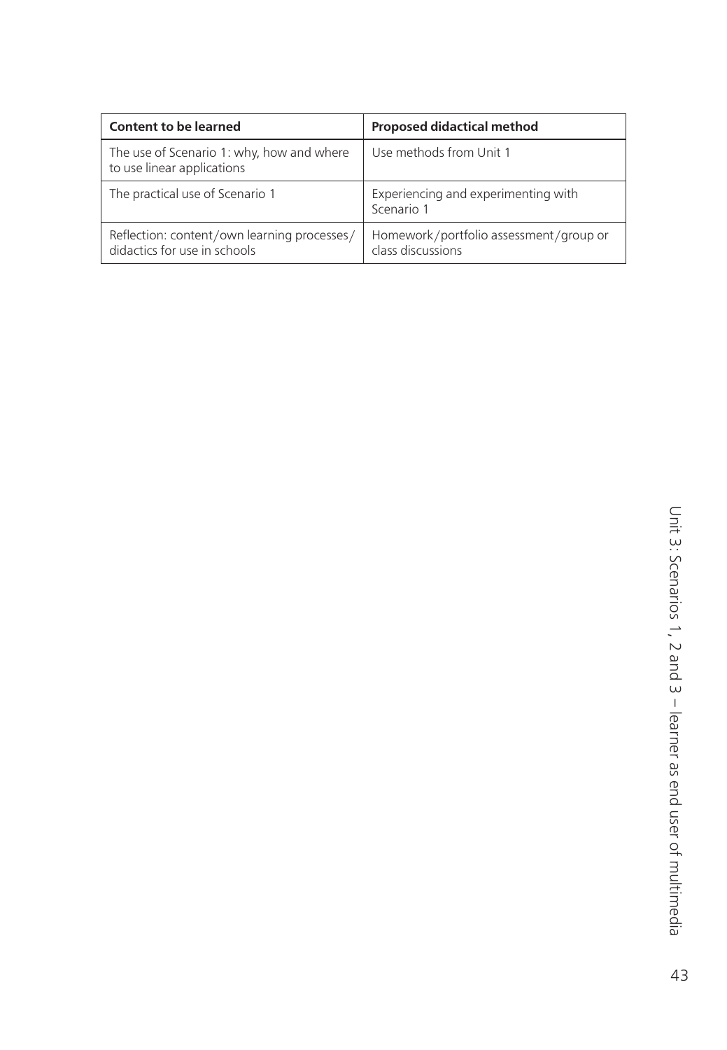| Content to be learned | Proposed didactical method |
|---|---|
| The use of Scenario 1: why, how and where to use linear applications | Use methods from Unit 1 |
| The practical use of Scenario 1 | Experiencing and experimenting with Scenario 1 |
| Reflection: content/own learning processes/ didactics for use in schools | Homework/portfolio assessment/group or class discussions |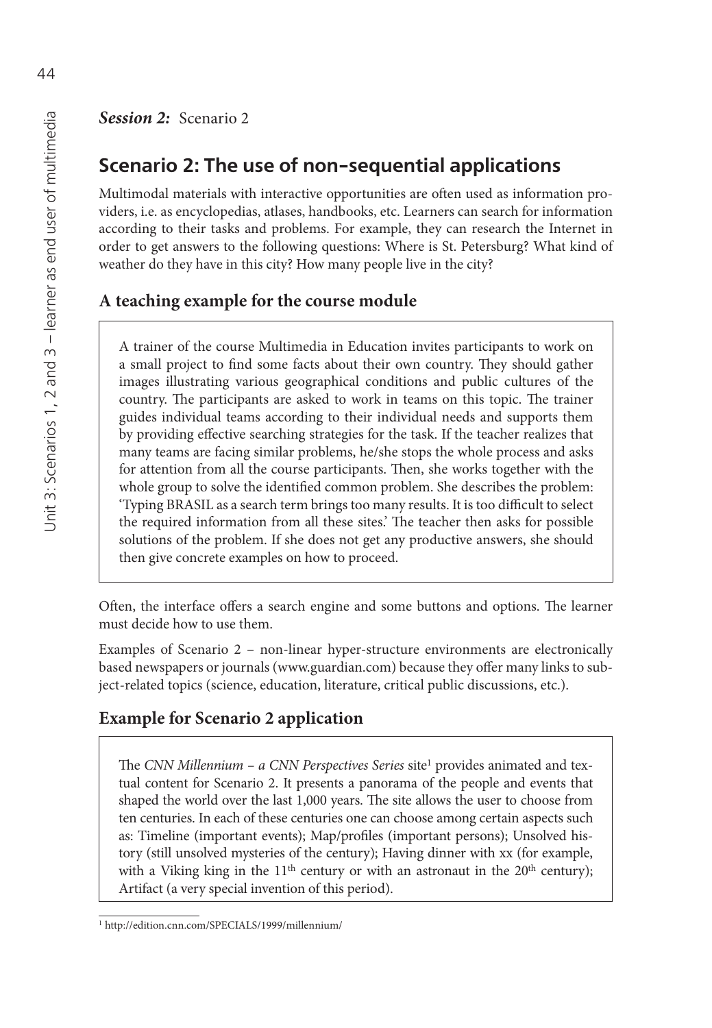*Session 2:* Scenario 2

## Scenario 2: The use of non-sequential applications

Multimodal materials with interactive opportunities are often used as information providers, i.e. as encyclopedias, atlases, handbooks, etc. Learners can search for information according to their tasks and problems. For example, they can research the Internet in order to get answers to the following questions: Where is St. Petersburg? What kind of weather do they have in this city? How many people live in the city?

### A teaching example for the course module

> A trainer of the course Multimedia in Education invites participants to work on a small project to find some facts about their own country. They should gather images illustrating various geographical conditions and public cultures of the country. The participants are asked to work in teams on this topic. The trainer guides individual teams according to their individual needs and supports them by providing effective searching strategies for the task. If the teacher realizes that many teams are facing similar problems, he/she stops the whole process and asks for attention from all the course participants. Then, she works together with the whole group to solve the identified common problem. She describes the problem: 'Typing BRASIL as a search term brings too many results. It is too difficult to select the required information from all these sites.' The teacher then asks for possible solutions of the problem. If she does not get any productive answers, she should then give concrete examples on how to proceed.

Often, the interface offers a search engine and some buttons and options. The learner must decide how to use them.

Examples of Scenario 2 – non-linear hyper-structure environments are electronically based newspapers or journals (www.guardian.com) because they offer many links to subject-related topics (science, education, literature, critical public discussions, etc.).

### Example for Scenario 2 application

> The *CNN Millennium – a CNN Perspectives Series* site[1] provides animated and textual content for Scenario 2. It presents a panorama of the people and events that shaped the world over the last 1,000 years. The site allows the user to choose from ten centuries. In each of these centuries one can choose among certain aspects such as: Timeline (important events); Map/profiles (important persons); Unsolved history (still unsolved mysteries of the century); Having dinner with xx (for example, with a Viking king in the 11th century or with an astronaut in the 20th century); Artifact (a very special invention of this period).

[1] http://edition.cnn.com/SPECIALS/1999/millennium/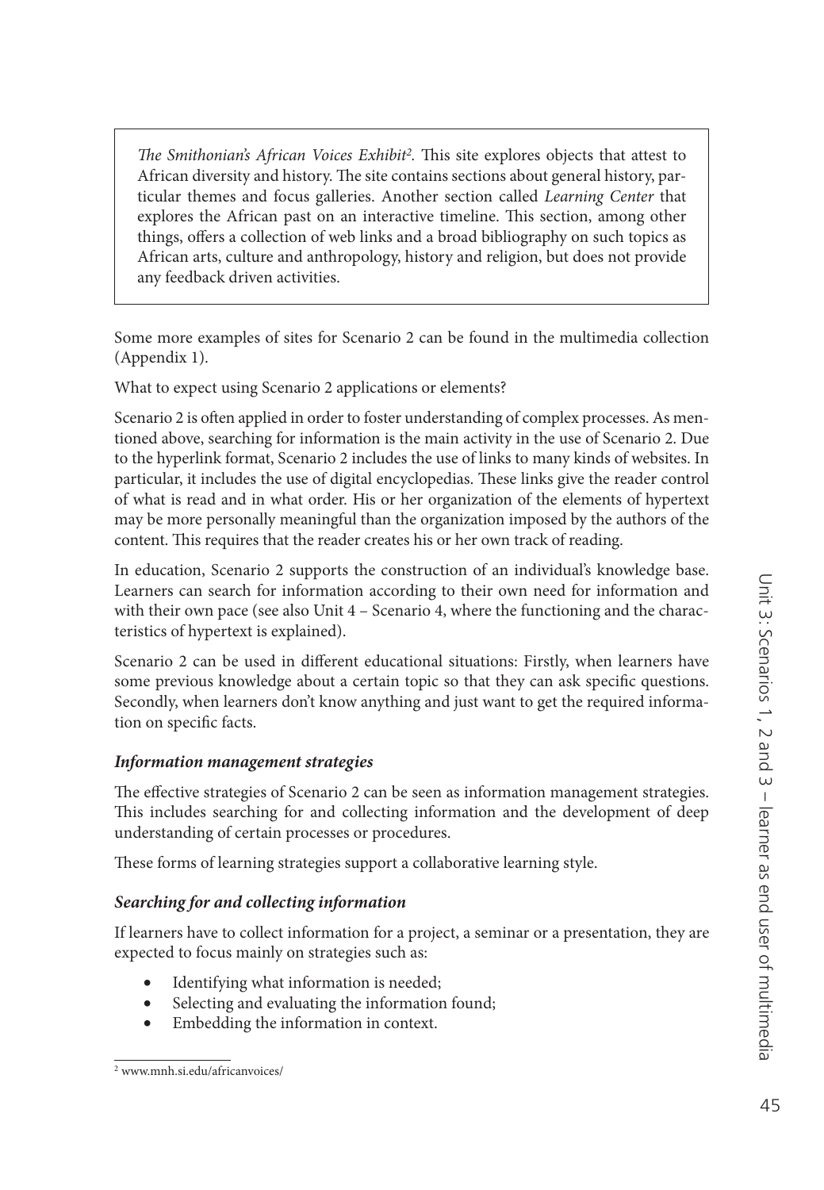*The Smithonian's African Voices Exhibit*[2]. This site explores objects that attest to African diversity and history. The site contains sections about general history, particular themes and focus galleries. Another section called *Learning Center* that explores the African past on an interactive timeline. This section, among other things, offers a collection of web links and a broad bibliography on such topics as African arts, culture and anthropology, history and religion, but does not provide any feedback driven activities.

Some more examples of sites for Scenario 2 can be found in the multimedia collection (Appendix 1).

What to expect using Scenario 2 applications or elements?

Scenario 2 is often applied in order to foster understanding of complex processes. As mentioned above, searching for information is the main activity in the use of Scenario 2. Due to the hyperlink format, Scenario 2 includes the use of links to many kinds of websites. In particular, it includes the use of digital encyclopedias. These links give the reader control of what is read and in what order. His or her organization of the elements of hypertext may be more personally meaningful than the organization imposed by the authors of the content. This requires that the reader creates his or her own track of reading.

In education, Scenario 2 supports the construction of an individual's knowledge base. Learners can search for information according to their own need for information and with their own pace (see also Unit 4 – Scenario 4, where the functioning and the characteristics of hypertext is explained).

Scenario 2 can be used in different educational situations: Firstly, when learners have some previous knowledge about a certain topic so that they can ask specific questions. Secondly, when learners don't know anything and just want to get the required information on specific facts.

### *Information management strategies*

The effective strategies of Scenario 2 can be seen as information management strategies. This includes searching for and collecting information and the development of deep understanding of certain processes or procedures.

These forms of learning strategies support a collaborative learning style.

### *Searching for and collecting information*

If learners have to collect information for a project, a seminar or a presentation, they are expected to focus mainly on strategies such as:

- Identifying what information is needed;
- Selecting and evaluating the information found;
- Embedding the information in context.

[2] www.mnh.si.edu/africanvoices/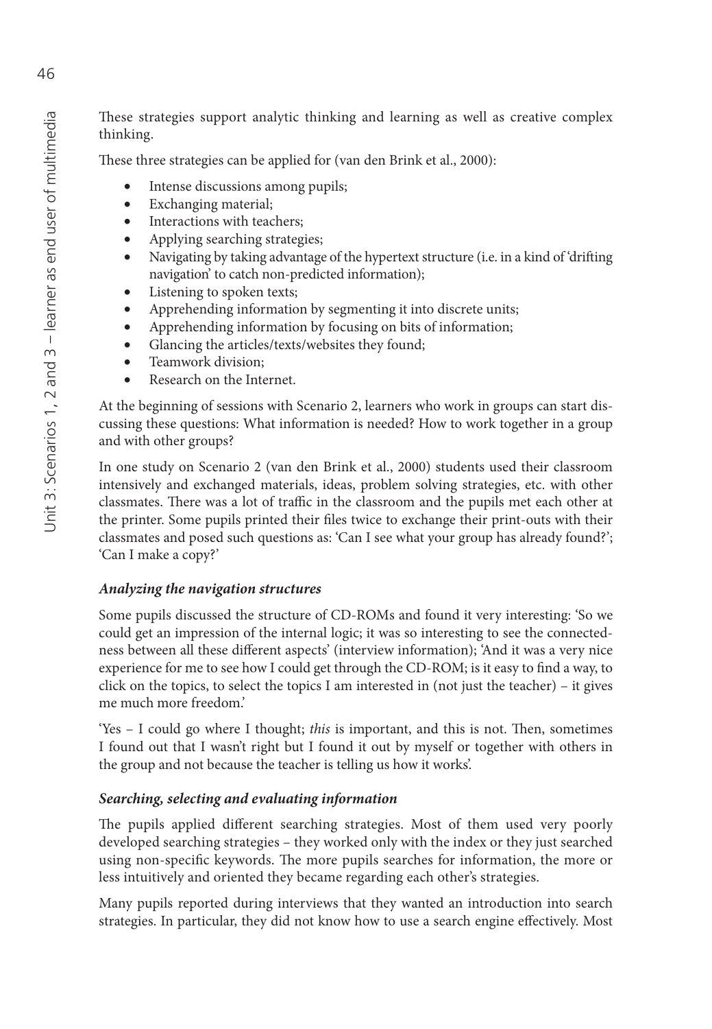These strategies support analytic thinking and learning as well as creative complex thinking.

These three strategies can be applied for (van den Brink et al., 2000):

- Intense discussions among pupils;
- Exchanging material;
- Interactions with teachers;
- Applying searching strategies;
- Navigating by taking advantage of the hypertext structure (i.e. in a kind of 'drifting navigation' to catch non-predicted information);
- Listening to spoken texts;
- Apprehending information by segmenting it into discrete units;
- Apprehending information by focusing on bits of information;
- Glancing the articles/texts/websites they found;
- Teamwork division;
- Research on the Internet.

At the beginning of sessions with Scenario 2, learners who work in groups can start discussing these questions: What information is needed? How to work together in a group and with other groups?

In one study on Scenario 2 (van den Brink et al., 2000) students used their classroom intensively and exchanged materials, ideas, problem solving strategies, etc. with other classmates. There was a lot of traffic in the classroom and the pupils met each other at the printer. Some pupils printed their files twice to exchange their print-outs with their classmates and posed such questions as: 'Can I see what your group has already found?'; 'Can I make a copy?'

### *Analyzing the navigation structures*

Some pupils discussed the structure of CD-ROMs and found it very interesting: 'So we could get an impression of the internal logic; it was so interesting to see the connectedness between all these different aspects' (interview information); 'And it was a very nice experience for me to see how I could get through the CD-ROM; is it easy to find a way, to click on the topics, to select the topics I am interested in (not just the teacher) – it gives me much more freedom.'

'Yes – I could go where I thought; *this* is important, and this is not. Then, sometimes I found out that I wasn't right but I found it out by myself or together with others in the group and not because the teacher is telling us how it works'.

### *Searching, selecting and evaluating information*

The pupils applied different searching strategies. Most of them used very poorly developed searching strategies – they worked only with the index or they just searched using non-specific keywords. The more pupils searches for information, the more or less intuitively and oriented they became regarding each other's strategies.

Many pupils reported during interviews that they wanted an introduction into search strategies. In particular, they did not know how to use a search engine effectively. Most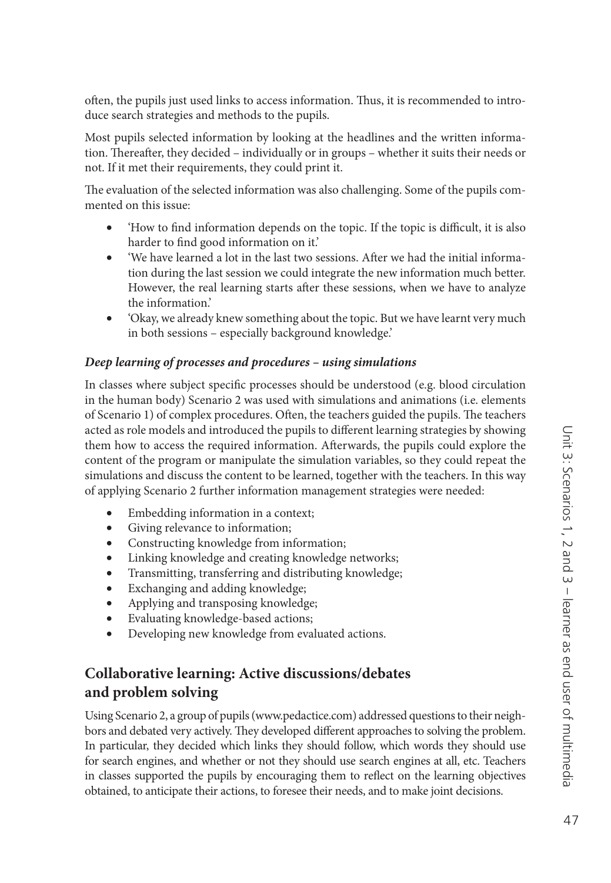often, the pupils just used links to access information. Thus, it is recommended to introduce search strategies and methods to the pupils.

Most pupils selected information by looking at the headlines and the written information. Thereafter, they decided – individually or in groups – whether it suits their needs or not. If it met their requirements, they could print it.

The evaluation of the selected information was also challenging. Some of the pupils commented on this issue:

- 'How to find information depends on the topic. If the topic is difficult, it is also harder to find good information on it.'
- 'We have learned a lot in the last two sessions. After we had the initial information during the last session we could integrate the new information much better. However, the real learning starts after these sessions, when we have to analyze the information.'
- 'Okay, we already knew something about the topic. But we have learnt very much in both sessions – especially background knowledge.'

### *Deep learning of processes and procedures – using simulations*

In classes where subject specific processes should be understood (e.g. blood circulation in the human body) Scenario 2 was used with simulations and animations (i.e. elements of Scenario 1) of complex procedures. Often, the teachers guided the pupils. The teachers acted as role models and introduced the pupils to different learning strategies by showing them how to access the required information. Afterwards, the pupils could explore the content of the program or manipulate the simulation variables, so they could repeat the simulations and discuss the content to be learned, together with the teachers. In this way of applying Scenario 2 further information management strategies were needed:

- Embedding information in a context;
- Giving relevance to information;
- Constructing knowledge from information;
- Linking knowledge and creating knowledge networks;
- Transmitting, transferring and distributing knowledge;
- Exchanging and adding knowledge;
- Applying and transposing knowledge;
- Evaluating knowledge-based actions;
- Developing new knowledge from evaluated actions.

## Collaborative learning: Active discussions/debates and problem solving

Using Scenario 2, a group of pupils (www.pedactice.com) addressed questions to their neighbors and debated very actively. They developed different approaches to solving the problem. In particular, they decided which links they should follow, which words they should use for search engines, and whether or not they should use search engines at all, etc. Teachers in classes supported the pupils by encouraging them to reflect on the learning objectives obtained, to anticipate their actions, to foresee their needs, and to make joint decisions.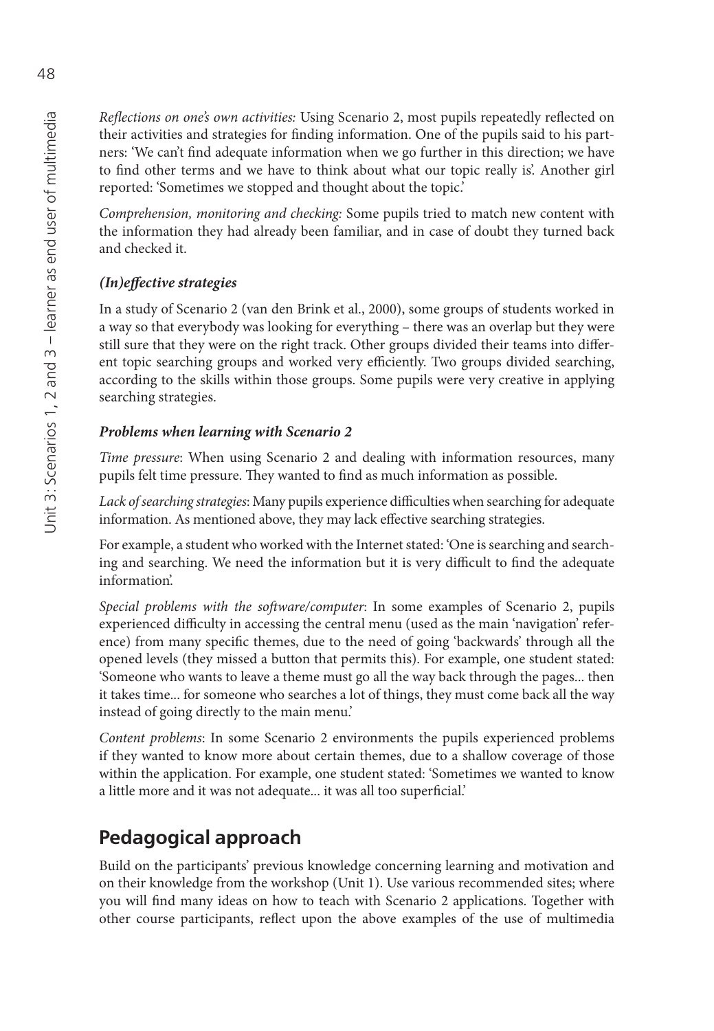*Reflections on one's own activities:* Using Scenario 2, most pupils repeatedly reflected on their activities and strategies for finding information. One of the pupils said to his partners: 'We can't find adequate information when we go further in this direction; we have to find other terms and we have to think about what our topic really is'. Another girl reported: 'Sometimes we stopped and thought about the topic.'

*Comprehension, monitoring and checking:* Some pupils tried to match new content with the information they had already been familiar, and in case of doubt they turned back and checked it.

### *(In)effective strategies*

In a study of Scenario 2 (van den Brink et al., 2000), some groups of students worked in a way so that everybody was looking for everything – there was an overlap but they were still sure that they were on the right track. Other groups divided their teams into different topic searching groups and worked very efficiently. Two groups divided searching, according to the skills within those groups. Some pupils were very creative in applying searching strategies.

### *Problems when learning with Scenario 2*

*Time pressure*: When using Scenario 2 and dealing with information resources, many pupils felt time pressure. They wanted to find as much information as possible.

*Lack of searching strategies*: Many pupils experience difficulties when searching for adequate information. As mentioned above, they may lack effective searching strategies.

For example, a student who worked with the Internet stated: 'One is searching and searching and searching. We need the information but it is very difficult to find the adequate information'.

*Special problems with the software/computer*: In some examples of Scenario 2, pupils experienced difficulty in accessing the central menu (used as the main 'navigation' reference) from many specific themes, due to the need of going 'backwards' through all the opened levels (they missed a button that permits this). For example, one student stated: 'Someone who wants to leave a theme must go all the way back through the pages... then it takes time... for someone who searches a lot of things, they must come back all the way instead of going directly to the main menu.'

*Content problems*: In some Scenario 2 environments the pupils experienced problems if they wanted to know more about certain themes, due to a shallow coverage of those within the application. For example, one student stated: 'Sometimes we wanted to know a little more and it was not adequate... it was all too superficial.'

## Pedagogical approach

Build on the participants' previous knowledge concerning learning and motivation and on their knowledge from the workshop (Unit 1). Use various recommended sites; where you will find many ideas on how to teach with Scenario 2 applications. Together with other course participants, reflect upon the above examples of the use of multimedia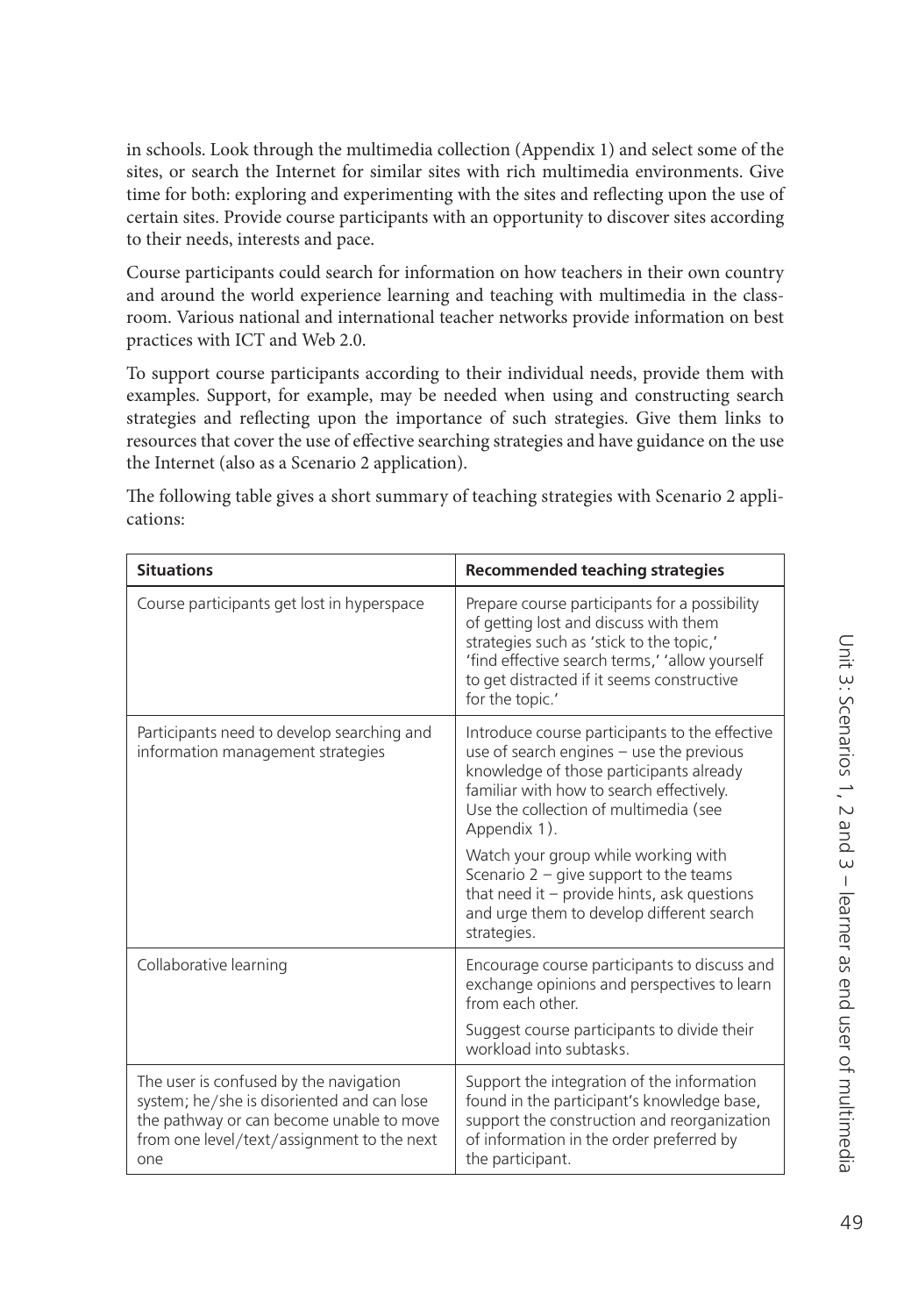in schools. Look through the multimedia collection (Appendix 1) and select some of the sites, or search the Internet for similar sites with rich multimedia environments. Give time for both: exploring and experimenting with the sites and reflecting upon the use of certain sites. Provide course participants with an opportunity to discover sites according to their needs, interests and pace.

Course participants could search for information on how teachers in their own country and around the world experience learning and teaching with multimedia in the classroom. Various national and international teacher networks provide information on best practices with ICT and Web 2.0.

To support course participants according to their individual needs, provide them with examples. Support, for example, may be needed when using and constructing search strategies and reflecting upon the importance of such strategies. Give them links to resources that cover the use of effective searching strategies and have guidance on the use the Internet (also as a Scenario 2 application).

The following table gives a short summary of teaching strategies with Scenario 2 applications:

| **Situations** | **Recommended teaching strategies** |
|---|---|
| Course participants get lost in hyperspace | Prepare course participants for a possibility of getting lost and discuss with them strategies such as 'stick to the topic,' 'find effective search terms,' 'allow yourself to get distracted if it seems constructive for the topic.' |
| Participants need to develop searching and information management strategies | Introduce course participants to the effective use of search engines – use the previous knowledge of those participants already familiar with how to search effectively. Use the collection of multimedia (see Appendix 1).<br><br>Watch your group while working with Scenario 2 – give support to the teams that need it – provide hints, ask questions and urge them to develop different search strategies. |
| Collaborative learning | Encourage course participants to discuss and exchange opinions and perspectives to learn from each other.<br><br>Suggest course participants to divide their workload into subtasks. |
| The user is confused by the navigation system; he/she is disoriented and can lose the pathway or can become unable to move from one level/text/assignment to the next one | Support the integration of the information found in the participant's knowledge base, support the construction and reorganization of information in the order preferred by the participant. |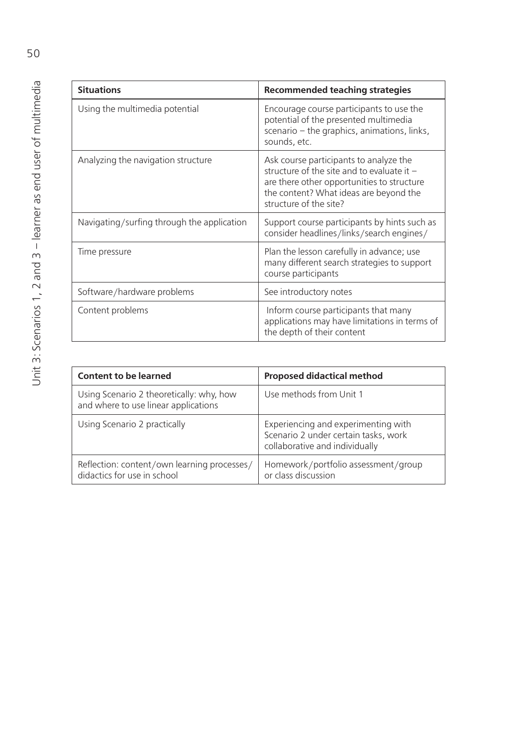| Situations | Recommended teaching strategies |
| --- | --- |
| Using the multimedia potential | Encourage course participants to use the potential of the presented multimedia scenario – the graphics, animations, links, sounds, etc. |
| Analyzing the navigation structure | Ask course participants to analyze the structure of the site and to evaluate it – are there other opportunities to structure the content? What ideas are beyond the structure of the site? |
| Navigating/surfing through the application | Support course participants by hints such as consider headlines/links/search engines/ |
| Time pressure | Plan the lesson carefully in advance; use many different search strategies to support course participants |
| Software/hardware problems | See introductory notes |
| Content problems | Inform course participants that many applications may have limitations in terms of the depth of their content |

| Content to be learned | Proposed didactical method |
| --- | --- |
| Using Scenario 2 theoretically: why, how and where to use linear applications | Use methods from Unit 1 |
| Using Scenario 2 practically | Experiencing and experimenting with Scenario 2 under certain tasks, work collaborative and individually |
| Reflection: content/own learning processes/ didactics for use in school | Homework/portfolio assessment/group or class discussion |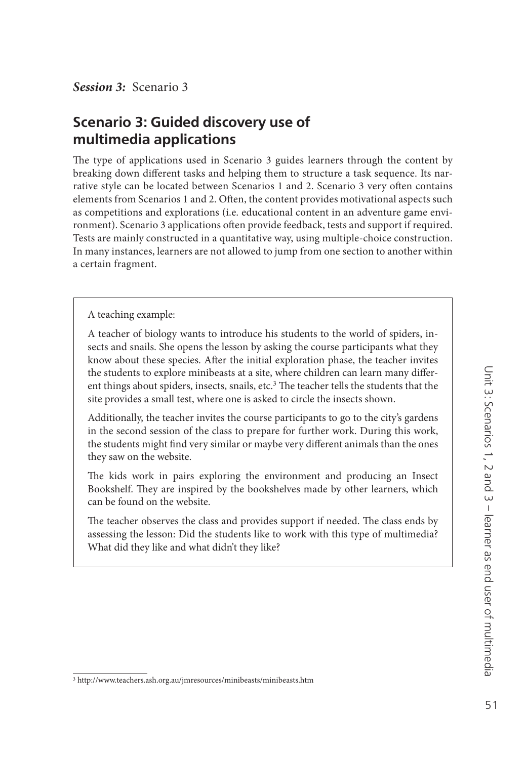*Session 3:* Scenario 3

## Scenario 3: Guided discovery use of multimedia applications

The type of applications used in Scenario 3 guides learners through the content by breaking down different tasks and helping them to structure a task sequence. Its narrative style can be located between Scenarios 1 and 2. Scenario 3 very often contains elements from Scenarios 1 and 2. Often, the content provides motivational aspects such as competitions and explorations (i.e. educational content in an adventure game environment). Scenario 3 applications often provide feedback, tests and support if required. Tests are mainly constructed in a quantitative way, using multiple-choice construction. In many instances, learners are not allowed to jump from one section to another within a certain fragment.

> A teaching example:
>
> A teacher of biology wants to introduce his students to the world of spiders, insects and snails. She opens the lesson by asking the course participants what they know about these species. After the initial exploration phase, the teacher invites the students to explore minibeasts at a site, where children can learn many different things about spiders, insects, snails, etc.[3] The teacher tells the students that the site provides a small test, where one is asked to circle the insects shown.
>
> Additionally, the teacher invites the course participants to go to the city's gardens in the second session of the class to prepare for further work. During this work, the students might find very similar or maybe very different animals than the ones they saw on the website.
>
> The kids work in pairs exploring the environment and producing an Insect Bookshelf. They are inspired by the bookshelves made by other learners, which can be found on the website.
>
> The teacher observes the class and provides support if needed. The class ends by assessing the lesson: Did the students like to work with this type of multimedia? What did they like and what didn't they like?

---

[3] http://www.teachers.ash.org.au/jmresources/minibeasts/minibeasts.htm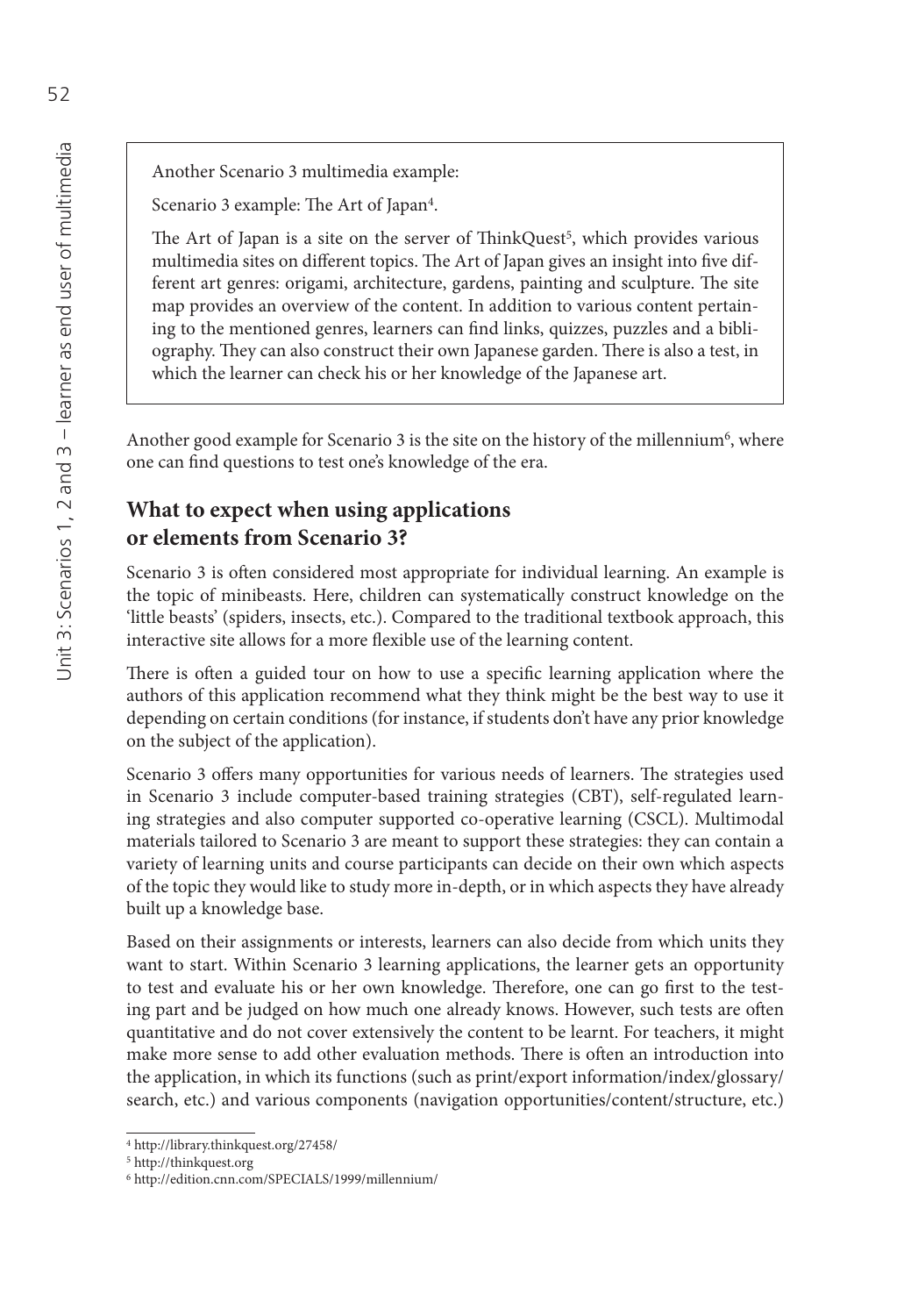Another Scenario 3 multimedia example:

Scenario 3 example: The Art of Japan[4].

The Art of Japan is a site on the server of ThinkQuest[5], which provides various multimedia sites on different topics. The Art of Japan gives an insight into five different art genres: origami, architecture, gardens, painting and sculpture. The site map provides an overview of the content. In addition to various content pertaining to the mentioned genres, learners can find links, quizzes, puzzles and a bibliography. They can also construct their own Japanese garden. There is also a test, in which the learner can check his or her knowledge of the Japanese art.

Another good example for Scenario 3 is the site on the history of the millennium[6], where one can find questions to test one's knowledge of the era.

## What to expect when using applications or elements from Scenario 3?

Scenario 3 is often considered most appropriate for individual learning. An example is the topic of minibeasts. Here, children can systematically construct knowledge on the 'little beasts' (spiders, insects, etc.). Compared to the traditional textbook approach, this interactive site allows for a more flexible use of the learning content.

There is often a guided tour on how to use a specific learning application where the authors of this application recommend what they think might be the best way to use it depending on certain conditions (for instance, if students don't have any prior knowledge on the subject of the application).

Scenario 3 offers many opportunities for various needs of learners. The strategies used in Scenario 3 include computer-based training strategies (CBT), self-regulated learning strategies and also computer supported co-operative learning (CSCL). Multimodal materials tailored to Scenario 3 are meant to support these strategies: they can contain a variety of learning units and course participants can decide on their own which aspects of the topic they would like to study more in-depth, or in which aspects they have already built up a knowledge base.

Based on their assignments or interests, learners can also decide from which units they want to start. Within Scenario 3 learning applications, the learner gets an opportunity to test and evaluate his or her own knowledge. Therefore, one can go first to the testing part and be judged on how much one already knows. However, such tests are often quantitative and do not cover extensively the content to be learnt. For teachers, it might make more sense to add other evaluation methods. There is often an introduction into the application, in which its functions (such as print/export information/index/glossary/search, etc.) and various components (navigation opportunities/content/structure, etc.)

[4] http://library.thinkquest.org/27458/

[5] http://thinkquest.org

[6] http://edition.cnn.com/SPECIALS/1999/millennium/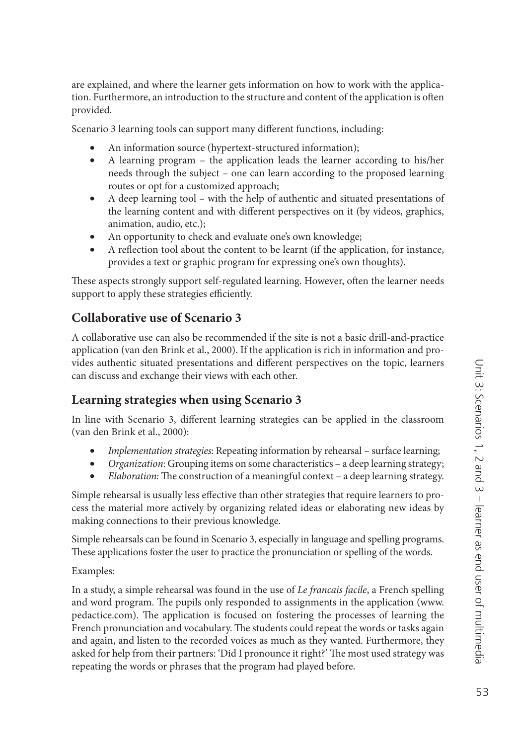are explained, and where the learner gets information on how to work with the application. Furthermore, an introduction to the structure and content of the application is often provided.

Scenario 3 learning tools can support many different functions, including:

- An information source (hypertext-structured information);
- A learning program – the application leads the learner according to his/her needs through the subject – one can learn according to the proposed learning routes or opt for a customized approach;
- A deep learning tool – with the help of authentic and situated presentations of the learning content and with different perspectives on it (by videos, graphics, animation, audio, etc.);
- An opportunity to check and evaluate one's own knowledge;
- A reflection tool about the content to be learnt (if the application, for instance, provides a text or graphic program for expressing one's own thoughts).

These aspects strongly support self-regulated learning. However, often the learner needs support to apply these strategies efficiently.

## Collaborative use of Scenario 3

A collaborative use can also be recommended if the site is not a basic drill-and-practice application (van den Brink et al., 2000). If the application is rich in information and provides authentic situated presentations and different perspectives on the topic, learners can discuss and exchange their views with each other.

## Learning strategies when using Scenario 3

In line with Scenario 3, different learning strategies can be applied in the classroom (van den Brink et al., 2000):

- *Implementation strategies*: Repeating information by rehearsal – surface learning;
- *Organization*: Grouping items on some characteristics – a deep learning strategy;
- *Elaboration:* The construction of a meaningful context – a deep learning strategy.

Simple rehearsal is usually less effective than other strategies that require learners to process the material more actively by organizing related ideas or elaborating new ideas by making connections to their previous knowledge.

Simple rehearsals can be found in Scenario 3, especially in language and spelling programs. These applications foster the user to practice the pronunciation or spelling of the words.

Examples:

In a study, a simple rehearsal was found in the use of *Le francais facile*, a French spelling and word program. The pupils only responded to assignments in the application (www.pedactice.com). The application is focused on fostering the processes of learning the French pronunciation and vocabulary. The students could repeat the words or tasks again and again, and listen to the recorded voices as much as they wanted. Furthermore, they asked for help from their partners: 'Did I pronounce it right?' The most used strategy was repeating the words or phrases that the program had played before.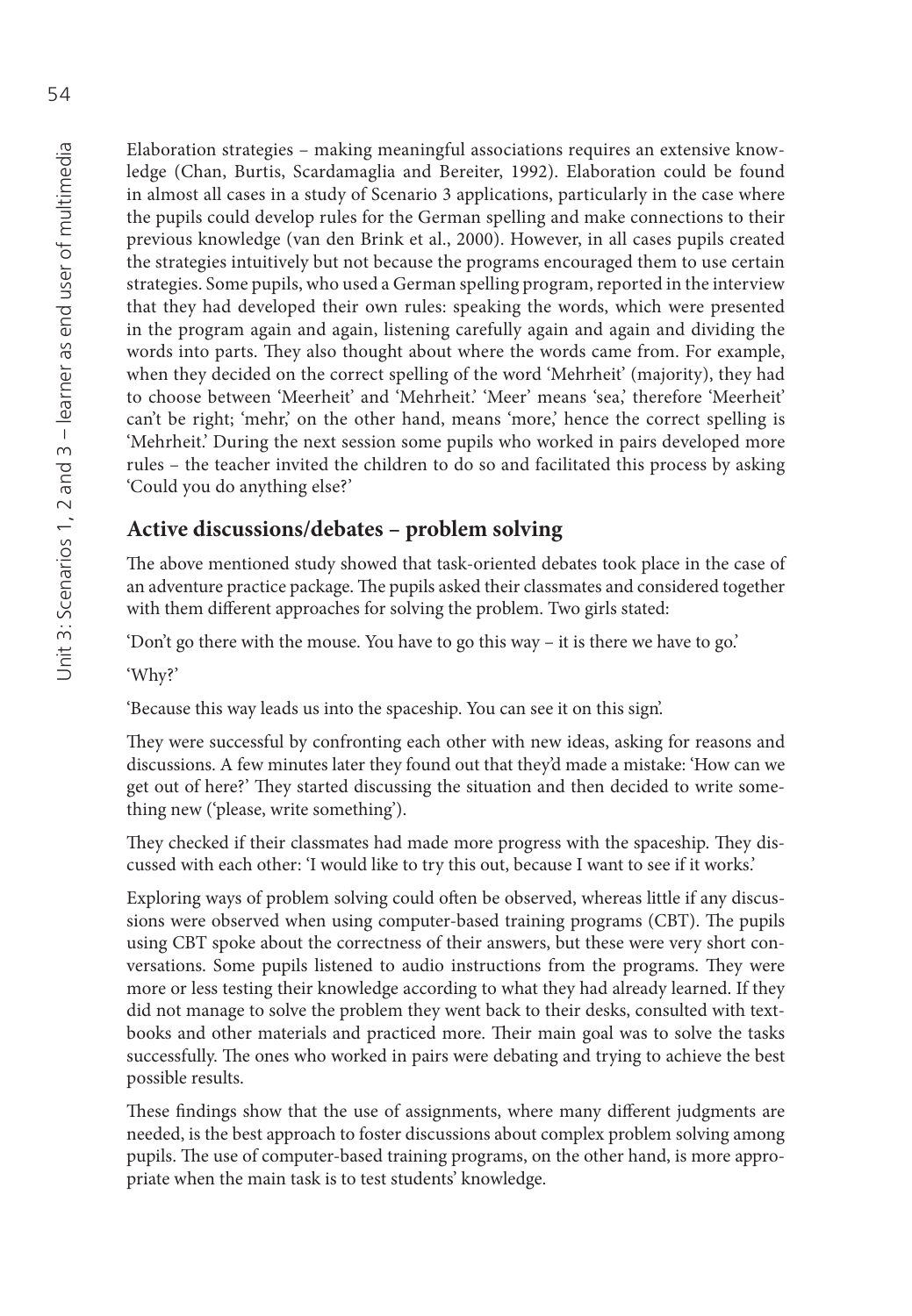Elaboration strategies – making meaningful associations requires an extensive knowledge (Chan, Burtis, Scardamaglia and Bereiter, 1992). Elaboration could be found in almost all cases in a study of Scenario 3 applications, particularly in the case where the pupils could develop rules for the German spelling and make connections to their previous knowledge (van den Brink et al., 2000). However, in all cases pupils created the strategies intuitively but not because the programs encouraged them to use certain strategies. Some pupils, who used a German spelling program, reported in the interview that they had developed their own rules: speaking the words, which were presented in the program again and again, listening carefully again and again and dividing the words into parts. They also thought about where the words came from. For example, when they decided on the correct spelling of the word 'Mehrheit' (majority), they had to choose between 'Meerheit' and 'Mehrheit.' 'Meer' means 'sea,' therefore 'Meerheit' can't be right; 'mehr,' on the other hand, means 'more,' hence the correct spelling is 'Mehrheit.' During the next session some pupils who worked in pairs developed more rules – the teacher invited the children to do so and facilitated this process by asking 'Could you do anything else?'

## Active discussions/debates – problem solving

The above mentioned study showed that task-oriented debates took place in the case of an adventure practice package. The pupils asked their classmates and considered together with them different approaches for solving the problem. Two girls stated:

'Don't go there with the mouse. You have to go this way – it is there we have to go.'

'Why?'

'Because this way leads us into the spaceship. You can see it on this sign'.

They were successful by confronting each other with new ideas, asking for reasons and discussions. A few minutes later they found out that they'd made a mistake: 'How can we get out of here?' They started discussing the situation and then decided to write something new ('please, write something').

They checked if their classmates had made more progress with the spaceship. They discussed with each other: 'I would like to try this out, because I want to see if it works.'

Exploring ways of problem solving could often be observed, whereas little if any discussions were observed when using computer-based training programs (CBT). The pupils using CBT spoke about the correctness of their answers, but these were very short conversations. Some pupils listened to audio instructions from the programs. They were more or less testing their knowledge according to what they had already learned. If they did not manage to solve the problem they went back to their desks, consulted with textbooks and other materials and practiced more. Their main goal was to solve the tasks successfully. The ones who worked in pairs were debating and trying to achieve the best possible results.

These findings show that the use of assignments, where many different judgments are needed, is the best approach to foster discussions about complex problem solving among pupils. The use of computer-based training programs, on the other hand, is more appropriate when the main task is to test students' knowledge.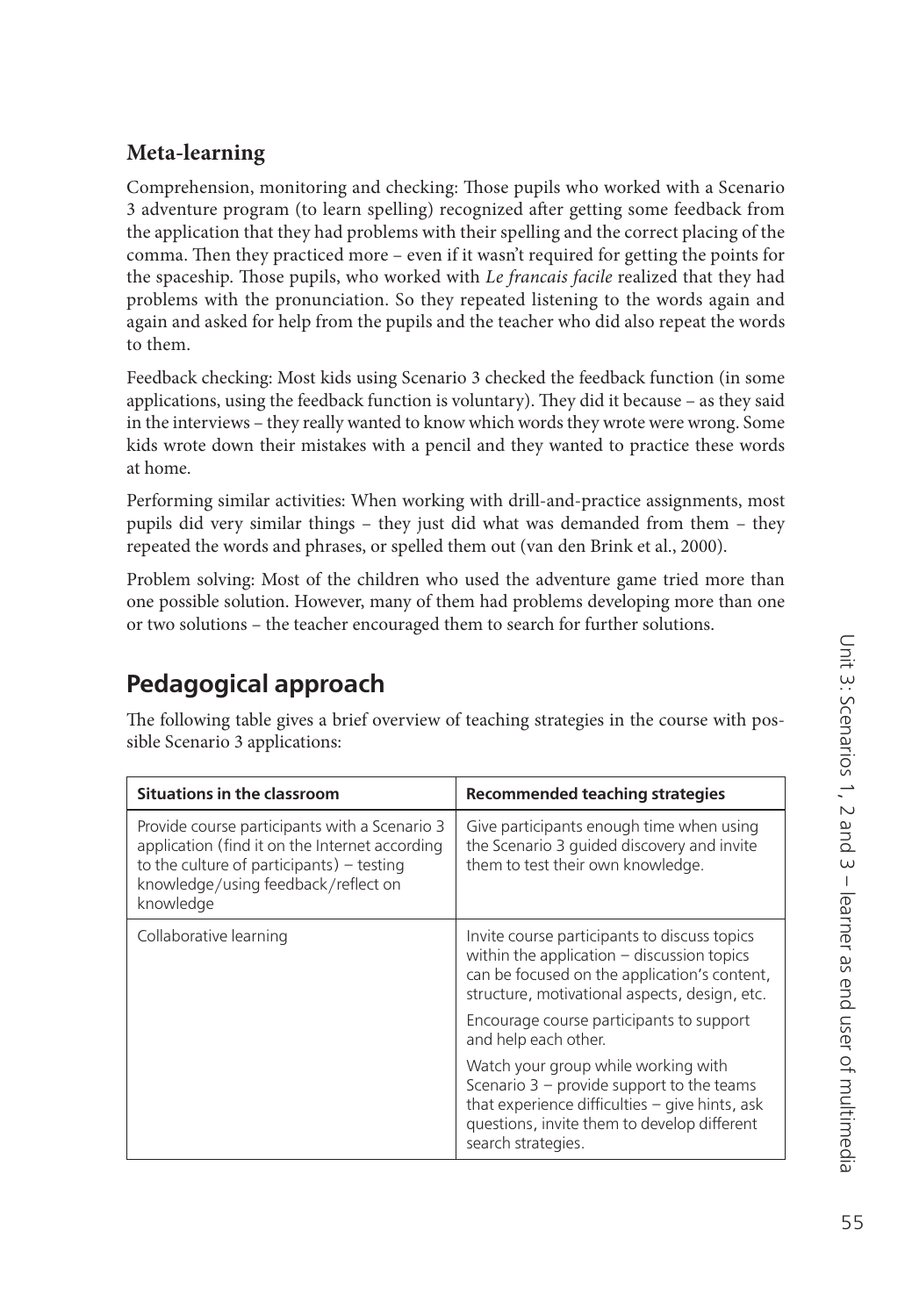### Meta-learning

Comprehension, monitoring and checking: Those pupils who worked with a Scenario 3 adventure program (to learn spelling) recognized after getting some feedback from the application that they had problems with their spelling and the correct placing of the comma. Then they practiced more – even if it wasn't required for getting the points for the spaceship. Those pupils, who worked with *Le francais facile* realized that they had problems with the pronunciation. So they repeated listening to the words again and again and asked for help from the pupils and the teacher who did also repeat the words to them.

Feedback checking: Most kids using Scenario 3 checked the feedback function (in some applications, using the feedback function is voluntary). They did it because – as they said in the interviews – they really wanted to know which words they wrote were wrong. Some kids wrote down their mistakes with a pencil and they wanted to practice these words at home.

Performing similar activities: When working with drill-and-practice assignments, most pupils did very similar things – they just did what was demanded from them – they repeated the words and phrases, or spelled them out (van den Brink et al., 2000).

Problem solving: Most of the children who used the adventure game tried more than one possible solution. However, many of them had problems developing more than one or two solutions – the teacher encouraged them to search for further solutions.

## Pedagogical approach

The following table gives a brief overview of teaching strategies in the course with possible Scenario 3 applications:

| Situations in the classroom | Recommended teaching strategies |
|---|---|
| Provide course participants with a Scenario 3 application (find it on the Internet according to the culture of participants) – testing knowledge/using feedback/reflect on knowledge | Give participants enough time when using the Scenario 3 guided discovery and invite them to test their own knowledge. |
| Collaborative learning | Invite course participants to discuss topics within the application – discussion topics can be focused on the application's content, structure, motivational aspects, design, etc. |
| | Encourage course participants to support and help each other. |
| | Watch your group while working with Scenario 3 – provide support to the teams that experience difficulties – give hints, ask questions, invite them to develop different search strategies. |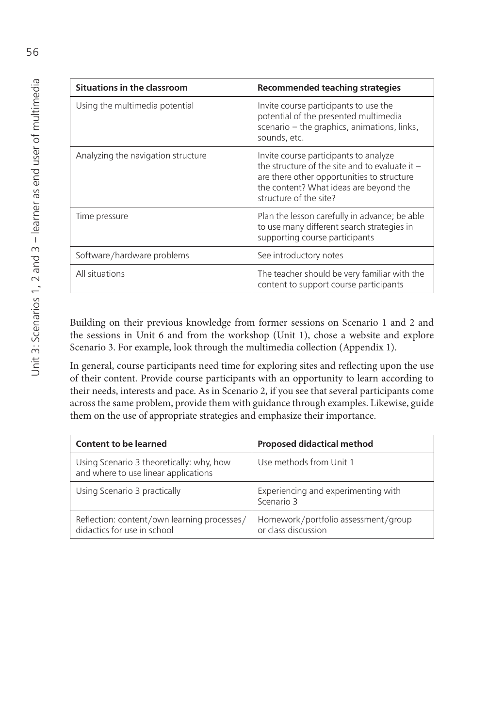| Situations in the classroom | Recommended teaching strategies |
| --- | --- |
| Using the multimedia potential | Invite course participants to use the potential of the presented multimedia scenario – the graphics, animations, links, sounds, etc. |
| Analyzing the navigation structure | Invite course participants to analyze the structure of the site and to evaluate it – are there other opportunities to structure the content? What ideas are beyond the structure of the site? |
| Time pressure | Plan the lesson carefully in advance; be able to use many different search strategies in supporting course participants |
| Software/hardware problems | See introductory notes |
| All situations | The teacher should be very familiar with the content to support course participants |

Building on their previous knowledge from former sessions on Scenario 1 and 2 and the sessions in Unit 6 and from the workshop (Unit 1), chose a website and explore Scenario 3. For example, look through the multimedia collection (Appendix 1).

In general, course participants need time for exploring sites and reflecting upon the use of their content. Provide course participants with an opportunity to learn according to their needs, interests and pace. As in Scenario 2, if you see that several participants come across the same problem, provide them with guidance through examples. Likewise, guide them on the use of appropriate strategies and emphasize their importance.

| Content to be learned | Proposed didactical method |
| --- | --- |
| Using Scenario 3 theoretically: why, how and where to use linear applications | Use methods from Unit 1 |
| Using Scenario 3 practically | Experiencing and experimenting with Scenario 3 |
| Reflection: content/own learning processes/ didactics for use in school | Homework/portfolio assessment/group or class discussion |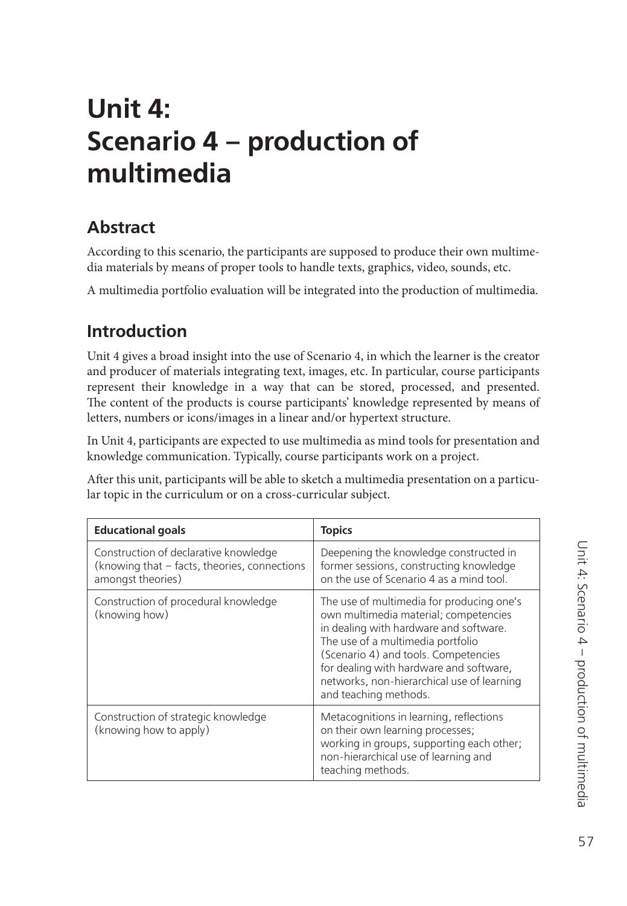# Unit 4: Scenario 4 – production of multimedia

## Abstract

According to this scenario, the participants are supposed to produce their own multimedia materials by means of proper tools to handle texts, graphics, video, sounds, etc.

A multimedia portfolio evaluation will be integrated into the production of multimedia.

## Introduction

Unit 4 gives a broad insight into the use of Scenario 4, in which the learner is the creator and producer of materials integrating text, images, etc. In particular, course participants represent their knowledge in a way that can be stored, processed, and presented. The content of the products is course participants' knowledge represented by means of letters, numbers or icons/images in a linear and/or hypertext structure.

In Unit 4, participants are expected to use multimedia as mind tools for presentation and knowledge communication. Typically, course participants work on a project.

After this unit, participants will be able to sketch a multimedia presentation on a particular topic in the curriculum or on a cross-curricular subject.

| Educational goals | Topics |
|---|---|
| Construction of declarative knowledge (knowing that – facts, theories, connections amongst theories) | Deepening the knowledge constructed in former sessions, constructing knowledge on the use of Scenario 4 as a mind tool. |
| Construction of procedural knowledge (knowing how) | The use of multimedia for producing one's own multimedia material; competencies in dealing with hardware and software. The use of a multimedia portfolio (Scenario 4) and tools. Competencies for dealing with hardware and software, networks, non-hierarchical use of learning and teaching methods. |
| Construction of strategic knowledge (knowing how to apply) | Metacognitions in learning, reflections on their own learning processes; working in groups, supporting each other; non-hierarchical use of learning and teaching methods. |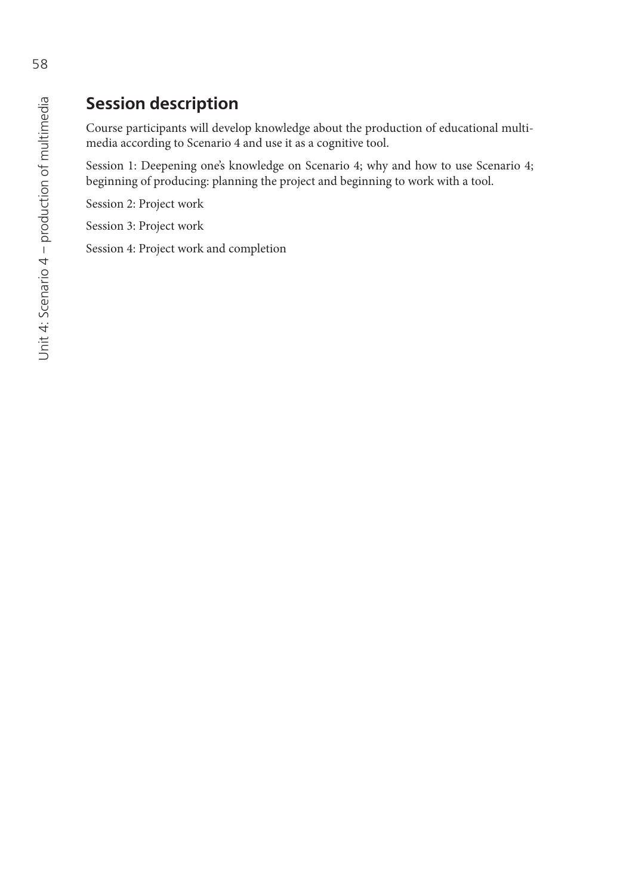## Session description

Course participants will develop knowledge about the production of educational multimedia according to Scenario 4 and use it as a cognitive tool.

Session 1: Deepening one's knowledge on Scenario 4; why and how to use Scenario 4; beginning of producing: planning the project and beginning to work with a tool.

Session 2: Project work

Session 3: Project work

Session 4: Project work and completion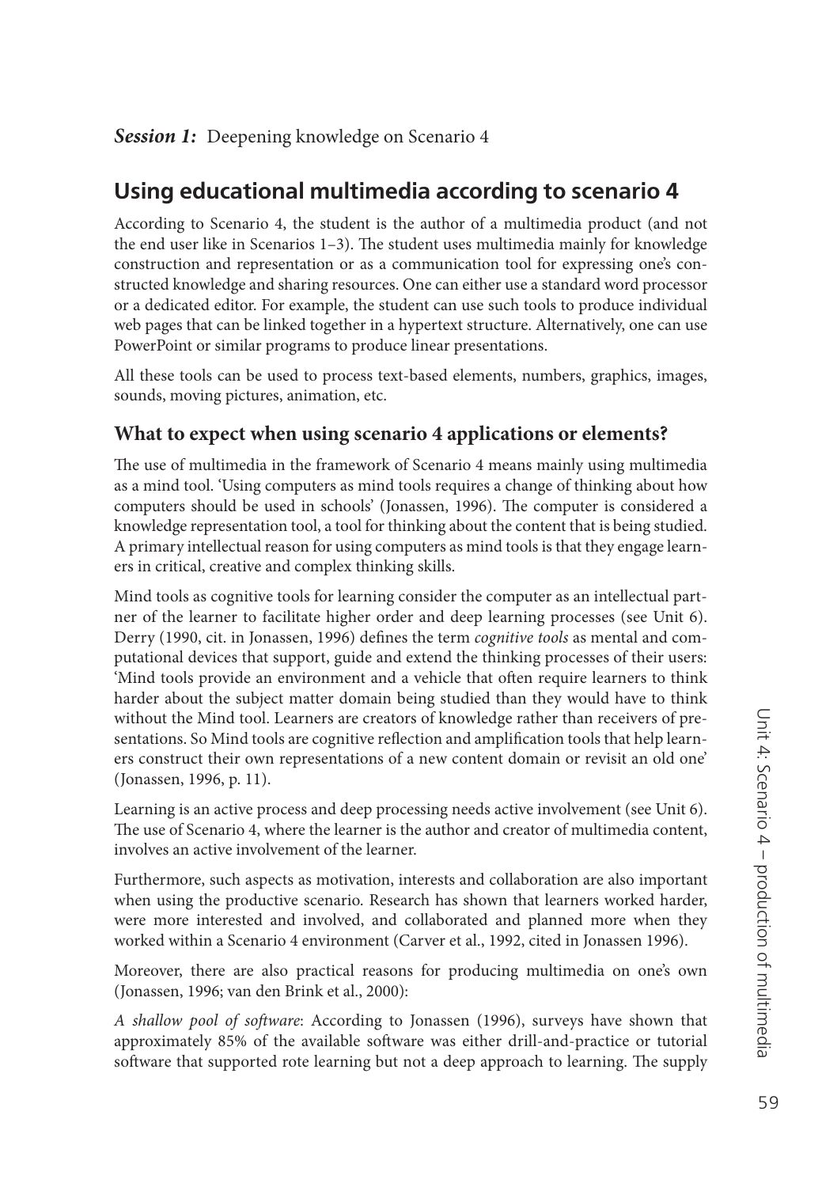*Session 1:* Deepening knowledge on Scenario 4

## Using educational multimedia according to scenario 4

According to Scenario 4, the student is the author of a multimedia product (and not the end user like in Scenarios 1–3). The student uses multimedia mainly for knowledge construction and representation or as a communication tool for expressing one's constructed knowledge and sharing resources. One can either use a standard word processor or a dedicated editor. For example, the student can use such tools to produce individual web pages that can be linked together in a hypertext structure. Alternatively, one can use PowerPoint or similar programs to produce linear presentations.

All these tools can be used to process text-based elements, numbers, graphics, images, sounds, moving pictures, animation, etc.

### What to expect when using scenario 4 applications or elements?

The use of multimedia in the framework of Scenario 4 means mainly using multimedia as a mind tool. 'Using computers as mind tools requires a change of thinking about how computers should be used in schools' (Jonassen, 1996). The computer is considered a knowledge representation tool, a tool for thinking about the content that is being studied. A primary intellectual reason for using computers as mind tools is that they engage learners in critical, creative and complex thinking skills.

Mind tools as cognitive tools for learning consider the computer as an intellectual partner of the learner to facilitate higher order and deep learning processes (see Unit 6). Derry (1990, cit. in Jonassen, 1996) defines the term *cognitive tools* as mental and computational devices that support, guide and extend the thinking processes of their users: 'Mind tools provide an environment and a vehicle that often require learners to think harder about the subject matter domain being studied than they would have to think without the Mind tool. Learners are creators of knowledge rather than receivers of presentations. So Mind tools are cognitive reflection and amplification tools that help learners construct their own representations of a new content domain or revisit an old one' (Jonassen, 1996, p. 11).

Learning is an active process and deep processing needs active involvement (see Unit 6). The use of Scenario 4, where the learner is the author and creator of multimedia content, involves an active involvement of the learner.

Furthermore, such aspects as motivation, interests and collaboration are also important when using the productive scenario. Research has shown that learners worked harder, were more interested and involved, and collaborated and planned more when they worked within a Scenario 4 environment (Carver et al., 1992, cited in Jonassen 1996).

Moreover, there are also practical reasons for producing multimedia on one's own (Jonassen, 1996; van den Brink et al., 2000):

*A shallow pool of software*: According to Jonassen (1996), surveys have shown that approximately 85% of the available software was either drill-and-practice or tutorial software that supported rote learning but not a deep approach to learning. The supply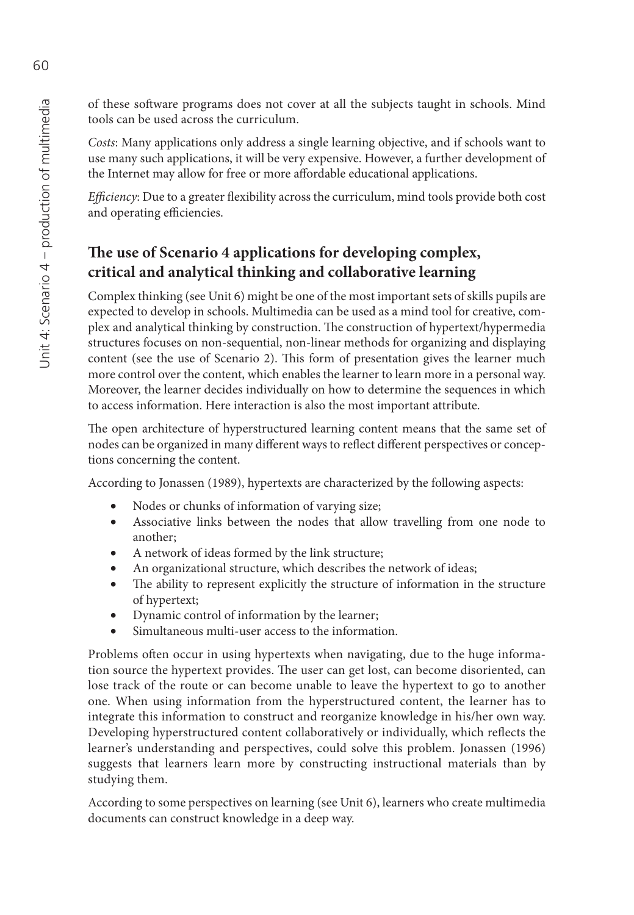of these software programs does not cover at all the subjects taught in schools. Mind tools can be used across the curriculum.

*Costs*: Many applications only address a single learning objective, and if schools want to use many such applications, it will be very expensive. However, a further development of the Internet may allow for free or more affordable educational applications.

*Efficiency*: Due to a greater flexibility across the curriculum, mind tools provide both cost and operating efficiencies.

## The use of Scenario 4 applications for developing complex, critical and analytical thinking and collaborative learning

Complex thinking (see Unit 6) might be one of the most important sets of skills pupils are expected to develop in schools. Multimedia can be used as a mind tool for creative, complex and analytical thinking by construction. The construction of hypertext/hypermedia structures focuses on non-sequential, non-linear methods for organizing and displaying content (see the use of Scenario 2). This form of presentation gives the learner much more control over the content, which enables the learner to learn more in a personal way. Moreover, the learner decides individually on how to determine the sequences in which to access information. Here interaction is also the most important attribute.

The open architecture of hyperstructured learning content means that the same set of nodes can be organized in many different ways to reflect different perspectives or conceptions concerning the content.

According to Jonassen (1989), hypertexts are characterized by the following aspects:

- Nodes or chunks of information of varying size;
- Associative links between the nodes that allow travelling from one node to another;
- A network of ideas formed by the link structure;
- An organizational structure, which describes the network of ideas;
- The ability to represent explicitly the structure of information in the structure of hypertext;
- Dynamic control of information by the learner;
- Simultaneous multi-user access to the information.

Problems often occur in using hypertexts when navigating, due to the huge information source the hypertext provides. The user can get lost, can become disoriented, can lose track of the route or can become unable to leave the hypertext to go to another one. When using information from the hyperstructured content, the learner has to integrate this information to construct and reorganize knowledge in his/her own way. Developing hyperstructured content collaboratively or individually, which reflects the learner's understanding and perspectives, could solve this problem. Jonassen (1996) suggests that learners learn more by constructing instructional materials than by studying them.

According to some perspectives on learning (see Unit 6), learners who create multimedia documents can construct knowledge in a deep way.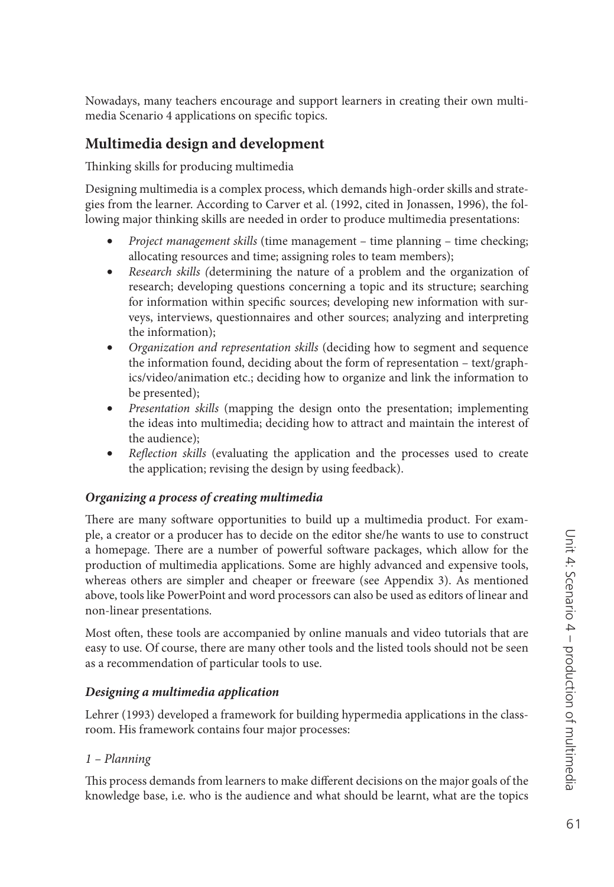Nowadays, many teachers encourage and support learners in creating their own multimedia Scenario 4 applications on specific topics.

## Multimedia design and development

Thinking skills for producing multimedia

Designing multimedia is a complex process, which demands high-order skills and strategies from the learner. According to Carver et al. (1992, cited in Jonassen, 1996), the following major thinking skills are needed in order to produce multimedia presentations:

- *Project management skills* (time management – time planning – time checking; allocating resources and time; assigning roles to team members);
- *Research skills (*determining the nature of a problem and the organization of research; developing questions concerning a topic and its structure; searching for information within specific sources; developing new information with surveys, interviews, questionnaires and other sources; analyzing and interpreting the information);
- *Organization and representation skills* (deciding how to segment and sequence the information found, deciding about the form of representation – text/graphics/video/animation etc.; deciding how to organize and link the information to be presented);
- *Presentation skills* (mapping the design onto the presentation; implementing the ideas into multimedia; deciding how to attract and maintain the interest of the audience);
- *Reflection skills* (evaluating the application and the processes used to create the application; revising the design by using feedback).

### *Organizing a process of creating multimedia*

There are many software opportunities to build up a multimedia product. For example, a creator or a producer has to decide on the editor she/he wants to use to construct a homepage. There are a number of powerful software packages, which allow for the production of multimedia applications. Some are highly advanced and expensive tools, whereas others are simpler and cheaper or freeware (see Appendix 3). As mentioned above, tools like PowerPoint and word processors can also be used as editors of linear and non-linear presentations.

Most often, these tools are accompanied by online manuals and video tutorials that are easy to use. Of course, there are many other tools and the listed tools should not be seen as a recommendation of particular tools to use.

### *Designing a multimedia application*

Lehrer (1993) developed a framework for building hypermedia applications in the classroom. His framework contains four major processes:

*1 – Planning*

This process demands from learners to make different decisions on the major goals of the knowledge base, i.e. who is the audience and what should be learnt, what are the topics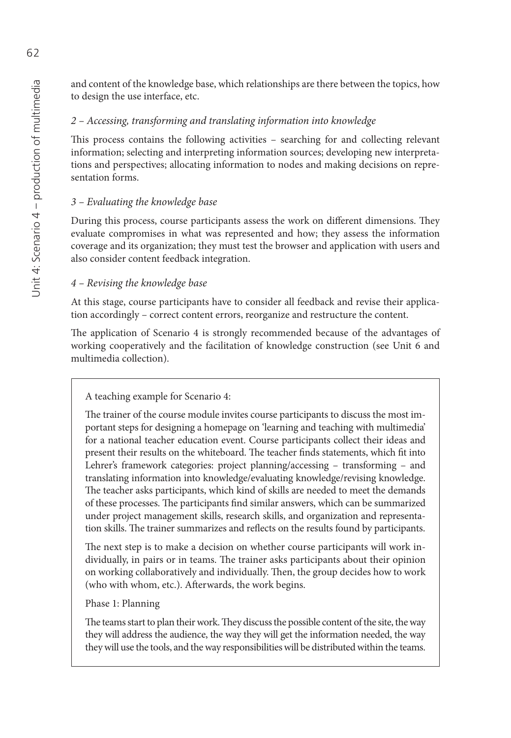and content of the knowledge base, which relationships are there between the topics, how to design the use interface, etc.

*2 – Accessing, transforming and translating information into knowledge*

This process contains the following activities – searching for and collecting relevant information; selecting and interpreting information sources; developing new interpretations and perspectives; allocating information to nodes and making decisions on representation forms.

*3 – Evaluating the knowledge base*

During this process, course participants assess the work on different dimensions. They evaluate compromises in what was represented and how; they assess the information coverage and its organization; they must test the browser and application with users and also consider content feedback integration.

*4 – Revising the knowledge base*

At this stage, course participants have to consider all feedback and revise their application accordingly – correct content errors, reorganize and restructure the content.

The application of Scenario 4 is strongly recommended because of the advantages of working cooperatively and the facilitation of knowledge construction (see Unit 6 and multimedia collection).

> A teaching example for Scenario 4:
>
> The trainer of the course module invites course participants to discuss the most important steps for designing a homepage on 'learning and teaching with multimedia' for a national teacher education event. Course participants collect their ideas and present their results on the whiteboard. The teacher finds statements, which fit into Lehrer's framework categories: project planning/accessing – transforming – and translating information into knowledge/evaluating knowledge/revising knowledge. The teacher asks participants, which kind of skills are needed to meet the demands of these processes. The participants find similar answers, which can be summarized under project management skills, research skills, and organization and representation skills. The trainer summarizes and reflects on the results found by participants.
>
> The next step is to make a decision on whether course participants will work individually, in pairs or in teams. The trainer asks participants about their opinion on working collaboratively and individually. Then, the group decides how to work (who with whom, etc.). Afterwards, the work begins.
>
> Phase 1: Planning
>
> The teams start to plan their work. They discuss the possible content of the site, the way they will address the audience, the way they will get the information needed, the way they will use the tools, and the way responsibilities will be distributed within the teams.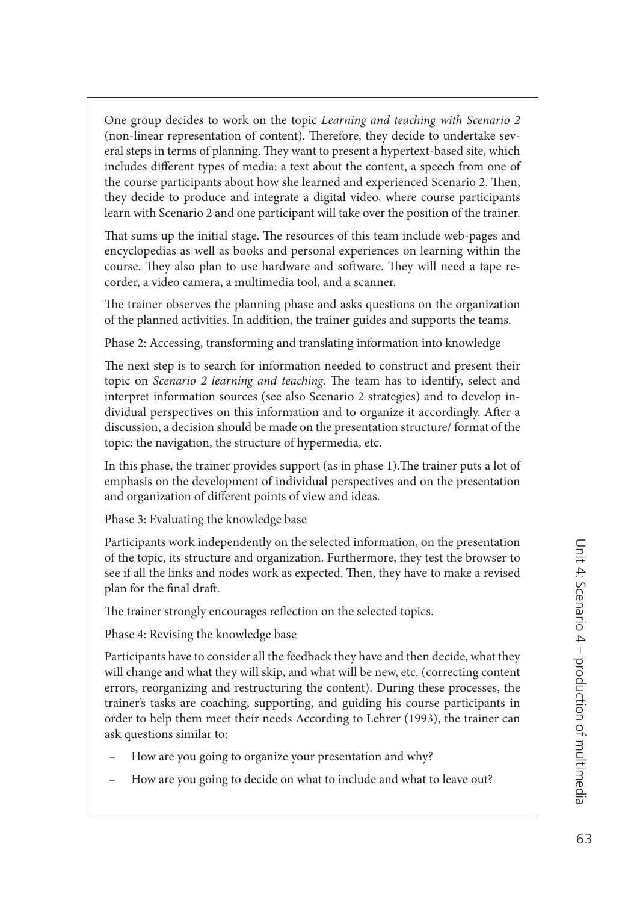One group decides to work on the topic *Learning and teaching with Scenario 2* (non-linear representation of content). Therefore, they decide to undertake several steps in terms of planning. They want to present a hypertext-based site, which includes different types of media: a text about the content, a speech from one of the course participants about how she learned and experienced Scenario 2. Then, they decide to produce and integrate a digital video, where course participants learn with Scenario 2 and one participant will take over the position of the trainer.

That sums up the initial stage. The resources of this team include web-pages and encyclopedias as well as books and personal experiences on learning within the course. They also plan to use hardware and software. They will need a tape recorder, a video camera, a multimedia tool, and a scanner.

The trainer observes the planning phase and asks questions on the organization of the planned activities. In addition, the trainer guides and supports the teams.

Phase 2: Accessing, transforming and translating information into knowledge

The next step is to search for information needed to construct and present their topic on *Scenario 2 learning and teaching*. The team has to identify, select and interpret information sources (see also Scenario 2 strategies) and to develop individual perspectives on this information and to organize it accordingly. After a discussion, a decision should be made on the presentation structure/ format of the topic: the navigation, the structure of hypermedia, etc.

In this phase, the trainer provides support (as in phase 1).The trainer puts a lot of emphasis on the development of individual perspectives and on the presentation and organization of different points of view and ideas.

Phase 3: Evaluating the knowledge base

Participants work independently on the selected information, on the presentation of the topic, its structure and organization. Furthermore, they test the browser to see if all the links and nodes work as expected. Then, they have to make a revised plan for the final draft.

The trainer strongly encourages reflection on the selected topics.

Phase 4: Revising the knowledge base

Participants have to consider all the feedback they have and then decide, what they will change and what they will skip, and what will be new, etc. (correcting content errors, reorganizing and restructuring the content). During these processes, the trainer's tasks are coaching, supporting, and guiding his course participants in order to help them meet their needs According to Lehrer (1993), the trainer can ask questions similar to:

- How are you going to organize your presentation and why?
- How are you going to decide on what to include and what to leave out?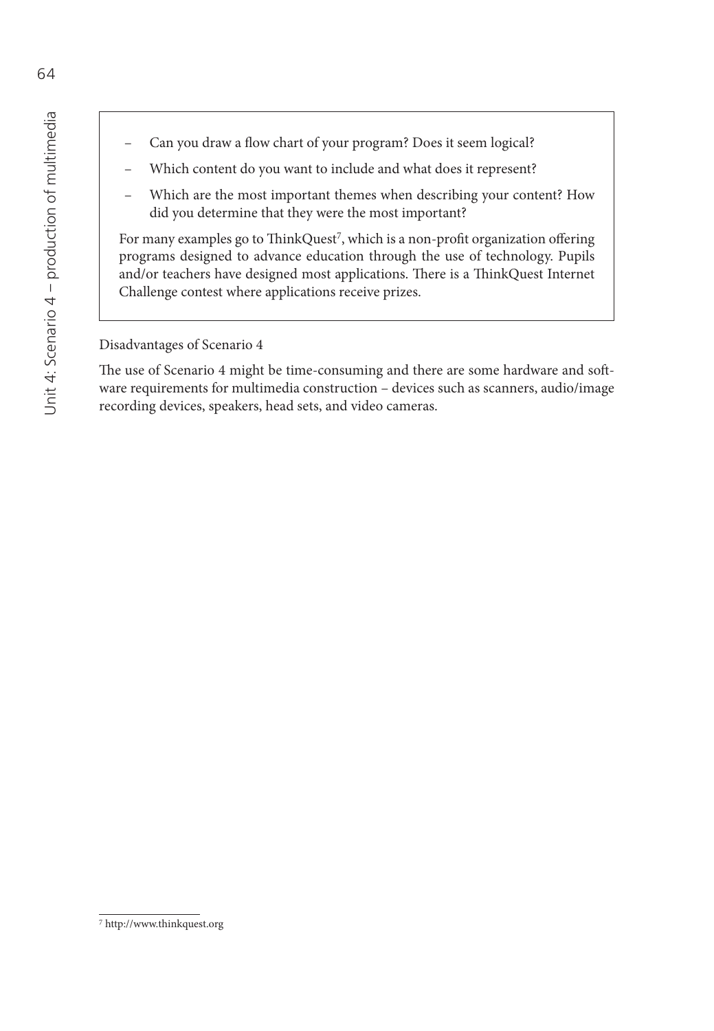- Can you draw a flow chart of your program? Does it seem logical?
- Which content do you want to include and what does it represent?
- Which are the most important themes when describing your content? How did you determine that they were the most important?

For many examples go to ThinkQuest[7], which is a non-profit organization offering programs designed to advance education through the use of technology. Pupils and/or teachers have designed most applications. There is a ThinkQuest Internet Challenge contest where applications receive prizes.

Disadvantages of Scenario 4

The use of Scenario 4 might be time-consuming and there are some hardware and software requirements for multimedia construction – devices such as scanners, audio/image recording devices, speakers, head sets, and video cameras.

[7] http://www.thinkquest.org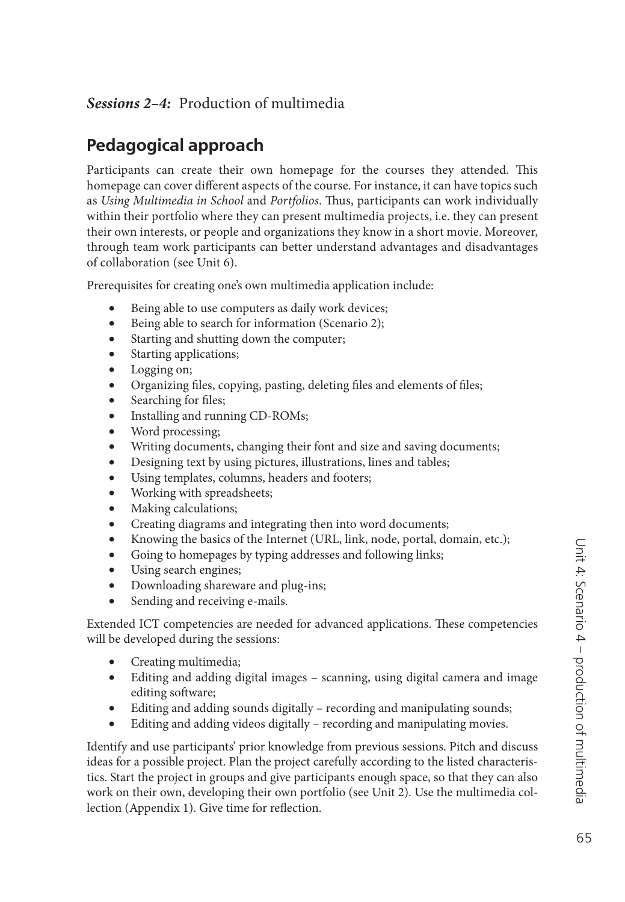***Sessions 2–4:*** Production of multimedia

## Pedagogical approach

Participants can create their own homepage for the courses they attended. This homepage can cover different aspects of the course. For instance, it can have topics such as *Using Multimedia in School* and *Portfolios*. Thus, participants can work individually within their portfolio where they can present multimedia projects, i.e. they can present their own interests, or people and organizations they know in a short movie. Moreover, through team work participants can better understand advantages and disadvantages of collaboration (see Unit 6).

Prerequisites for creating one's own multimedia application include:

- Being able to use computers as daily work devices;
- Being able to search for information (Scenario 2);
- Starting and shutting down the computer;
- Starting applications;
- Logging on;
- Organizing files, copying, pasting, deleting files and elements of files;
- Searching for files;
- Installing and running CD-ROMs;
- Word processing;
- Writing documents, changing their font and size and saving documents;
- Designing text by using pictures, illustrations, lines and tables;
- Using templates, columns, headers and footers;
- Working with spreadsheets;
- Making calculations;
- Creating diagrams and integrating then into word documents;
- Knowing the basics of the Internet (URL, link, node, portal, domain, etc.);
- Going to homepages by typing addresses and following links;
- Using search engines;
- Downloading shareware and plug-ins;
- Sending and receiving e-mails.

Extended ICT competencies are needed for advanced applications. These competencies will be developed during the sessions:

- Creating multimedia;
- Editing and adding digital images – scanning, using digital camera and image editing software;
- Editing and adding sounds digitally – recording and manipulating sounds;
- Editing and adding videos digitally – recording and manipulating movies.

Identify and use participants' prior knowledge from previous sessions. Pitch and discuss ideas for a possible project. Plan the project carefully according to the listed characteristics. Start the project in groups and give participants enough space, so that they can also work on their own, developing their own portfolio (see Unit 2). Use the multimedia collection (Appendix 1). Give time for reflection.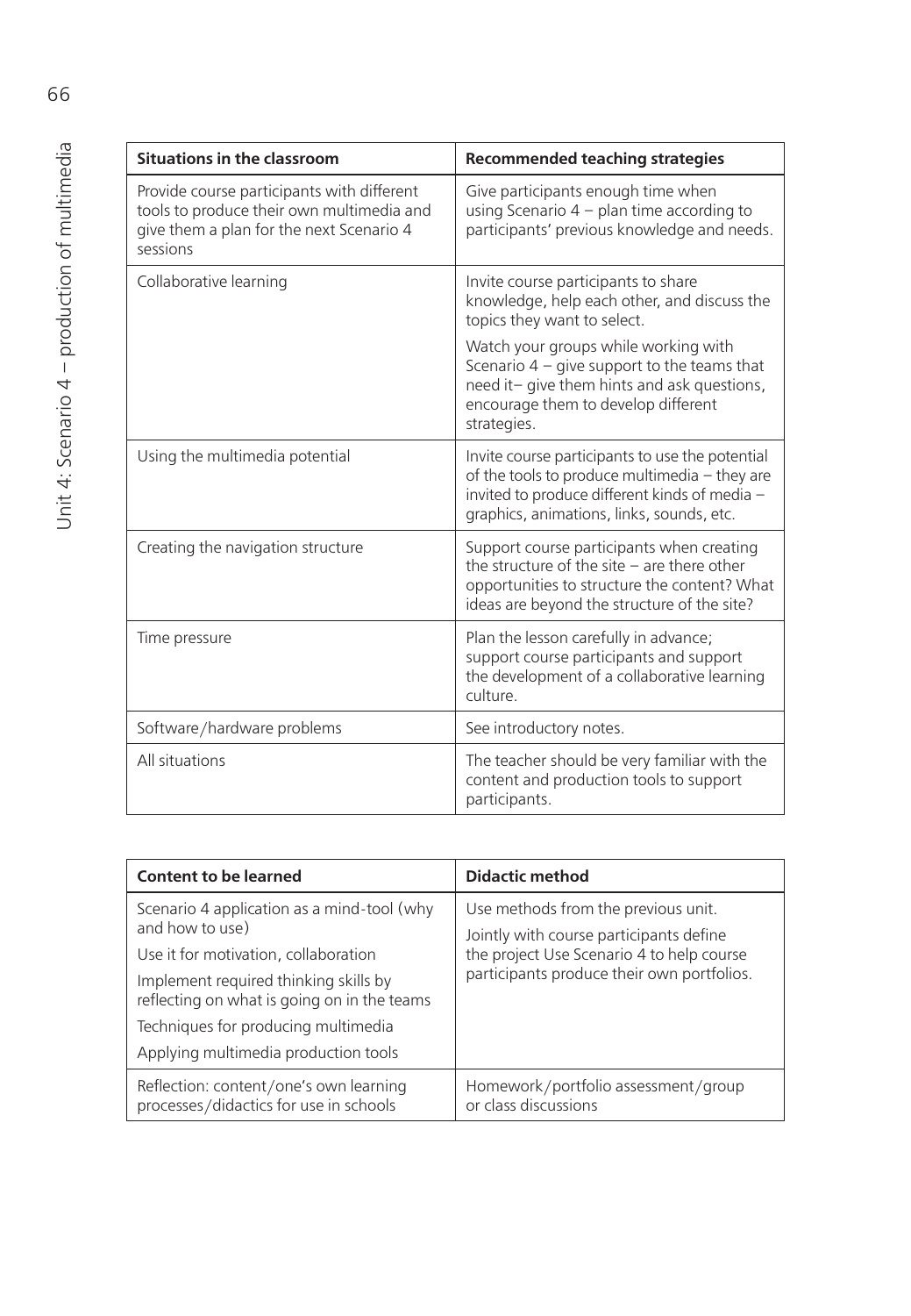| Situations in the classroom | Recommended teaching strategies |
|---|---|
| Provide course participants with different tools to produce their own multimedia and give them a plan for the next Scenario 4 sessions | Give participants enough time when using Scenario 4 – plan time according to participants' previous knowledge and needs. |
| Collaborative learning | Invite course participants to share knowledge, help each other, and discuss the topics they want to select.<br><br>Watch your groups while working with Scenario 4 – give support to the teams that need it– give them hints and ask questions, encourage them to develop different strategies. |
| Using the multimedia potential | Invite course participants to use the potential of the tools to produce multimedia – they are invited to produce different kinds of media – graphics, animations, links, sounds, etc. |
| Creating the navigation structure | Support course participants when creating the structure of the site – are there other opportunities to structure the content? What ideas are beyond the structure of the site? |
| Time pressure | Plan the lesson carefully in advance; support course participants and support the development of a collaborative learning culture. |
| Software/hardware problems | See introductory notes. |
| All situations | The teacher should be very familiar with the content and production tools to support participants. |

| Content to be learned | Didactic method |
|---|---|
| Scenario 4 application as a mind-tool (why and how to use)<br>Use it for motivation, collaboration<br>Implement required thinking skills by reflecting on what is going on in the teams<br>Techniques for producing multimedia<br>Applying multimedia production tools | Use methods from the previous unit.<br>Jointly with course participants define the project Use Scenario 4 to help course participants produce their own portfolios. |
| Reflection: content/one's own learning processes/didactics for use in schools | Homework/portfolio assessment/group or class discussions |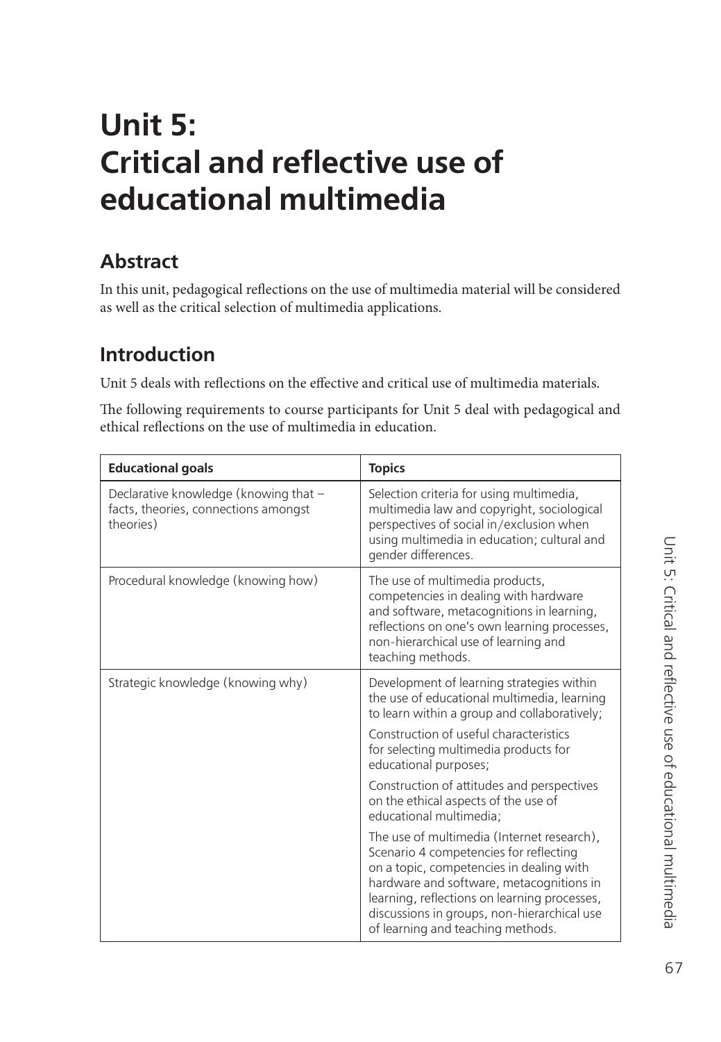# Unit 5: Critical and reflective use of educational multimedia

## Abstract

In this unit, pedagogical reflections on the use of multimedia material will be considered as well as the critical selection of multimedia applications.

## Introduction

Unit 5 deals with reflections on the effective and critical use of multimedia materials.

The following requirements to course participants for Unit 5 deal with pedagogical and ethical reflections on the use of multimedia in education.

| Educational goals | Topics |
|---|---|
| Declarative knowledge (knowing that – facts, theories, connections amongst theories) | Selection criteria for using multimedia, multimedia law and copyright, sociological perspectives of social in/exclusion when using multimedia in education; cultural and gender differences. |
| Procedural knowledge (knowing how) | The use of multimedia products, competencies in dealing with hardware and software, metacognitions in learning, reflections on one's own learning processes, non-hierarchical use of learning and teaching methods. |
| Strategic knowledge (knowing why) | Development of learning strategies within the use of educational multimedia, learning to learn within a group and collaboratively; |
| | Construction of useful characteristics for selecting multimedia products for educational purposes; |
| | Construction of attitudes and perspectives on the ethical aspects of the use of educational multimedia; |
| | The use of multimedia (Internet research), Scenario 4 competencies for reflecting on a topic, competencies in dealing with hardware and software, metacognitions in learning, reflections on learning processes, discussions in groups, non-hierarchical use of learning and teaching methods. |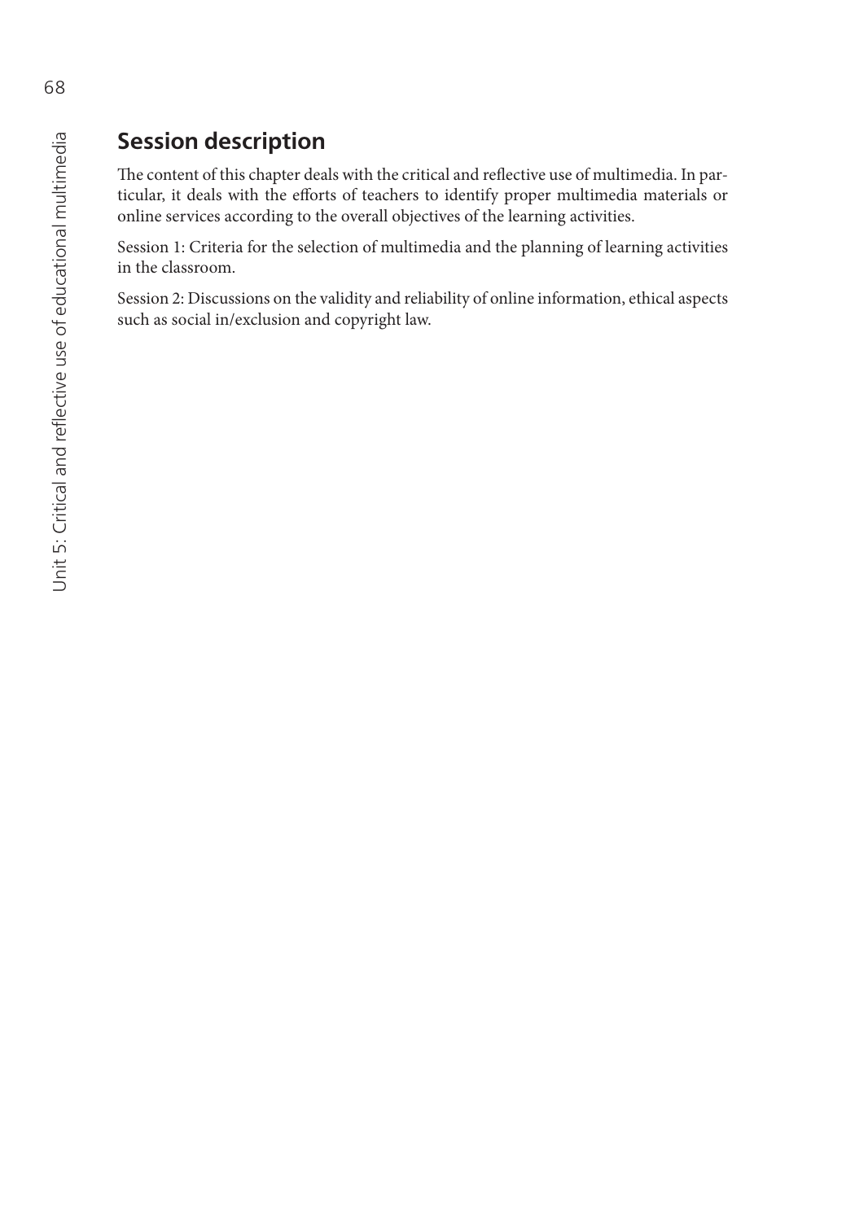## Session description

The content of this chapter deals with the critical and reflective use of multimedia. In particular, it deals with the efforts of teachers to identify proper multimedia materials or online services according to the overall objectives of the learning activities.

Session 1: Criteria for the selection of multimedia and the planning of learning activities in the classroom.

Session 2: Discussions on the validity and reliability of online information, ethical aspects such as social in/exclusion and copyright law.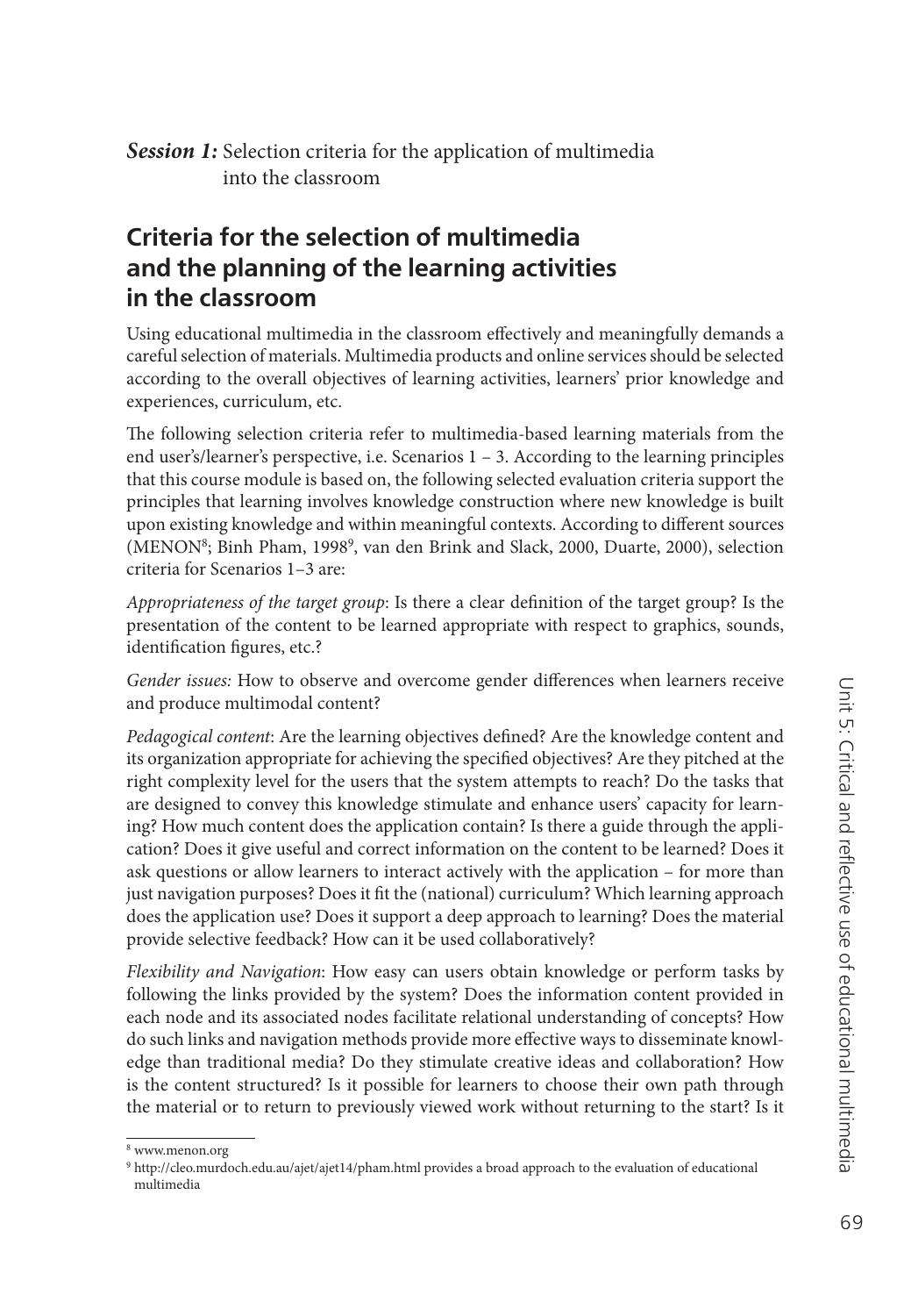*Session 1:* Selection criteria for the application of multimedia into the classroom

## Criteria for the selection of multimedia and the planning of the learning activities in the classroom

Using educational multimedia in the classroom effectively and meaningfully demands a careful selection of materials. Multimedia products and online services should be selected according to the overall objectives of learning activities, learners' prior knowledge and experiences, curriculum, etc.

The following selection criteria refer to multimedia-based learning materials from the end user's/learner's perspective, i.e. Scenarios 1 – 3. According to the learning principles that this course module is based on, the following selected evaluation criteria support the principles that learning involves knowledge construction where new knowledge is built upon existing knowledge and within meaningful contexts. According to different sources (MENON[8]; Binh Pham, 1998[9], van den Brink and Slack, 2000, Duarte, 2000), selection criteria for Scenarios 1–3 are:

*Appropriateness of the target group*: Is there a clear definition of the target group? Is the presentation of the content to be learned appropriate with respect to graphics, sounds, identification figures, etc.?

*Gender issues:* How to observe and overcome gender differences when learners receive and produce multimodal content?

*Pedagogical content*: Are the learning objectives defined? Are the knowledge content and its organization appropriate for achieving the specified objectives? Are they pitched at the right complexity level for the users that the system attempts to reach? Do the tasks that are designed to convey this knowledge stimulate and enhance users' capacity for learning? How much content does the application contain? Is there a guide through the application? Does it give useful and correct information on the content to be learned? Does it ask questions or allow learners to interact actively with the application – for more than just navigation purposes? Does it fit the (national) curriculum? Which learning approach does the application use? Does it support a deep approach to learning? Does the material provide selective feedback? How can it be used collaboratively?

*Flexibility and Navigation*: How easy can users obtain knowledge or perform tasks by following the links provided by the system? Does the information content provided in each node and its associated nodes facilitate relational understanding of concepts? How do such links and navigation methods provide more effective ways to disseminate knowledge than traditional media? Do they stimulate creative ideas and collaboration? How is the content structured? Is it possible for learners to choose their own path through the material or to return to previously viewed work without returning to the start? Is it

---

[8] www.menon.org

[9] http://cleo.murdoch.edu.au/ajet/ajet14/pham.html provides a broad approach to the evaluation of educational multimedia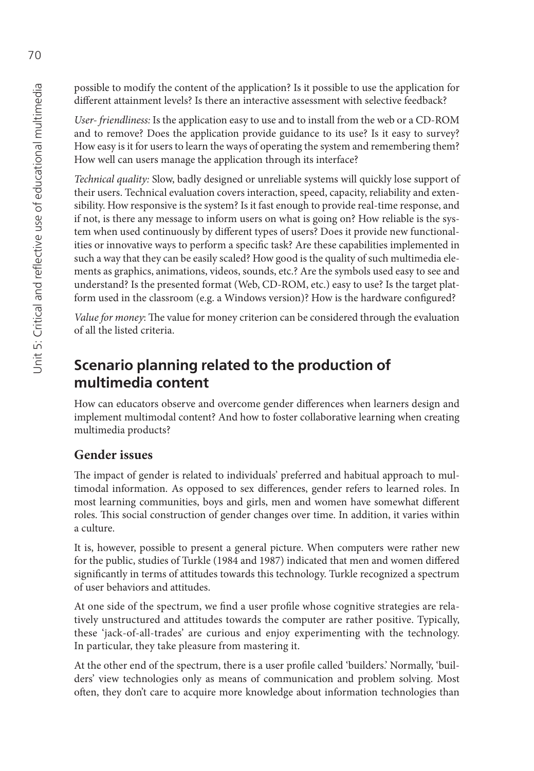possible to modify the content of the application? Is it possible to use the application for different attainment levels? Is there an interactive assessment with selective feedback?

*User- friendliness:* Is the application easy to use and to install from the web or a CD-ROM and to remove? Does the application provide guidance to its use? Is it easy to survey? How easy is it for users to learn the ways of operating the system and remembering them? How well can users manage the application through its interface?

*Technical quality:* Slow, badly designed or unreliable systems will quickly lose support of their users. Technical evaluation covers interaction, speed, capacity, reliability and extensibility. How responsive is the system? Is it fast enough to provide real-time response, and if not, is there any message to inform users on what is going on? How reliable is the system when used continuously by different types of users? Does it provide new functionalities or innovative ways to perform a specific task? Are these capabilities implemented in such a way that they can be easily scaled? How good is the quality of such multimedia elements as graphics, animations, videos, sounds, etc.? Are the symbols used easy to see and understand? Is the presented format (Web, CD-ROM, etc.) easy to use? Is the target platform used in the classroom (e.g. a Windows version)? How is the hardware configured?

*Value for money*: The value for money criterion can be considered through the evaluation of all the listed criteria.

## Scenario planning related to the production of multimedia content

How can educators observe and overcome gender differences when learners design and implement multimodal content? And how to foster collaborative learning when creating multimedia products?

### Gender issues

The impact of gender is related to individuals' preferred and habitual approach to multimodal information. As opposed to sex differences, gender refers to learned roles. In most learning communities, boys and girls, men and women have somewhat different roles. This social construction of gender changes over time. In addition, it varies within a culture.

It is, however, possible to present a general picture. When computers were rather new for the public, studies of Turkle (1984 and 1987) indicated that men and women differed significantly in terms of attitudes towards this technology. Turkle recognized a spectrum of user behaviors and attitudes.

At one side of the spectrum, we find a user profile whose cognitive strategies are relatively unstructured and attitudes towards the computer are rather positive. Typically, these 'jack-of-all-trades' are curious and enjoy experimenting with the technology. In particular, they take pleasure from mastering it.

At the other end of the spectrum, there is a user profile called 'builders.' Normally, 'builders' view technologies only as means of communication and problem solving. Most often, they don't care to acquire more knowledge about information technologies than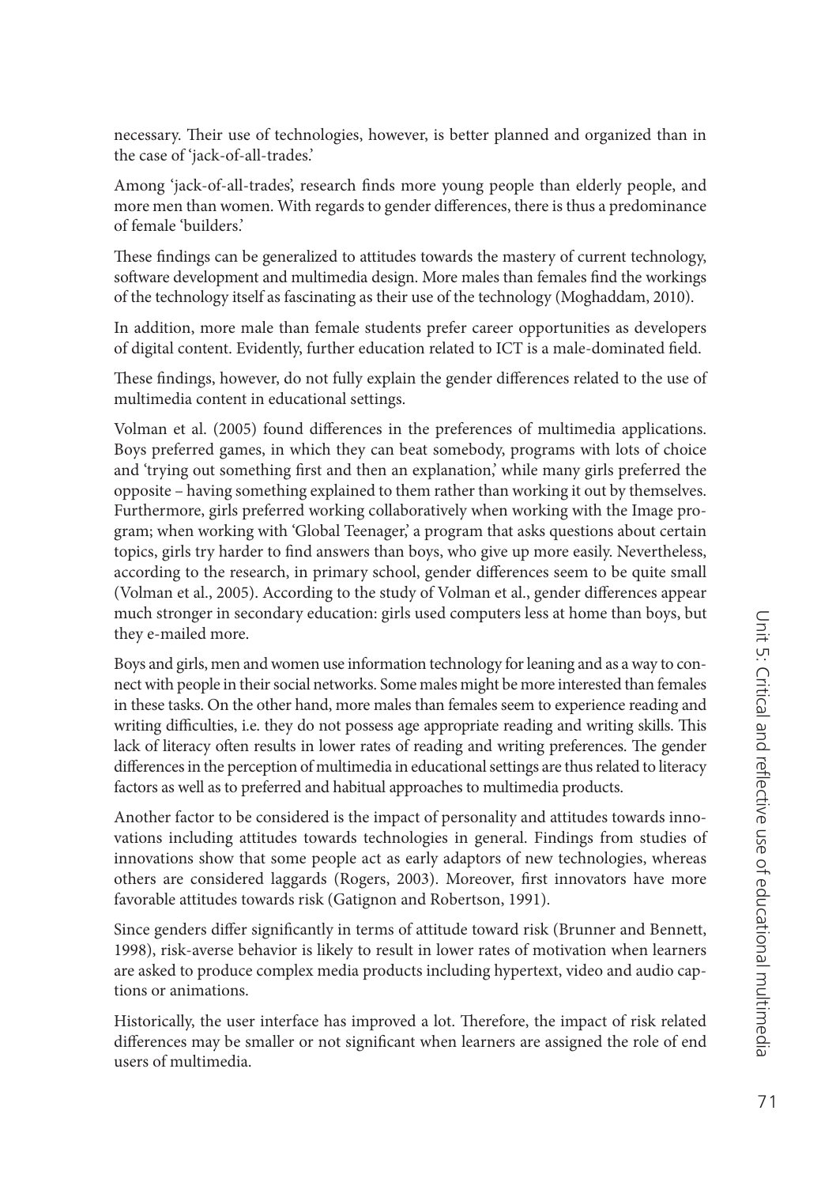necessary. Their use of technologies, however, is better planned and organized than in the case of 'jack-of-all-trades.'

Among 'jack-of-all-trades', research finds more young people than elderly people, and more men than women. With regards to gender differences, there is thus a predominance of female 'builders.'

These findings can be generalized to attitudes towards the mastery of current technology, software development and multimedia design. More males than females find the workings of the technology itself as fascinating as their use of the technology (Moghaddam, 2010).

In addition, more male than female students prefer career opportunities as developers of digital content. Evidently, further education related to ICT is a male-dominated field.

These findings, however, do not fully explain the gender differences related to the use of multimedia content in educational settings.

Volman et al. (2005) found differences in the preferences of multimedia applications. Boys preferred games, in which they can beat somebody, programs with lots of choice and 'trying out something first and then an explanation,' while many girls preferred the opposite – having something explained to them rather than working it out by themselves. Furthermore, girls preferred working collaboratively when working with the Image program; when working with 'Global Teenager,' a program that asks questions about certain topics, girls try harder to find answers than boys, who give up more easily. Nevertheless, according to the research, in primary school, gender differences seem to be quite small (Volman et al., 2005). According to the study of Volman et al., gender differences appear much stronger in secondary education: girls used computers less at home than boys, but they e-mailed more.

Boys and girls, men and women use information technology for leaning and as a way to connect with people in their social networks. Some males might be more interested than females in these tasks. On the other hand, more males than females seem to experience reading and writing difficulties, i.e. they do not possess age appropriate reading and writing skills. This lack of literacy often results in lower rates of reading and writing preferences. The gender differences in the perception of multimedia in educational settings are thus related to literacy factors as well as to preferred and habitual approaches to multimedia products.

Another factor to be considered is the impact of personality and attitudes towards innovations including attitudes towards technologies in general. Findings from studies of innovations show that some people act as early adaptors of new technologies, whereas others are considered laggards (Rogers, 2003). Moreover, first innovators have more favorable attitudes towards risk (Gatignon and Robertson, 1991).

Since genders differ significantly in terms of attitude toward risk (Brunner and Bennett, 1998), risk-averse behavior is likely to result in lower rates of motivation when learners are asked to produce complex media products including hypertext, video and audio captions or animations.

Historically, the user interface has improved a lot. Therefore, the impact of risk related differences may be smaller or not significant when learners are assigned the role of end users of multimedia.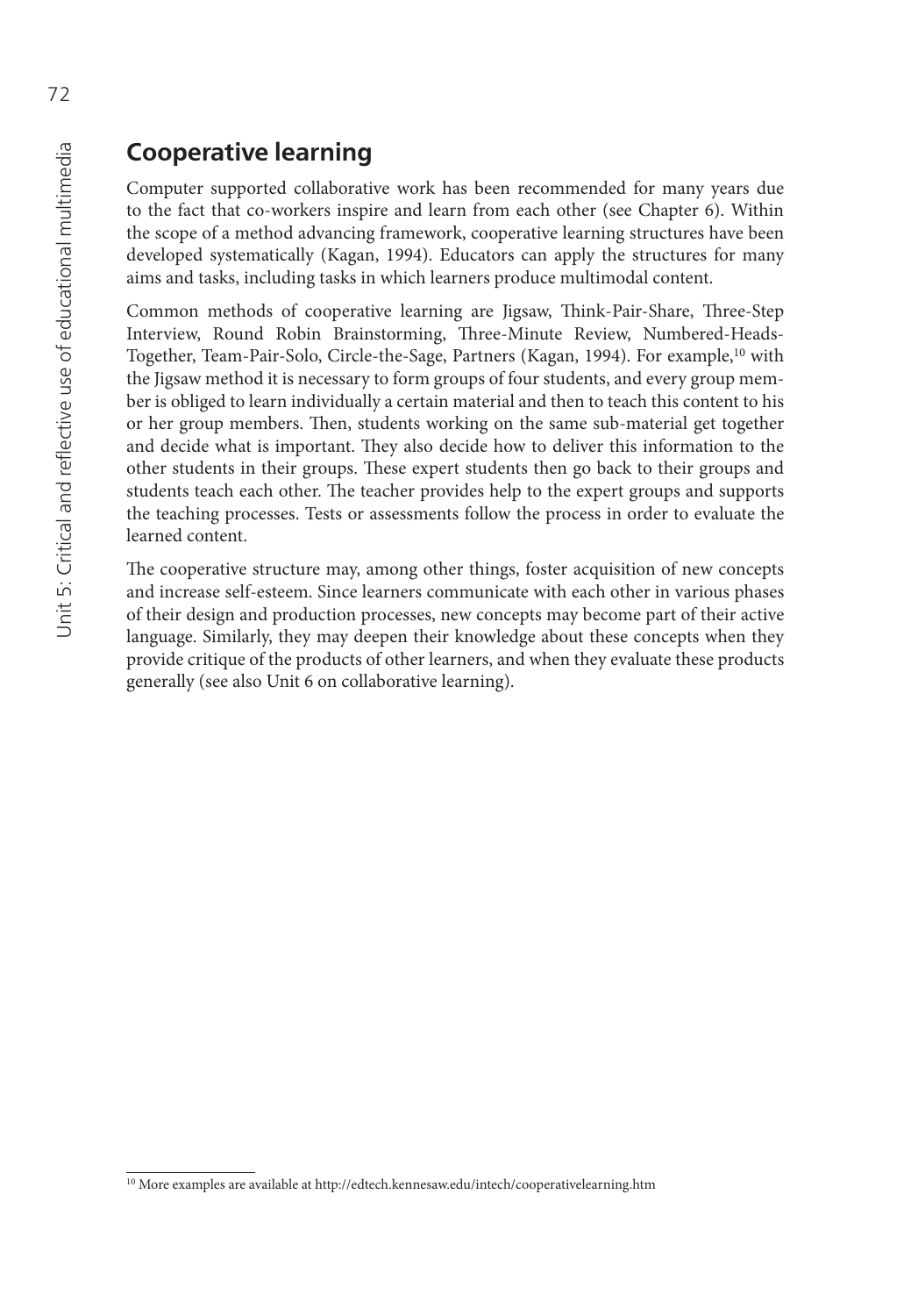## Cooperative learning

Computer supported collaborative work has been recommended for many years due to the fact that co-workers inspire and learn from each other (see Chapter 6). Within the scope of a method advancing framework, cooperative learning structures have been developed systematically (Kagan, 1994). Educators can apply the structures for many aims and tasks, including tasks in which learners produce multimodal content.

Common methods of cooperative learning are Jigsaw, Think-Pair-Share, Three-Step Interview, Round Robin Brainstorming, Three-Minute Review, Numbered-Heads-Together, Team-Pair-Solo, Circle-the-Sage, Partners (Kagan, 1994). For example,[10] with the Jigsaw method it is necessary to form groups of four students, and every group member is obliged to learn individually a certain material and then to teach this content to his or her group members. Then, students working on the same sub-material get together and decide what is important. They also decide how to deliver this information to the other students in their groups. These expert students then go back to their groups and students teach each other. The teacher provides help to the expert groups and supports the teaching processes. Tests or assessments follow the process in order to evaluate the learned content.

The cooperative structure may, among other things, foster acquisition of new concepts and increase self-esteem. Since learners communicate with each other in various phases of their design and production processes, new concepts may become part of their active language. Similarly, they may deepen their knowledge about these concepts when they provide critique of the products of other learners, and when they evaluate these products generally (see also Unit 6 on collaborative learning).

[10] More examples are available at http://edtech.kennesaw.edu/intech/cooperativelearning.htm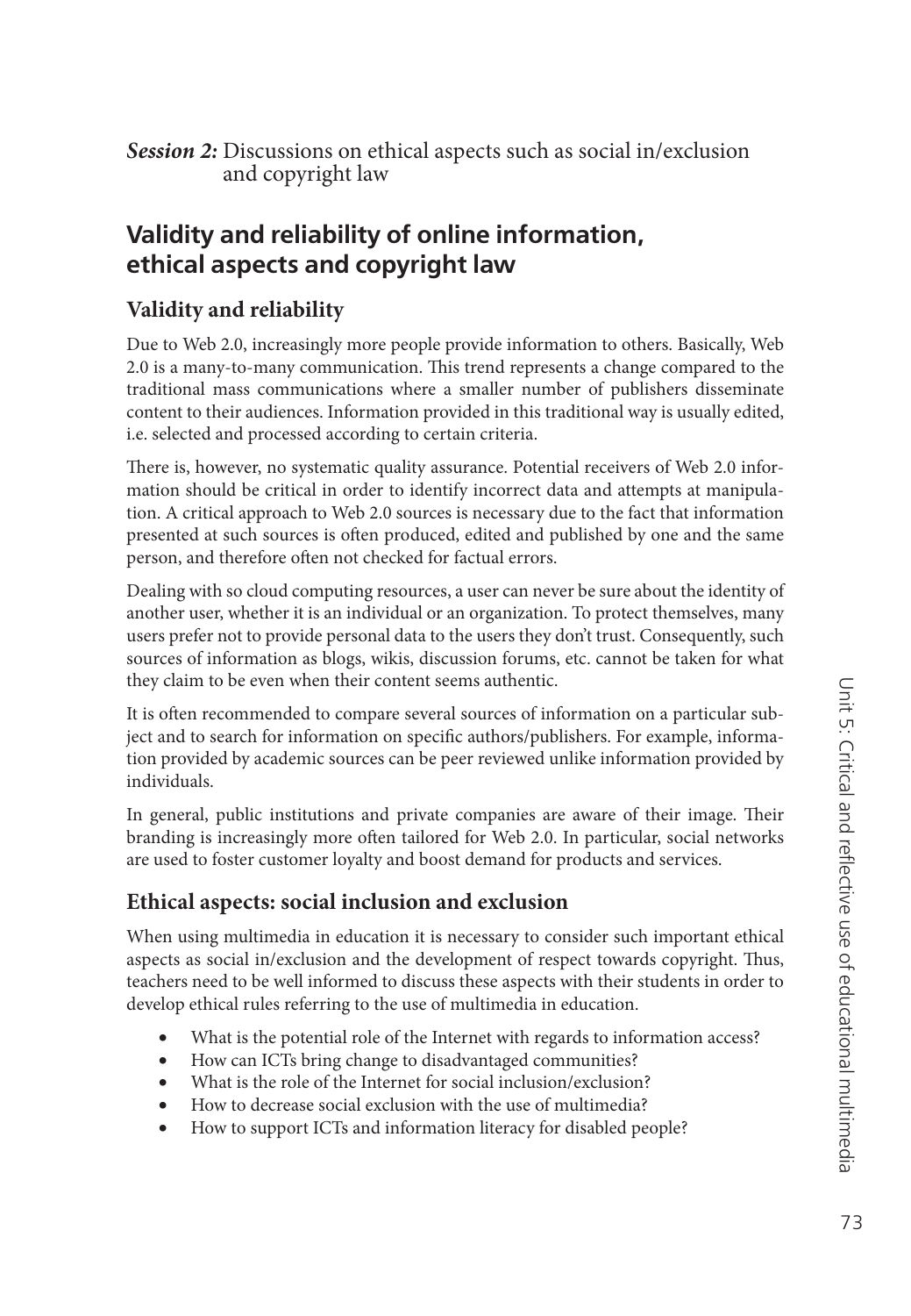***Session 2:*** Discussions on ethical aspects such as social in/exclusion and copyright law

## Validity and reliability of online information, ethical aspects and copyright law

### Validity and reliability

Due to Web 2.0, increasingly more people provide information to others. Basically, Web 2.0 is a many-to-many communication. This trend represents a change compared to the traditional mass communications where a smaller number of publishers disseminate content to their audiences. Information provided in this traditional way is usually edited, i.e. selected and processed according to certain criteria.

There is, however, no systematic quality assurance. Potential receivers of Web 2.0 information should be critical in order to identify incorrect data and attempts at manipulation. A critical approach to Web 2.0 sources is necessary due to the fact that information presented at such sources is often produced, edited and published by one and the same person, and therefore often not checked for factual errors.

Dealing with so cloud computing resources, a user can never be sure about the identity of another user, whether it is an individual or an organization. To protect themselves, many users prefer not to provide personal data to the users they don't trust. Consequently, such sources of information as blogs, wikis, discussion forums, etc. cannot be taken for what they claim to be even when their content seems authentic.

It is often recommended to compare several sources of information on a particular subject and to search for information on specific authors/publishers. For example, information provided by academic sources can be peer reviewed unlike information provided by individuals.

In general, public institutions and private companies are aware of their image. Their branding is increasingly more often tailored for Web 2.0. In particular, social networks are used to foster customer loyalty and boost demand for products and services.

### Ethical aspects: social inclusion and exclusion

When using multimedia in education it is necessary to consider such important ethical aspects as social in/exclusion and the development of respect towards copyright. Thus, teachers need to be well informed to discuss these aspects with their students in order to develop ethical rules referring to the use of multimedia in education.

- What is the potential role of the Internet with regards to information access?
- How can ICTs bring change to disadvantaged communities?
- What is the role of the Internet for social inclusion/exclusion?
- How to decrease social exclusion with the use of multimedia?
- How to support ICTs and information literacy for disabled people?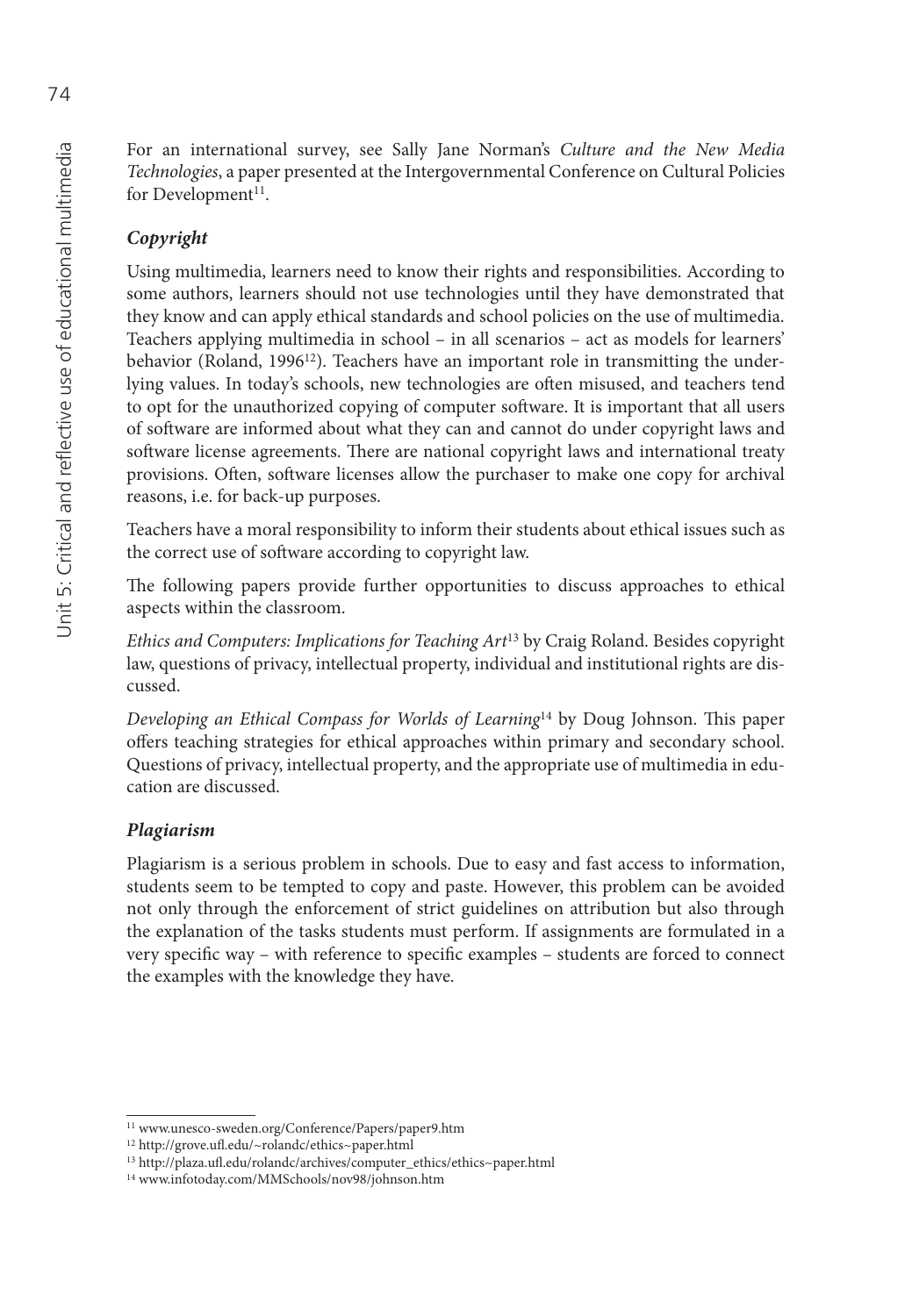For an international survey, see Sally Jane Norman's *Culture and the New Media Technologies*, a paper presented at the Intergovernmental Conference on Cultural Policies for Development[11].

### *Copyright*

Using multimedia, learners need to know their rights and responsibilities. According to some authors, learners should not use technologies until they have demonstrated that they know and can apply ethical standards and school policies on the use of multimedia. Teachers applying multimedia in school – in all scenarios – act as models for learners' behavior (Roland, 1996[12]). Teachers have an important role in transmitting the underlying values. In today's schools, new technologies are often misused, and teachers tend to opt for the unauthorized copying of computer software. It is important that all users of software are informed about what they can and cannot do under copyright laws and software license agreements. There are national copyright laws and international treaty provisions. Often, software licenses allow the purchaser to make one copy for archival reasons, i.e. for back-up purposes.

Teachers have a moral responsibility to inform their students about ethical issues such as the correct use of software according to copyright law.

The following papers provide further opportunities to discuss approaches to ethical aspects within the classroom.

*Ethics and Computers: Implications for Teaching Art*[13] by Craig Roland. Besides copyright law, questions of privacy, intellectual property, individual and institutional rights are discussed.

*Developing an Ethical Compass for Worlds of Learning*[14] by Doug Johnson. This paper offers teaching strategies for ethical approaches within primary and secondary school. Questions of privacy, intellectual property, and the appropriate use of multimedia in education are discussed.

### *Plagiarism*

Plagiarism is a serious problem in schools. Due to easy and fast access to information, students seem to be tempted to copy and paste. However, this problem can be avoided not only through the enforcement of strict guidelines on attribution but also through the explanation of the tasks students must perform. If assignments are formulated in a very specific way – with reference to specific examples – students are forced to connect the examples with the knowledge they have.

---

[11] www.unesco-sweden.org/Conference/Papers/paper9.htm

[12] http://grove.ufl.edu/~rolandc/ethics~paper.html

[13] http://plaza.ufl.edu/rolandc/archives/computer_ethics/ethics~paper.html

[14] www.infotoday.com/MMSchools/nov98/johnson.htm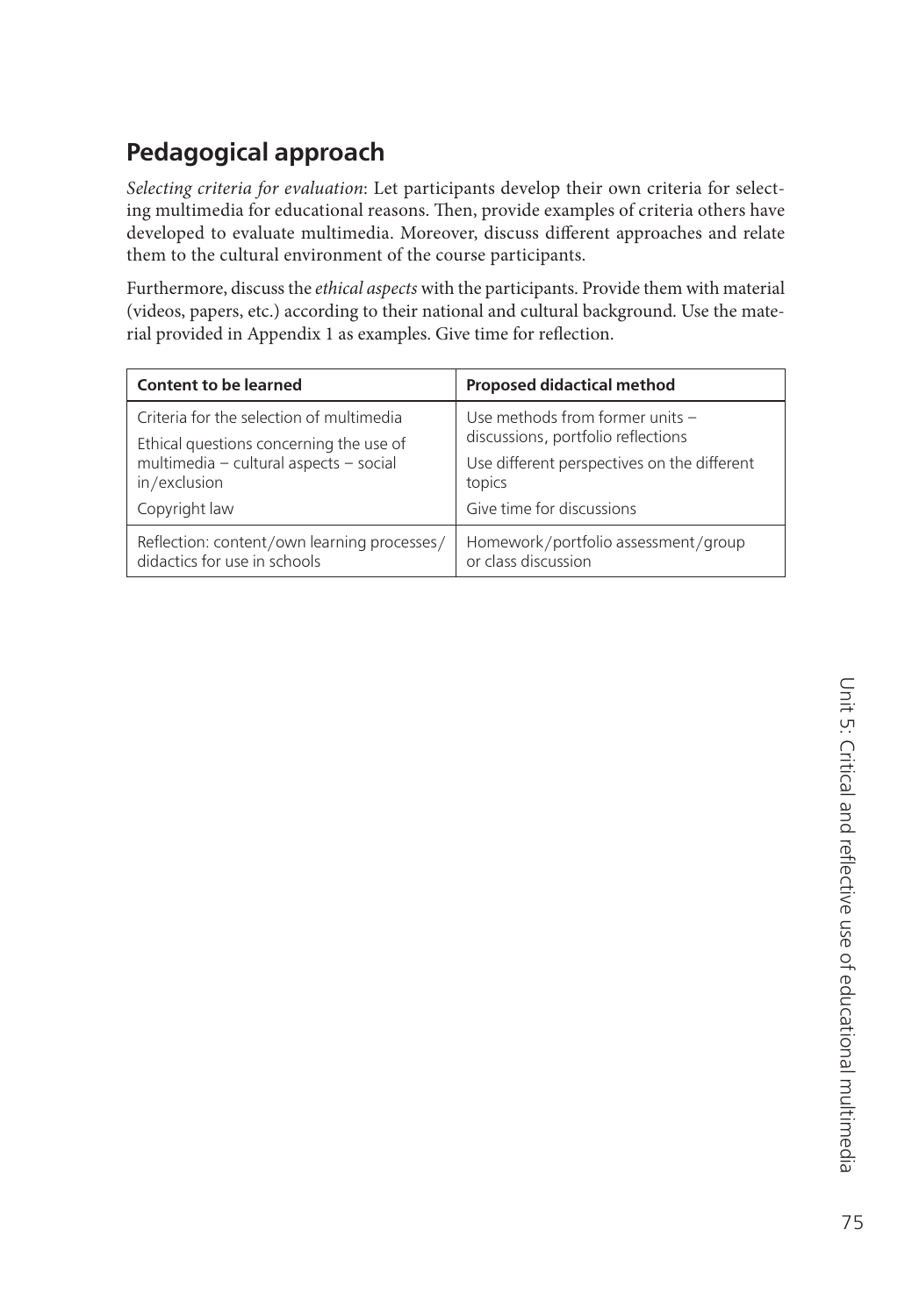## Pedagogical approach

*Selecting criteria for evaluation*: Let participants develop their own criteria for selecting multimedia for educational reasons. Then, provide examples of criteria others have developed to evaluate multimedia. Moreover, discuss different approaches and relate them to the cultural environment of the course participants.

Furthermore, discuss the *ethical aspects* with the participants. Provide them with material (videos, papers, etc.) according to their national and cultural background. Use the material provided in Appendix 1 as examples. Give time for reflection.

| **Content to be learned** | **Proposed didactical method** |
|---|---|
| Criteria for the selection of multimedia<br>Ethical questions concerning the use of multimedia – cultural aspects – social in/exclusion<br>Copyright law | Use methods from former units – discussions, portfolio reflections<br>Use different perspectives on the different topics<br>Give time for discussions |
| Reflection: content/own learning processes/didactics for use in schools | Homework/portfolio assessment/group or class discussion |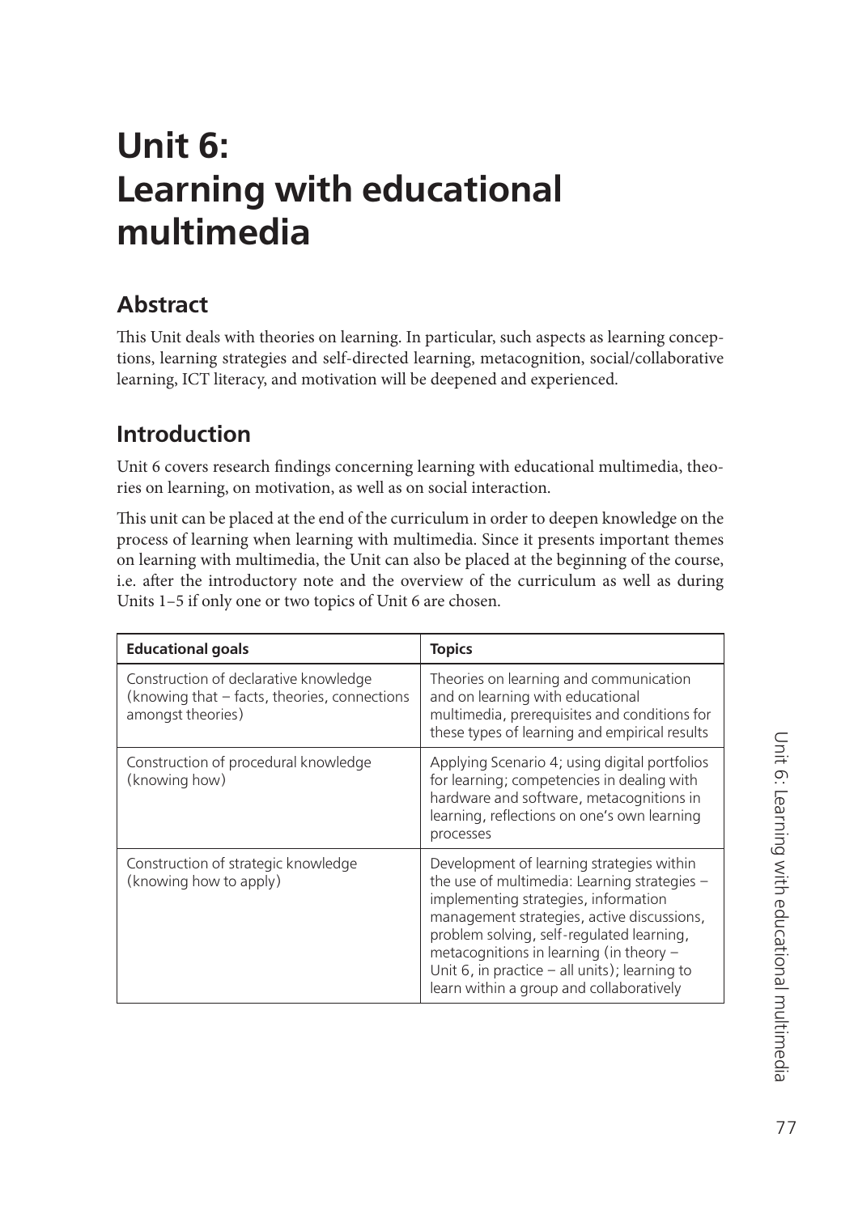# Unit 6: Learning with educational multimedia

## Abstract

This Unit deals with theories on learning. In particular, such aspects as learning conceptions, learning strategies and self-directed learning, metacognition, social/collaborative learning, ICT literacy, and motivation will be deepened and experienced.

## Introduction

Unit 6 covers research findings concerning learning with educational multimedia, theories on learning, on motivation, as well as on social interaction.

This unit can be placed at the end of the curriculum in order to deepen knowledge on the process of learning when learning with multimedia. Since it presents important themes on learning with multimedia, the Unit can also be placed at the beginning of the course, i.e. after the introductory note and the overview of the curriculum as well as during Units 1–5 if only one or two topics of Unit 6 are chosen.

| Educational goals | Topics |
|---|---|
| Construction of declarative knowledge (knowing that – facts, theories, connections amongst theories) | Theories on learning and communication and on learning with educational multimedia, prerequisites and conditions for these types of learning and empirical results |
| Construction of procedural knowledge (knowing how) | Applying Scenario 4; using digital portfolios for learning; competencies in dealing with hardware and software, metacognitions in learning, reflections on one's own learning processes |
| Construction of strategic knowledge (knowing how to apply) | Development of learning strategies within the use of multimedia: Learning strategies – implementing strategies, information management strategies, active discussions, problem solving, self-regulated learning, metacognitions in learning (in theory – Unit 6, in practice – all units); learning to learn within a group and collaboratively |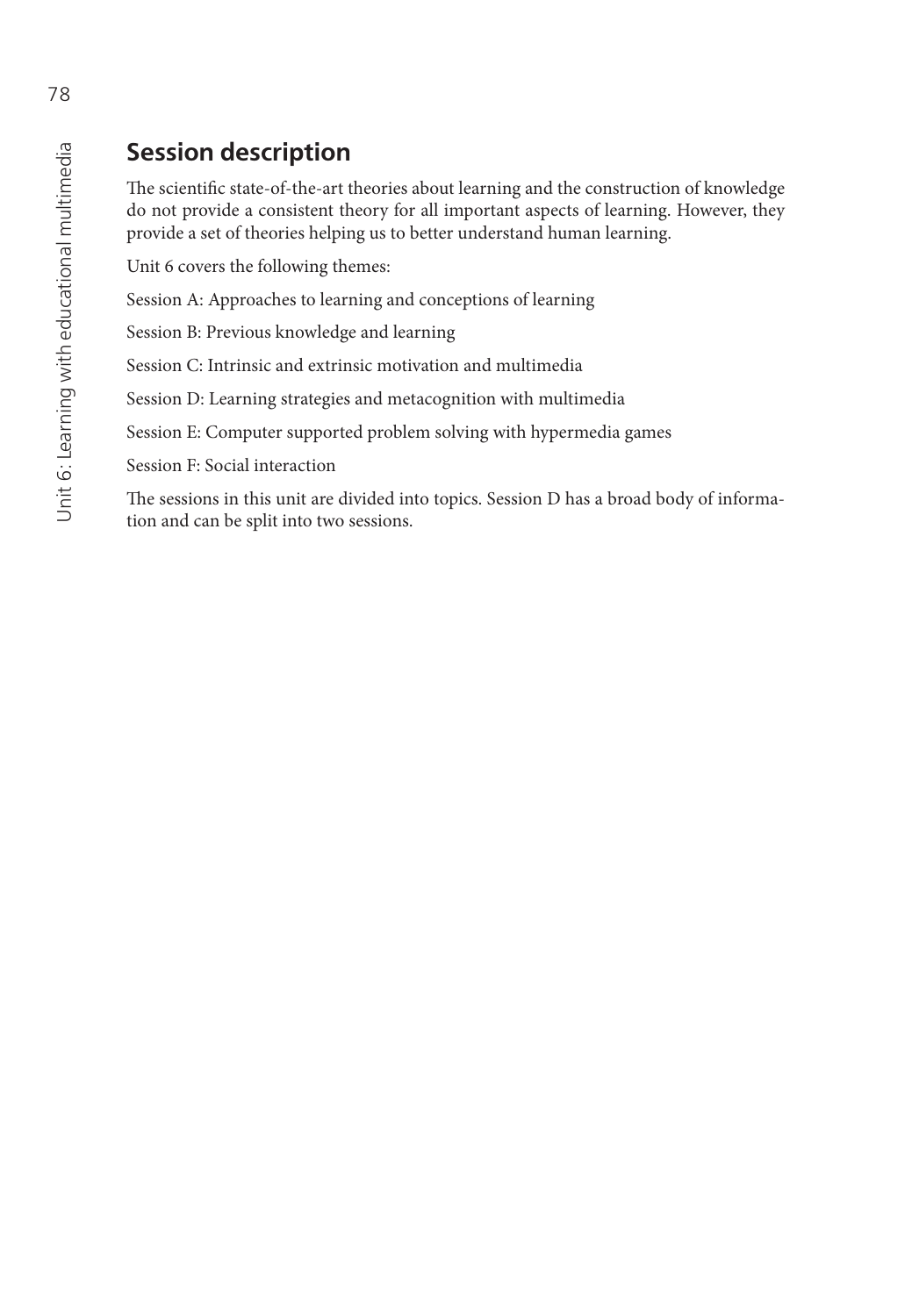## Session description

The scientific state-of-the-art theories about learning and the construction of knowledge do not provide a consistent theory for all important aspects of learning. However, they provide a set of theories helping us to better understand human learning.

Unit 6 covers the following themes:

Session A: Approaches to learning and conceptions of learning

Session B: Previous knowledge and learning

Session C: Intrinsic and extrinsic motivation and multimedia

Session D: Learning strategies and metacognition with multimedia

Session E: Computer supported problem solving with hypermedia games

Session F: Social interaction

The sessions in this unit are divided into topics. Session D has a broad body of information and can be split into two sessions.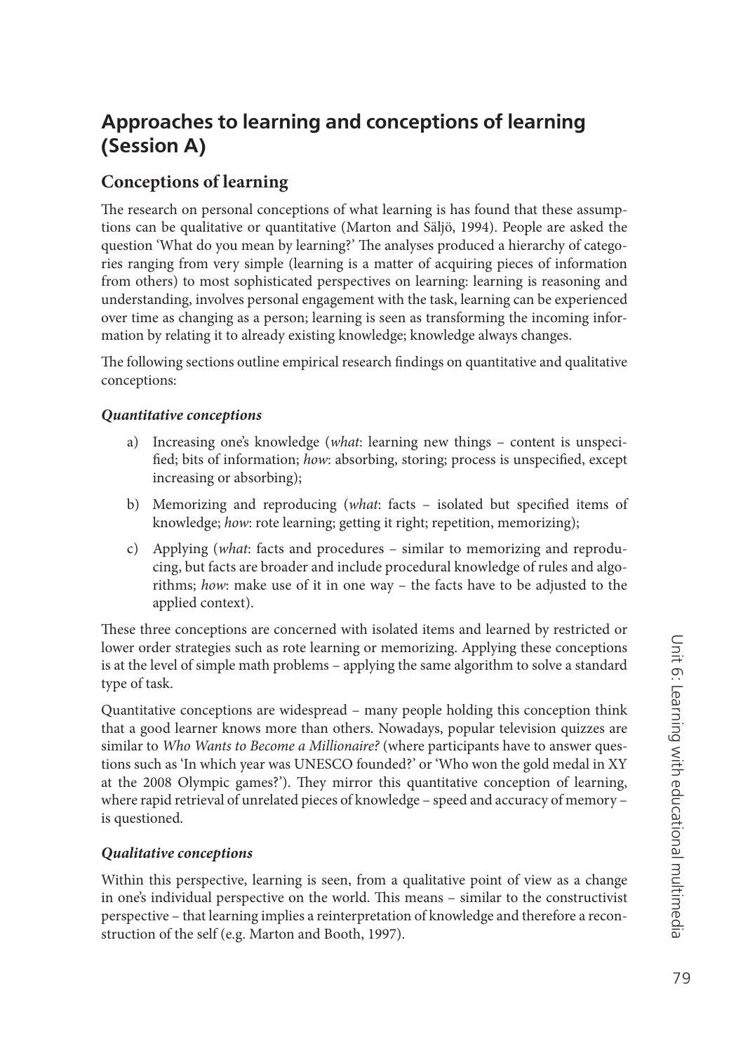## Approaches to learning and conceptions of learning (Session A)

### Conceptions of learning

The research on personal conceptions of what learning is has found that these assumptions can be qualitative or quantitative (Marton and Säljö, 1994). People are asked the question 'What do you mean by learning?' The analyses produced a hierarchy of categories ranging from very simple (learning is a matter of acquiring pieces of information from others) to most sophisticated perspectives on learning: learning is reasoning and understanding, involves personal engagement with the task, learning can be experienced over time as changing as a person; learning is seen as transforming the incoming information by relating it to already existing knowledge; knowledge always changes.

The following sections outline empirical research findings on quantitative and qualitative conceptions:

#### *Quantitative conceptions*

a) Increasing one's knowledge (*what*: learning new things – content is unspecified; bits of information; *how*: absorbing, storing; process is unspecified, except increasing or absorbing);

b) Memorizing and reproducing (*what*: facts – isolated but specified items of knowledge; *how*: rote learning; getting it right; repetition, memorizing);

c) Applying (*what*: facts and procedures – similar to memorizing and reproducing, but facts are broader and include procedural knowledge of rules and algorithms; *how*: make use of it in one way – the facts have to be adjusted to the applied context).

These three conceptions are concerned with isolated items and learned by restricted or lower order strategies such as rote learning or memorizing. Applying these conceptions is at the level of simple math problems – applying the same algorithm to solve a standard type of task.

Quantitative conceptions are widespread – many people holding this conception think that a good learner knows more than others. Nowadays, popular television quizzes are similar to *Who Wants to Become a Millionaire?* (where participants have to answer questions such as 'In which year was UNESCO founded?' or 'Who won the gold medal in XY at the 2008 Olympic games?'). They mirror this quantitative conception of learning, where rapid retrieval of unrelated pieces of knowledge – speed and accuracy of memory – is questioned.

#### *Qualitative conceptions*

Within this perspective, learning is seen, from a qualitative point of view as a change in one's individual perspective on the world. This means – similar to the constructivist perspective – that learning implies a reinterpretation of knowledge and therefore a reconstruction of the self (e.g. Marton and Booth, 1997).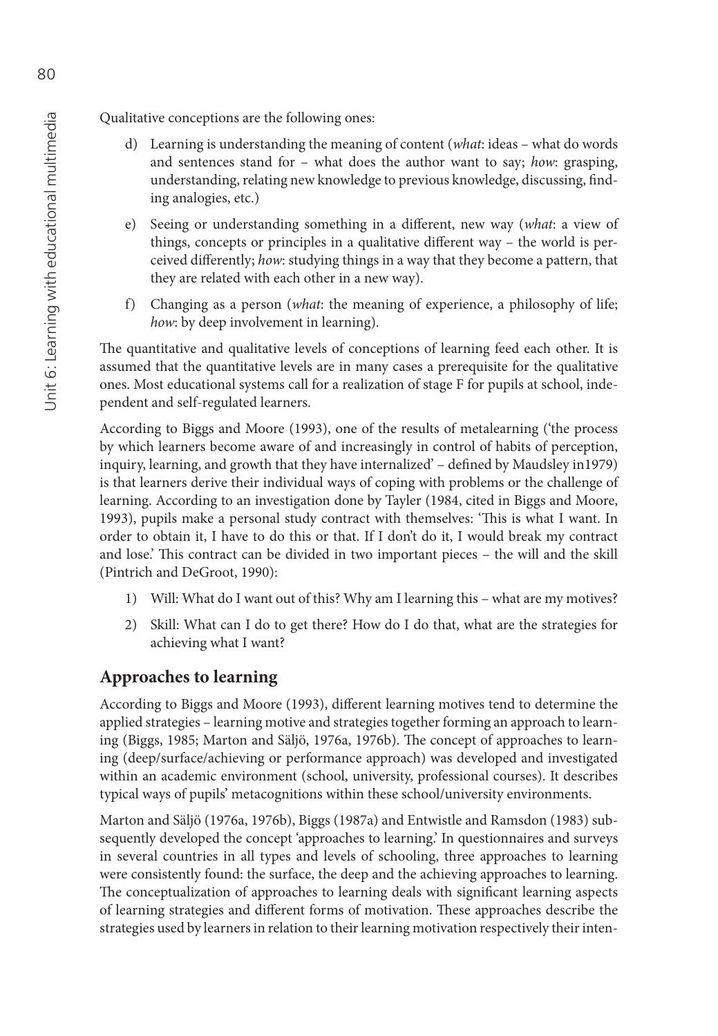Qualitative conceptions are the following ones:

d) Learning is understanding the meaning of content (*what*: ideas – what do words and sentences stand for – what does the author want to say; *how*: grasping, understanding, relating new knowledge to previous knowledge, discussing, finding analogies, etc.)

e) Seeing or understanding something in a different, new way (*what*: a view of things, concepts or principles in a qualitative different way – the world is perceived differently; *how*: studying things in a way that they become a pattern, that they are related with each other in a new way).

f) Changing as a person (*what*: the meaning of experience, a philosophy of life; *how*: by deep involvement in learning).

The quantitative and qualitative levels of conceptions of learning feed each other. It is assumed that the quantitative levels are in many cases a prerequisite for the qualitative ones. Most educational systems call for a realization of stage F for pupils at school, independent and self-regulated learners.

According to Biggs and Moore (1993), one of the results of metalearning ('the process by which learners become aware of and increasingly in control of habits of perception, inquiry, learning, and growth that they have internalized' – defined by Maudsley in1979) is that learners derive their individual ways of coping with problems or the challenge of learning. According to an investigation done by Tayler (1984, cited in Biggs and Moore, 1993), pupils make a personal study contract with themselves: 'This is what I want. In order to obtain it, I have to do this or that. If I don't do it, I would break my contract and lose.' This contract can be divided in two important pieces – the will and the skill (Pintrich and DeGroot, 1990):

1) Will: What do I want out of this? Why am I learning this – what are my motives?

2) Skill: What can I do to get there? How do I do that, what are the strategies for achieving what I want?

## Approaches to learning

According to Biggs and Moore (1993), different learning motives tend to determine the applied strategies – learning motive and strategies together forming an approach to learning (Biggs, 1985; Marton and Säljö, 1976a, 1976b). The concept of approaches to learning (deep/surface/achieving or performance approach) was developed and investigated within an academic environment (school, university, professional courses). It describes typical ways of pupils' metacognitions within these school/university environments.

Marton and Säljö (1976a, 1976b), Biggs (1987a) and Entwistle and Ramsdon (1983) subsequently developed the concept 'approaches to learning.' In questionnaires and surveys in several countries in all types and levels of schooling, three approaches to learning were consistently found: the surface, the deep and the achieving approaches to learning. The conceptualization of approaches to learning deals with significant learning aspects of learning strategies and different forms of motivation. These approaches describe the strategies used by learners in relation to their learning motivation respectively their inten-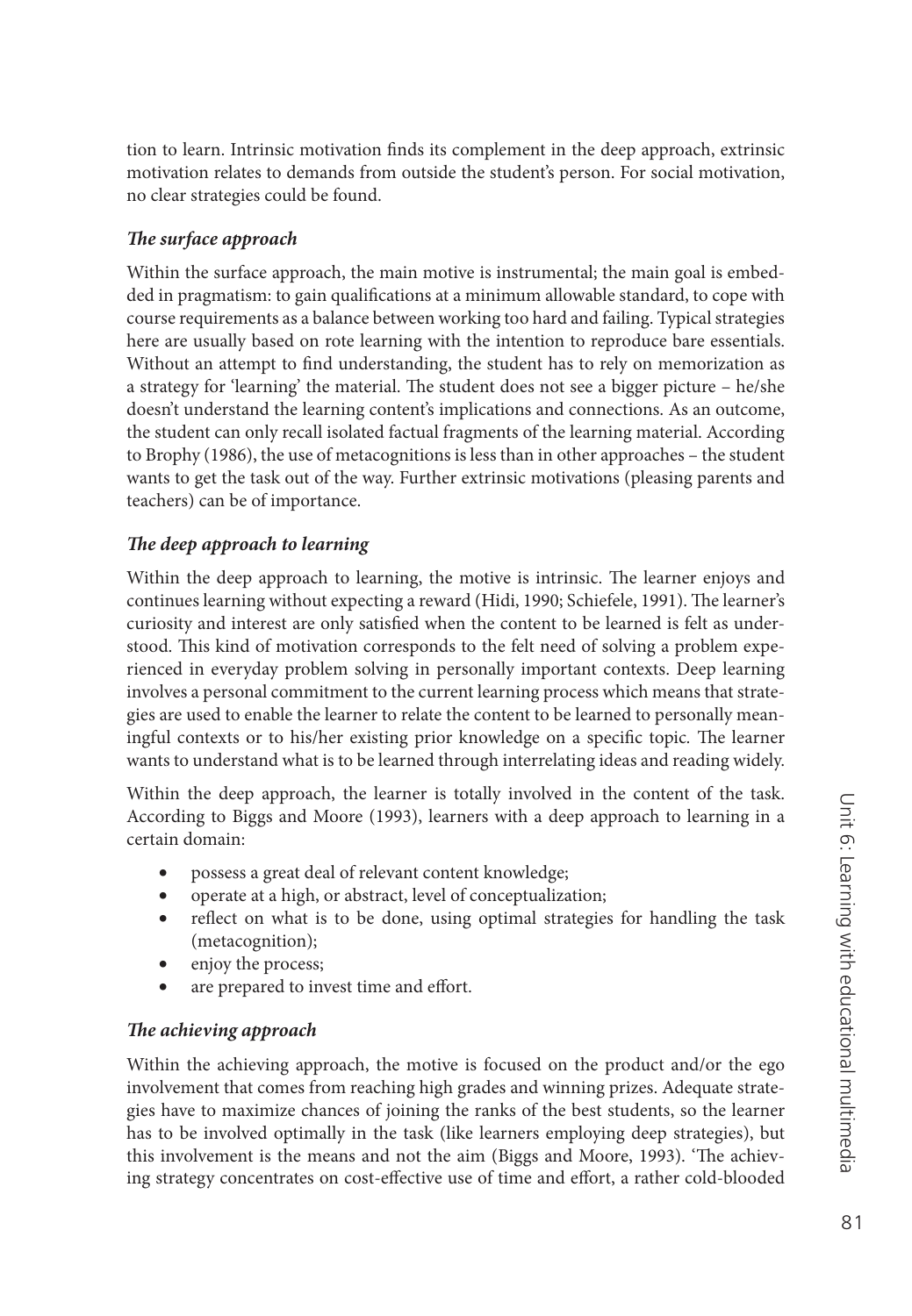tion to learn. Intrinsic motivation finds its complement in the deep approach, extrinsic motivation relates to demands from outside the student's person. For social motivation, no clear strategies could be found.

### *The surface approach*

Within the surface approach, the main motive is instrumental; the main goal is embedded in pragmatism: to gain qualifications at a minimum allowable standard, to cope with course requirements as a balance between working too hard and failing. Typical strategies here are usually based on rote learning with the intention to reproduce bare essentials. Without an attempt to find understanding, the student has to rely on memorization as a strategy for 'learning' the material. The student does not see a bigger picture – he/she doesn't understand the learning content's implications and connections. As an outcome, the student can only recall isolated factual fragments of the learning material. According to Brophy (1986), the use of metacognitions is less than in other approaches – the student wants to get the task out of the way. Further extrinsic motivations (pleasing parents and teachers) can be of importance.

### *The deep approach to learning*

Within the deep approach to learning, the motive is intrinsic. The learner enjoys and continues learning without expecting a reward (Hidi, 1990; Schiefele, 1991). The learner's curiosity and interest are only satisfied when the content to be learned is felt as understood. This kind of motivation corresponds to the felt need of solving a problem experienced in everyday problem solving in personally important contexts. Deep learning involves a personal commitment to the current learning process which means that strategies are used to enable the learner to relate the content to be learned to personally meaningful contexts or to his/her existing prior knowledge on a specific topic. The learner wants to understand what is to be learned through interrelating ideas and reading widely.

Within the deep approach, the learner is totally involved in the content of the task. According to Biggs and Moore (1993), learners with a deep approach to learning in a certain domain:

- possess a great deal of relevant content knowledge;
- operate at a high, or abstract, level of conceptualization;
- reflect on what is to be done, using optimal strategies for handling the task (metacognition);
- enjoy the process;
- are prepared to invest time and effort.

### *The achieving approach*

Within the achieving approach, the motive is focused on the product and/or the ego involvement that comes from reaching high grades and winning prizes. Adequate strategies have to maximize chances of joining the ranks of the best students, so the learner has to be involved optimally in the task (like learners employing deep strategies), but this involvement is the means and not the aim (Biggs and Moore, 1993). 'The achieving strategy concentrates on cost-effective use of time and effort, a rather cold-blooded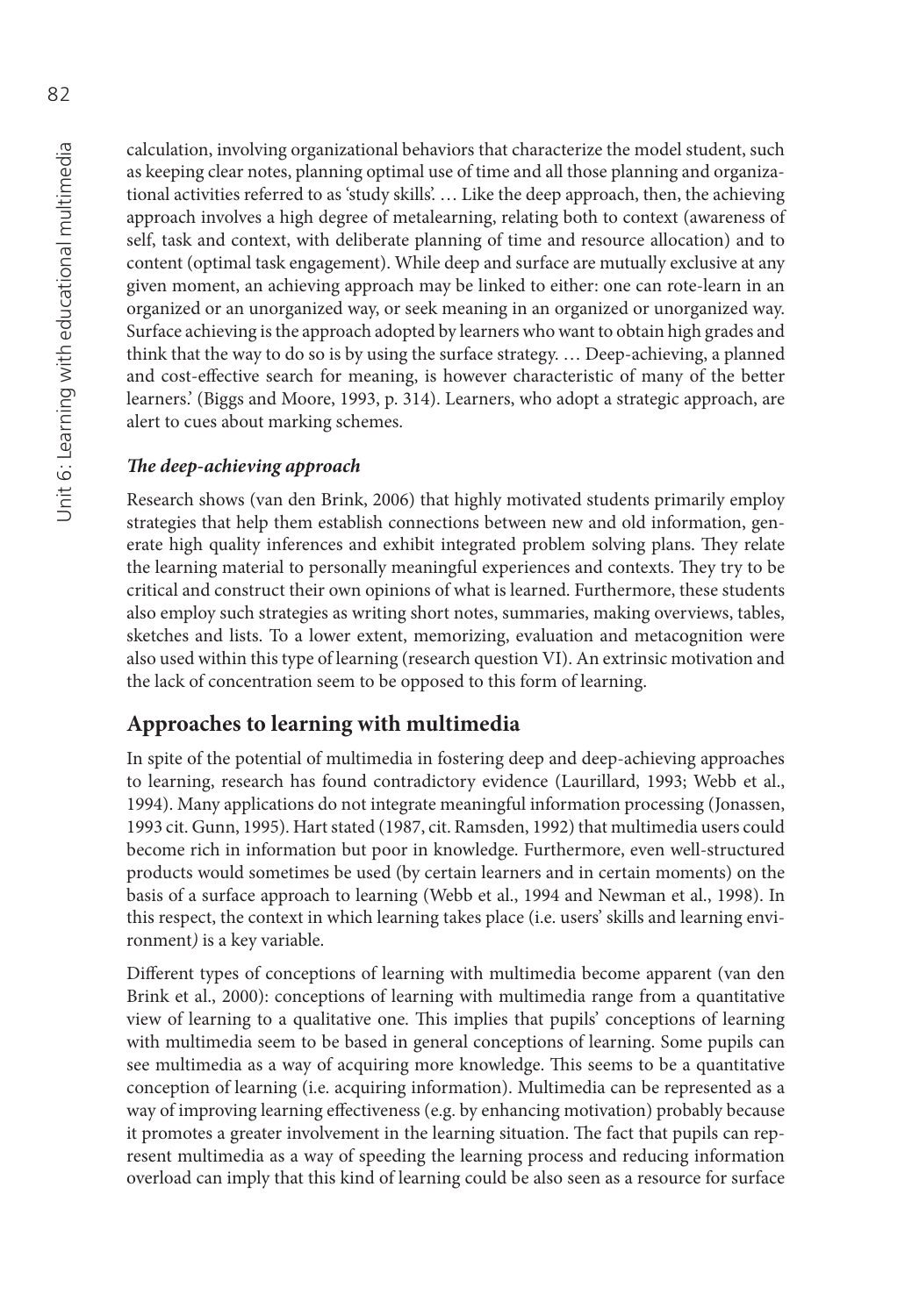calculation, involving organizational behaviors that characterize the model student, such as keeping clear notes, planning optimal use of time and all those planning and organizational activities referred to as 'study skills'. … Like the deep approach, then, the achieving approach involves a high degree of metalearning, relating both to context (awareness of self, task and context, with deliberate planning of time and resource allocation) and to content (optimal task engagement). While deep and surface are mutually exclusive at any given moment, an achieving approach may be linked to either: one can rote-learn in an organized or an unorganized way, or seek meaning in an organized or unorganized way. Surface achieving is the approach adopted by learners who want to obtain high grades and think that the way to do so is by using the surface strategy. … Deep-achieving, a planned and cost-effective search for meaning, is however characteristic of many of the better learners.' (Biggs and Moore, 1993, p. 314). Learners, who adopt a strategic approach, are alert to cues about marking schemes.

#### *The deep-achieving approach*

Research shows (van den Brink, 2006) that highly motivated students primarily employ strategies that help them establish connections between new and old information, generate high quality inferences and exhibit integrated problem solving plans. They relate the learning material to personally meaningful experiences and contexts. They try to be critical and construct their own opinions of what is learned. Furthermore, these students also employ such strategies as writing short notes, summaries, making overviews, tables, sketches and lists. To a lower extent, memorizing, evaluation and metacognition were also used within this type of learning (research question VI). An extrinsic motivation and the lack of concentration seem to be opposed to this form of learning.

## Approaches to learning with multimedia

In spite of the potential of multimedia in fostering deep and deep-achieving approaches to learning, research has found contradictory evidence (Laurillard, 1993; Webb et al., 1994). Many applications do not integrate meaningful information processing (Jonassen, 1993 cit. Gunn, 1995). Hart stated (1987, cit. Ramsden, 1992) that multimedia users could become rich in information but poor in knowledge. Furthermore, even well-structured products would sometimes be used (by certain learners and in certain moments) on the basis of a surface approach to learning (Webb et al., 1994 and Newman et al., 1998). In this respect, the context in which learning takes place (i.e. users' skills and learning environment*)* is a key variable.

Different types of conceptions of learning with multimedia become apparent (van den Brink et al., 2000): conceptions of learning with multimedia range from a quantitative view of learning to a qualitative one. This implies that pupils' conceptions of learning with multimedia seem to be based in general conceptions of learning. Some pupils can see multimedia as a way of acquiring more knowledge. This seems to be a quantitative conception of learning (i.e. acquiring information). Multimedia can be represented as a way of improving learning effectiveness (e.g. by enhancing motivation) probably because it promotes a greater involvement in the learning situation. The fact that pupils can represent multimedia as a way of speeding the learning process and reducing information overload can imply that this kind of learning could be also seen as a resource for surface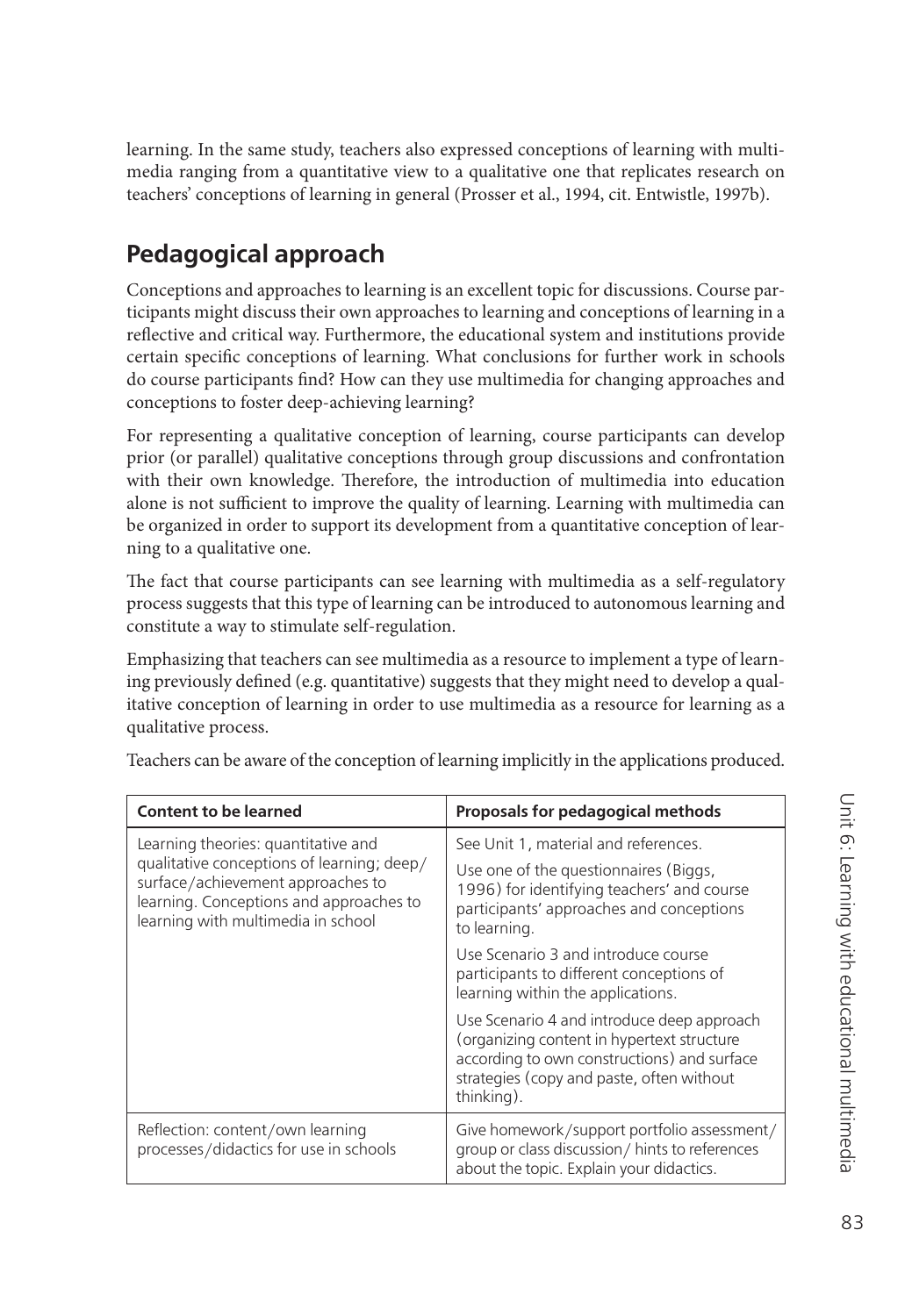learning. In the same study, teachers also expressed conceptions of learning with multimedia ranging from a quantitative view to a qualitative one that replicates research on teachers' conceptions of learning in general (Prosser et al., 1994, cit. Entwistle, 1997b).

## Pedagogical approach

Conceptions and approaches to learning is an excellent topic for discussions. Course participants might discuss their own approaches to learning and conceptions of learning in a reflective and critical way. Furthermore, the educational system and institutions provide certain specific conceptions of learning. What conclusions for further work in schools do course participants find? How can they use multimedia for changing approaches and conceptions to foster deep-achieving learning?

For representing a qualitative conception of learning, course participants can develop prior (or parallel) qualitative conceptions through group discussions and confrontation with their own knowledge. Therefore, the introduction of multimedia into education alone is not sufficient to improve the quality of learning. Learning with multimedia can be organized in order to support its development from a quantitative conception of learning to a qualitative one.

The fact that course participants can see learning with multimedia as a self-regulatory process suggests that this type of learning can be introduced to autonomous learning and constitute a way to stimulate self-regulation.

Emphasizing that teachers can see multimedia as a resource to implement a type of learning previously defined (e.g. quantitative) suggests that they might need to develop a qualitative conception of learning in order to use multimedia as a resource for learning as a qualitative process.

Teachers can be aware of the conception of learning implicitly in the applications produced.

| Content to be learned | Proposals for pedagogical methods |
|---|---|
| Learning theories: quantitative and qualitative conceptions of learning; deep/surface/achievement approaches to learning. Conceptions and approaches to learning with multimedia in school | See Unit 1, material and references. |
| | Use one of the questionnaires (Biggs, 1996) for identifying teachers' and course participants' approaches and conceptions to learning. |
| | Use Scenario 3 and introduce course participants to different conceptions of learning within the applications. |
| | Use Scenario 4 and introduce deep approach (organizing content in hypertext structure according to own constructions) and surface strategies (copy and paste, often without thinking). |
| Reflection: content/own learning processes/didactics for use in schools | Give homework/support portfolio assessment/group or class discussion/ hints to references about the topic. Explain your didactics. |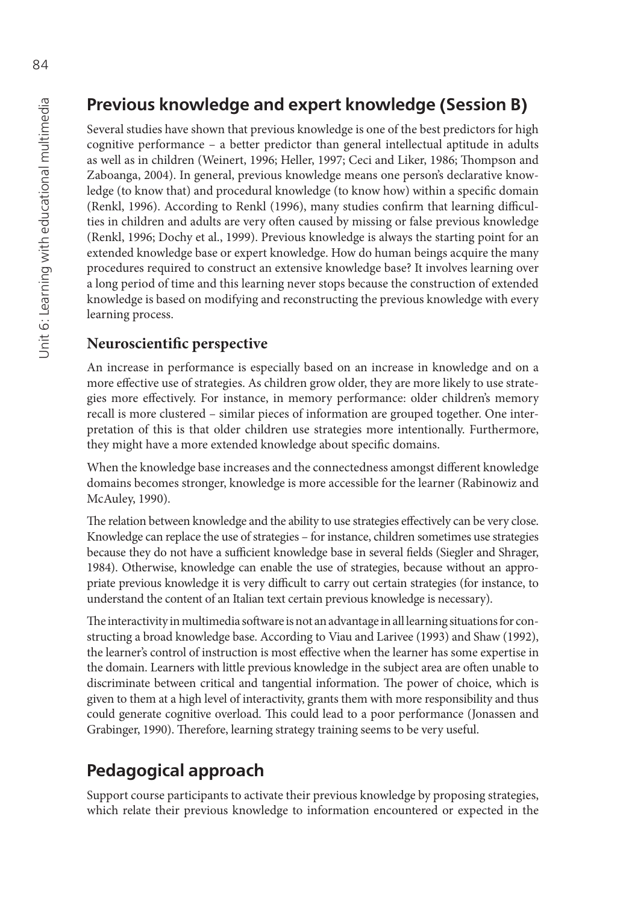## Previous knowledge and expert knowledge (Session B)

Several studies have shown that previous knowledge is one of the best predictors for high cognitive performance – a better predictor than general intellectual aptitude in adults as well as in children (Weinert, 1996; Heller, 1997; Ceci and Liker, 1986; Thompson and Zaboanga, 2004). In general, previous knowledge means one person's declarative knowledge (to know that) and procedural knowledge (to know how) within a specific domain (Renkl, 1996). According to Renkl (1996), many studies confirm that learning difficulties in children and adults are very often caused by missing or false previous knowledge (Renkl, 1996; Dochy et al., 1999). Previous knowledge is always the starting point for an extended knowledge base or expert knowledge. How do human beings acquire the many procedures required to construct an extensive knowledge base? It involves learning over a long period of time and this learning never stops because the construction of extended knowledge is based on modifying and reconstructing the previous knowledge with every learning process.

### Neuroscientific perspective

An increase in performance is especially based on an increase in knowledge and on a more effective use of strategies. As children grow older, they are more likely to use strategies more effectively. For instance, in memory performance: older children's memory recall is more clustered – similar pieces of information are grouped together. One interpretation of this is that older children use strategies more intentionally. Furthermore, they might have a more extended knowledge about specific domains.

When the knowledge base increases and the connectedness amongst different knowledge domains becomes stronger, knowledge is more accessible for the learner (Rabinowiz and McAuley, 1990).

The relation between knowledge and the ability to use strategies effectively can be very close. Knowledge can replace the use of strategies – for instance, children sometimes use strategies because they do not have a sufficient knowledge base in several fields (Siegler and Shrager, 1984). Otherwise, knowledge can enable the use of strategies, because without an appropriate previous knowledge it is very difficult to carry out certain strategies (for instance, to understand the content of an Italian text certain previous knowledge is necessary).

The interactivity in multimedia software is not an advantage in all learning situations for constructing a broad knowledge base. According to Viau and Larivee (1993) and Shaw (1992), the learner's control of instruction is most effective when the learner has some expertise in the domain. Learners with little previous knowledge in the subject area are often unable to discriminate between critical and tangential information. The power of choice, which is given to them at a high level of interactivity, grants them with more responsibility and thus could generate cognitive overload. This could lead to a poor performance (Jonassen and Grabinger, 1990). Therefore, learning strategy training seems to be very useful.

## Pedagogical approach

Support course participants to activate their previous knowledge by proposing strategies, which relate their previous knowledge to information encountered or expected in the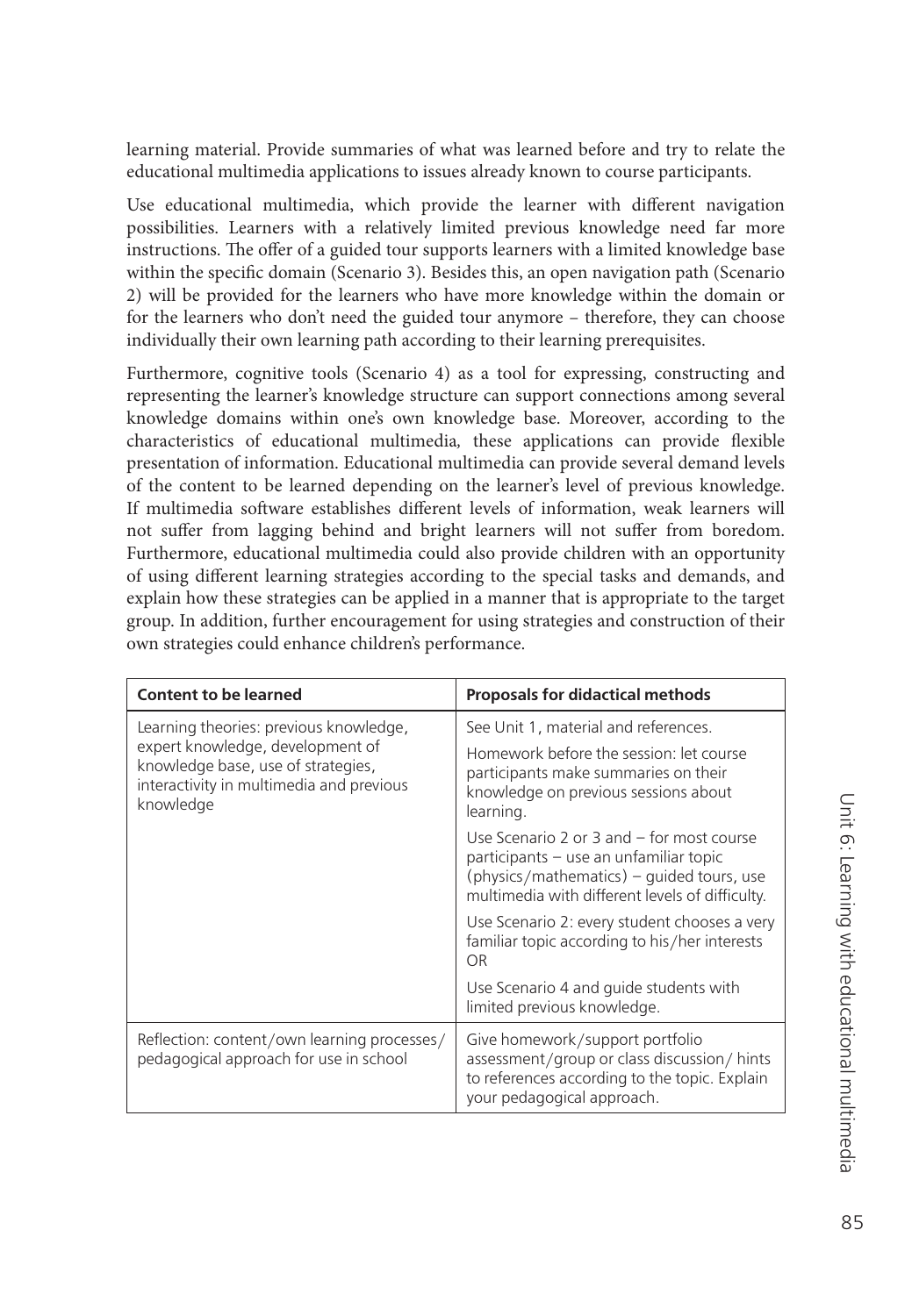learning material. Provide summaries of what was learned before and try to relate the educational multimedia applications to issues already known to course participants.

Use educational multimedia, which provide the learner with different navigation possibilities. Learners with a relatively limited previous knowledge need far more instructions. The offer of a guided tour supports learners with a limited knowledge base within the specific domain (Scenario 3). Besides this, an open navigation path (Scenario 2) will be provided for the learners who have more knowledge within the domain or for the learners who don't need the guided tour anymore – therefore, they can choose individually their own learning path according to their learning prerequisites.

Furthermore, cognitive tools (Scenario 4) as a tool for expressing, constructing and representing the learner's knowledge structure can support connections among several knowledge domains within one's own knowledge base. Moreover, according to the characteristics of educational multimedia*,* these applications can provide flexible presentation of information. Educational multimedia can provide several demand levels of the content to be learned depending on the learner's level of previous knowledge. If multimedia software establishes different levels of information, weak learners will not suffer from lagging behind and bright learners will not suffer from boredom. Furthermore, educational multimedia could also provide children with an opportunity of using different learning strategies according to the special tasks and demands, and explain how these strategies can be applied in a manner that is appropriate to the target group. In addition, further encouragement for using strategies and construction of their own strategies could enhance children's performance.

| **Content to be learned** | **Proposals for didactical methods** |
|---|---|
| Learning theories: previous knowledge, expert knowledge, development of knowledge base, use of strategies, interactivity in multimedia and previous knowledge | See Unit 1, material and references.<br>Homework before the session: let course participants make summaries on their knowledge on previous sessions about learning.<br>Use Scenario 2 or 3 and – for most course participants – use an unfamiliar topic (physics/mathematics) – guided tours, use multimedia with different levels of difficulty.<br>Use Scenario 2: every student chooses a very familiar topic according to his/her interests OR<br>Use Scenario 4 and guide students with limited previous knowledge. |
| Reflection: content/own learning processes/ pedagogical approach for use in school | Give homework/support portfolio assessment/group or class discussion/ hints to references according to the topic. Explain your pedagogical approach. |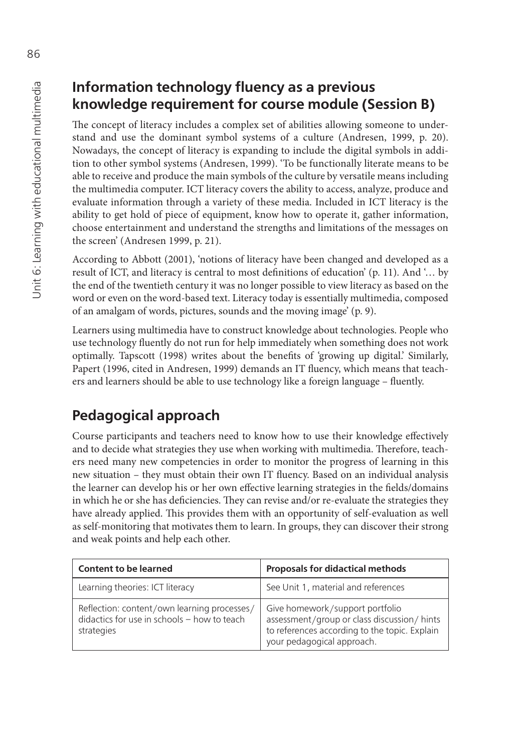## Information technology fluency as a previous knowledge requirement for course module (Session B)

The concept of literacy includes a complex set of abilities allowing someone to understand and use the dominant symbol systems of a culture (Andresen, 1999, p. 20). Nowadays, the concept of literacy is expanding to include the digital symbols in addition to other symbol systems (Andresen, 1999). 'To be functionally literate means to be able to receive and produce the main symbols of the culture by versatile means including the multimedia computer. ICT literacy covers the ability to access, analyze, produce and evaluate information through a variety of these media. Included in ICT literacy is the ability to get hold of piece of equipment, know how to operate it, gather information, choose entertainment and understand the strengths and limitations of the messages on the screen' (Andresen 1999, p. 21).

According to Abbott (2001), 'notions of literacy have been changed and developed as a result of ICT, and literacy is central to most definitions of education' (p. 11). And '… by the end of the twentieth century it was no longer possible to view literacy as based on the word or even on the word-based text. Literacy today is essentially multimedia, composed of an amalgam of words, pictures, sounds and the moving image' (p. 9).

Learners using multimedia have to construct knowledge about technologies. People who use technology fluently do not run for help immediately when something does not work optimally. Tapscott (1998) writes about the benefits of 'growing up digital.' Similarly, Papert (1996, cited in Andresen, 1999) demands an IT fluency, which means that teachers and learners should be able to use technology like a foreign language – fluently.

## Pedagogical approach

Course participants and teachers need to know how to use their knowledge effectively and to decide what strategies they use when working with multimedia. Therefore, teachers need many new competencies in order to monitor the progress of learning in this new situation – they must obtain their own IT fluency. Based on an individual analysis the learner can develop his or her own effective learning strategies in the fields/domains in which he or she has deficiencies. They can revise and/or re-evaluate the strategies they have already applied. This provides them with an opportunity of self-evaluation as well as self-monitoring that motivates them to learn. In groups, they can discover their strong and weak points and help each other.

| Content to be learned | Proposals for didactical methods |
|---|---|
| Learning theories: ICT literacy | See Unit 1, material and references |
| Reflection: content/own learning processes/ didactics for use in schools – how to teach strategies | Give homework/support portfolio assessment/group or class discussion/ hints to references according to the topic. Explain your pedagogical approach. |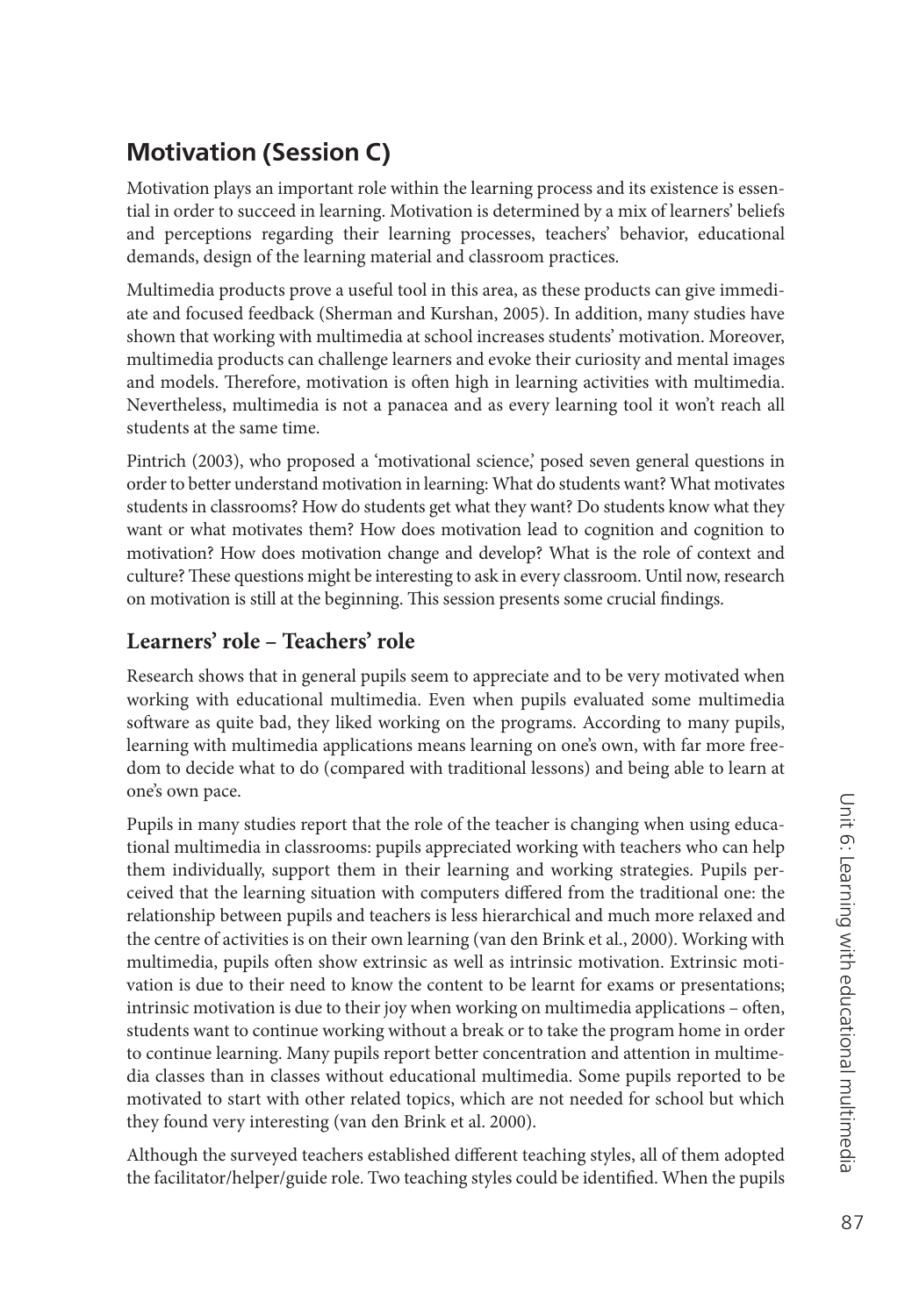## Motivation (Session C)

Motivation plays an important role within the learning process and its existence is essential in order to succeed in learning. Motivation is determined by a mix of learners' beliefs and perceptions regarding their learning processes, teachers' behavior, educational demands, design of the learning material and classroom practices.

Multimedia products prove a useful tool in this area, as these products can give immediate and focused feedback (Sherman and Kurshan, 2005). In addition, many studies have shown that working with multimedia at school increases students' motivation. Moreover, multimedia products can challenge learners and evoke their curiosity and mental images and models. Therefore, motivation is often high in learning activities with multimedia. Nevertheless, multimedia is not a panacea and as every learning tool it won't reach all students at the same time.

Pintrich (2003), who proposed a 'motivational science,' posed seven general questions in order to better understand motivation in learning: What do students want? What motivates students in classrooms? How do students get what they want? Do students know what they want or what motivates them? How does motivation lead to cognition and cognition to motivation? How does motivation change and develop? What is the role of context and culture? These questions might be interesting to ask in every classroom. Until now, research on motivation is still at the beginning. This session presents some crucial findings.

### Learners' role – Teachers' role

Research shows that in general pupils seem to appreciate and to be very motivated when working with educational multimedia. Even when pupils evaluated some multimedia software as quite bad, they liked working on the programs. According to many pupils, learning with multimedia applications means learning on one's own, with far more freedom to decide what to do (compared with traditional lessons) and being able to learn at one's own pace.

Pupils in many studies report that the role of the teacher is changing when using educational multimedia in classrooms: pupils appreciated working with teachers who can help them individually, support them in their learning and working strategies. Pupils perceived that the learning situation with computers differed from the traditional one: the relationship between pupils and teachers is less hierarchical and much more relaxed and the centre of activities is on their own learning (van den Brink et al., 2000). Working with multimedia, pupils often show extrinsic as well as intrinsic motivation. Extrinsic motivation is due to their need to know the content to be learnt for exams or presentations; intrinsic motivation is due to their joy when working on multimedia applications – often, students want to continue working without a break or to take the program home in order to continue learning. Many pupils report better concentration and attention in multimedia classes than in classes without educational multimedia. Some pupils reported to be motivated to start with other related topics, which are not needed for school but which they found very interesting (van den Brink et al. 2000).

Although the surveyed teachers established different teaching styles, all of them adopted the facilitator/helper/guide role. Two teaching styles could be identified. When the pupils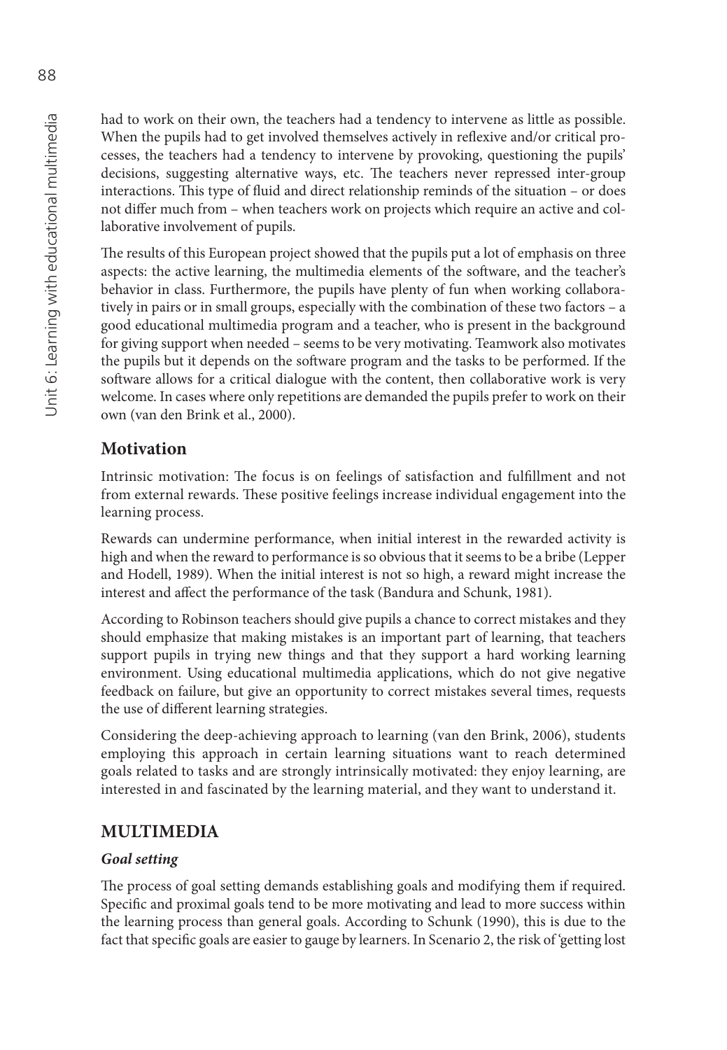had to work on their own, the teachers had a tendency to intervene as little as possible. When the pupils had to get involved themselves actively in reflexive and/or critical processes, the teachers had a tendency to intervene by provoking, questioning the pupils' decisions, suggesting alternative ways, etc. The teachers never repressed inter-group interactions. This type of fluid and direct relationship reminds of the situation – or does not differ much from – when teachers work on projects which require an active and collaborative involvement of pupils.

The results of this European project showed that the pupils put a lot of emphasis on three aspects: the active learning, the multimedia elements of the software, and the teacher's behavior in class. Furthermore, the pupils have plenty of fun when working collaboratively in pairs or in small groups, especially with the combination of these two factors – a good educational multimedia program and a teacher, who is present in the background for giving support when needed – seems to be very motivating. Teamwork also motivates the pupils but it depends on the software program and the tasks to be performed. If the software allows for a critical dialogue with the content, then collaborative work is very welcome. In cases where only repetitions are demanded the pupils prefer to work on their own (van den Brink et al., 2000).

## Motivation

Intrinsic motivation: The focus is on feelings of satisfaction and fulfillment and not from external rewards. These positive feelings increase individual engagement into the learning process.

Rewards can undermine performance, when initial interest in the rewarded activity is high and when the reward to performance is so obvious that it seems to be a bribe (Lepper and Hodell, 1989). When the initial interest is not so high, a reward might increase the interest and affect the performance of the task (Bandura and Schunk, 1981).

According to Robinson teachers should give pupils a chance to correct mistakes and they should emphasize that making mistakes is an important part of learning, that teachers support pupils in trying new things and that they support a hard working learning environment. Using educational multimedia applications, which do not give negative feedback on failure, but give an opportunity to correct mistakes several times, requests the use of different learning strategies.

Considering the deep-achieving approach to learning (van den Brink, 2006), students employing this approach in certain learning situations want to reach determined goals related to tasks and are strongly intrinsically motivated: they enjoy learning, are interested in and fascinated by the learning material, and they want to understand it.

## MULTIMEDIA

### *Goal setting*

The process of goal setting demands establishing goals and modifying them if required. Specific and proximal goals tend to be more motivating and lead to more success within the learning process than general goals. According to Schunk (1990), this is due to the fact that specific goals are easier to gauge by learners. In Scenario 2, the risk of 'getting lost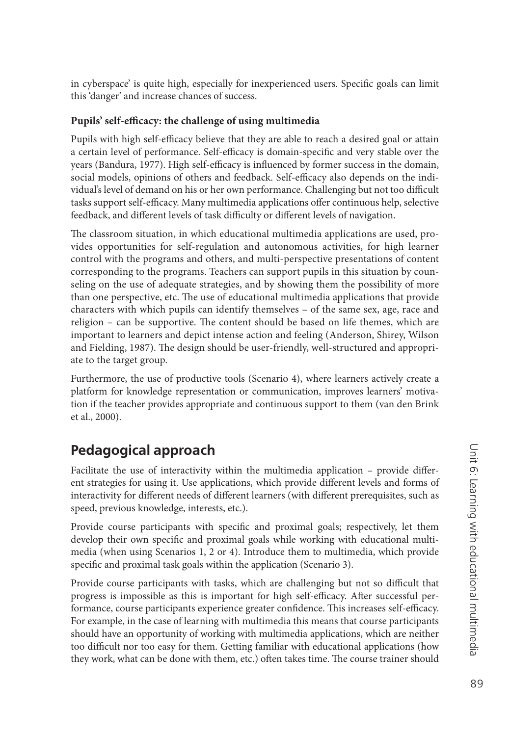in cyberspace' is quite high, especially for inexperienced users. Specific goals can limit this 'danger' and increase chances of success.

**Pupils' self-efficacy: the challenge of using multimedia**

Pupils with high self-efficacy believe that they are able to reach a desired goal or attain a certain level of performance. Self-efficacy is domain-specific and very stable over the years (Bandura, 1977). High self-efficacy is influenced by former success in the domain, social models, opinions of others and feedback. Self-efficacy also depends on the individual's level of demand on his or her own performance. Challenging but not too difficult tasks support self-efficacy. Many multimedia applications offer continuous help, selective feedback, and different levels of task difficulty or different levels of navigation.

The classroom situation, in which educational multimedia applications are used, provides opportunities for self-regulation and autonomous activities, for high learner control with the programs and others, and multi-perspective presentations of content corresponding to the programs. Teachers can support pupils in this situation by counseling on the use of adequate strategies, and by showing them the possibility of more than one perspective, etc. The use of educational multimedia applications that provide characters with which pupils can identify themselves – of the same sex, age, race and religion – can be supportive. The content should be based on life themes, which are important to learners and depict intense action and feeling (Anderson, Shirey, Wilson and Fielding, 1987). The design should be user-friendly, well-structured and appropriate to the target group.

Furthermore, the use of productive tools (Scenario 4), where learners actively create a platform for knowledge representation or communication, improves learners' motivation if the teacher provides appropriate and continuous support to them (van den Brink et al., 2000).

## Pedagogical approach

Facilitate the use of interactivity within the multimedia application – provide different strategies for using it. Use applications, which provide different levels and forms of interactivity for different needs of different learners (with different prerequisites, such as speed, previous knowledge, interests, etc.).

Provide course participants with specific and proximal goals; respectively, let them develop their own specific and proximal goals while working with educational multimedia (when using Scenarios 1, 2 or 4). Introduce them to multimedia, which provide specific and proximal task goals within the application (Scenario 3).

Provide course participants with tasks, which are challenging but not so difficult that progress is impossible as this is important for high self-efficacy. After successful performance, course participants experience greater confidence. This increases self-efficacy. For example, in the case of learning with multimedia this means that course participants should have an opportunity of working with multimedia applications, which are neither too difficult nor too easy for them. Getting familiar with educational applications (how they work, what can be done with them, etc.) often takes time. The course trainer should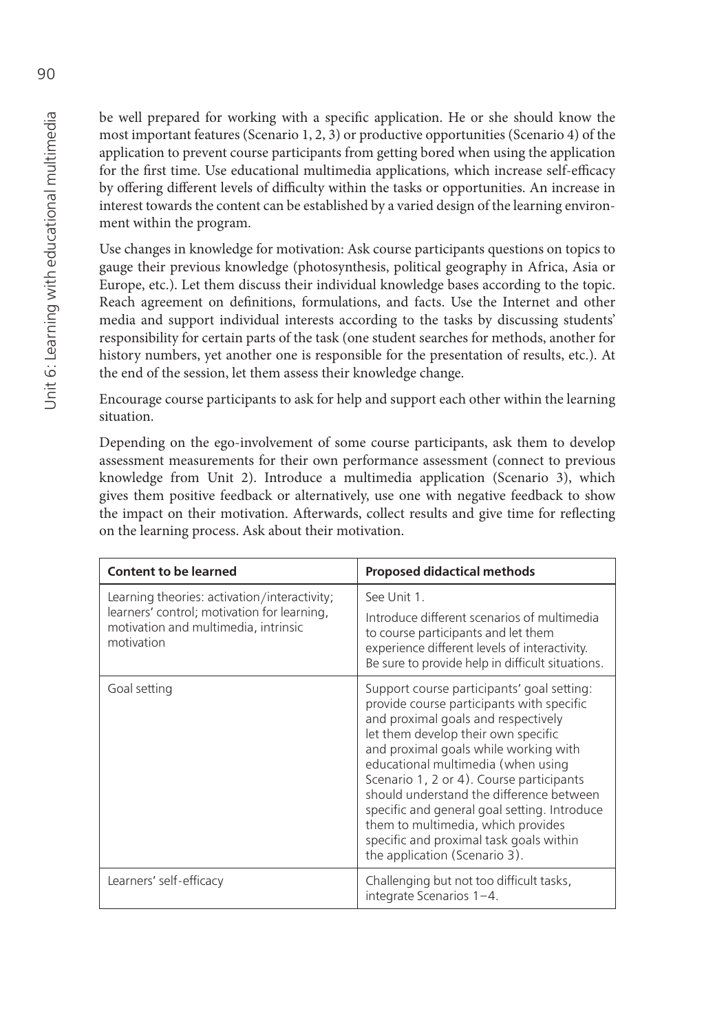be well prepared for working with a specific application. He or she should know the most important features (Scenario 1, 2, 3) or productive opportunities (Scenario 4) of the application to prevent course participants from getting bored when using the application for the first time. Use educational multimedia applications, which increase self-efficacy by offering different levels of difficulty within the tasks or opportunities. An increase in interest towards the content can be established by a varied design of the learning environment within the program.

Use changes in knowledge for motivation: Ask course participants questions on topics to gauge their previous knowledge (photosynthesis, political geography in Africa, Asia or Europe, etc.). Let them discuss their individual knowledge bases according to the topic. Reach agreement on definitions, formulations, and facts. Use the Internet and other media and support individual interests according to the tasks by discussing students' responsibility for certain parts of the task (one student searches for methods, another for history numbers, yet another one is responsible for the presentation of results, etc.). At the end of the session, let them assess their knowledge change.

Encourage course participants to ask for help and support each other within the learning situation.

Depending on the ego-involvement of some course participants, ask them to develop assessment measurements for their own performance assessment (connect to previous knowledge from Unit 2). Introduce a multimedia application (Scenario 3), which gives them positive feedback or alternatively, use one with negative feedback to show the impact on their motivation. Afterwards, collect results and give time for reflecting on the learning process. Ask about their motivation.

| **Content to be learned** | **Proposed didactical methods** |
|---|---|
| Learning theories: activation/interactivity; learners' control; motivation for learning, motivation and multimedia, intrinsic motivation | See Unit 1.<br>Introduce different scenarios of multimedia to course participants and let them experience different levels of interactivity. Be sure to provide help in difficult situations. |
| Goal setting | Support course participants' goal setting: provide course participants with specific and proximal goals and respectively let them develop their own specific and proximal goals while working with educational multimedia (when using Scenario 1, 2 or 4). Course participants should understand the difference between specific and general goal setting. Introduce them to multimedia, which provides specific and proximal task goals within the application (Scenario 3). |
| Learners' self-efficacy | Challenging but not too difficult tasks, integrate Scenarios 1–4. |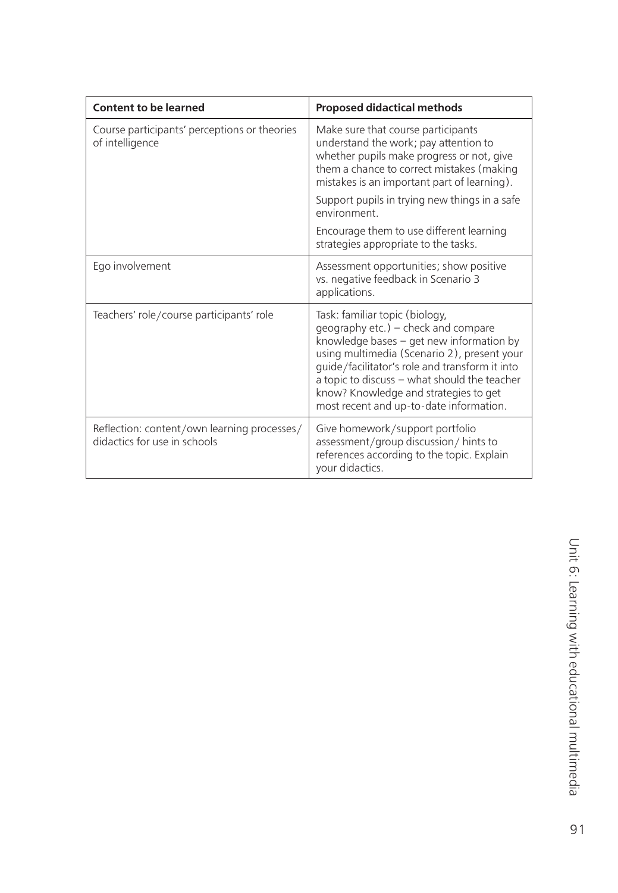| Content to be learned | Proposed didactical methods |
| --- | --- |
| Course participants' perceptions or theories of intelligence | Make sure that course participants understand the work; pay attention to whether pupils make progress or not, give them a chance to correct mistakes (making mistakes is an important part of learning).<br><br>Support pupils in trying new things in a safe environment.<br><br>Encourage them to use different learning strategies appropriate to the tasks. |
| Ego involvement | Assessment opportunities; show positive vs. negative feedback in Scenario 3 applications. |
| Teachers' role/course participants' role | Task: familiar topic (biology, geography etc.) – check and compare knowledge bases – get new information by using multimedia (Scenario 2), present your guide/facilitator's role and transform it into a topic to discuss – what should the teacher know? Knowledge and strategies to get most recent and up-to-date information. |
| Reflection: content/own learning processes/ didactics for use in schools | Give homework/support portfolio assessment/group discussion/ hints to references according to the topic. Explain your didactics. |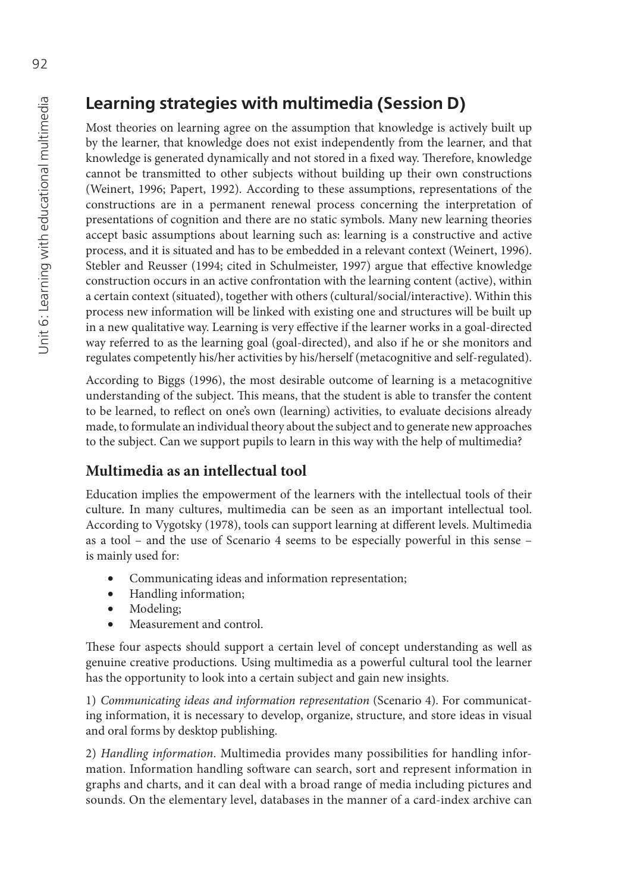## Learning strategies with multimedia (Session D)

Most theories on learning agree on the assumption that knowledge is actively built up by the learner, that knowledge does not exist independently from the learner, and that knowledge is generated dynamically and not stored in a fixed way. Therefore, knowledge cannot be transmitted to other subjects without building up their own constructions (Weinert, 1996; Papert, 1992). According to these assumptions, representations of the constructions are in a permanent renewal process concerning the interpretation of presentations of cognition and there are no static symbols. Many new learning theories accept basic assumptions about learning such as: learning is a constructive and active process, and it is situated and has to be embedded in a relevant context (Weinert, 1996). Stebler and Reusser (1994; cited in Schulmeister, 1997) argue that effective knowledge construction occurs in an active confrontation with the learning content (active), within a certain context (situated), together with others (cultural/social/interactive). Within this process new information will be linked with existing one and structures will be built up in a new qualitative way. Learning is very effective if the learner works in a goal-directed way referred to as the learning goal (goal-directed), and also if he or she monitors and regulates competently his/her activities by his/herself (metacognitive and self-regulated).

According to Biggs (1996), the most desirable outcome of learning is a metacognitive understanding of the subject. This means, that the student is able to transfer the content to be learned, to reflect on one's own (learning) activities, to evaluate decisions already made, to formulate an individual theory about the subject and to generate new approaches to the subject. Can we support pupils to learn in this way with the help of multimedia?

### Multimedia as an intellectual tool

Education implies the empowerment of the learners with the intellectual tools of their culture. In many cultures, multimedia can be seen as an important intellectual tool. According to Vygotsky (1978), tools can support learning at different levels. Multimedia as a tool – and the use of Scenario 4 seems to be especially powerful in this sense – is mainly used for:

- Communicating ideas and information representation;
- Handling information;
- Modeling;
- Measurement and control.

These four aspects should support a certain level of concept understanding as well as genuine creative productions. Using multimedia as a powerful cultural tool the learner has the opportunity to look into a certain subject and gain new insights.

1) *Communicating ideas and information representation* (Scenario 4). For communicating information, it is necessary to develop, organize, structure, and store ideas in visual and oral forms by desktop publishing.

2) *Handling information*. Multimedia provides many possibilities for handling information. Information handling software can search, sort and represent information in graphs and charts, and it can deal with a broad range of media including pictures and sounds. On the elementary level, databases in the manner of a card-index archive can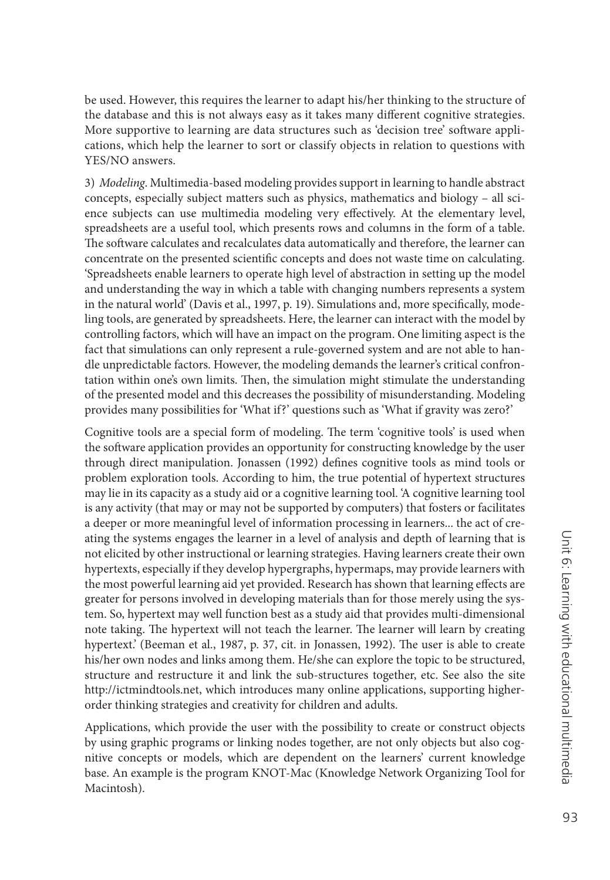be used. However, this requires the learner to adapt his/her thinking to the structure of the database and this is not always easy as it takes many different cognitive strategies. More supportive to learning are data structures such as 'decision tree' software applications, which help the learner to sort or classify objects in relation to questions with YES/NO answers.

3) *Modeling*. Multimedia-based modeling provides support in learning to handle abstract concepts, especially subject matters such as physics, mathematics and biology – all science subjects can use multimedia modeling very effectively. At the elementary level, spreadsheets are a useful tool, which presents rows and columns in the form of a table. The software calculates and recalculates data automatically and therefore, the learner can concentrate on the presented scientific concepts and does not waste time on calculating. 'Spreadsheets enable learners to operate high level of abstraction in setting up the model and understanding the way in which a table with changing numbers represents a system in the natural world' (Davis et al., 1997, p. 19). Simulations and, more specifically, modeling tools, are generated by spreadsheets. Here, the learner can interact with the model by controlling factors, which will have an impact on the program. One limiting aspect is the fact that simulations can only represent a rule-governed system and are not able to handle unpredictable factors. However, the modeling demands the learner's critical confrontation within one's own limits. Then, the simulation might stimulate the understanding of the presented model and this decreases the possibility of misunderstanding. Modeling provides many possibilities for 'What if?' questions such as 'What if gravity was zero?'

Cognitive tools are a special form of modeling. The term 'cognitive tools' is used when the software application provides an opportunity for constructing knowledge by the user through direct manipulation. Jonassen (1992) defines cognitive tools as mind tools or problem exploration tools. According to him, the true potential of hypertext structures may lie in its capacity as a study aid or a cognitive learning tool. 'A cognitive learning tool is any activity (that may or may not be supported by computers) that fosters or facilitates a deeper or more meaningful level of information processing in learners... the act of creating the systems engages the learner in a level of analysis and depth of learning that is not elicited by other instructional or learning strategies. Having learners create their own hypertexts, especially if they develop hypergraphs, hypermaps, may provide learners with the most powerful learning aid yet provided. Research has shown that learning effects are greater for persons involved in developing materials than for those merely using the system. So, hypertext may well function best as a study aid that provides multi-dimensional note taking. The hypertext will not teach the learner. The learner will learn by creating hypertext.' (Beeman et al., 1987, p. 37, cit. in Jonassen, 1992). The user is able to create his/her own nodes and links among them. He/she can explore the topic to be structured, structure and restructure it and link the sub-structures together, etc. See also the site http://ictmindtools.net, which introduces many online applications, supporting higher-order thinking strategies and creativity for children and adults.

Applications, which provide the user with the possibility to create or construct objects by using graphic programs or linking nodes together, are not only objects but also cognitive concepts or models, which are dependent on the learners' current knowledge base. An example is the program KNOT-Mac (Knowledge Network Organizing Tool for Macintosh).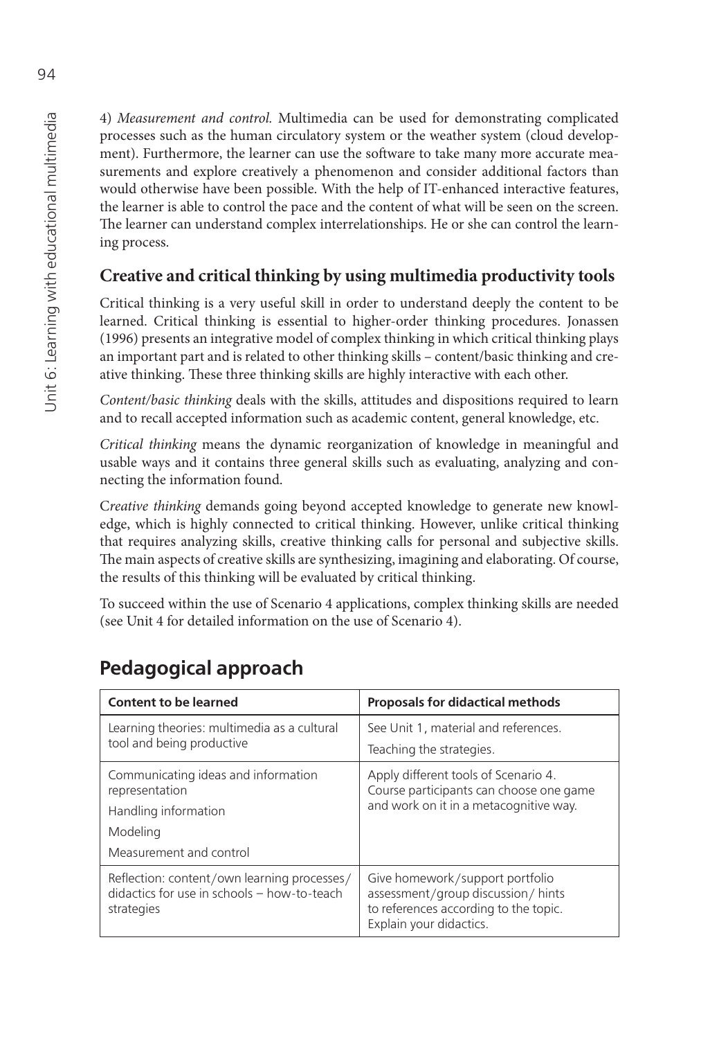4) *Measurement and control.* Multimedia can be used for demonstrating complicated processes such as the human circulatory system or the weather system (cloud development). Furthermore, the learner can use the software to take many more accurate measurements and explore creatively a phenomenon and consider additional factors than would otherwise have been possible. With the help of IT-enhanced interactive features, the learner is able to control the pace and the content of what will be seen on the screen. The learner can understand complex interrelationships. He or she can control the learning process.

### Creative and critical thinking by using multimedia productivity tools

Critical thinking is a very useful skill in order to understand deeply the content to be learned. Critical thinking is essential to higher-order thinking procedures. Jonassen (1996) presents an integrative model of complex thinking in which critical thinking plays an important part and is related to other thinking skills – content/basic thinking and creative thinking. These three thinking skills are highly interactive with each other.

*Content/basic thinking* deals with the skills, attitudes and dispositions required to learn and to recall accepted information such as academic content, general knowledge, etc.

*Critical thinking* means the dynamic reorganization of knowledge in meaningful and usable ways and it contains three general skills such as evaluating, analyzing and connecting the information found.

C*reative thinking* demands going beyond accepted knowledge to generate new knowledge, which is highly connected to critical thinking. However, unlike critical thinking that requires analyzing skills, creative thinking calls for personal and subjective skills. The main aspects of creative skills are synthesizing, imagining and elaborating. Of course, the results of this thinking will be evaluated by critical thinking.

To succeed within the use of Scenario 4 applications, complex thinking skills are needed (see Unit 4 for detailed information on the use of Scenario 4).

## Pedagogical approach

| Content to be learned | Proposals for didactical methods |
|---|---|
| Learning theories: multimedia as a cultural tool and being productive | See Unit 1, material and references.<br>Teaching the strategies. |
| Communicating ideas and information representation<br>Handling information<br>Modeling<br>Measurement and control | Apply different tools of Scenario 4. Course participants can choose one game and work on it in a metacognitive way. |
| Reflection: content/own learning processes/ didactics for use in schools – how-to-teach strategies | Give homework/support portfolio assessment/group discussion/ hints to references according to the topic. Explain your didactics. |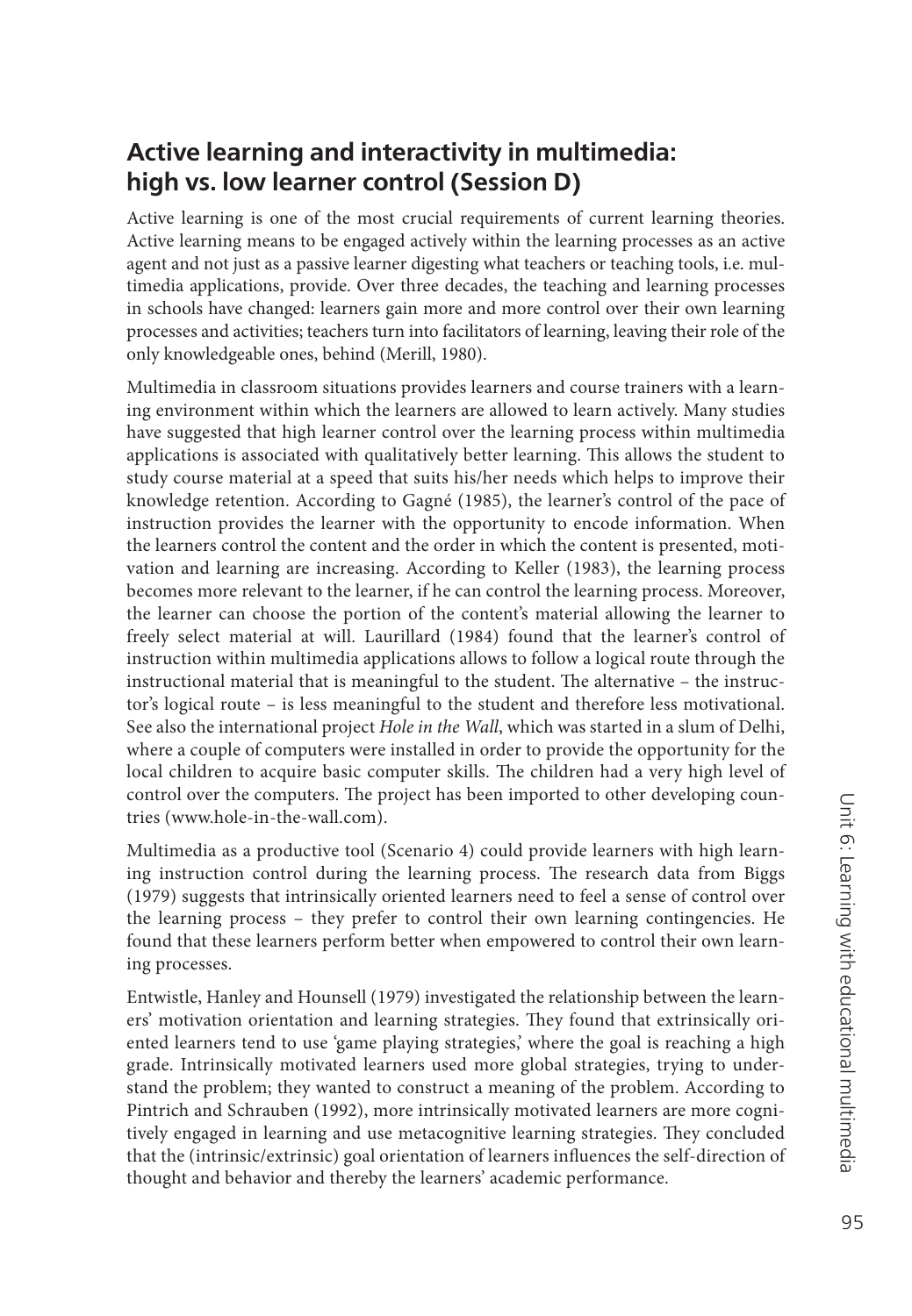## Active learning and interactivity in multimedia: high vs. low learner control (Session D)

Active learning is one of the most crucial requirements of current learning theories. Active learning means to be engaged actively within the learning processes as an active agent and not just as a passive learner digesting what teachers or teaching tools, i.e. multimedia applications, provide. Over three decades, the teaching and learning processes in schools have changed: learners gain more and more control over their own learning processes and activities; teachers turn into facilitators of learning, leaving their role of the only knowledgeable ones, behind (Merill, 1980).

Multimedia in classroom situations provides learners and course trainers with a learning environment within which the learners are allowed to learn actively. Many studies have suggested that high learner control over the learning process within multimedia applications is associated with qualitatively better learning. This allows the student to study course material at a speed that suits his/her needs which helps to improve their knowledge retention. According to Gagné (1985), the learner's control of the pace of instruction provides the learner with the opportunity to encode information. When the learners control the content and the order in which the content is presented, motivation and learning are increasing. According to Keller (1983), the learning process becomes more relevant to the learner, if he can control the learning process. Moreover, the learner can choose the portion of the content's material allowing the learner to freely select material at will. Laurillard (1984) found that the learner's control of instruction within multimedia applications allows to follow a logical route through the instructional material that is meaningful to the student. The alternative – the instructor's logical route – is less meaningful to the student and therefore less motivational. See also the international project *Hole in the Wall*, which was started in a slum of Delhi, where a couple of computers were installed in order to provide the opportunity for the local children to acquire basic computer skills. The children had a very high level of control over the computers. The project has been imported to other developing countries (www.hole-in-the-wall.com).

Multimedia as a productive tool (Scenario 4) could provide learners with high learning instruction control during the learning process. The research data from Biggs (1979) suggests that intrinsically oriented learners need to feel a sense of control over the learning process – they prefer to control their own learning contingencies. He found that these learners perform better when empowered to control their own learning processes.

Entwistle, Hanley and Hounsell (1979) investigated the relationship between the learners' motivation orientation and learning strategies. They found that extrinsically oriented learners tend to use 'game playing strategies,' where the goal is reaching a high grade. Intrinsically motivated learners used more global strategies, trying to understand the problem; they wanted to construct a meaning of the problem. According to Pintrich and Schrauben (1992), more intrinsically motivated learners are more cognitively engaged in learning and use metacognitive learning strategies. They concluded that the (intrinsic/extrinsic) goal orientation of learners influences the self-direction of thought and behavior and thereby the learners' academic performance.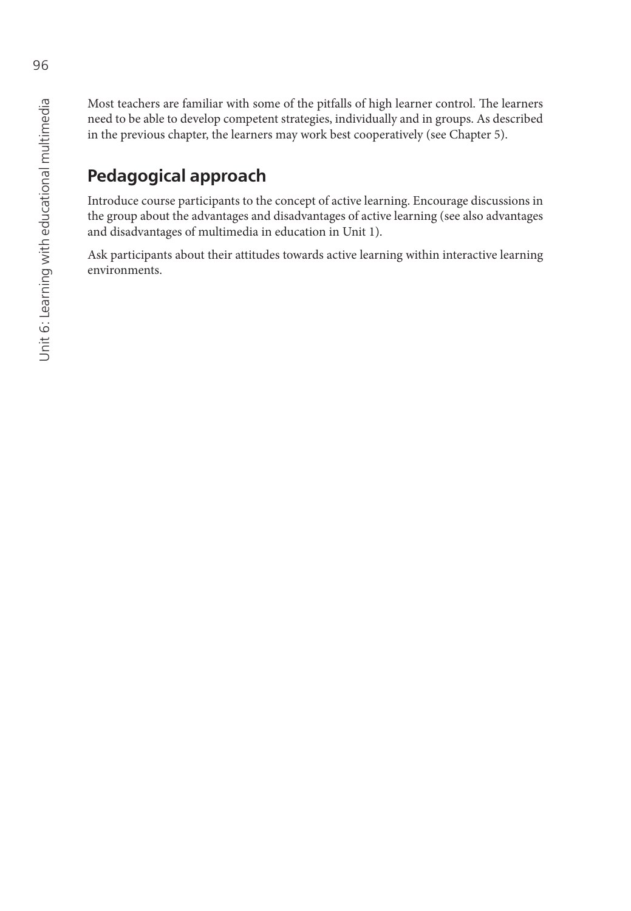Most teachers are familiar with some of the pitfalls of high learner control. The learners need to be able to develop competent strategies, individually and in groups. As described in the previous chapter, the learners may work best cooperatively (see Chapter 5).

## Pedagogical approach

Introduce course participants to the concept of active learning. Encourage discussions in the group about the advantages and disadvantages of active learning (see also advantages and disadvantages of multimedia in education in Unit 1).

Ask participants about their attitudes towards active learning within interactive learning environments.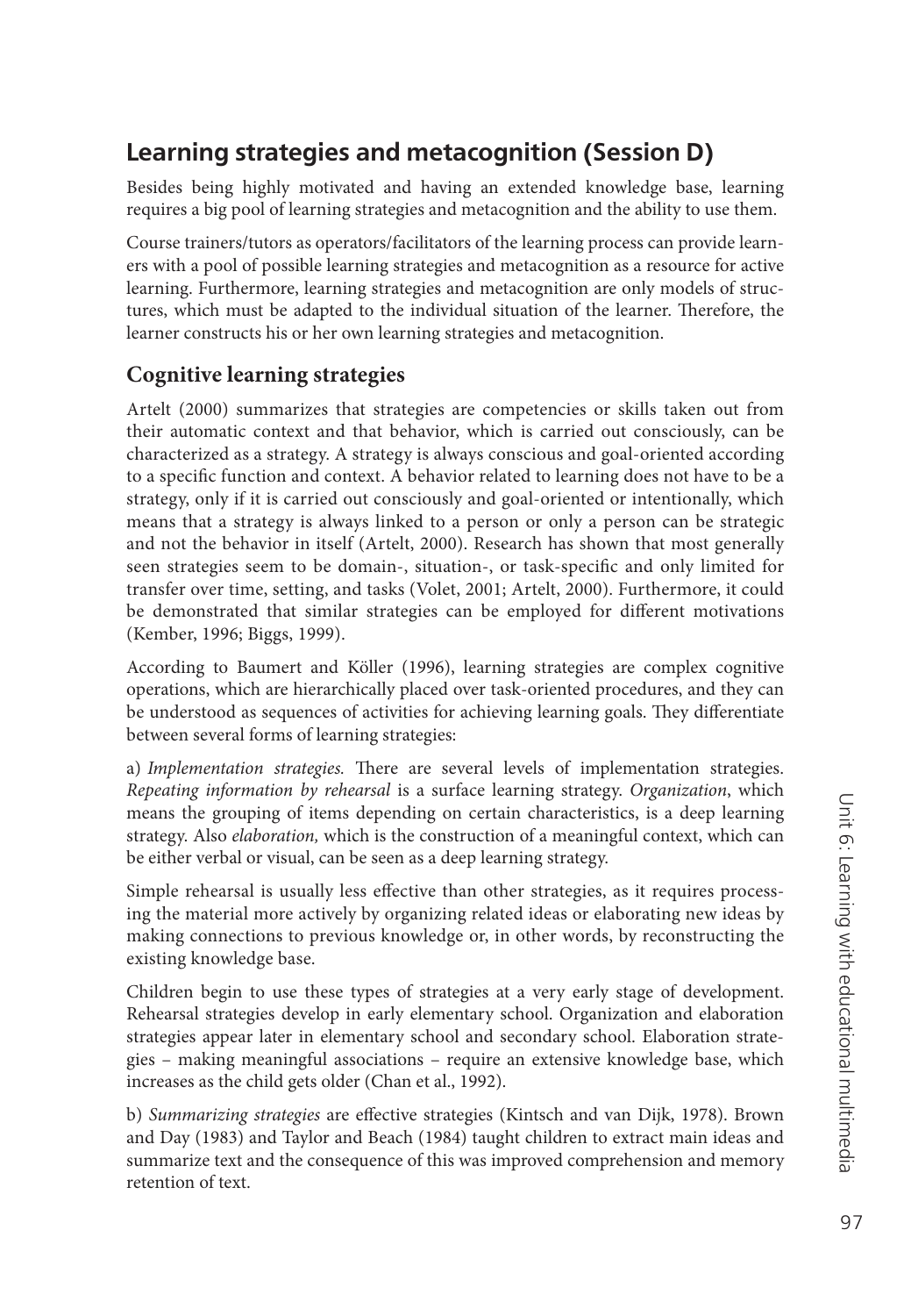## Learning strategies and metacognition (Session D)

Besides being highly motivated and having an extended knowledge base, learning requires a big pool of learning strategies and metacognition and the ability to use them.

Course trainers/tutors as operators/facilitators of the learning process can provide learners with a pool of possible learning strategies and metacognition as a resource for active learning. Furthermore, learning strategies and metacognition are only models of structures, which must be adapted to the individual situation of the learner. Therefore, the learner constructs his or her own learning strategies and metacognition.

### Cognitive learning strategies

Artelt (2000) summarizes that strategies are competencies or skills taken out from their automatic context and that behavior, which is carried out consciously, can be characterized as a strategy. A strategy is always conscious and goal-oriented according to a specific function and context. A behavior related to learning does not have to be a strategy, only if it is carried out consciously and goal-oriented or intentionally, which means that a strategy is always linked to a person or only a person can be strategic and not the behavior in itself (Artelt, 2000). Research has shown that most generally seen strategies seem to be domain-, situation-, or task-specific and only limited for transfer over time, setting, and tasks (Volet, 2001; Artelt, 2000). Furthermore, it could be demonstrated that similar strategies can be employed for different motivations (Kember, 1996; Biggs, 1999).

According to Baumert and Köller (1996), learning strategies are complex cognitive operations, which are hierarchically placed over task-oriented procedures, and they can be understood as sequences of activities for achieving learning goals. They differentiate between several forms of learning strategies:

a) *Implementation strategies.* There are several levels of implementation strategies. *Repeating information by rehearsal* is a surface learning strategy. *Organization*, which means the grouping of items depending on certain characteristics, is a deep learning strategy. Also *elaboration,* which is the construction of a meaningful context, which can be either verbal or visual, can be seen as a deep learning strategy.

Simple rehearsal is usually less effective than other strategies, as it requires processing the material more actively by organizing related ideas or elaborating new ideas by making connections to previous knowledge or, in other words, by reconstructing the existing knowledge base.

Children begin to use these types of strategies at a very early stage of development. Rehearsal strategies develop in early elementary school. Organization and elaboration strategies appear later in elementary school and secondary school. Elaboration strategies – making meaningful associations – require an extensive knowledge base, which increases as the child gets older (Chan et al., 1992).

b) *Summarizing strategies* are effective strategies (Kintsch and van Dijk, 1978). Brown and Day (1983) and Taylor and Beach (1984) taught children to extract main ideas and summarize text and the consequence of this was improved comprehension and memory retention of text.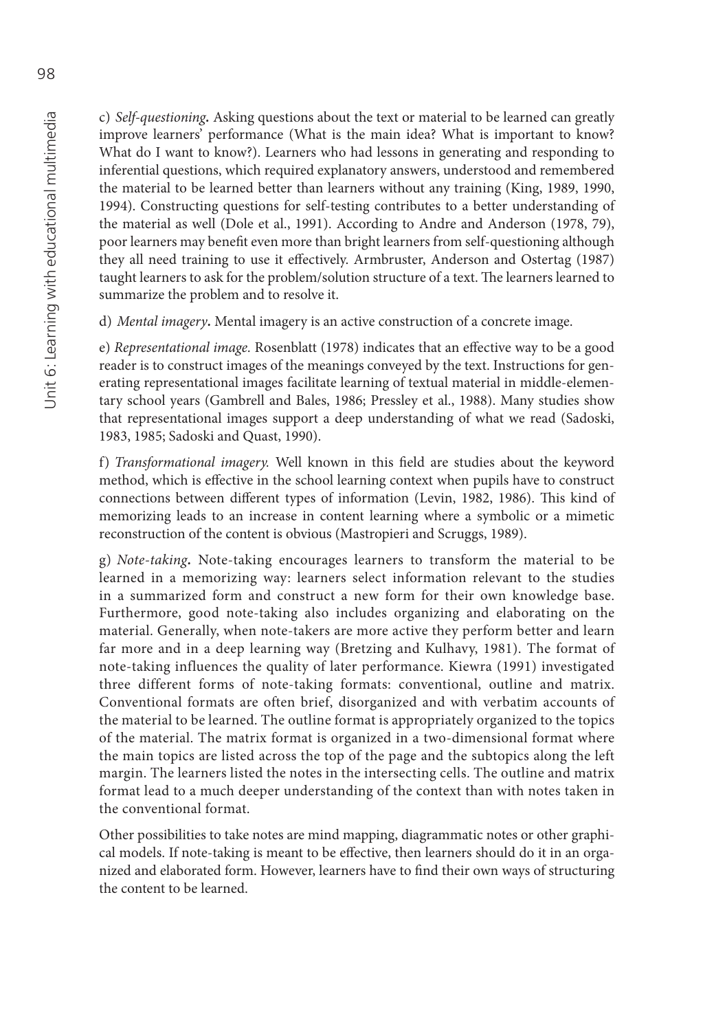c) *Self-questioning***.** Asking questions about the text or material to be learned can greatly improve learners' performance (What is the main idea? What is important to know? What do I want to know?). Learners who had lessons in generating and responding to inferential questions, which required explanatory answers, understood and remembered the material to be learned better than learners without any training (King, 1989, 1990, 1994). Constructing questions for self-testing contributes to a better understanding of the material as well (Dole et al., 1991). According to Andre and Anderson (1978, 79), poor learners may benefit even more than bright learners from self-questioning although they all need training to use it effectively. Armbruster, Anderson and Ostertag (1987) taught learners to ask for the problem/solution structure of a text. The learners learned to summarize the problem and to resolve it.

d) *Mental imagery***.** Mental imagery is an active construction of a concrete image.

e) *Representational image.* Rosenblatt (1978) indicates that an effective way to be a good reader is to construct images of the meanings conveyed by the text. Instructions for generating representational images facilitate learning of textual material in middle-elementary school years (Gambrell and Bales, 1986; Pressley et al., 1988). Many studies show that representational images support a deep understanding of what we read (Sadoski, 1983, 1985; Sadoski and Quast, 1990).

f) *Transformational imagery.* Well known in this field are studies about the keyword method, which is effective in the school learning context when pupils have to construct connections between different types of information (Levin, 1982, 1986). This kind of memorizing leads to an increase in content learning where a symbolic or a mimetic reconstruction of the content is obvious (Mastropieri and Scruggs, 1989).

g) *Note-taking***.** Note-taking encourages learners to transform the material to be learned in a memorizing way: learners select information relevant to the studies in a summarized form and construct a new form for their own knowledge base. Furthermore, good note-taking also includes organizing and elaborating on the material. Generally, when note-takers are more active they perform better and learn far more and in a deep learning way (Bretzing and Kulhavy, 1981). The format of note-taking influences the quality of later performance. Kiewra (1991) investigated three different forms of note-taking formats: conventional, outline and matrix. Conventional formats are often brief, disorganized and with verbatim accounts of the material to be learned. The outline format is appropriately organized to the topics of the material. The matrix format is organized in a two-dimensional format where the main topics are listed across the top of the page and the subtopics along the left margin. The learners listed the notes in the intersecting cells. The outline and matrix format lead to a much deeper understanding of the context than with notes taken in the conventional format.

Other possibilities to take notes are mind mapping, diagrammatic notes or other graphical models. If note-taking is meant to be effective, then learners should do it in an organized and elaborated form. However, learners have to find their own ways of structuring the content to be learned.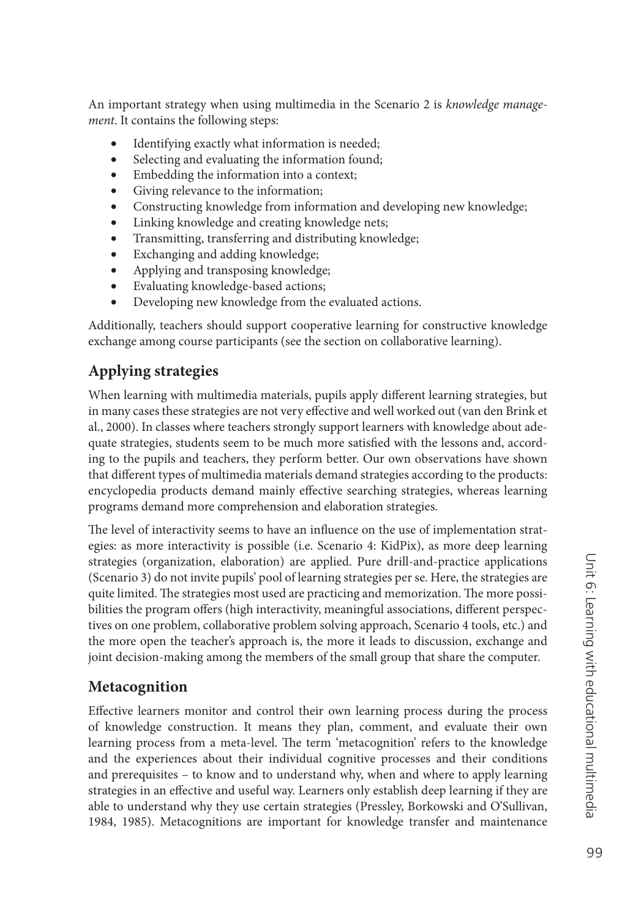An important strategy when using multimedia in the Scenario 2 is *knowledge management*. It contains the following steps:

- Identifying exactly what information is needed;
- Selecting and evaluating the information found;
- Embedding the information into a context;
- Giving relevance to the information;
- Constructing knowledge from information and developing new knowledge;
- Linking knowledge and creating knowledge nets;
- Transmitting, transferring and distributing knowledge;
- Exchanging and adding knowledge;
- Applying and transposing knowledge;
- Evaluating knowledge-based actions;
- Developing new knowledge from the evaluated actions.

Additionally, teachers should support cooperative learning for constructive knowledge exchange among course participants (see the section on collaborative learning).

## Applying strategies

When learning with multimedia materials, pupils apply different learning strategies, but in many cases these strategies are not very effective and well worked out (van den Brink et al., 2000). In classes where teachers strongly support learners with knowledge about adequate strategies, students seem to be much more satisfied with the lessons and, according to the pupils and teachers, they perform better. Our own observations have shown that different types of multimedia materials demand strategies according to the products: encyclopedia products demand mainly effective searching strategies, whereas learning programs demand more comprehension and elaboration strategies.

The level of interactivity seems to have an influence on the use of implementation strategies: as more interactivity is possible (i.e. Scenario 4: KidPix), as more deep learning strategies (organization, elaboration) are applied. Pure drill-and-practice applications (Scenario 3) do not invite pupils' pool of learning strategies per se. Here, the strategies are quite limited. The strategies most used are practicing and memorization. The more possibilities the program offers (high interactivity, meaningful associations, different perspectives on one problem, collaborative problem solving approach, Scenario 4 tools, etc.) and the more open the teacher's approach is, the more it leads to discussion, exchange and joint decision-making among the members of the small group that share the computer.

## Metacognition

Effective learners monitor and control their own learning process during the process of knowledge construction. It means they plan, comment, and evaluate their own learning process from a meta-level. The term 'metacognition' refers to the knowledge and the experiences about their individual cognitive processes and their conditions and prerequisites – to know and to understand why, when and where to apply learning strategies in an effective and useful way. Learners only establish deep learning if they are able to understand why they use certain strategies (Pressley, Borkowski and O'Sullivan, 1984, 1985). Metacognitions are important for knowledge transfer and maintenance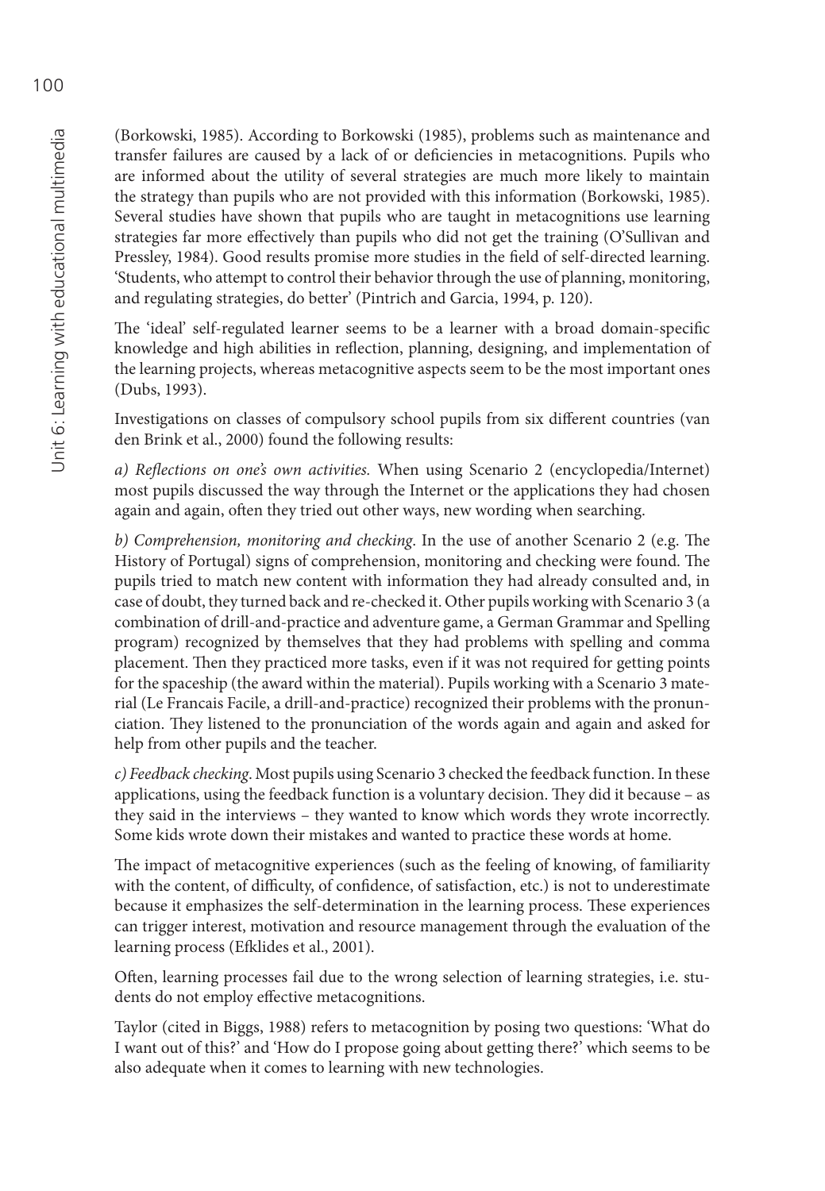(Borkowski, 1985). According to Borkowski (1985), problems such as maintenance and transfer failures are caused by a lack of or deficiencies in metacognitions. Pupils who are informed about the utility of several strategies are much more likely to maintain the strategy than pupils who are not provided with this information (Borkowski, 1985). Several studies have shown that pupils who are taught in metacognitions use learning strategies far more effectively than pupils who did not get the training (O'Sullivan and Pressley, 1984). Good results promise more studies in the field of self-directed learning. 'Students, who attempt to control their behavior through the use of planning, monitoring, and regulating strategies, do better' (Pintrich and Garcia, 1994, p. 120).

The 'ideal' self-regulated learner seems to be a learner with a broad domain-specific knowledge and high abilities in reflection, planning, designing, and implementation of the learning projects, whereas metacognitive aspects seem to be the most important ones (Dubs, 1993).

Investigations on classes of compulsory school pupils from six different countries (van den Brink et al., 2000) found the following results:

*a) Reflections on one's own activities.* When using Scenario 2 (encyclopedia/Internet) most pupils discussed the way through the Internet or the applications they had chosen again and again, often they tried out other ways, new wording when searching.

*b) Comprehension, monitoring and checking.* In the use of another Scenario 2 (e.g. The History of Portugal) signs of comprehension, monitoring and checking were found. The pupils tried to match new content with information they had already consulted and, in case of doubt, they turned back and re-checked it. Other pupils working with Scenario 3 (a combination of drill-and-practice and adventure game, a German Grammar and Spelling program) recognized by themselves that they had problems with spelling and comma placement. Then they practiced more tasks, even if it was not required for getting points for the spaceship (the award within the material). Pupils working with a Scenario 3 material (Le Francais Facile, a drill-and-practice) recognized their problems with the pronunciation. They listened to the pronunciation of the words again and again and asked for help from other pupils and the teacher.

*c) Feedback checking.* Most pupils using Scenario 3 checked the feedback function. In these applications, using the feedback function is a voluntary decision. They did it because – as they said in the interviews – they wanted to know which words they wrote incorrectly. Some kids wrote down their mistakes and wanted to practice these words at home.

The impact of metacognitive experiences (such as the feeling of knowing, of familiarity with the content, of difficulty, of confidence, of satisfaction, etc.) is not to underestimate because it emphasizes the self-determination in the learning process. These experiences can trigger interest, motivation and resource management through the evaluation of the learning process (Efklides et al., 2001).

Often, learning processes fail due to the wrong selection of learning strategies, i.e. students do not employ effective metacognitions.

Taylor (cited in Biggs, 1988) refers to metacognition by posing two questions: 'What do I want out of this?' and 'How do I propose going about getting there?' which seems to be also adequate when it comes to learning with new technologies.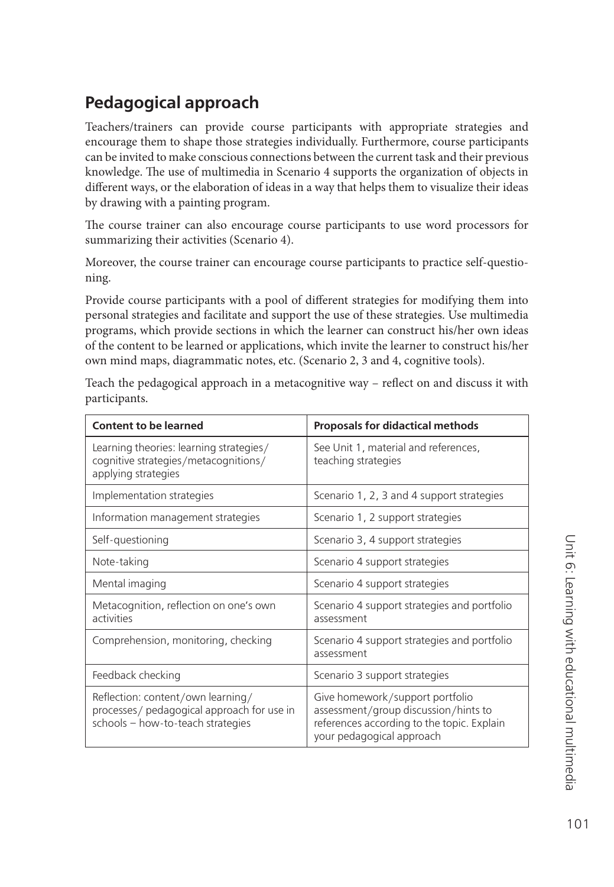## Pedagogical approach

Teachers/trainers can provide course participants with appropriate strategies and encourage them to shape those strategies individually. Furthermore, course participants can be invited to make conscious connections between the current task and their previous knowledge. The use of multimedia in Scenario 4 supports the organization of objects in different ways, or the elaboration of ideas in a way that helps them to visualize their ideas by drawing with a painting program.

The course trainer can also encourage course participants to use word processors for summarizing their activities (Scenario 4).

Moreover, the course trainer can encourage course participants to practice self-questioning.

Provide course participants with a pool of different strategies for modifying them into personal strategies and facilitate and support the use of these strategies. Use multimedia programs, which provide sections in which the learner can construct his/her own ideas of the content to be learned or applications, which invite the learner to construct his/her own mind maps, diagrammatic notes, etc. (Scenario 2, 3 and 4, cognitive tools).

Teach the pedagogical approach in a metacognitive way – reflect on and discuss it with participants.

| Content to be learned | Proposals for didactical methods |
|---|---|
| Learning theories: learning strategies/ cognitive strategies/metacognitions/ applying strategies | See Unit 1, material and references, teaching strategies |
| Implementation strategies | Scenario 1, 2, 3 and 4 support strategies |
| Information management strategies | Scenario 1, 2 support strategies |
| Self-questioning | Scenario 3, 4 support strategies |
| Note-taking | Scenario 4 support strategies |
| Mental imaging | Scenario 4 support strategies |
| Metacognition, reflection on one's own activities | Scenario 4 support strategies and portfolio assessment |
| Comprehension, monitoring, checking | Scenario 4 support strategies and portfolio assessment |
| Feedback checking | Scenario 3 support strategies |
| Reflection: content/own learning/ processes/ pedagogical approach for use in schools – how-to-teach strategies | Give homework/support portfolio assessment/group discussion/hints to references according to the topic. Explain your pedagogical approach |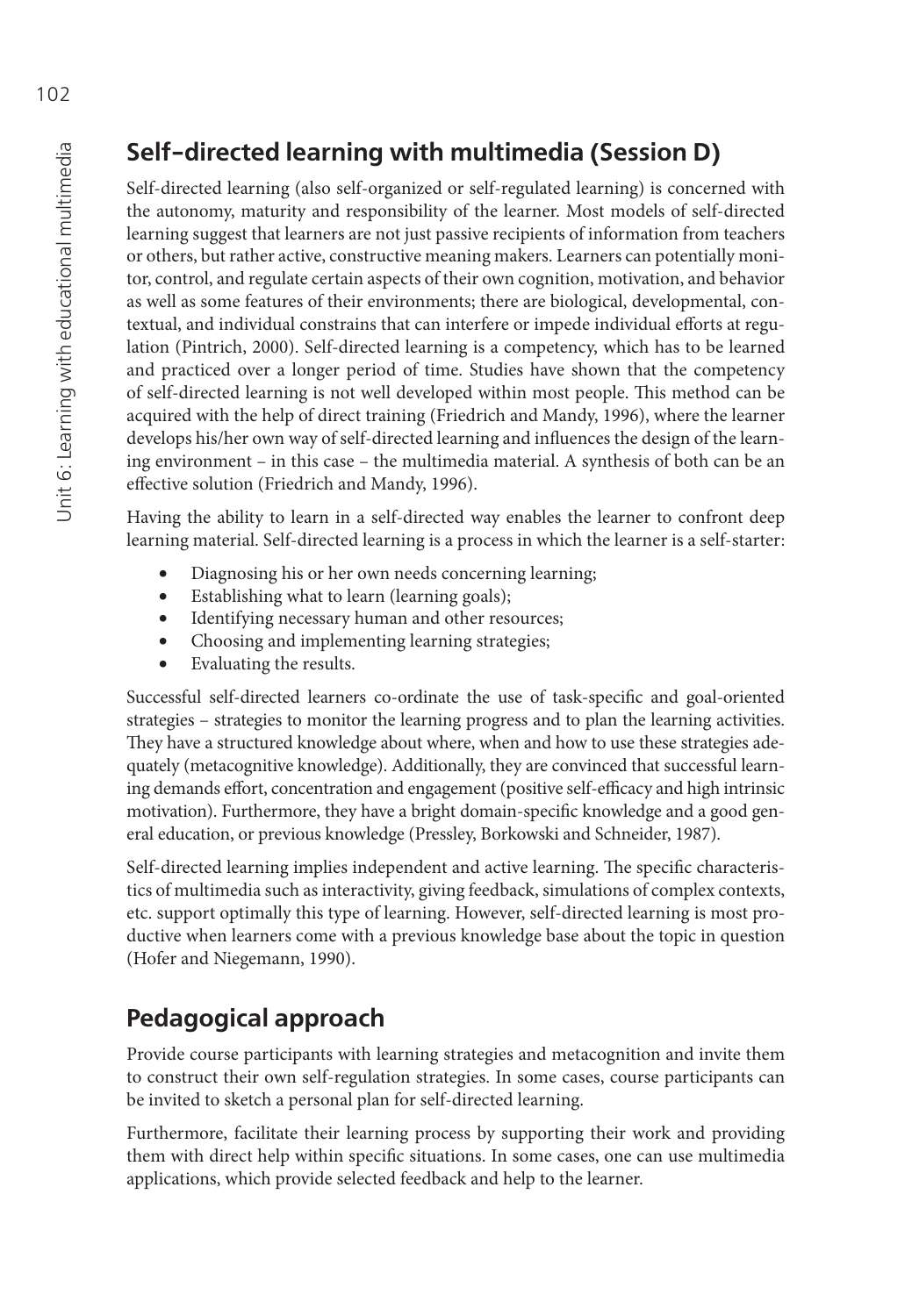## Self-directed learning with multimedia (Session D)

Self-directed learning (also self-organized or self-regulated learning) is concerned with the autonomy, maturity and responsibility of the learner. Most models of self-directed learning suggest that learners are not just passive recipients of information from teachers or others, but rather active, constructive meaning makers. Learners can potentially monitor, control, and regulate certain aspects of their own cognition, motivation, and behavior as well as some features of their environments; there are biological, developmental, contextual, and individual constrains that can interfere or impede individual efforts at regulation (Pintrich, 2000). Self-directed learning is a competency, which has to be learned and practiced over a longer period of time. Studies have shown that the competency of self-directed learning is not well developed within most people. This method can be acquired with the help of direct training (Friedrich and Mandy, 1996), where the learner develops his/her own way of self-directed learning and influences the design of the learning environment – in this case – the multimedia material. A synthesis of both can be an effective solution (Friedrich and Mandy, 1996).

Having the ability to learn in a self-directed way enables the learner to confront deep learning material. Self-directed learning is a process in which the learner is a self-starter:

- Diagnosing his or her own needs concerning learning;
- Establishing what to learn (learning goals);
- Identifying necessary human and other resources;
- Choosing and implementing learning strategies;
- Evaluating the results.

Successful self-directed learners co-ordinate the use of task-specific and goal-oriented strategies – strategies to monitor the learning progress and to plan the learning activities. They have a structured knowledge about where, when and how to use these strategies adequately (metacognitive knowledge). Additionally, they are convinced that successful learning demands effort, concentration and engagement (positive self-efficacy and high intrinsic motivation). Furthermore, they have a bright domain-specific knowledge and a good general education, or previous knowledge (Pressley, Borkowski and Schneider, 1987).

Self-directed learning implies independent and active learning. The specific characteristics of multimedia such as interactivity, giving feedback, simulations of complex contexts, etc. support optimally this type of learning. However, self-directed learning is most productive when learners come with a previous knowledge base about the topic in question (Hofer and Niegemann, 1990).

## Pedagogical approach

Provide course participants with learning strategies and metacognition and invite them to construct their own self-regulation strategies. In some cases, course participants can be invited to sketch a personal plan for self-directed learning.

Furthermore, facilitate their learning process by supporting their work and providing them with direct help within specific situations. In some cases, one can use multimedia applications, which provide selected feedback and help to the learner.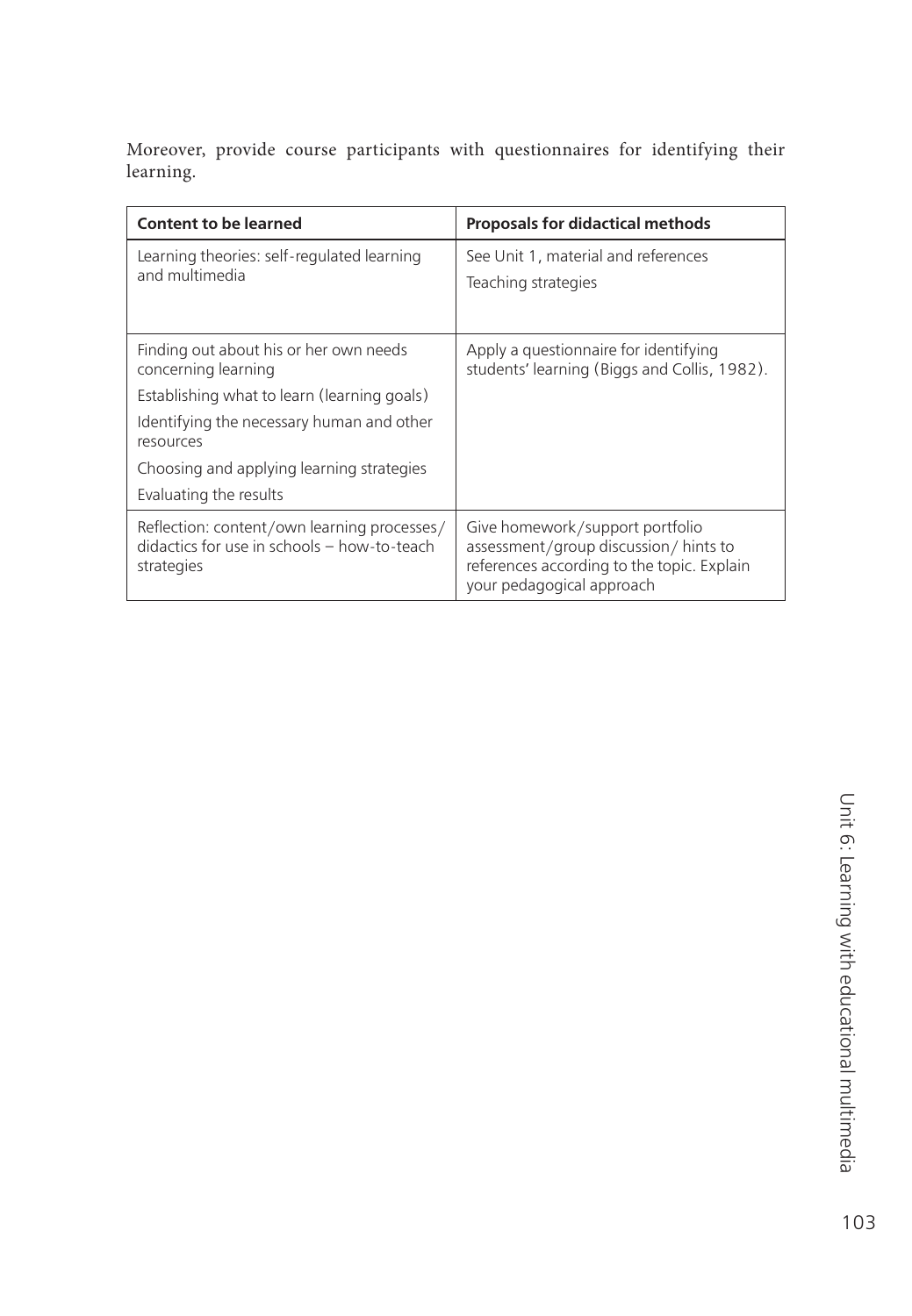Moreover, provide course participants with questionnaires for identifying their learning.

| Content to be learned | Proposals for didactical methods |
|---|---|
| Learning theories: self-regulated learning and multimedia | See Unit 1, material and references<br>Teaching strategies |
| Finding out about his or her own needs concerning learning<br>Establishing what to learn (learning goals)<br>Identifying the necessary human and other resources<br>Choosing and applying learning strategies<br>Evaluating the results | Apply a questionnaire for identifying students' learning (Biggs and Collis, 1982). |
| Reflection: content/own learning processes/ didactics for use in schools – how-to-teach strategies | Give homework/support portfolio assessment/group discussion/ hints to references according to the topic. Explain your pedagogical approach |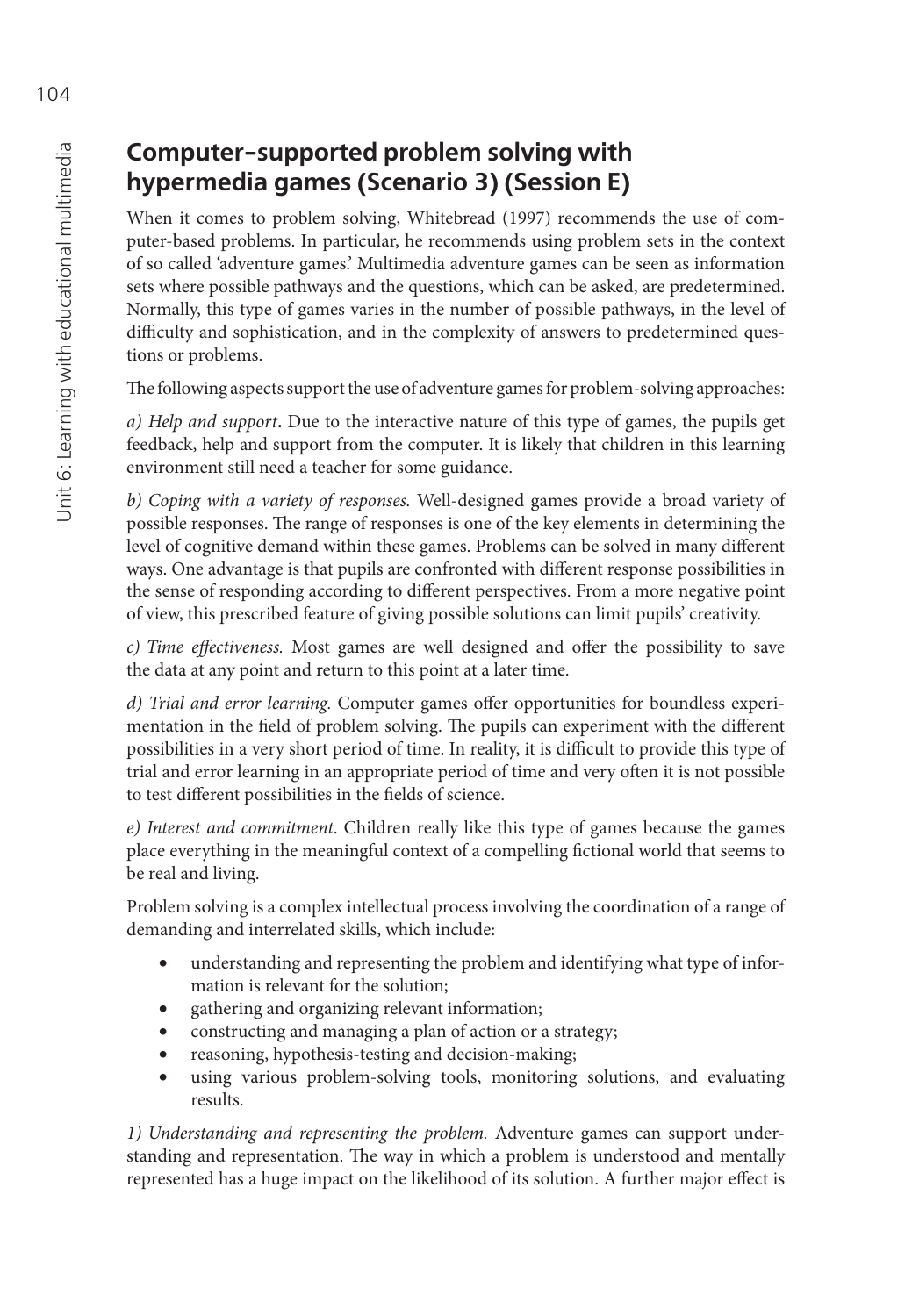## Computer-supported problem solving with hypermedia games (Scenario 3) (Session E)

When it comes to problem solving, Whitebread (1997) recommends the use of computer-based problems. In particular, he recommends using problem sets in the context of so called 'adventure games.' Multimedia adventure games can be seen as information sets where possible pathways and the questions, which can be asked, are predetermined. Normally, this type of games varies in the number of possible pathways, in the level of difficulty and sophistication, and in the complexity of answers to predetermined questions or problems.

The following aspects support the use of adventure games for problem-solving approaches:

*a) Help and support***.** Due to the interactive nature of this type of games, the pupils get feedback, help and support from the computer. It is likely that children in this learning environment still need a teacher for some guidance.

*b) Coping with a variety of responses.* Well-designed games provide a broad variety of possible responses. The range of responses is one of the key elements in determining the level of cognitive demand within these games. Problems can be solved in many different ways. One advantage is that pupils are confronted with different response possibilities in the sense of responding according to different perspectives. From a more negative point of view, this prescribed feature of giving possible solutions can limit pupils' creativity.

*c) Time effectiveness.* Most games are well designed and offer the possibility to save the data at any point and return to this point at a later time.

*d) Trial and error learning.* Computer games offer opportunities for boundless experimentation in the field of problem solving. The pupils can experiment with the different possibilities in a very short period of time. In reality, it is difficult to provide this type of trial and error learning in an appropriate period of time and very often it is not possible to test different possibilities in the fields of science.

*e) Interest and commitment*. Children really like this type of games because the games place everything in the meaningful context of a compelling fictional world that seems to be real and living.

Problem solving is a complex intellectual process involving the coordination of a range of demanding and interrelated skills, which include:

- understanding and representing the problem and identifying what type of information is relevant for the solution;
- gathering and organizing relevant information;
- constructing and managing a plan of action or a strategy;
- reasoning, hypothesis-testing and decision-making;
- using various problem-solving tools, monitoring solutions, and evaluating results.

*1) Understanding and representing the problem.* Adventure games can support understanding and representation. The way in which a problem is understood and mentally represented has a huge impact on the likelihood of its solution. A further major effect is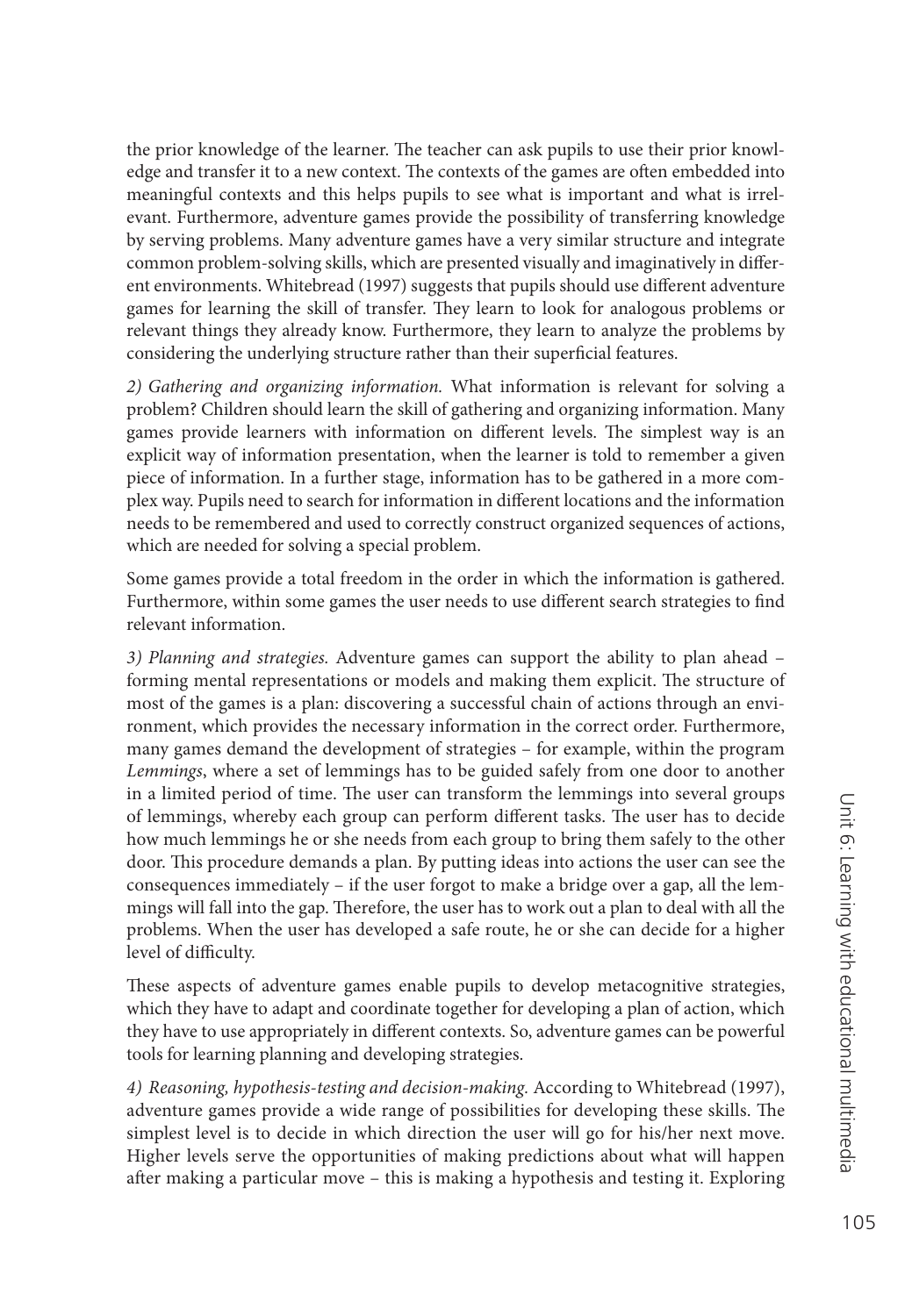the prior knowledge of the learner. The teacher can ask pupils to use their prior knowledge and transfer it to a new context. The contexts of the games are often embedded into meaningful contexts and this helps pupils to see what is important and what is irrelevant. Furthermore, adventure games provide the possibility of transferring knowledge by serving problems. Many adventure games have a very similar structure and integrate common problem-solving skills, which are presented visually and imaginatively in different environments. Whitebread (1997) suggests that pupils should use different adventure games for learning the skill of transfer. They learn to look for analogous problems or relevant things they already know. Furthermore, they learn to analyze the problems by considering the underlying structure rather than their superficial features.

*2) Gathering and organizing information.* What information is relevant for solving a problem? Children should learn the skill of gathering and organizing information. Many games provide learners with information on different levels. The simplest way is an explicit way of information presentation, when the learner is told to remember a given piece of information. In a further stage, information has to be gathered in a more complex way. Pupils need to search for information in different locations and the information needs to be remembered and used to correctly construct organized sequences of actions, which are needed for solving a special problem.

Some games provide a total freedom in the order in which the information is gathered. Furthermore, within some games the user needs to use different search strategies to find relevant information.

*3) Planning and strategies.* Adventure games can support the ability to plan ahead – forming mental representations or models and making them explicit. The structure of most of the games is a plan: discovering a successful chain of actions through an environment, which provides the necessary information in the correct order. Furthermore, many games demand the development of strategies – for example, within the program *Lemmings*, where a set of lemmings has to be guided safely from one door to another in a limited period of time. The user can transform the lemmings into several groups of lemmings, whereby each group can perform different tasks. The user has to decide how much lemmings he or she needs from each group to bring them safely to the other door. This procedure demands a plan. By putting ideas into actions the user can see the consequences immediately – if the user forgot to make a bridge over a gap, all the lemmings will fall into the gap. Therefore, the user has to work out a plan to deal with all the problems. When the user has developed a safe route, he or she can decide for a higher level of difficulty.

These aspects of adventure games enable pupils to develop metacognitive strategies, which they have to adapt and coordinate together for developing a plan of action, which they have to use appropriately in different contexts. So, adventure games can be powerful tools for learning planning and developing strategies.

*4) Reasoning, hypothesis-testing and decision-making.* According to Whitebread (1997), adventure games provide a wide range of possibilities for developing these skills. The simplest level is to decide in which direction the user will go for his/her next move. Higher levels serve the opportunities of making predictions about what will happen after making a particular move – this is making a hypothesis and testing it. Exploring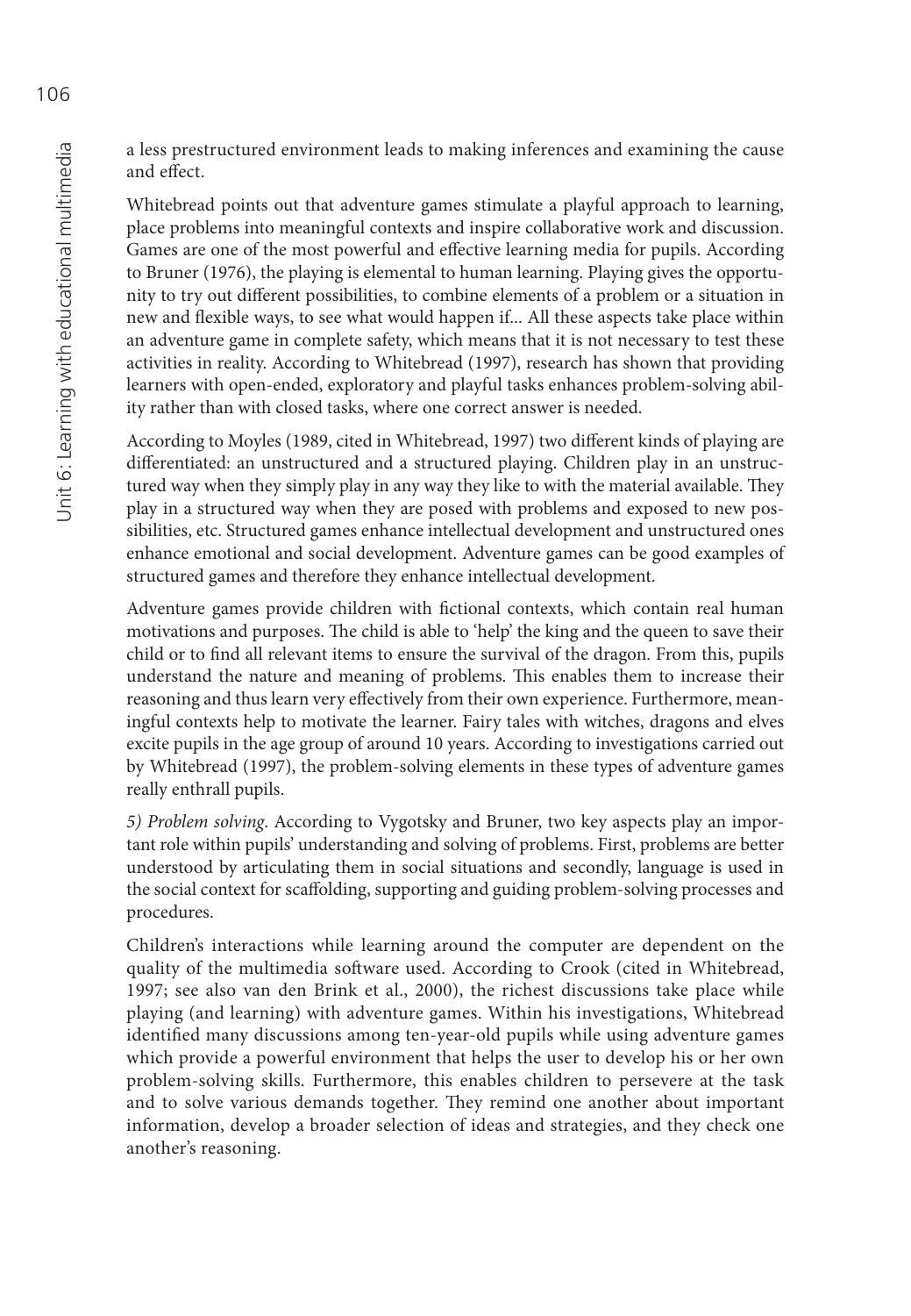a less prestructured environment leads to making inferences and examining the cause and effect.

Whitebread points out that adventure games stimulate a playful approach to learning, place problems into meaningful contexts and inspire collaborative work and discussion. Games are one of the most powerful and effective learning media for pupils. According to Bruner (1976), the playing is elemental to human learning. Playing gives the opportunity to try out different possibilities, to combine elements of a problem or a situation in new and flexible ways, to see what would happen if... All these aspects take place within an adventure game in complete safety, which means that it is not necessary to test these activities in reality. According to Whitebread (1997), research has shown that providing learners with open-ended, exploratory and playful tasks enhances problem-solving ability rather than with closed tasks, where one correct answer is needed.

According to Moyles (1989, cited in Whitebread, 1997) two different kinds of playing are differentiated: an unstructured and a structured playing. Children play in an unstructured way when they simply play in any way they like to with the material available. They play in a structured way when they are posed with problems and exposed to new possibilities, etc. Structured games enhance intellectual development and unstructured ones enhance emotional and social development. Adventure games can be good examples of structured games and therefore they enhance intellectual development.

Adventure games provide children with fictional contexts, which contain real human motivations and purposes. The child is able to 'help' the king and the queen to save their child or to find all relevant items to ensure the survival of the dragon. From this, pupils understand the nature and meaning of problems. This enables them to increase their reasoning and thus learn very effectively from their own experience. Furthermore, meaningful contexts help to motivate the learner. Fairy tales with witches, dragons and elves excite pupils in the age group of around 10 years. According to investigations carried out by Whitebread (1997), the problem-solving elements in these types of adventure games really enthrall pupils.

*5) Problem solving.* According to Vygotsky and Bruner, two key aspects play an important role within pupils' understanding and solving of problems. First, problems are better understood by articulating them in social situations and secondly, language is used in the social context for scaffolding, supporting and guiding problem-solving processes and procedures.

Children's interactions while learning around the computer are dependent on the quality of the multimedia software used. According to Crook (cited in Whitebread, 1997; see also van den Brink et al., 2000), the richest discussions take place while playing (and learning) with adventure games. Within his investigations, Whitebread identified many discussions among ten-year-old pupils while using adventure games which provide a powerful environment that helps the user to develop his or her own problem-solving skills. Furthermore, this enables children to persevere at the task and to solve various demands together. They remind one another about important information, develop a broader selection of ideas and strategies, and they check one another's reasoning.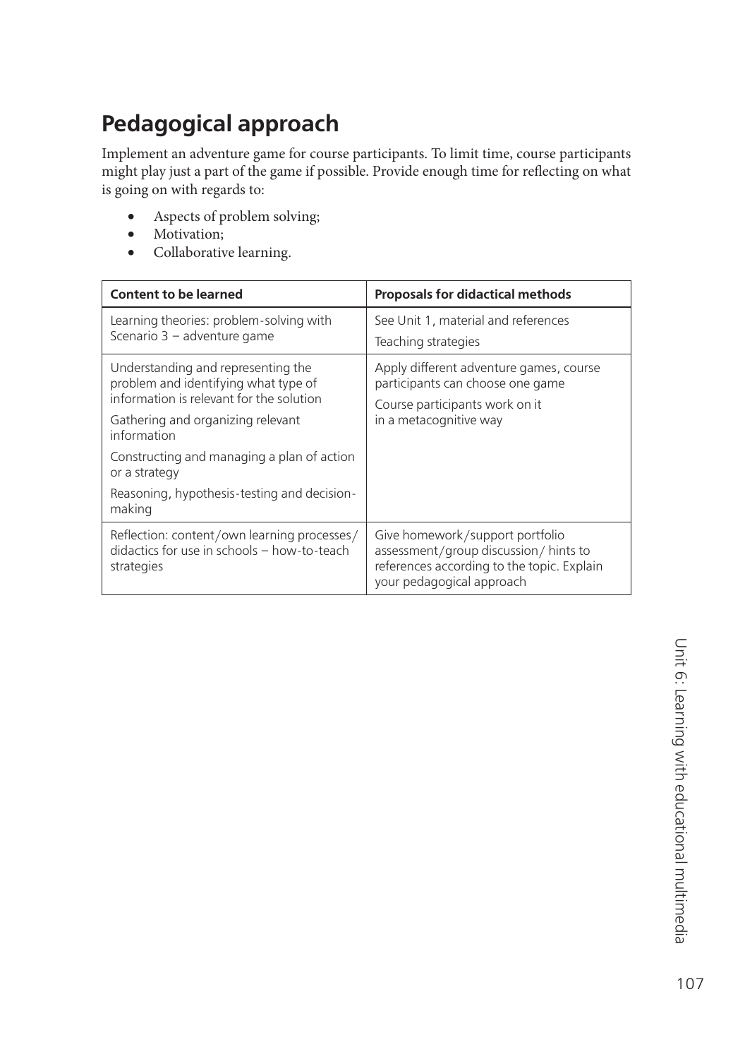## Pedagogical approach

Implement an adventure game for course participants. To limit time, course participants might play just a part of the game if possible. Provide enough time for reflecting on what is going on with regards to:

- Aspects of problem solving;
- Motivation;
- Collaborative learning.

| Content to be learned | Proposals for didactical methods |
| --- | --- |
| Learning theories: problem-solving with Scenario 3 – adventure game | See Unit 1, material and references<br>Teaching strategies |
| Understanding and representing the problem and identifying what type of information is relevant for the solution<br>Gathering and organizing relevant information<br>Constructing and managing a plan of action or a strategy<br>Reasoning, hypothesis-testing and decision-making | Apply different adventure games, course participants can choose one game<br>Course participants work on it in a metacognitive way |
| Reflection: content/own learning processes/ didactics for use in schools – how-to-teach strategies | Give homework/support portfolio assessment/group discussion/ hints to references according to the topic. Explain your pedagogical approach |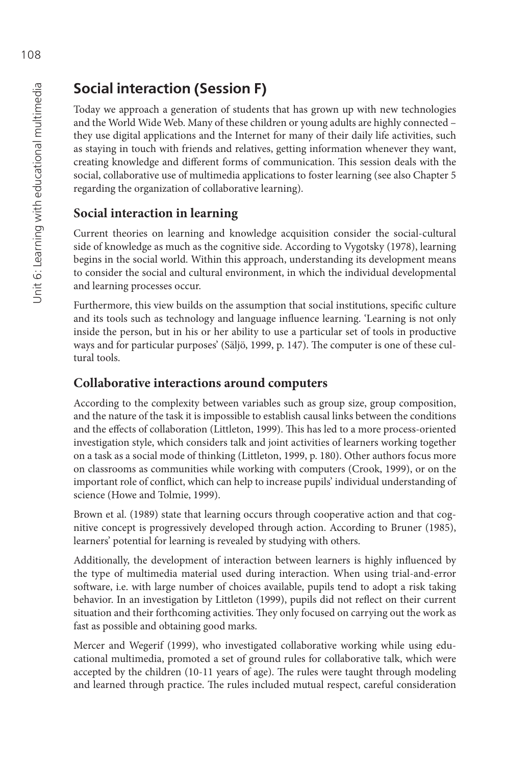## Social interaction (Session F)

Today we approach a generation of students that has grown up with new technologies and the World Wide Web. Many of these children or young adults are highly connected – they use digital applications and the Internet for many of their daily life activities, such as staying in touch with friends and relatives, getting information whenever they want, creating knowledge and different forms of communication. This session deals with the social, collaborative use of multimedia applications to foster learning (see also Chapter 5 regarding the organization of collaborative learning).

### Social interaction in learning

Current theories on learning and knowledge acquisition consider the social-cultural side of knowledge as much as the cognitive side. According to Vygotsky (1978), learning begins in the social world. Within this approach, understanding its development means to consider the social and cultural environment, in which the individual developmental and learning processes occur.

Furthermore, this view builds on the assumption that social institutions, specific culture and its tools such as technology and language influence learning. 'Learning is not only inside the person, but in his or her ability to use a particular set of tools in productive ways and for particular purposes' (Säljö, 1999, p. 147). The computer is one of these cultural tools.

### Collaborative interactions around computers

According to the complexity between variables such as group size, group composition, and the nature of the task it is impossible to establish causal links between the conditions and the effects of collaboration (Littleton, 1999). This has led to a more process-oriented investigation style, which considers talk and joint activities of learners working together on a task as a social mode of thinking (Littleton, 1999, p. 180). Other authors focus more on classrooms as communities while working with computers (Crook, 1999), or on the important role of conflict, which can help to increase pupils' individual understanding of science (Howe and Tolmie, 1999).

Brown et al. (1989) state that learning occurs through cooperative action and that cognitive concept is progressively developed through action. According to Bruner (1985), learners' potential for learning is revealed by studying with others.

Additionally, the development of interaction between learners is highly influenced by the type of multimedia material used during interaction. When using trial-and-error software, i.e. with large number of choices available, pupils tend to adopt a risk taking behavior. In an investigation by Littleton (1999), pupils did not reflect on their current situation and their forthcoming activities. They only focused on carrying out the work as fast as possible and obtaining good marks.

Mercer and Wegerif (1999), who investigated collaborative working while using educational multimedia, promoted a set of ground rules for collaborative talk, which were accepted by the children (10-11 years of age). The rules were taught through modeling and learned through practice. The rules included mutual respect, careful consideration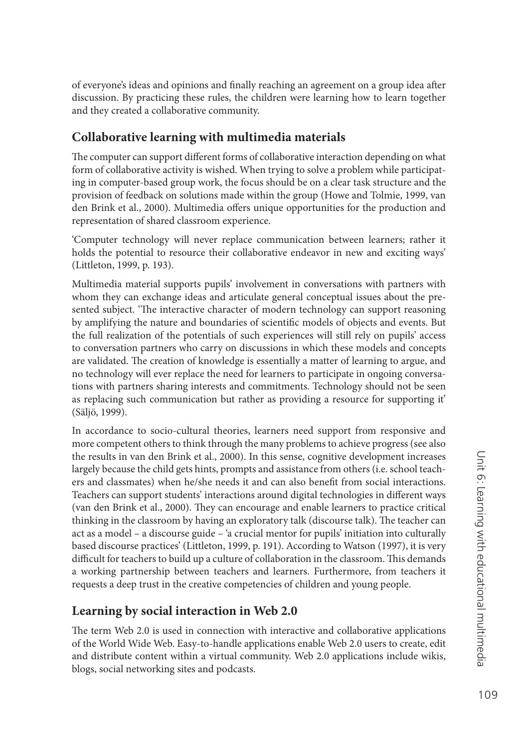of everyone's ideas and opinions and finally reaching an agreement on a group idea after discussion. By practicing these rules, the children were learning how to learn together and they created a collaborative community.

## Collaborative learning with multimedia materials

The computer can support different forms of collaborative interaction depending on what form of collaborative activity is wished. When trying to solve a problem while participating in computer-based group work, the focus should be on a clear task structure and the provision of feedback on solutions made within the group (Howe and Tolmie, 1999, van den Brink et al., 2000). Multimedia offers unique opportunities for the production and representation of shared classroom experience.

'Computer technology will never replace communication between learners; rather it holds the potential to resource their collaborative endeavor in new and exciting ways' (Littleton, 1999, p. 193).

Multimedia material supports pupils' involvement in conversations with partners with whom they can exchange ideas and articulate general conceptual issues about the presented subject. 'The interactive character of modern technology can support reasoning by amplifying the nature and boundaries of scientific models of objects and events. But the full realization of the potentials of such experiences will still rely on pupils' access to conversation partners who carry on discussions in which these models and concepts are validated. The creation of knowledge is essentially a matter of learning to argue, and no technology will ever replace the need for learners to participate in ongoing conversations with partners sharing interests and commitments. Technology should not be seen as replacing such communication but rather as providing a resource for supporting it' (Säljö, 1999).

In accordance to socio-cultural theories, learners need support from responsive and more competent others to think through the many problems to achieve progress (see also the results in van den Brink et al., 2000). In this sense, cognitive development increases largely because the child gets hints, prompts and assistance from others (i.e. school teachers and classmates) when he/she needs it and can also benefit from social interactions. Teachers can support students' interactions around digital technologies in different ways (van den Brink et al., 2000). They can encourage and enable learners to practice critical thinking in the classroom by having an exploratory talk (discourse talk). The teacher can act as a model – a discourse guide – 'a crucial mentor for pupils' initiation into culturally based discourse practices' (Littleton, 1999, p. 191). According to Watson (1997), it is very difficult for teachers to build up a culture of collaboration in the classroom. This demands a working partnership between teachers and learners. Furthermore, from teachers it requests a deep trust in the creative competencies of children and young people.

## Learning by social interaction in Web 2.0

The term Web 2.0 is used in connection with interactive and collaborative applications of the World Wide Web. Easy-to-handle applications enable Web 2.0 users to create, edit and distribute content within a virtual community. Web 2.0 applications include wikis, blogs, social networking sites and podcasts.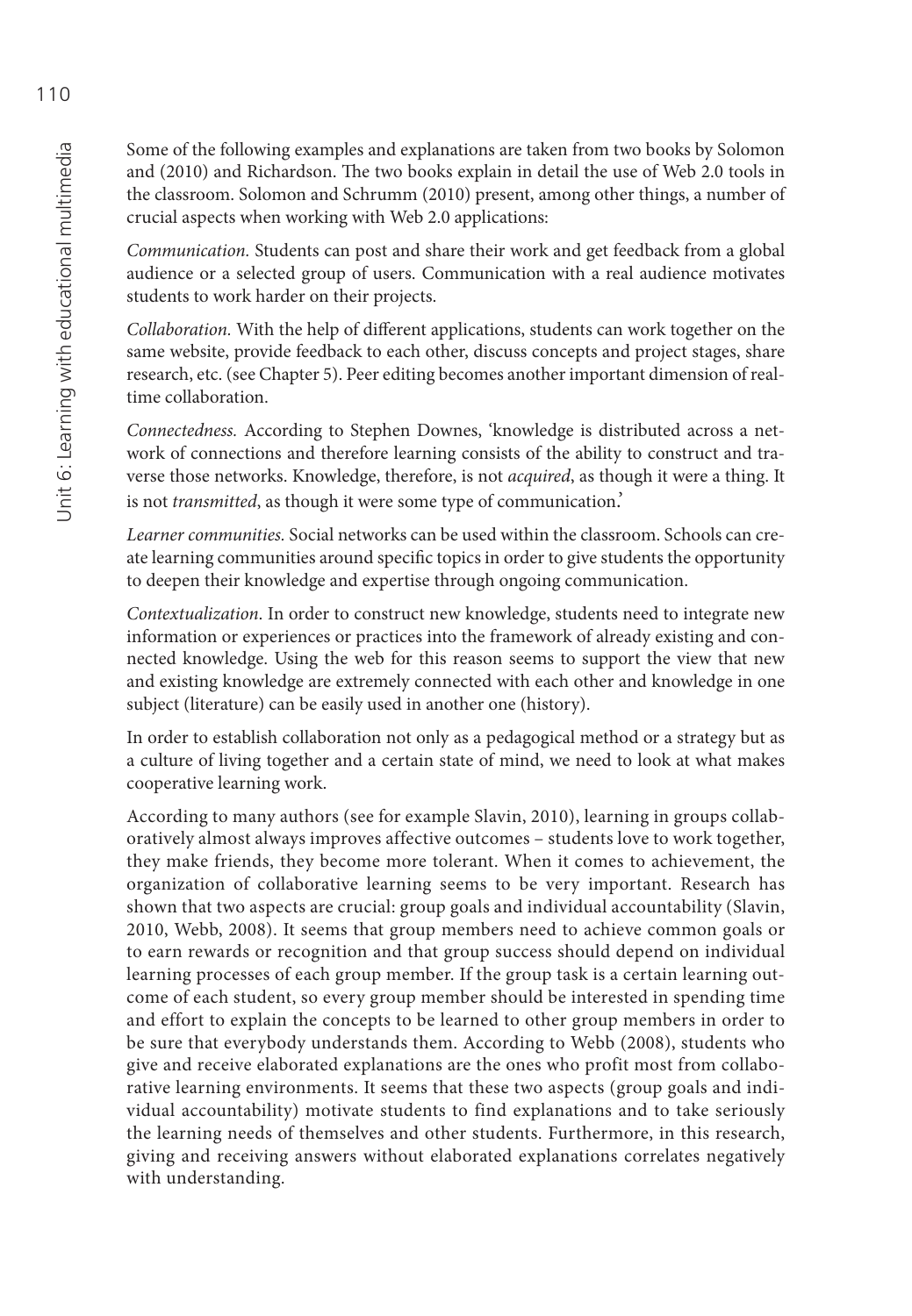Some of the following examples and explanations are taken from two books by Solomon and (2010) and Richardson. The two books explain in detail the use of Web 2.0 tools in the classroom. Solomon and Schrumm (2010) present, among other things, a number of crucial aspects when working with Web 2.0 applications:

*Communication.* Students can post and share their work and get feedback from a global audience or a selected group of users. Communication with a real audience motivates students to work harder on their projects.

*Collaboration.* With the help of different applications, students can work together on the same website, provide feedback to each other, discuss concepts and project stages, share research, etc. (see Chapter 5). Peer editing becomes another important dimension of real-time collaboration.

*Connectedness.* According to Stephen Downes, 'knowledge is distributed across a network of connections and therefore learning consists of the ability to construct and traverse those networks. Knowledge, therefore, is not *acquired*, as though it were a thing. It is not *transmitted*, as though it were some type of communication.'

*Learner communities.* Social networks can be used within the classroom. Schools can create learning communities around specific topics in order to give students the opportunity to deepen their knowledge and expertise through ongoing communication.

*Contextualization*. In order to construct new knowledge, students need to integrate new information or experiences or practices into the framework of already existing and connected knowledge. Using the web for this reason seems to support the view that new and existing knowledge are extremely connected with each other and knowledge in one subject (literature) can be easily used in another one (history).

In order to establish collaboration not only as a pedagogical method or a strategy but as a culture of living together and a certain state of mind, we need to look at what makes cooperative learning work.

According to many authors (see for example Slavin, 2010), learning in groups collaboratively almost always improves affective outcomes – students love to work together, they make friends, they become more tolerant. When it comes to achievement, the organization of collaborative learning seems to be very important. Research has shown that two aspects are crucial: group goals and individual accountability (Slavin, 2010, Webb, 2008). It seems that group members need to achieve common goals or to earn rewards or recognition and that group success should depend on individual learning processes of each group member. If the group task is a certain learning outcome of each student, so every group member should be interested in spending time and effort to explain the concepts to be learned to other group members in order to be sure that everybody understands them. According to Webb (2008), students who give and receive elaborated explanations are the ones who profit most from collaborative learning environments. It seems that these two aspects (group goals and individual accountability) motivate students to find explanations and to take seriously the learning needs of themselves and other students. Furthermore, in this research, giving and receiving answers without elaborated explanations correlates negatively with understanding.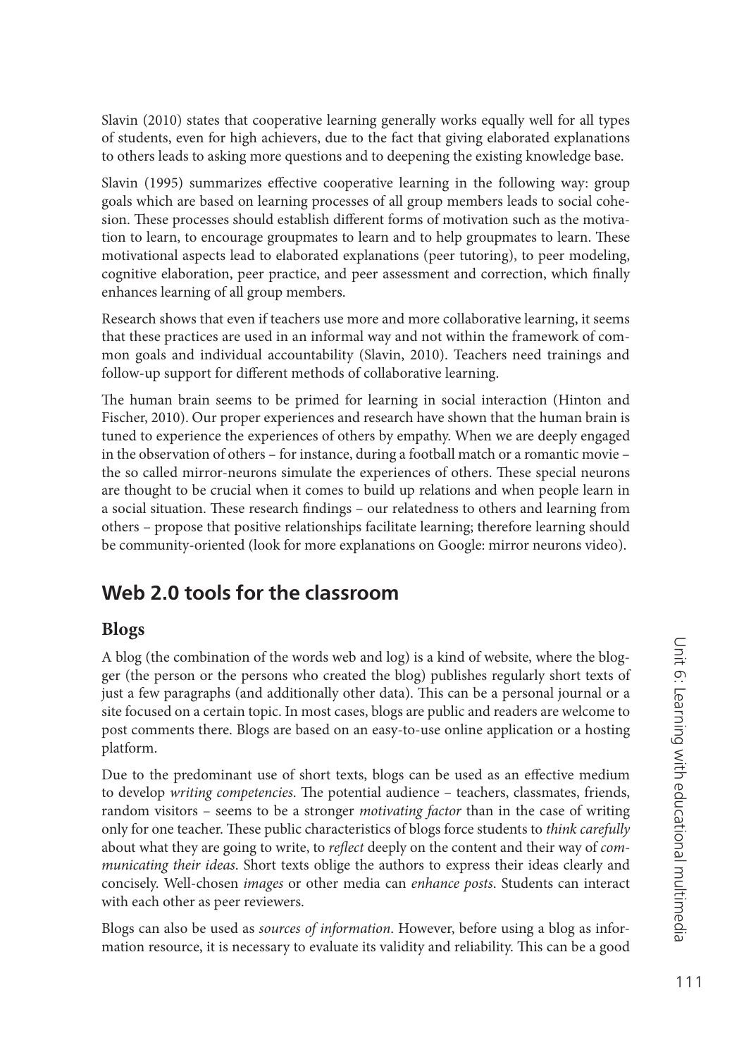Slavin (2010) states that cooperative learning generally works equally well for all types of students, even for high achievers, due to the fact that giving elaborated explanations to others leads to asking more questions and to deepening the existing knowledge base.

Slavin (1995) summarizes effective cooperative learning in the following way: group goals which are based on learning processes of all group members leads to social cohesion. These processes should establish different forms of motivation such as the motivation to learn, to encourage groupmates to learn and to help groupmates to learn. These motivational aspects lead to elaborated explanations (peer tutoring), to peer modeling, cognitive elaboration, peer practice, and peer assessment and correction, which finally enhances learning of all group members.

Research shows that even if teachers use more and more collaborative learning, it seems that these practices are used in an informal way and not within the framework of common goals and individual accountability (Slavin, 2010). Teachers need trainings and follow-up support for different methods of collaborative learning.

The human brain seems to be primed for learning in social interaction (Hinton and Fischer, 2010). Our proper experiences and research have shown that the human brain is tuned to experience the experiences of others by empathy. When we are deeply engaged in the observation of others – for instance, during a football match or a romantic movie – the so called mirror-neurons simulate the experiences of others. These special neurons are thought to be crucial when it comes to build up relations and when people learn in a social situation. These research findings – our relatedness to others and learning from others – propose that positive relationships facilitate learning; therefore learning should be community-oriented (look for more explanations on Google: mirror neurons video).

## Web 2.0 tools for the classroom

### Blogs

A blog (the combination of the words web and log) is a kind of website, where the blogger (the person or the persons who created the blog) publishes regularly short texts of just a few paragraphs (and additionally other data). This can be a personal journal or a site focused on a certain topic. In most cases, blogs are public and readers are welcome to post comments there. Blogs are based on an easy-to-use online application or a hosting platform.

Due to the predominant use of short texts, blogs can be used as an effective medium to develop *writing competencies*. The potential audience – teachers, classmates, friends, random visitors – seems to be a stronger *motivating factor* than in the case of writing only for one teacher. These public characteristics of blogs force students to *think carefully* about what they are going to write, to *reflect* deeply on the content and their way of *communicating their ideas*. Short texts oblige the authors to express their ideas clearly and concisely. Well-chosen *images* or other media can *enhance posts*. Students can interact with each other as peer reviewers.

Blogs can also be used as *sources of information*. However, before using a blog as information resource, it is necessary to evaluate its validity and reliability. This can be a good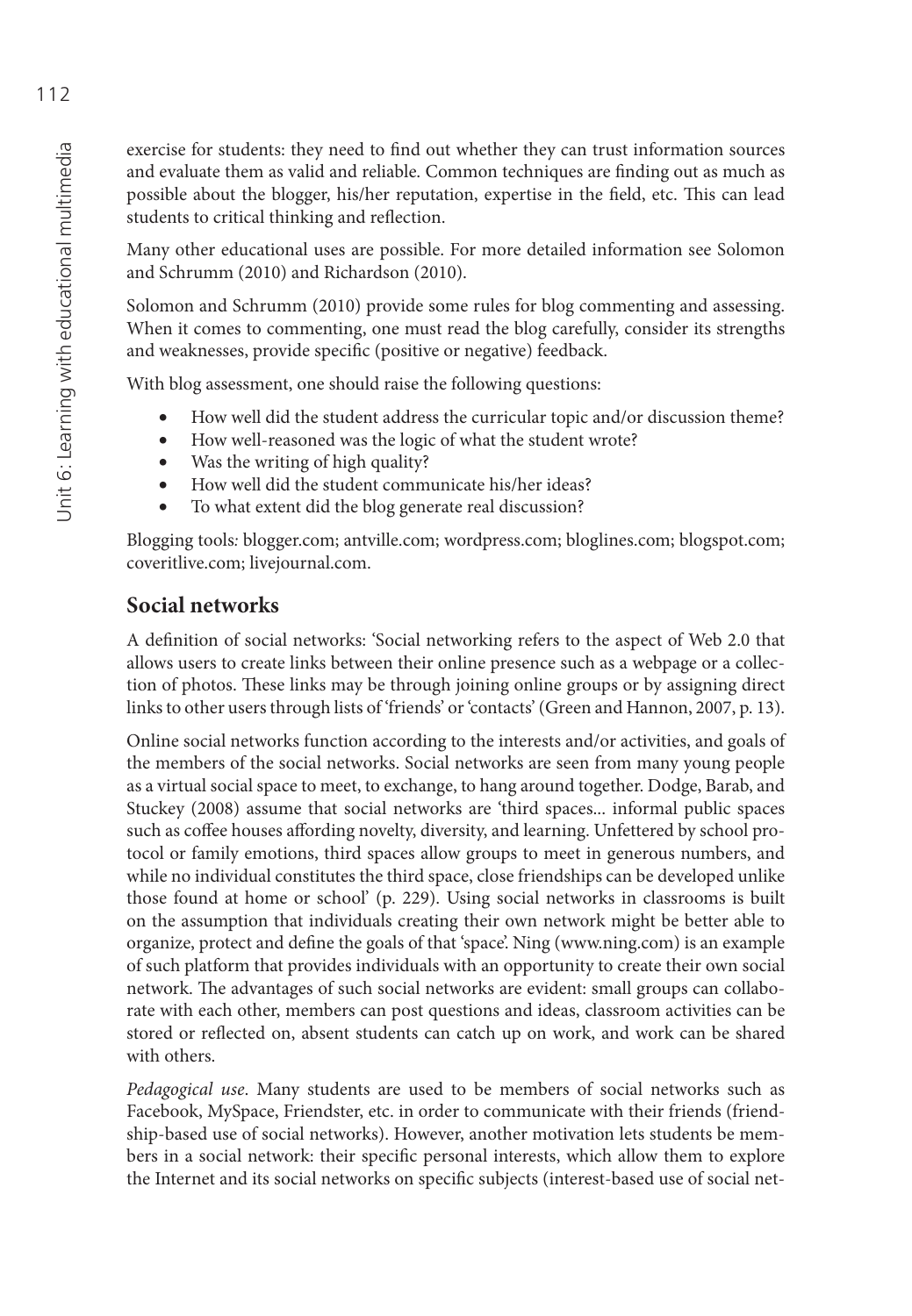exercise for students: they need to find out whether they can trust information sources and evaluate them as valid and reliable. Common techniques are finding out as much as possible about the blogger, his/her reputation, expertise in the field, etc. This can lead students to critical thinking and reflection.

Many other educational uses are possible. For more detailed information see Solomon and Schrumm (2010) and Richardson (2010).

Solomon and Schrumm (2010) provide some rules for blog commenting and assessing. When it comes to commenting, one must read the blog carefully, consider its strengths and weaknesses, provide specific (positive or negative) feedback.

With blog assessment, one should raise the following questions:

- How well did the student address the curricular topic and/or discussion theme?
- How well-reasoned was the logic of what the student wrote?
- Was the writing of high quality?
- How well did the student communicate his/her ideas?
- To what extent did the blog generate real discussion?

Blogging tools: blogger.com; antville.com; wordpress.com; bloglines.com; blogspot.com; coveritlive.com; livejournal.com.

## Social networks

A definition of social networks: 'Social networking refers to the aspect of Web 2.0 that allows users to create links between their online presence such as a webpage or a collection of photos. These links may be through joining online groups or by assigning direct links to other users through lists of 'friends' or 'contacts' (Green and Hannon, 2007, p. 13).

Online social networks function according to the interests and/or activities, and goals of the members of the social networks. Social networks are seen from many young people as a virtual social space to meet, to exchange, to hang around together. Dodge, Barab, and Stuckey (2008) assume that social networks are 'third spaces... informal public spaces such as coffee houses affording novelty, diversity, and learning. Unfettered by school protocol or family emotions, third spaces allow groups to meet in generous numbers, and while no individual constitutes the third space, close friendships can be developed unlike those found at home or school' (p. 229). Using social networks in classrooms is built on the assumption that individuals creating their own network might be better able to organize, protect and define the goals of that 'space'. Ning (www.ning.com) is an example of such platform that provides individuals with an opportunity to create their own social network. The advantages of such social networks are evident: small groups can collaborate with each other, members can post questions and ideas, classroom activities can be stored or reflected on, absent students can catch up on work, and work can be shared with others.

*Pedagogical use*. Many students are used to be members of social networks such as Facebook, MySpace, Friendster, etc. in order to communicate with their friends (friendship-based use of social networks). However, another motivation lets students be members in a social network: their specific personal interests, which allow them to explore the Internet and its social networks on specific subjects (interest-based use of social net-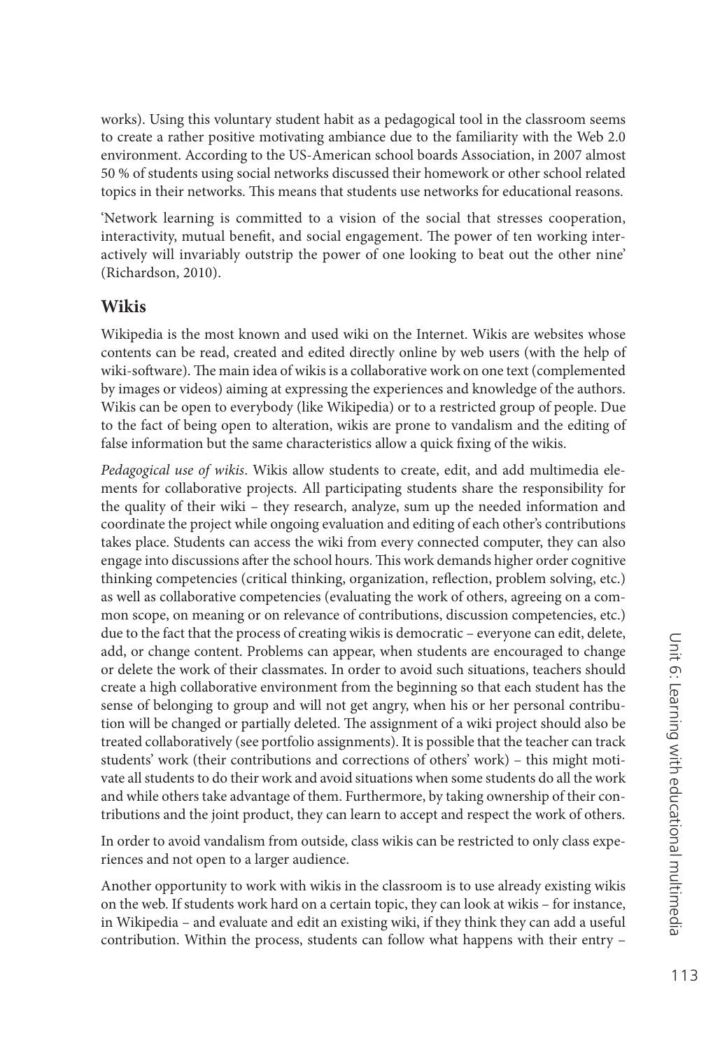works). Using this voluntary student habit as a pedagogical tool in the classroom seems to create a rather positive motivating ambiance due to the familiarity with the Web 2.0 environment. According to the US-American school boards Association, in 2007 almost 50 % of students using social networks discussed their homework or other school related topics in their networks. This means that students use networks for educational reasons.

'Network learning is committed to a vision of the social that stresses cooperation, interactivity, mutual benefit, and social engagement. The power of ten working interactively will invariably outstrip the power of one looking to beat out the other nine' (Richardson, 2010).

## Wikis

Wikipedia is the most known and used wiki on the Internet. Wikis are websites whose contents can be read, created and edited directly online by web users (with the help of wiki-software). The main idea of wikis is a collaborative work on one text (complemented by images or videos) aiming at expressing the experiences and knowledge of the authors. Wikis can be open to everybody (like Wikipedia) or to a restricted group of people. Due to the fact of being open to alteration, wikis are prone to vandalism and the editing of false information but the same characteristics allow a quick fixing of the wikis.

*Pedagogical use of wikis*. Wikis allow students to create, edit, and add multimedia elements for collaborative projects. All participating students share the responsibility for the quality of their wiki – they research, analyze, sum up the needed information and coordinate the project while ongoing evaluation and editing of each other's contributions takes place. Students can access the wiki from every connected computer, they can also engage into discussions after the school hours. This work demands higher order cognitive thinking competencies (critical thinking, organization, reflection, problem solving, etc.) as well as collaborative competencies (evaluating the work of others, agreeing on a common scope, on meaning or on relevance of contributions, discussion competencies, etc.) due to the fact that the process of creating wikis is democratic – everyone can edit, delete, add, or change content. Problems can appear, when students are encouraged to change or delete the work of their classmates. In order to avoid such situations, teachers should create a high collaborative environment from the beginning so that each student has the sense of belonging to group and will not get angry, when his or her personal contribution will be changed or partially deleted. The assignment of a wiki project should also be treated collaboratively (see portfolio assignments). It is possible that the teacher can track students' work (their contributions and corrections of others' work) – this might motivate all students to do their work and avoid situations when some students do all the work and while others take advantage of them. Furthermore, by taking ownership of their contributions and the joint product, they can learn to accept and respect the work of others.

In order to avoid vandalism from outside, class wikis can be restricted to only class experiences and not open to a larger audience.

Another opportunity to work with wikis in the classroom is to use already existing wikis on the web. If students work hard on a certain topic, they can look at wikis – for instance, in Wikipedia – and evaluate and edit an existing wiki, if they think they can add a useful contribution. Within the process, students can follow what happens with their entry –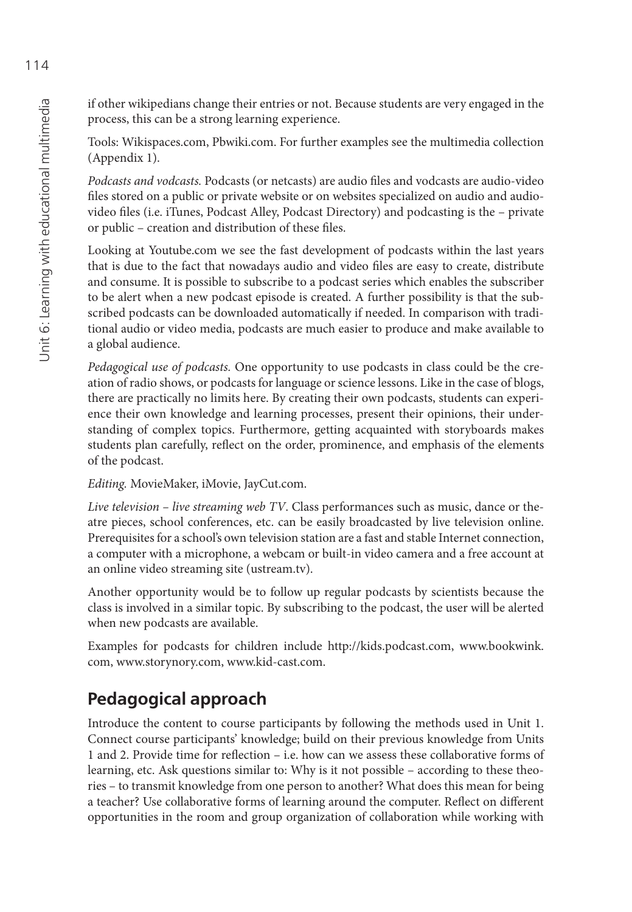if other wikipedians change their entries or not. Because students are very engaged in the process, this can be a strong learning experience.

Tools: Wikispaces.com, Pbwiki.com. For further examples see the multimedia collection (Appendix 1).

*Podcasts and vodcasts.* Podcasts (or netcasts) are audio files and vodcasts are audio-video files stored on a public or private website or on websites specialized on audio and audio-video files (i.e. iTunes, Podcast Alley, Podcast Directory) and podcasting is the – private or public – creation and distribution of these files.

Looking at Youtube.com we see the fast development of podcasts within the last years that is due to the fact that nowadays audio and video files are easy to create, distribute and consume. It is possible to subscribe to a podcast series which enables the subscriber to be alert when a new podcast episode is created. A further possibility is that the subscribed podcasts can be downloaded automatically if needed. In comparison with traditional audio or video media, podcasts are much easier to produce and make available to a global audience.

*Pedagogical use of podcasts.* One opportunity to use podcasts in class could be the creation of radio shows, or podcasts for language or science lessons. Like in the case of blogs, there are practically no limits here. By creating their own podcasts, students can experience their own knowledge and learning processes, present their opinions, their understanding of complex topics. Furthermore, getting acquainted with storyboards makes students plan carefully, reflect on the order, prominence, and emphasis of the elements of the podcast.

*Editing.* MovieMaker, iMovie, JayCut.com.

*Live television – live streaming web TV*. Class performances such as music, dance or theatre pieces, school conferences, etc. can be easily broadcasted by live television online. Prerequisites for a school's own television station are a fast and stable Internet connection, a computer with a microphone, a webcam or built-in video camera and a free account at an online video streaming site (ustream.tv).

Another opportunity would be to follow up regular podcasts by scientists because the class is involved in a similar topic. By subscribing to the podcast, the user will be alerted when new podcasts are available.

Examples for podcasts for children include http://kids.podcast.com, www.bookwink.com, www.storynory.com, www.kid-cast.com.

## Pedagogical approach

Introduce the content to course participants by following the methods used in Unit 1. Connect course participants' knowledge; build on their previous knowledge from Units 1 and 2. Provide time for reflection – i.e. how can we assess these collaborative forms of learning, etc. Ask questions similar to: Why is it not possible – according to these theories – to transmit knowledge from one person to another? What does this mean for being a teacher? Use collaborative forms of learning around the computer. Reflect on different opportunities in the room and group organization of collaboration while working with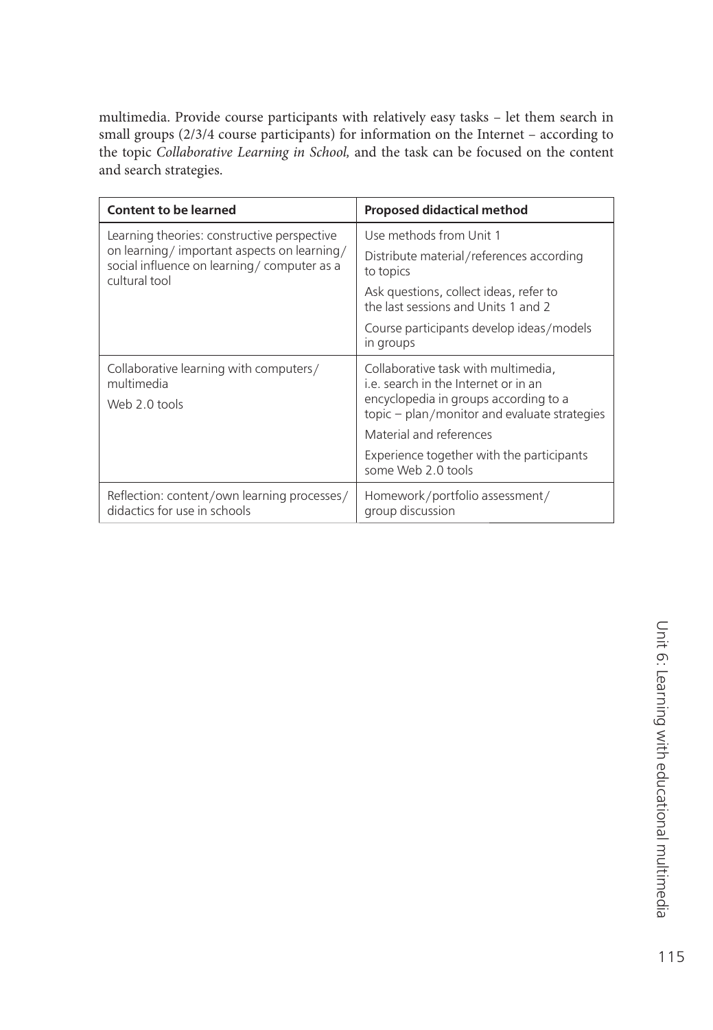multimedia. Provide course participants with relatively easy tasks – let them search in small groups (2/3/4 course participants) for information on the Internet – according to the topic *Collaborative Learning in School,* and the task can be focused on the content and search strategies.

| **Content to be learned** | **Proposed didactical method** |
|---|---|
| Learning theories: constructive perspective on learning/ important aspects on learning/ social influence on learning/ computer as a cultural tool | Use methods from Unit 1<br>Distribute material/references according to topics<br>Ask questions, collect ideas, refer to the last sessions and Units 1 and 2<br>Course participants develop ideas/models in groups |
| Collaborative learning with computers/ multimedia<br>Web 2.0 tools | Collaborative task with multimedia, i.e. search in the Internet or in an encyclopedia in groups according to a topic – plan/monitor and evaluate strategies<br>Material and references<br>Experience together with the participants some Web 2.0 tools |
| Reflection: content/own learning processes/ didactics for use in schools | Homework/portfolio assessment/ group discussion |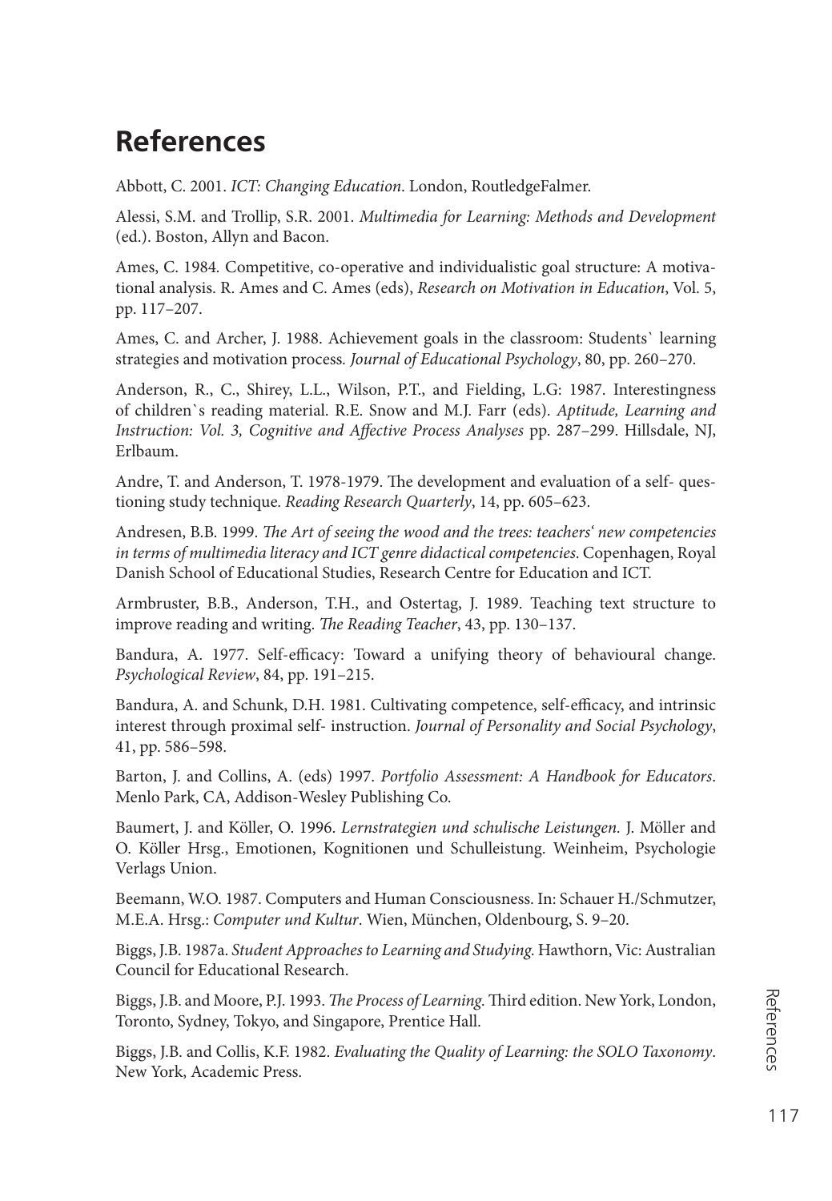# References

Abbott, C. 2001. *ICT: Changing Education*. London, RoutledgeFalmer.

Alessi, S.M. and Trollip, S.R. 2001. *Multimedia for Learning: Methods and Development* (ed.). Boston, Allyn and Bacon.

Ames, C. 1984. Competitive, co-operative and individualistic goal structure: A motivational analysis. R. Ames and C. Ames (eds), *Research on Motivation in Education*, Vol. 5, pp. 117–207.

Ames, C. and Archer, J. 1988. Achievement goals in the classroom: Students` learning strategies and motivation process. *Journal of Educational Psychology*, 80, pp. 260–270.

Anderson, R., C., Shirey, L.L., Wilson, P.T., and Fielding, L.G: 1987. Interestingness of children`s reading material. R.E. Snow and M.J. Farr (eds). *Aptitude, Learning and Instruction: Vol. 3, Cognitive and Affective Process Analyses* pp. 287–299. Hillsdale, NJ, Erlbaum.

Andre, T. and Anderson, T. 1978-1979. The development and evaluation of a self- questioning study technique. *Reading Research Quarterly*, 14, pp. 605–623.

Andresen, B.B. 1999. *The Art of seeing the wood and the trees: teachers' new competencies in terms of multimedia literacy and ICT genre didactical competencies.* Copenhagen, Royal Danish School of Educational Studies, Research Centre for Education and ICT.

Armbruster, B.B., Anderson, T.H., and Ostertag, J. 1989. Teaching text structure to improve reading and writing. *The Reading Teacher*, 43, pp. 130–137.

Bandura, A. 1977. Self-efficacy: Toward a unifying theory of behavioural change. *Psychological Review*, 84, pp. 191–215.

Bandura, A. and Schunk, D.H. 1981. Cultivating competence, self-efficacy, and intrinsic interest through proximal self- instruction. *Journal of Personality and Social Psychology*, 41, pp. 586–598.

Barton, J. and Collins, A. (eds) 1997. *Portfolio Assessment: A Handbook for Educators*. Menlo Park, CA, Addison-Wesley Publishing Co.

Baumert, J. and Köller, O. 1996. *Lernstrategien und schulische Leistungen.* J. Möller and O. Köller Hrsg., Emotionen, Kognitionen und Schulleistung. Weinheim, Psychologie Verlags Union.

Beemann, W.O. 1987. Computers and Human Consciousness. In: Schauer H./Schmutzer, M.E.A. Hrsg.: *Computer und Kultur*. Wien, München, Oldenbourg, S. 9–20.

Biggs, J.B. 1987a. *Student Approaches to Learning and Studying.* Hawthorn, Vic: Australian Council for Educational Research.

Biggs, J.B. and Moore, P.J. 1993. *The Process of Learning.* Third edition. New York, London, Toronto, Sydney, Tokyo, and Singapore, Prentice Hall.

Biggs, J.B. and Collis, K.F. 1982. *Evaluating the Quality of Learning: the SOLO Taxonomy*. New York, Academic Press.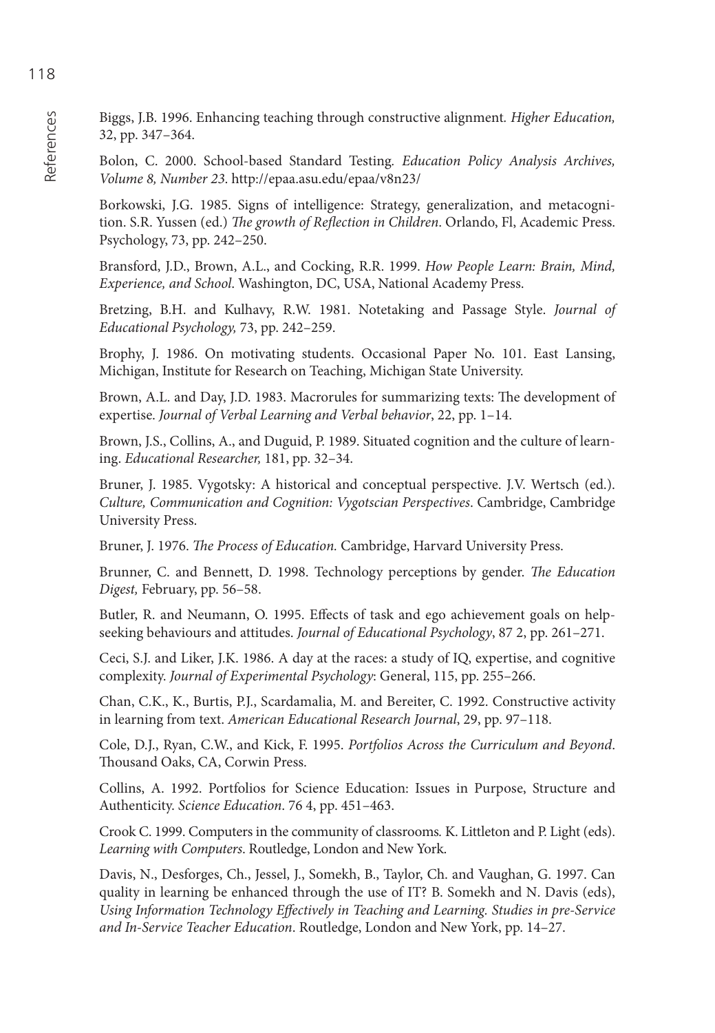Biggs, J.B. 1996. Enhancing teaching through constructive alignment. *Higher Education,* 32, pp. 347–364.

Bolon, C. 2000. School-based Standard Testing. *Education Policy Analysis Archives, Volume 8, Number 23.* http://epaa.asu.edu/epaa/v8n23/

Borkowski, J.G. 1985. Signs of intelligence: Strategy, generalization, and metacognition. S.R. Yussen (ed.) *The growth of Reflection in Children*. Orlando, Fl, Academic Press. Psychology, 73, pp. 242–250.

Bransford, J.D., Brown, A.L., and Cocking, R.R. 1999. *How People Learn: Brain, Mind, Experience, and School*. Washington, DC, USA, National Academy Press.

Bretzing, B.H. and Kulhavy, R.W. 1981. Notetaking and Passage Style. *Journal of Educational Psychology,* 73, pp. 242–259.

Brophy, J. 1986. On motivating students. Occasional Paper No. 101. East Lansing, Michigan, Institute for Research on Teaching, Michigan State University.

Brown, A.L. and Day, J.D. 1983. Macrorules for summarizing texts: The development of expertise. *Journal of Verbal Learning and Verbal behavior*, 22, pp. 1–14.

Brown, J.S., Collins, A., and Duguid, P. 1989. Situated cognition and the culture of learning. *Educational Researcher,* 181, pp. 32–34.

Bruner, J. 1985. Vygotsky: A historical and conceptual perspective. J.V. Wertsch (ed.). *Culture, Communication and Cognition: Vygotscian Perspectives*. Cambridge, Cambridge University Press.

Bruner, J. 1976. *The Process of Education.* Cambridge, Harvard University Press.

Brunner, C. and Bennett, D. 1998. Technology perceptions by gender. *The Education Digest,* February, pp. 56–58.

Butler, R. and Neumann, O. 1995. Effects of task and ego achievement goals on help-seeking behaviours and attitudes. *Journal of Educational Psychology*, 87 2, pp. 261–271.

Ceci, S.J. and Liker, J.K. 1986. A day at the races: a study of IQ, expertise, and cognitive complexity. *Journal of Experimental Psychology*: General, 115, pp. 255–266.

Chan, C.K., K., Burtis, P.J., Scardamalia, M. and Bereiter, C. 1992. Constructive activity in learning from text. *American Educational Research Journal*, 29, pp. 97–118.

Cole, D.J., Ryan, C.W., and Kick, F. 1995. *Portfolios Across the Curriculum and Beyond*. Thousand Oaks, CA, Corwin Press.

Collins, A. 1992. Portfolios for Science Education: Issues in Purpose, Structure and Authenticity. *Science Education*. 76 4, pp. 451–463.

Crook C. 1999. Computers in the community of classrooms*.* K. Littleton and P. Light (eds). *Learning with Computers*. Routledge, London and New York.

Davis, N., Desforges, Ch., Jessel, J., Somekh, B., Taylor, Ch. and Vaughan, G. 1997. Can quality in learning be enhanced through the use of IT? B. Somekh and N. Davis (eds), *Using Information Technology Effectively in Teaching and Learning. Studies in pre-Service and In-Service Teacher Education*. Routledge, London and New York, pp. 14–27.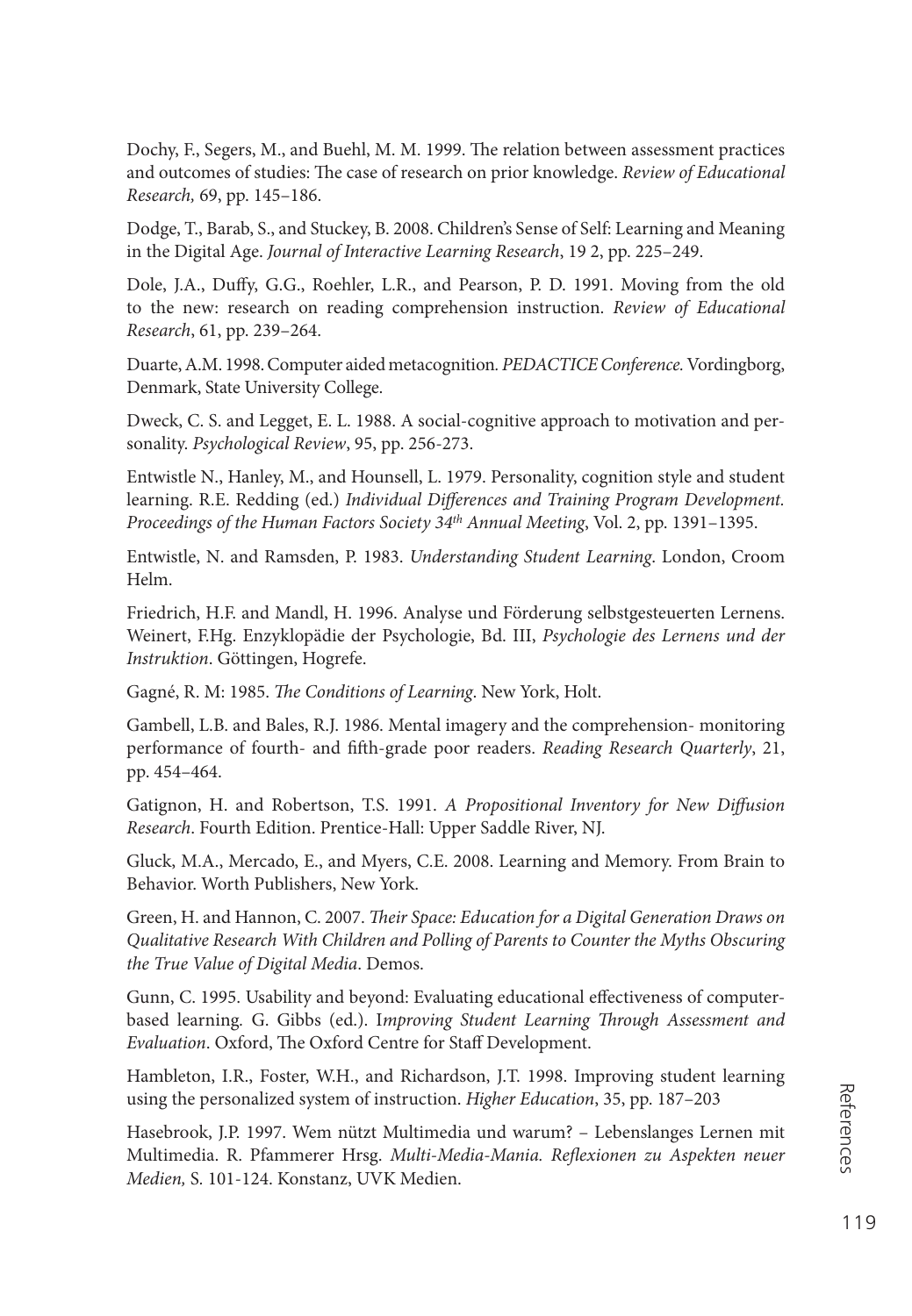Dochy, F., Segers, M., and Buehl, M. M. 1999. The relation between assessment practices and outcomes of studies: The case of research on prior knowledge. *Review of Educational Research,* 69, pp. 145–186.

Dodge, T., Barab, S., and Stuckey, B. 2008. Children's Sense of Self: Learning and Meaning in the Digital Age. *Journal of Interactive Learning Research*, 19 2, pp. 225–249.

Dole, J.A., Duffy, G.G., Roehler, L.R., and Pearson, P. D. 1991. Moving from the old to the new: research on reading comprehension instruction. *Review of Educational Research*, 61, pp. 239–264.

Duarte, A.M. 1998. Computer aided metacognition. *PEDACTICE Conference.* Vordingborg, Denmark, State University College.

Dweck, C. S. and Legget, E. L. 1988. A social-cognitive approach to motivation and personality. *Psychological Review*, 95, pp. 256-273.

Entwistle N., Hanley, M., and Hounsell, L. 1979. Personality, cognition style and student learning. R.E. Redding (ed.) *Individual Differences and Training Program Development. Proceedings of the Human Factors Society 34th Annual Meeting*, Vol. 2, pp. 1391–1395.

Entwistle, N. and Ramsden, P. 1983. *Understanding Student Learning*. London, Croom Helm.

Friedrich, H.F. and Mandl, H. 1996. Analyse und Förderung selbstgesteuerten Lernens. Weinert, F.Hg. Enzyklopädie der Psychologie, Bd. III, *Psychologie des Lernens und der Instruktion*. Göttingen, Hogrefe.

Gagné, R. M: 1985. *The Conditions of Learning*. New York, Holt.

Gambell, L.B. and Bales, R.J. 1986. Mental imagery and the comprehension- monitoring performance of fourth- and fifth-grade poor readers. *Reading Research Quarterly*, 21, pp. 454–464.

Gatignon, H. and Robertson, T.S. 1991. *A Propositional Inventory for New Diffusion Research*. Fourth Edition. Prentice-Hall: Upper Saddle River, NJ.

Gluck, M.A., Mercado, E., and Myers, C.E. 2008. Learning and Memory. From Brain to Behavior. Worth Publishers, New York.

Green, H. and Hannon, C. 2007. *Their Space: Education for a Digital Generation Draws on Qualitative Research With Children and Polling of Parents to Counter the Myths Obscuring the True Value of Digital Media*. Demos.

Gunn, C. 1995. Usability and beyond: Evaluating educational effectiveness of computer-based learning. G. Gibbs (ed.). I*mproving Student Learning Through Assessment and Evaluation*. Oxford, The Oxford Centre for Staff Development.

Hambleton, I.R., Foster, W.H., and Richardson, J.T. 1998. Improving student learning using the personalized system of instruction. *Higher Education*, 35, pp. 187–203

Hasebrook, J.P. 1997. Wem nützt Multimedia und warum? – Lebenslanges Lernen mit Multimedia. R. Pfammerer Hrsg. *Multi-Media-Mania. Reflexionen zu Aspekten neuer Medien,* S. 101-124. Konstanz, UVK Medien.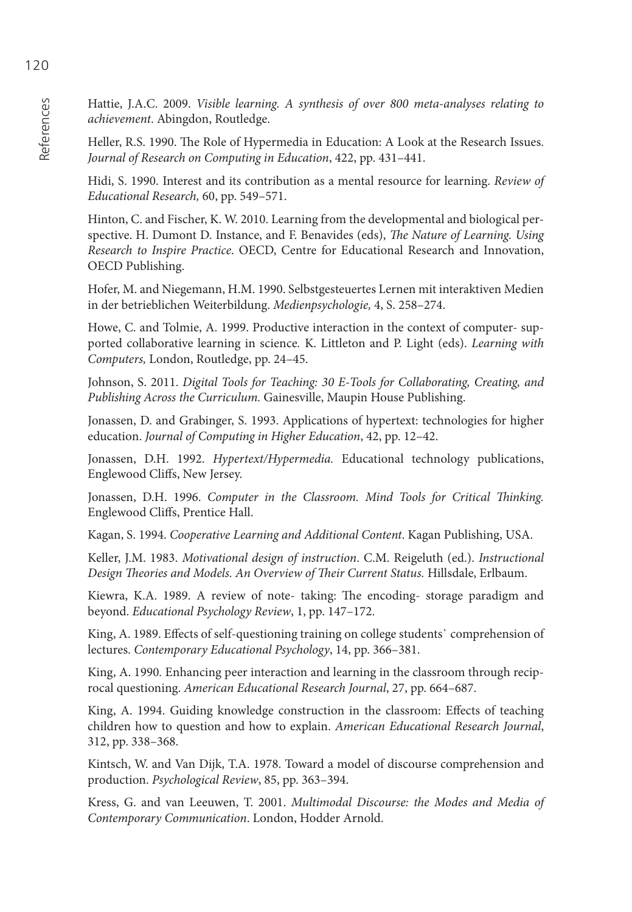Hattie, J.A.C. 2009. *Visible learning. A synthesis of over 800 meta-analyses relating to achievement*. Abingdon, Routledge.

Heller, R.S. 1990. The Role of Hypermedia in Education: A Look at the Research Issues. *Journal of Research on Computing in Education*, 422, pp. 431–441.

Hidi, S. 1990. Interest and its contribution as a mental resource for learning. *Review of Educational Research,* 60, pp. 549–571.

Hinton, C. and Fischer, K. W. 2010. Learning from the developmental and biological perspective. H. Dumont D. Instance, and F. Benavides (eds), *The Nature of Learning. Using Research to Inspire Practice*. OECD, Centre for Educational Research and Innovation, OECD Publishing.

Hofer, M. and Niegemann, H.M. 1990. Selbstgesteuertes Lernen mit interaktiven Medien in der betrieblichen Weiterbildung. *Medienpsychologie,* 4, S. 258–274.

Howe, C. and Tolmie, A. 1999. Productive interaction in the context of computer- supported collaborative learning in science. K. Littleton and P. Light (eds). *Learning with Computers,* London, Routledge, pp. 24–45.

Johnson, S. 2011. *Digital Tools for Teaching: 30 E-Tools for Collaborating, Creating, and Publishing Across the Curriculum.* Gainesville, Maupin House Publishing.

Jonassen, D. and Grabinger, S. 1993. Applications of hypertext: technologies for higher education. *Journal of Computing in Higher Education*, 42, pp. 12–42.

Jonassen, D.H. 1992. *Hypertext/Hypermedia.* Educational technology publications, Englewood Cliffs, New Jersey.

Jonassen, D.H. 1996. *Computer in the Classroom. Mind Tools for Critical Thinking.* Englewood Cliffs, Prentice Hall.

Kagan, S. 1994. *Cooperative Learning and Additional Content*. Kagan Publishing, USA.

Keller, J.M. 1983. *Motivational design of instruction*. C.M. Reigeluth (ed.). *Instructional Design Theories and Models. An Overview of Their Current Status.* Hillsdale, Erlbaum.

Kiewra, K.A. 1989. A review of note- taking: The encoding- storage paradigm and beyond. *Educational Psychology Review*, 1, pp. 147–172.

King, A. 1989. Effects of self-questioning training on college students` comprehension of lectures. *Contemporary Educational Psychology*, 14, pp. 366–381.

King, A. 1990. Enhancing peer interaction and learning in the classroom through reciprocal questioning. *American Educational Research Journal*, 27, pp. 664–687.

King, A. 1994. Guiding knowledge construction in the classroom: Effects of teaching children how to question and how to explain. *American Educational Research Journal*, 312, pp. 338–368.

Kintsch, W. and Van Dijk, T.A. 1978. Toward a model of discourse comprehension and production. *Psychological Review*, 85, pp. 363–394.

Kress, G. and van Leeuwen, T. 2001. *Multimodal Discourse: the Modes and Media of Contemporary Communication*. London, Hodder Arnold.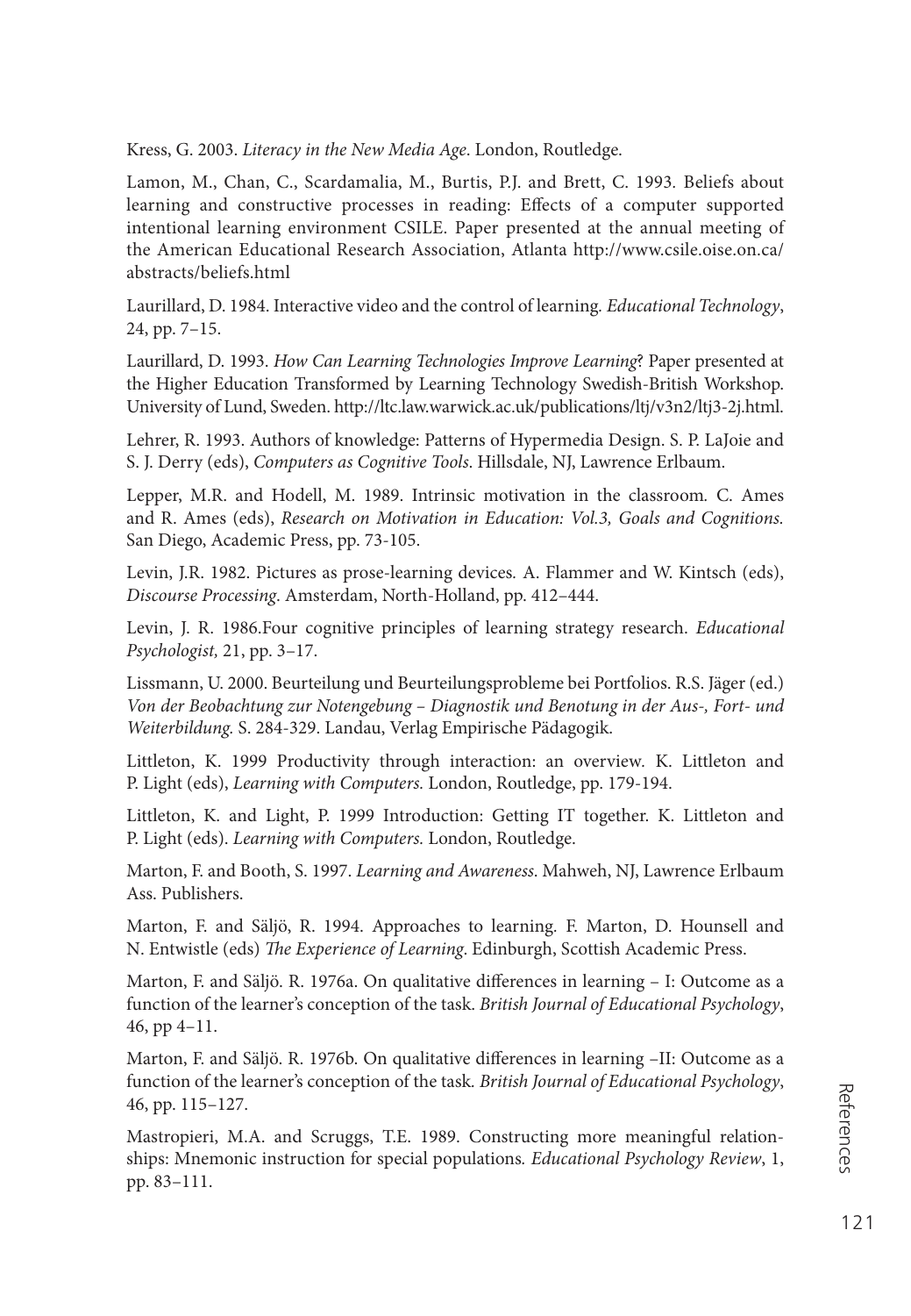Kress, G. 2003. *Literacy in the New Media Age*. London, Routledge.

Lamon, M., Chan, C., Scardamalia, M., Burtis, P.J. and Brett, C. 1993. Beliefs about learning and constructive processes in reading: Effects of a computer supported intentional learning environment CSILE. Paper presented at the annual meeting of the American Educational Research Association, Atlanta http://www.csile.oise.on.ca/abstracts/beliefs.html

Laurillard, D. 1984. Interactive video and the control of learning. *Educational Technology*, 24, pp. 7–15.

Laurillard, D. 1993. *How Can Learning Technologies Improve Learning*? Paper presented at the Higher Education Transformed by Learning Technology Swedish-British Workshop. University of Lund, Sweden. http://ltc.law.warwick.ac.uk/publications/ltj/v3n2/ltj3-2j.html.

Lehrer, R. 1993. Authors of knowledge: Patterns of Hypermedia Design. S. P. LaJoie and S. J. Derry (eds), *Computers as Cognitive Tools*. Hillsdale, NJ, Lawrence Erlbaum.

Lepper, M.R. and Hodell, M. 1989. Intrinsic motivation in the classroom. C. Ames and R. Ames (eds), *Research on Motivation in Education: Vol.3, Goals and Cognitions.* San Diego, Academic Press, pp. 73-105.

Levin, J.R. 1982. Pictures as prose-learning devices. A. Flammer and W. Kintsch (eds), *Discourse Processing*. Amsterdam, North-Holland, pp. 412–444.

Levin, J. R. 1986.Four cognitive principles of learning strategy research. *Educational Psychologist,* 21, pp. 3–17.

Lissmann, U. 2000. Beurteilung und Beurteilungsprobleme bei Portfolios. R.S. Jäger (ed.) *Von der Beobachtung zur Notengebung – Diagnostik und Benotung in der Aus-, Fort- und Weiterbildung.* S. 284-329. Landau, Verlag Empirische Pädagogik.

Littleton, K. 1999 Productivity through interaction: an overview. K. Littleton and P. Light (eds), *Learning with Computers.* London, Routledge, pp. 179-194.

Littleton, K. and Light, P. 1999 Introduction: Getting IT together. K. Littleton and P. Light (eds). *Learning with Computers.* London, Routledge.

Marton, F. and Booth, S. 1997. *Learning and Awareness*. Mahweh, NJ, Lawrence Erlbaum Ass. Publishers.

Marton, F. and Säljö, R. 1994. Approaches to learning. F. Marton, D. Hounsell and N. Entwistle (eds) *The Experience of Learning*. Edinburgh, Scottish Academic Press.

Marton, F. and Säljö. R. 1976a. On qualitative differences in learning – I: Outcome as a function of the learner's conception of the task. *British Journal of Educational Psychology*, 46, pp 4–11.

Marton, F. and Säljö. R. 1976b. On qualitative differences in learning –II: Outcome as a function of the learner's conception of the task. *British Journal of Educational Psychology*, 46, pp. 115–127.

Mastropieri, M.A. and Scruggs, T.E. 1989. Constructing more meaningful relationships: Mnemonic instruction for special populations. *Educational Psychology Review*, 1, pp. 83–111.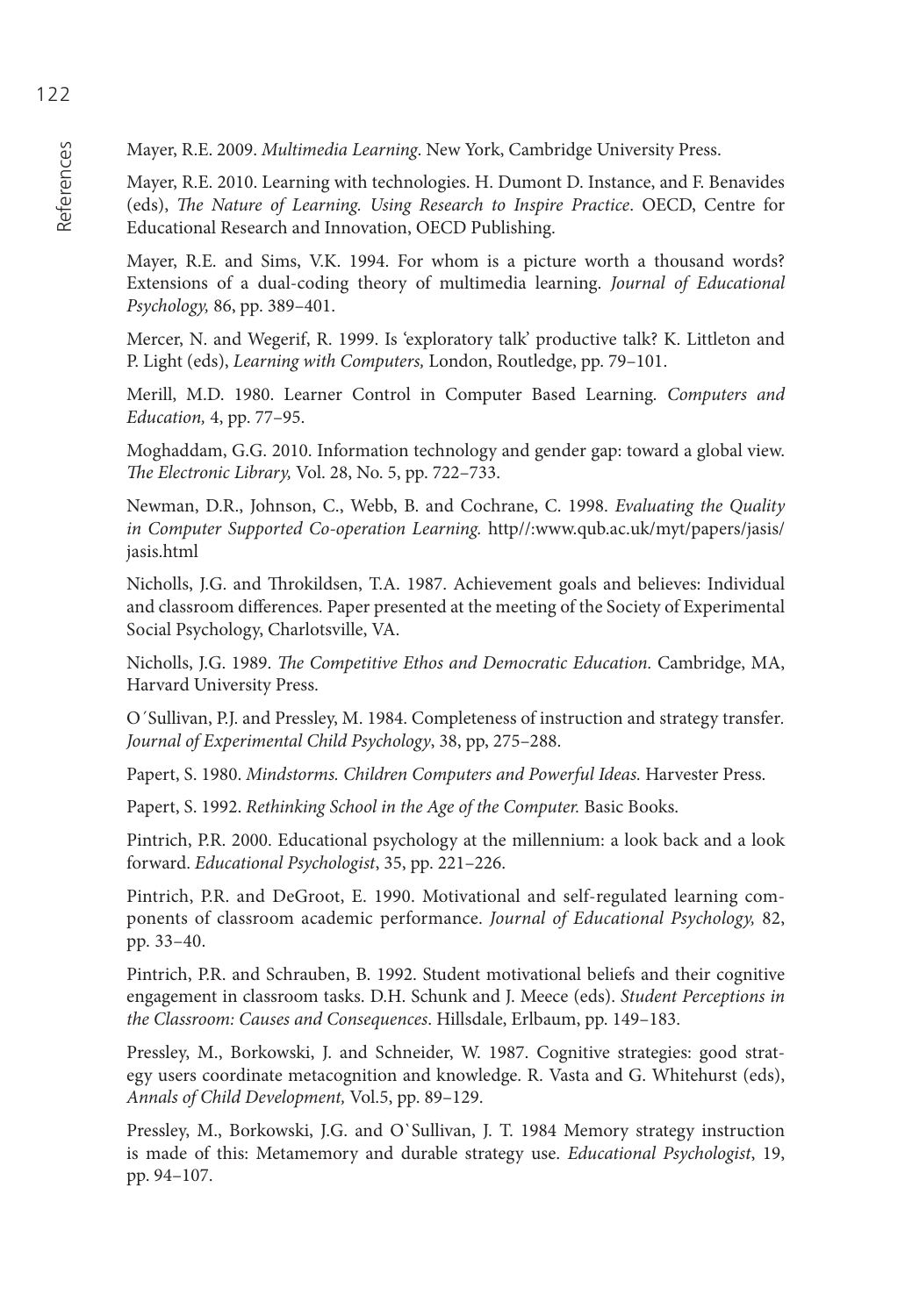Mayer, R.E. 2009. *Multimedia Learning*. New York, Cambridge University Press.

Mayer, R.E. 2010. Learning with technologies. H. Dumont D. Instance, and F. Benavides (eds), *The Nature of Learning. Using Research to Inspire Practice*. OECD, Centre for Educational Research and Innovation, OECD Publishing.

Mayer, R.E. and Sims, V.K. 1994. For whom is a picture worth a thousand words? Extensions of a dual-coding theory of multimedia learning. *Journal of Educational Psychology,* 86, pp. 389–401.

Mercer, N. and Wegerif, R. 1999. Is 'exploratory talk' productive talk? K. Littleton and P. Light (eds), *Learning with Computers,* London, Routledge, pp. 79–101.

Merill, M.D. 1980. Learner Control in Computer Based Learning. *Computers and Education,* 4, pp. 77–95.

Moghaddam, G.G. 2010. Information technology and gender gap: toward a global view. *The Electronic Library,* Vol. 28, No. 5, pp. 722–733.

Newman, D.R., Johnson, C., Webb, B. and Cochrane, C. 1998. *Evaluating the Quality in Computer Supported Co-operation Learning.* http//:www.qub.ac.uk/myt/papers/jasis/jasis.html

Nicholls, J.G. and Throkildsen, T.A. 1987. Achievement goals and believes: Individual and classroom differences. Paper presented at the meeting of the Society of Experimental Social Psychology, Charlotsville, VA.

Nicholls, J.G. 1989. *The Competitive Ethos and Democratic Education.* Cambridge, MA, Harvard University Press.

O´Sullivan, P.J. and Pressley, M. 1984. Completeness of instruction and strategy transfer. *Journal of Experimental Child Psychology*, 38, pp, 275–288.

Papert, S. 1980. *Mindstorms. Children Computers and Powerful Ideas.* Harvester Press.

Papert, S. 1992. *Rethinking School in the Age of the Computer.* Basic Books.

Pintrich, P.R. 2000. Educational psychology at the millennium: a look back and a look forward. *Educational Psychologist*, 35, pp. 221–226.

Pintrich, P.R. and DeGroot, E. 1990. Motivational and self-regulated learning components of classroom academic performance. *Journal of Educational Psychology,* 82, pp. 33–40.

Pintrich, P.R. and Schrauben, B. 1992. Student motivational beliefs and their cognitive engagement in classroom tasks. D.H. Schunk and J. Meece (eds). *Student Perceptions in the Classroom: Causes and Consequences*. Hillsdale, Erlbaum, pp. 149–183.

Pressley, M., Borkowski, J. and Schneider, W. 1987. Cognitive strategies: good strategy users coordinate metacognition and knowledge. R. Vasta and G. Whitehurst (eds), *Annals of Child Development,* Vol.5, pp. 89–129.

Pressley, M., Borkowski, J.G. and O`Sullivan, J. T. 1984 Memory strategy instruction is made of this: Metamemory and durable strategy use. *Educational Psychologist*, 19, pp. 94–107.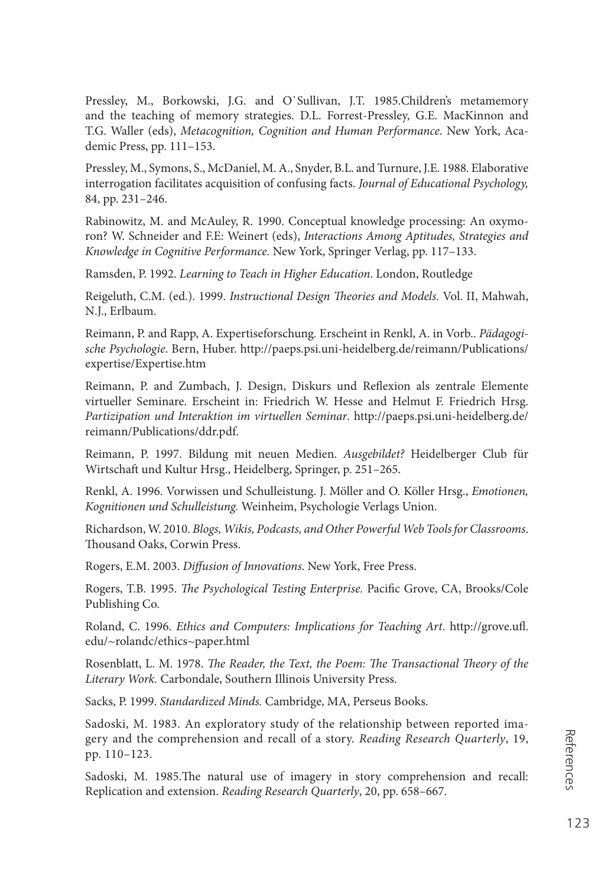Pressley, M., Borkowski, J.G. and O`Sullivan, J.T. 1985.Children's metamemory and the teaching of memory strategies. D.L. Forrest-Pressley, G.E. MacKinnon and T.G. Waller (eds), *Metacognition, Cognition and Human Performance*. New York, Academic Press, pp. 111–153.

Pressley, M., Symons, S., McDaniel, M. A., Snyder, B.L. and Turnure, J.E. 1988. Elaborative interrogation facilitates acquisition of confusing facts. *Journal of Educational Psychology,* 84, pp. 231–246.

Rabinowitz, M. and McAuley, R. 1990. Conceptual knowledge processing: An oxymoron? W. Schneider and F.E: Weinert (eds), *Interactions Among Aptitudes, Strategies and Knowledge in Cognitive Performance.* New York, Springer Verlag, pp. 117–133.

Ramsden, P. 1992. *Learning to Teach in Higher Education*. London, Routledge

Reigeluth, C.M. (ed.). 1999. *Instructional Design Theories and Models.* Vol. II, Mahwah, N.J., Erlbaum.

Reimann, P. and Rapp, A. Expertiseforschung. Erscheint in Renkl, A. in Vorb.. *Pädagogische Psychologie*. Bern, Huber. http://paeps.psi.uni-heidelberg.de/reimann/Publications/expertise/Expertise.htm

Reimann, P. and Zumbach, J. Design, Diskurs und Reflexion als zentrale Elemente virtueller Seminare. Erscheint in: Friedrich W. Hesse and Helmut F. Friedrich Hrsg. *Partizipation und Interaktion im virtuellen Seminar*. http://paeps.psi.uni-heidelberg.de/reimann/Publications/ddr.pdf.

Reimann, P. 1997. Bildung mit neuen Medien. *Ausgebildet?* Heidelberger Club für Wirtschaft und Kultur Hrsg., Heidelberg, Springer, p. 251–265.

Renkl, A. 1996. Vorwissen und Schulleistung. J. Möller and O. Köller Hrsg., *Emotionen, Kognitionen und Schulleistung.* Weinheim, Psychologie Verlags Union.

Richardson, W. 2010. *Blogs, Wikis, Podcasts, and Other Powerful Web Tools for Classrooms*. Thousand Oaks, Corwin Press.

Rogers, E.M. 2003. *Diffusion of Innovations*. New York, Free Press.

Rogers, T.B. 1995. *The Psychological Testing Enterprise.* Pacific Grove, CA, Brooks/Cole Publishing Co.

Roland, C. 1996. *Ethics and Computers: Implications for Teaching Art*. http://grove.ufl.edu/~rolandc/ethics~paper.html

Rosenblatt, L. M. 1978. *The Reader, the Text, the Poem: The Transactional Theory of the Literary Work.* Carbondale, Southern Illinois University Press.

Sacks, P. 1999. *Standardized Minds.* Cambridge, MA, Perseus Books.

Sadoski, M. 1983. An exploratory study of the relationship between reported imagery and the comprehension and recall of a story. *Reading Research Quarterly*, 19, pp. 110–123.

Sadoski, M. 1985.The natural use of imagery in story comprehension and recall: Replication and extension. *Reading Research Quarterly*, 20, pp. 658–667.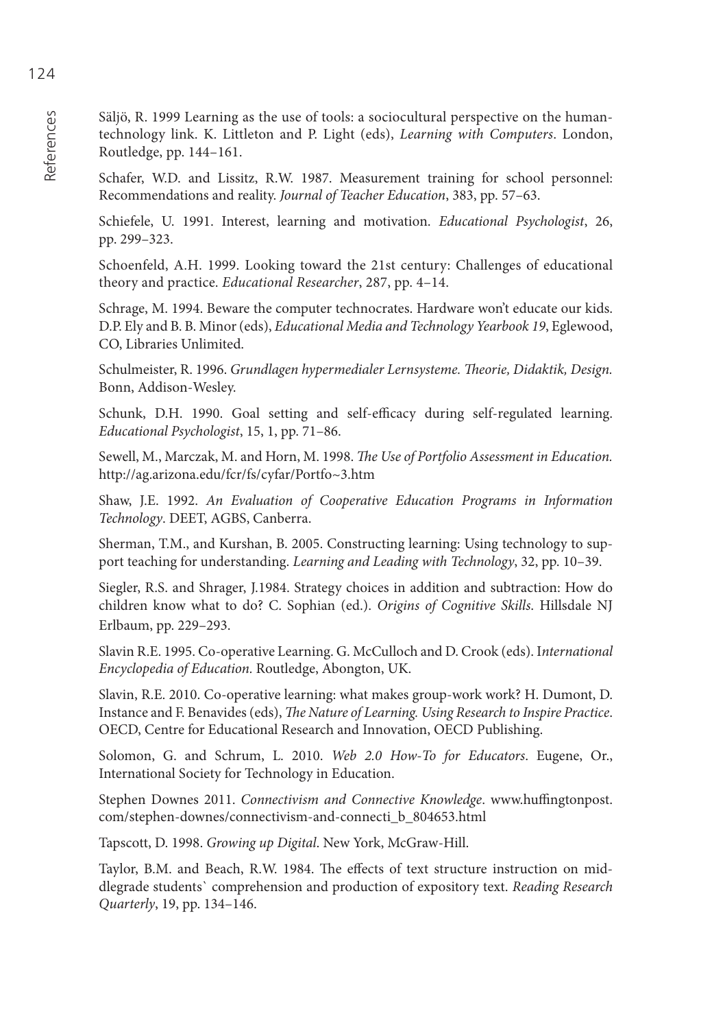Säljö, R. 1999 Learning as the use of tools: a sociocultural perspective on the human-technology link. K. Littleton and P. Light (eds), *Learning with Computers*. London, Routledge, pp. 144–161.

Schafer, W.D. and Lissitz, R.W. 1987. Measurement training for school personnel: Recommendations and reality. *Journal of Teacher Education*, 383, pp. 57–63.

Schiefele, U. 1991. Interest, learning and motivation. *Educational Psychologist*, 26, pp. 299–323.

Schoenfeld, A.H. 1999. Looking toward the 21st century: Challenges of educational theory and practice. *Educational Researcher*, 287, pp. 4–14.

Schrage, M. 1994. Beware the computer technocrates. Hardware won't educate our kids. D.P. Ely and B. B. Minor (eds), *Educational Media and Technology Yearbook 19*, Eglewood, CO, Libraries Unlimited.

Schulmeister, R. 1996. *Grundlagen hypermedialer Lernsysteme. Theorie, Didaktik, Design.* Bonn, Addison-Wesley.

Schunk, D.H. 1990. Goal setting and self-efficacy during self-regulated learning. *Educational Psychologist*, 15, 1, pp. 71–86.

Sewell, M., Marczak, M. and Horn, M. 1998. *The Use of Portfolio Assessment in Education.* http://ag.arizona.edu/fcr/fs/cyfar/Portfo~3.htm

Shaw, J.E. 1992. *An Evaluation of Cooperative Education Programs in Information Technology*. DEET, AGBS, Canberra.

Sherman, T.M., and Kurshan, B. 2005. Constructing learning: Using technology to support teaching for understanding. *Learning and Leading with Technology*, 32, pp. 10–39.

Siegler, R.S. and Shrager, J.1984. Strategy choices in addition and subtraction: How do children know what to do? C. Sophian (ed.). *Origins of Cognitive Skills*. Hillsdale NJ Erlbaum, pp. 229–293.

Slavin R.E. 1995. Co-operative Learning. G. McCulloch and D. Crook (eds). I*nternational Encyclopedia of Education.* Routledge, Abongton, UK.

Slavin, R.E. 2010. Co-operative learning: what makes group-work work? H. Dumont, D. Instance and F. Benavides (eds), *The Nature of Learning. Using Research to Inspire Practice*. OECD, Centre for Educational Research and Innovation, OECD Publishing.

Solomon, G. and Schrum, L. 2010. *Web 2.0 How-To for Educators*. Eugene, Or., International Society for Technology in Education.

Stephen Downes 2011. *Connectivism and Connective Knowledge*. www.huffingtonpost.com/stephen-downes/connectivism-and-connecti_b_804653.html

Tapscott, D. 1998. *Growing up Digital*. New York, McGraw-Hill.

Taylor, B.M. and Beach, R.W. 1984. The effects of text structure instruction on middlegrade students` comprehension and production of expository text. *Reading Research Quarterly*, 19, pp. 134–146.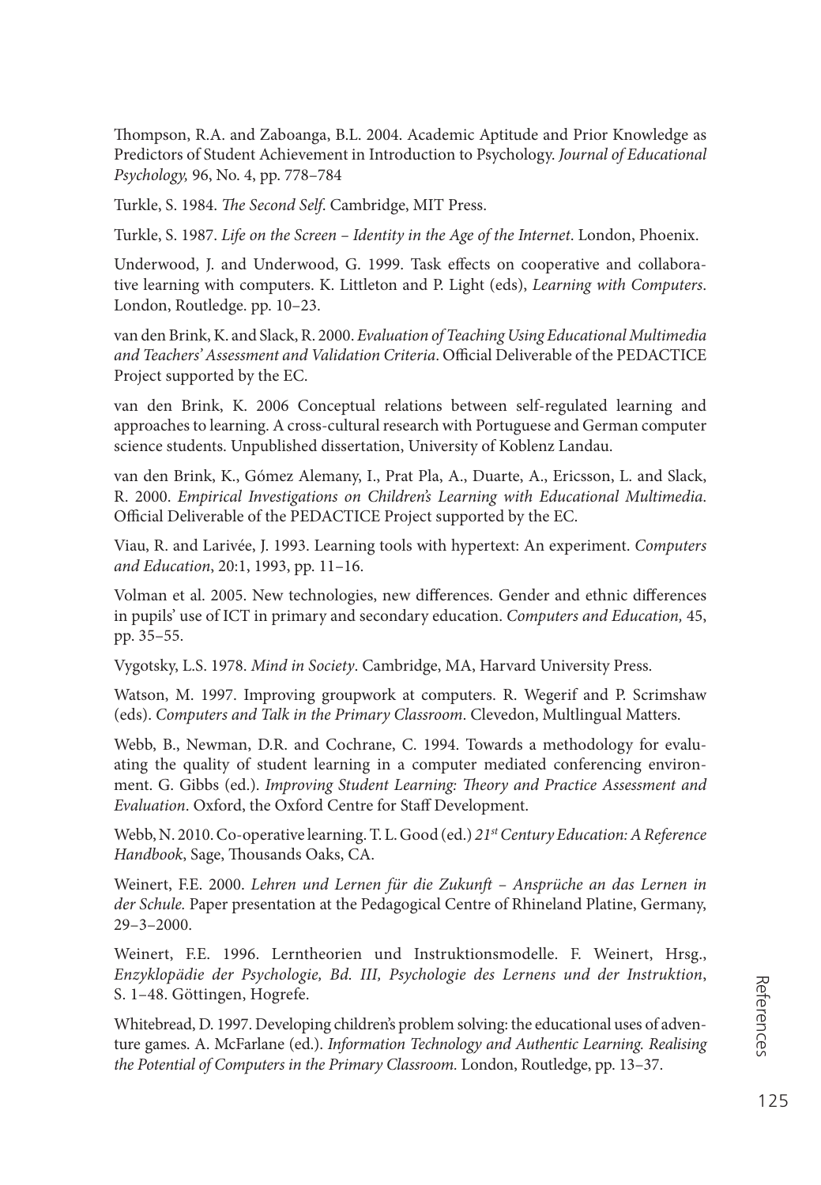Thompson, R.A. and Zaboanga, B.L. 2004. Academic Aptitude and Prior Knowledge as Predictors of Student Achievement in Introduction to Psychology. *Journal of Educational Psychology,* 96, No. 4, pp. 778–784

Turkle, S. 1984. *The Second Self*. Cambridge, MIT Press.

Turkle, S. 1987. *Life on the Screen – Identity in the Age of the Internet*. London, Phoenix.

Underwood, J. and Underwood, G. 1999. Task effects on cooperative and collaborative learning with computers. K. Littleton and P. Light (eds), *Learning with Computers*. London, Routledge. pp. 10–23.

van den Brink, K. and Slack, R. 2000. *Evaluation of Teaching Using Educational Multimedia and Teachers' Assessment and Validation Criteria*. Official Deliverable of the PEDACTICE Project supported by the EC.

van den Brink, K. 2006 Conceptual relations between self-regulated learning and approaches to learning. A cross-cultural research with Portuguese and German computer science students. Unpublished dissertation, University of Koblenz Landau.

van den Brink, K., Gómez Alemany, I., Prat Pla, A., Duarte, A., Ericsson, L. and Slack, R. 2000. *Empirical Investigations on Children's Learning with Educational Multimedia*. Official Deliverable of the PEDACTICE Project supported by the EC.

Viau, R. and Larivée, J. 1993. Learning tools with hypertext: An experiment. *Computers and Education*, 20:1, 1993, pp. 11–16.

Volman et al. 2005. New technologies, new differences. Gender and ethnic differences in pupils' use of ICT in primary and secondary education. *Computers and Education,* 45, pp. 35–55.

Vygotsky, L.S. 1978. *Mind in Society*. Cambridge, MA, Harvard University Press.

Watson, M. 1997. Improving groupwork at computers. R. Wegerif and P. Scrimshaw (eds). *Computers and Talk in the Primary Classroom*. Clevedon, Multlingual Matters.

Webb, B., Newman, D.R. and Cochrane, C. 1994. Towards a methodology for evaluating the quality of student learning in a computer mediated conferencing environment. G. Gibbs (ed.). *Improving Student Learning: Theory and Practice Assessment and Evaluation*. Oxford, the Oxford Centre for Staff Development.

Webb, N. 2010. Co-operative learning. T. L. Good (ed.) *21st Century Education: A Reference Handbook*, Sage, Thousands Oaks, CA.

Weinert, F.E. 2000. *Lehren und Lernen für die Zukunft – Ansprüche an das Lernen in der Schule.* Paper presentation at the Pedagogical Centre of Rhineland Platine, Germany, 29–3–2000.

Weinert, F.E. 1996. Lerntheorien und Instruktionsmodelle. F. Weinert, Hrsg., *Enzyklopädie der Psychologie, Bd. III, Psychologie des Lernens und der Instruktion*, S. 1–48. Göttingen, Hogrefe.

Whitebread, D. 1997. Developing children's problem solving: the educational uses of adventure games. A. McFarlane (ed.). *Information Technology and Authentic Learning. Realising the Potential of Computers in the Primary Classroom.* London, Routledge, pp. 13–37.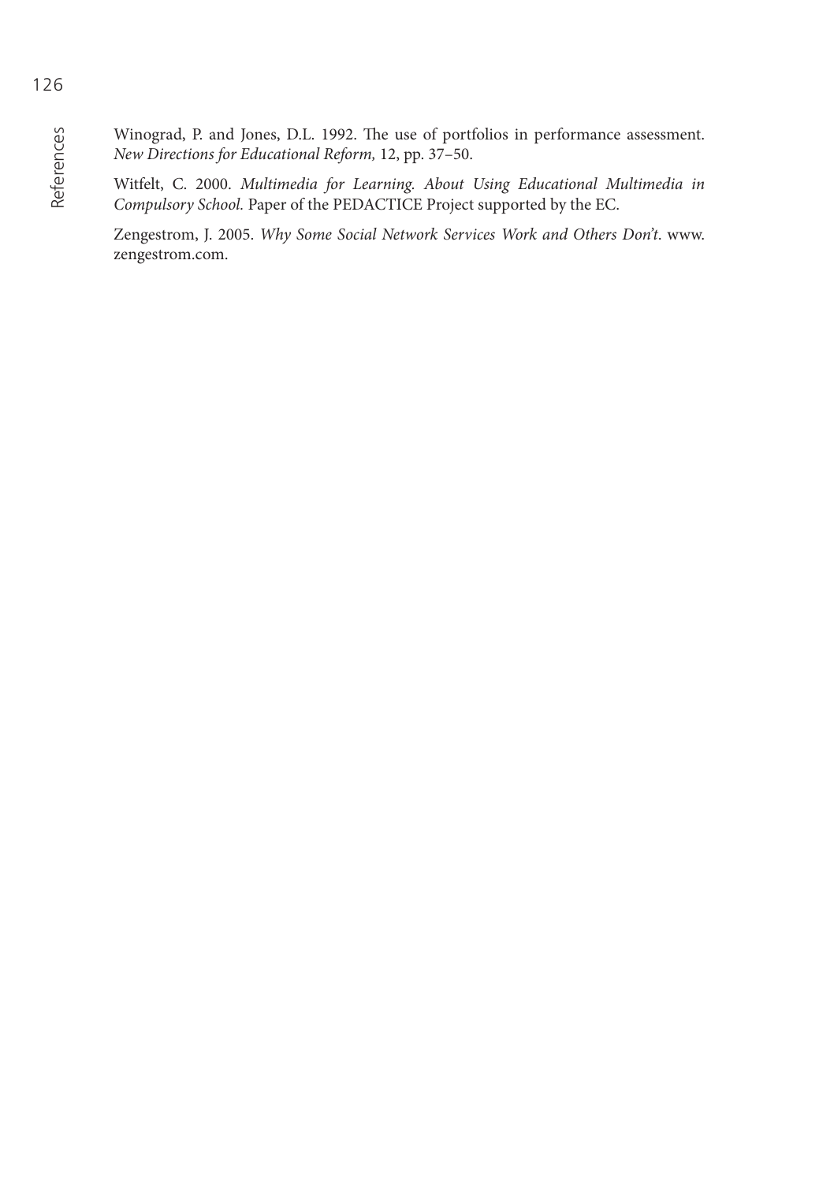Winograd, P. and Jones, D.L. 1992. The use of portfolios in performance assessment. *New Directions for Educational Reform,* 12, pp. 37–50.

Witfelt, C. 2000. *Multimedia for Learning. About Using Educational Multimedia in Compulsory School.* Paper of the PEDACTICE Project supported by the EC.

Zengestrom, J. 2005. *Why Some Social Network Services Work and Others Don't*. www.zengestrom.com.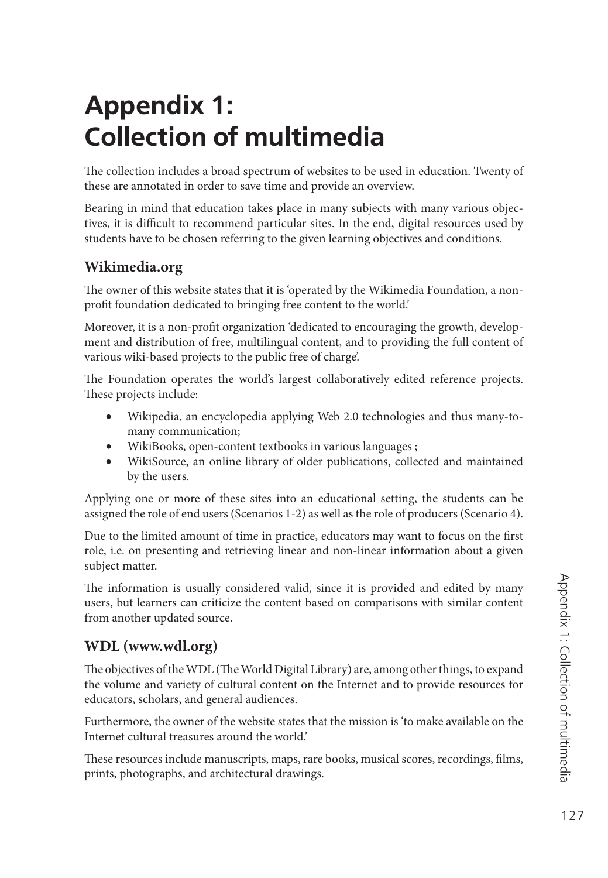# Appendix 1: Collection of multimedia

The collection includes a broad spectrum of websites to be used in education. Twenty of these are annotated in order to save time and provide an overview.

Bearing in mind that education takes place in many subjects with many various objectives, it is difficult to recommend particular sites. In the end, digital resources used by students have to be chosen referring to the given learning objectives and conditions.

## Wikimedia.org

The owner of this website states that it is 'operated by the Wikimedia Foundation, a non-profit foundation dedicated to bringing free content to the world.'

Moreover, it is a non-profit organization 'dedicated to encouraging the growth, development and distribution of free, multilingual content, and to providing the full content of various wiki-based projects to the public free of charge'.

The Foundation operates the world's largest collaboratively edited reference projects. These projects include:

- Wikipedia, an encyclopedia applying Web 2.0 technologies and thus many-to-many communication;
- WikiBooks, open-content textbooks in various languages ;
- WikiSource, an online library of older publications, collected and maintained by the users.

Applying one or more of these sites into an educational setting, the students can be assigned the role of end users (Scenarios 1-2) as well as the role of producers (Scenario 4).

Due to the limited amount of time in practice, educators may want to focus on the first role, i.e. on presenting and retrieving linear and non-linear information about a given subject matter.

The information is usually considered valid, since it is provided and edited by many users, but learners can criticize the content based on comparisons with similar content from another updated source.

## WDL (www.wdl.org)

The objectives of the WDL (The World Digital Library) are, among other things, to expand the volume and variety of cultural content on the Internet and to provide resources for educators, scholars, and general audiences.

Furthermore, the owner of the website states that the mission is 'to make available on the Internet cultural treasures around the world.'

These resources include manuscripts, maps, rare books, musical scores, recordings, films, prints, photographs, and architectural drawings.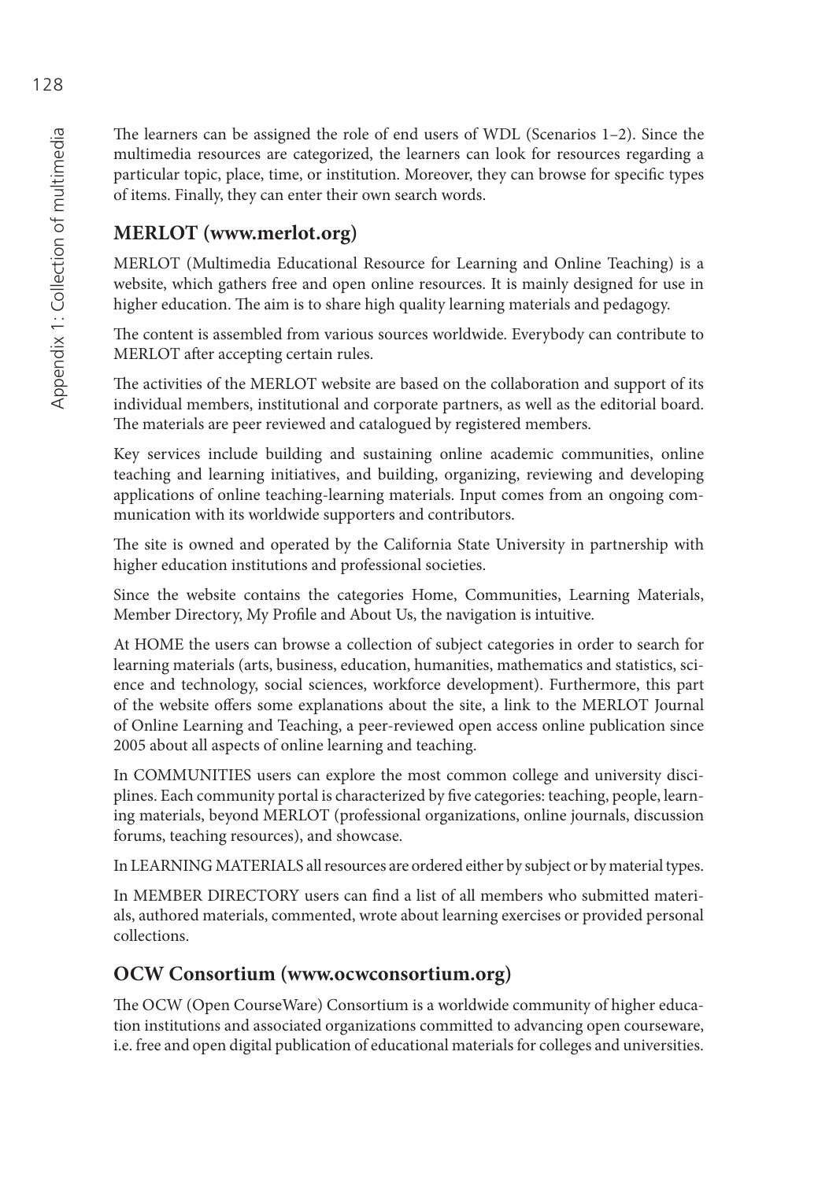The learners can be assigned the role of end users of WDL (Scenarios 1–2). Since the multimedia resources are categorized, the learners can look for resources regarding a particular topic, place, time, or institution. Moreover, they can browse for specific types of items. Finally, they can enter their own search words.

## MERLOT (www.merlot.org)

MERLOT (Multimedia Educational Resource for Learning and Online Teaching) is a website, which gathers free and open online resources. It is mainly designed for use in higher education. The aim is to share high quality learning materials and pedagogy.

The content is assembled from various sources worldwide. Everybody can contribute to MERLOT after accepting certain rules.

The activities of the MERLOT website are based on the collaboration and support of its individual members, institutional and corporate partners, as well as the editorial board. The materials are peer reviewed and catalogued by registered members.

Key services include building and sustaining online academic communities, online teaching and learning initiatives, and building, organizing, reviewing and developing applications of online teaching-learning materials. Input comes from an ongoing communication with its worldwide supporters and contributors.

The site is owned and operated by the California State University in partnership with higher education institutions and professional societies.

Since the website contains the categories Home, Communities, Learning Materials, Member Directory, My Profile and About Us, the navigation is intuitive.

At HOME the users can browse a collection of subject categories in order to search for learning materials (arts, business, education, humanities, mathematics and statistics, science and technology, social sciences, workforce development). Furthermore, this part of the website offers some explanations about the site, a link to the MERLOT Journal of Online Learning and Teaching, a peer-reviewed open access online publication since 2005 about all aspects of online learning and teaching.

In COMMUNITIES users can explore the most common college and university disciplines. Each community portal is characterized by five categories: teaching, people, learning materials, beyond MERLOT (professional organizations, online journals, discussion forums, teaching resources), and showcase.

In LEARNING MATERIALS all resources are ordered either by subject or by material types.

In MEMBER DIRECTORY users can find a list of all members who submitted materials, authored materials, commented, wrote about learning exercises or provided personal collections.

## OCW Consortium (www.ocwconsortium.org)

The OCW (Open CourseWare) Consortium is a worldwide community of higher education institutions and associated organizations committed to advancing open courseware, i.e. free and open digital publication of educational materials for colleges and universities.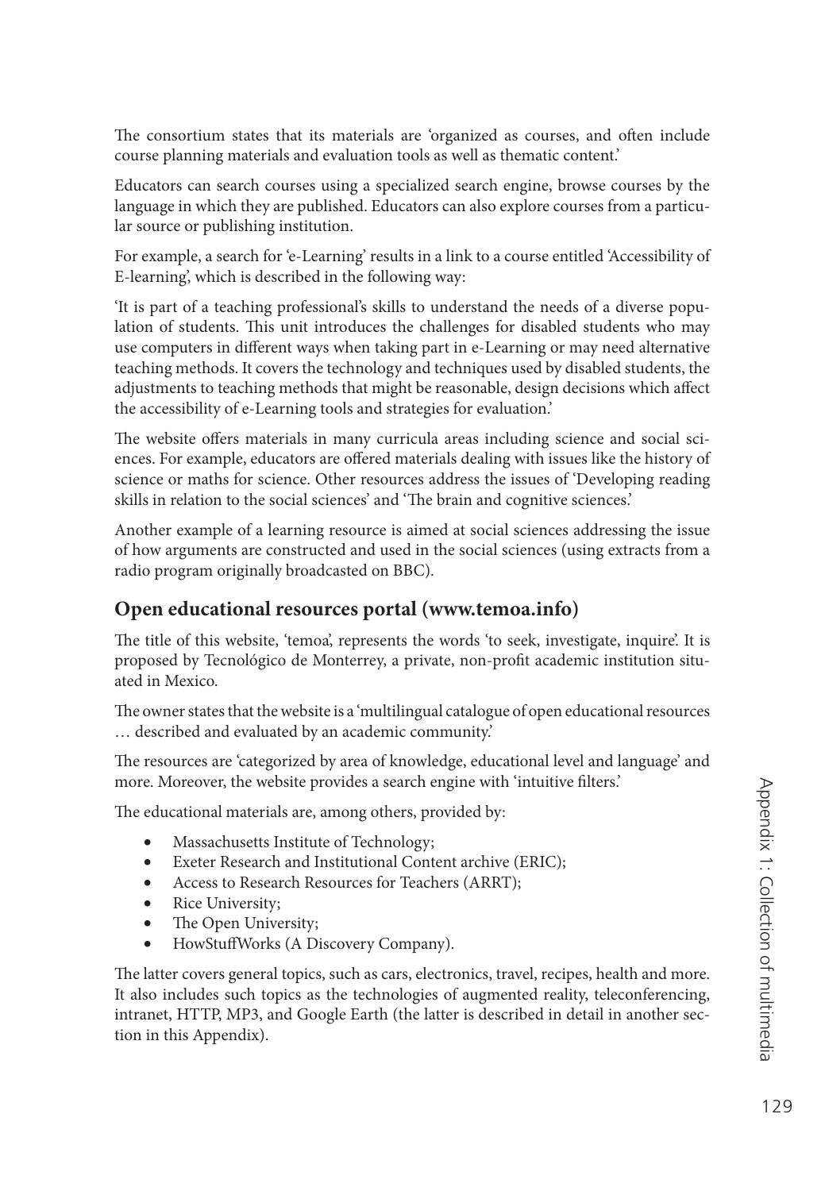The consortium states that its materials are 'organized as courses, and often include course planning materials and evaluation tools as well as thematic content.'

Educators can search courses using a specialized search engine, browse courses by the language in which they are published. Educators can also explore courses from a particular source or publishing institution.

For example, a search for 'e-Learning' results in a link to a course entitled 'Accessibility of E-learning', which is described in the following way:

'It is part of a teaching professional's skills to understand the needs of a diverse population of students. This unit introduces the challenges for disabled students who may use computers in different ways when taking part in e-Learning or may need alternative teaching methods. It covers the technology and techniques used by disabled students, the adjustments to teaching methods that might be reasonable, design decisions which affect the accessibility of e-Learning tools and strategies for evaluation.'

The website offers materials in many curricula areas including science and social sciences. For example, educators are offered materials dealing with issues like the history of science or maths for science. Other resources address the issues of 'Developing reading skills in relation to the social sciences' and 'The brain and cognitive sciences.'

Another example of a learning resource is aimed at social sciences addressing the issue of how arguments are constructed and used in the social sciences (using extracts from a radio program originally broadcasted on BBC).

## Open educational resources portal (www.temoa.info)

The title of this website, 'temoa', represents the words 'to seek, investigate, inquire'. It is proposed by Tecnológico de Monterrey, a private, non-profit academic institution situated in Mexico.

The owner states that the website is a 'multilingual catalogue of open educational resources … described and evaluated by an academic community.'

The resources are 'categorized by area of knowledge, educational level and language' and more. Moreover, the website provides a search engine with 'intuitive filters.'

The educational materials are, among others, provided by:

- Massachusetts Institute of Technology;
- Exeter Research and Institutional Content archive (ERIC);
- Access to Research Resources for Teachers (ARRT);
- Rice University;
- The Open University;
- HowStuffWorks (A Discovery Company).

The latter covers general topics, such as cars, electronics, travel, recipes, health and more. It also includes such topics as the technologies of augmented reality, teleconferencing, intranet, HTTP, MP3, and Google Earth (the latter is described in detail in another section in this Appendix).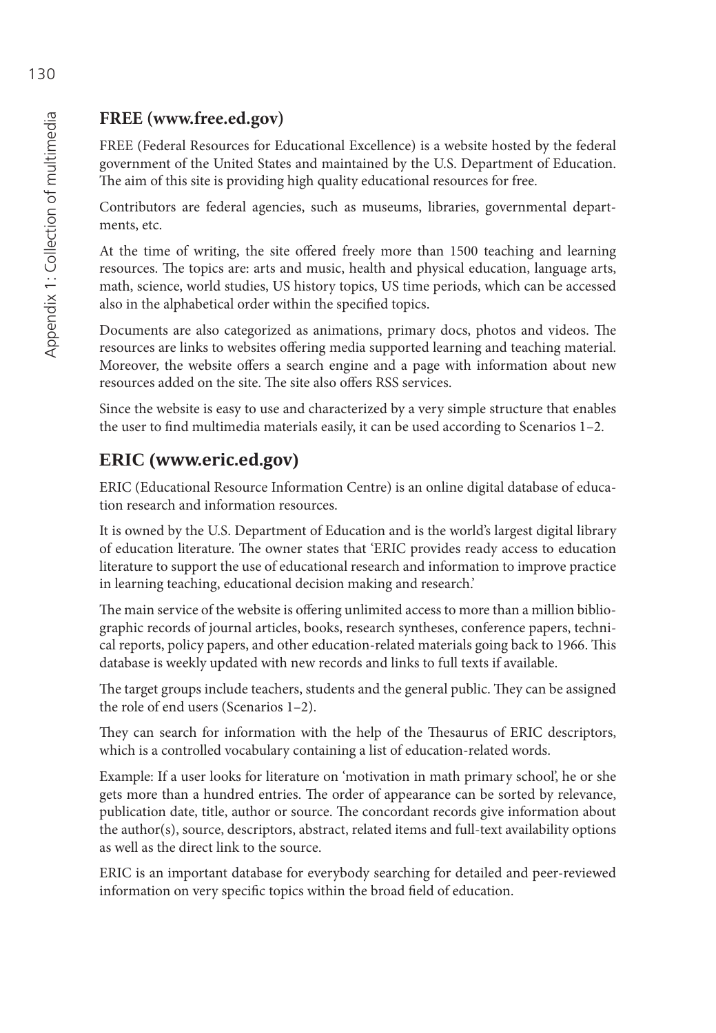## FREE (www.free.ed.gov)

FREE (Federal Resources for Educational Excellence) is a website hosted by the federal government of the United States and maintained by the U.S. Department of Education. The aim of this site is providing high quality educational resources for free.

Contributors are federal agencies, such as museums, libraries, governmental departments, etc.

At the time of writing, the site offered freely more than 1500 teaching and learning resources. The topics are: arts and music, health and physical education, language arts, math, science, world studies, US history topics, US time periods, which can be accessed also in the alphabetical order within the specified topics.

Documents are also categorized as animations, primary docs, photos and videos. The resources are links to websites offering media supported learning and teaching material. Moreover, the website offers a search engine and a page with information about new resources added on the site. The site also offers RSS services.

Since the website is easy to use and characterized by a very simple structure that enables the user to find multimedia materials easily, it can be used according to Scenarios 1–2.

## ERIC (www.eric.ed.gov)

ERIC (Educational Resource Information Centre) is an online digital database of education research and information resources.

It is owned by the U.S. Department of Education and is the world's largest digital library of education literature. The owner states that 'ERIC provides ready access to education literature to support the use of educational research and information to improve practice in learning teaching, educational decision making and research.'

The main service of the website is offering unlimited access to more than a million bibliographic records of journal articles, books, research syntheses, conference papers, technical reports, policy papers, and other education-related materials going back to 1966. This database is weekly updated with new records and links to full texts if available.

The target groups include teachers, students and the general public. They can be assigned the role of end users (Scenarios 1–2).

They can search for information with the help of the Thesaurus of ERIC descriptors, which is a controlled vocabulary containing a list of education-related words.

Example: If a user looks for literature on 'motivation in math primary school', he or she gets more than a hundred entries. The order of appearance can be sorted by relevance, publication date, title, author or source. The concordant records give information about the author(s), source, descriptors, abstract, related items and full-text availability options as well as the direct link to the source.

ERIC is an important database for everybody searching for detailed and peer-reviewed information on very specific topics within the broad field of education.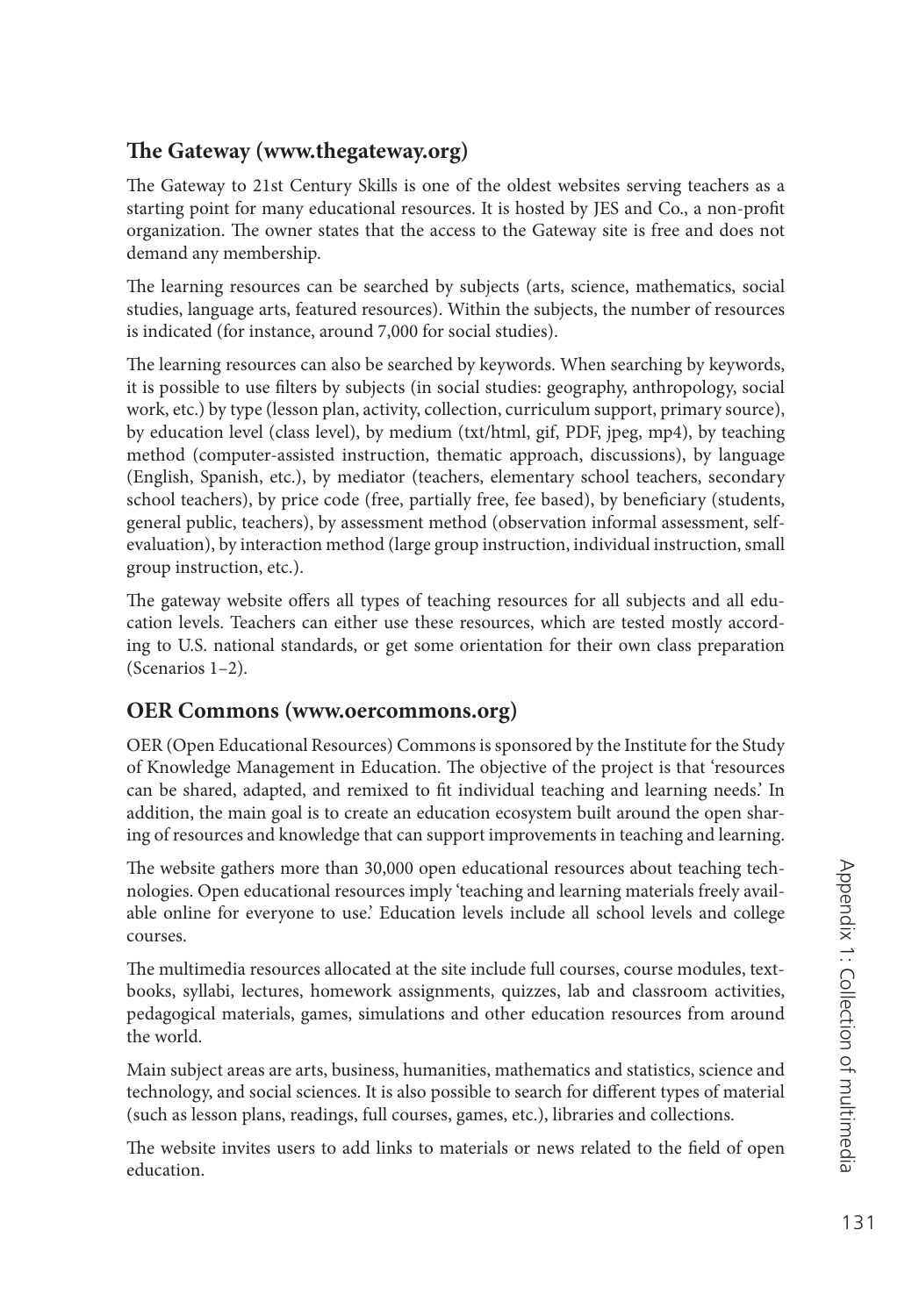## The Gateway (www.thegateway.org)

The Gateway to 21st Century Skills is one of the oldest websites serving teachers as a starting point for many educational resources. It is hosted by JES and Co., a non-profit organization. The owner states that the access to the Gateway site is free and does not demand any membership.

The learning resources can be searched by subjects (arts, science, mathematics, social studies, language arts, featured resources). Within the subjects, the number of resources is indicated (for instance, around 7,000 for social studies).

The learning resources can also be searched by keywords. When searching by keywords, it is possible to use filters by subjects (in social studies: geography, anthropology, social work, etc.) by type (lesson plan, activity, collection, curriculum support, primary source), by education level (class level), by medium (txt/html, gif, PDF, jpeg, mp4), by teaching method (computer-assisted instruction, thematic approach, discussions), by language (English, Spanish, etc.), by mediator (teachers, elementary school teachers, secondary school teachers), by price code (free, partially free, fee based), by beneficiary (students, general public, teachers), by assessment method (observation informal assessment, self-evaluation), by interaction method (large group instruction, individual instruction, small group instruction, etc.).

The gateway website offers all types of teaching resources for all subjects and all education levels. Teachers can either use these resources, which are tested mostly according to U.S. national standards, or get some orientation for their own class preparation (Scenarios 1–2).

## OER Commons (www.oercommons.org)

OER (Open Educational Resources) Commons is sponsored by the Institute for the Study of Knowledge Management in Education. The objective of the project is that 'resources can be shared, adapted, and remixed to fit individual teaching and learning needs.' In addition, the main goal is to create an education ecosystem built around the open sharing of resources and knowledge that can support improvements in teaching and learning.

The website gathers more than 30,000 open educational resources about teaching technologies. Open educational resources imply 'teaching and learning materials freely available online for everyone to use.' Education levels include all school levels and college courses.

The multimedia resources allocated at the site include full courses, course modules, textbooks, syllabi, lectures, homework assignments, quizzes, lab and classroom activities, pedagogical materials, games, simulations and other education resources from around the world.

Main subject areas are arts, business, humanities, mathematics and statistics, science and technology, and social sciences. It is also possible to search for different types of material (such as lesson plans, readings, full courses, games, etc.), libraries and collections.

The website invites users to add links to materials or news related to the field of open education.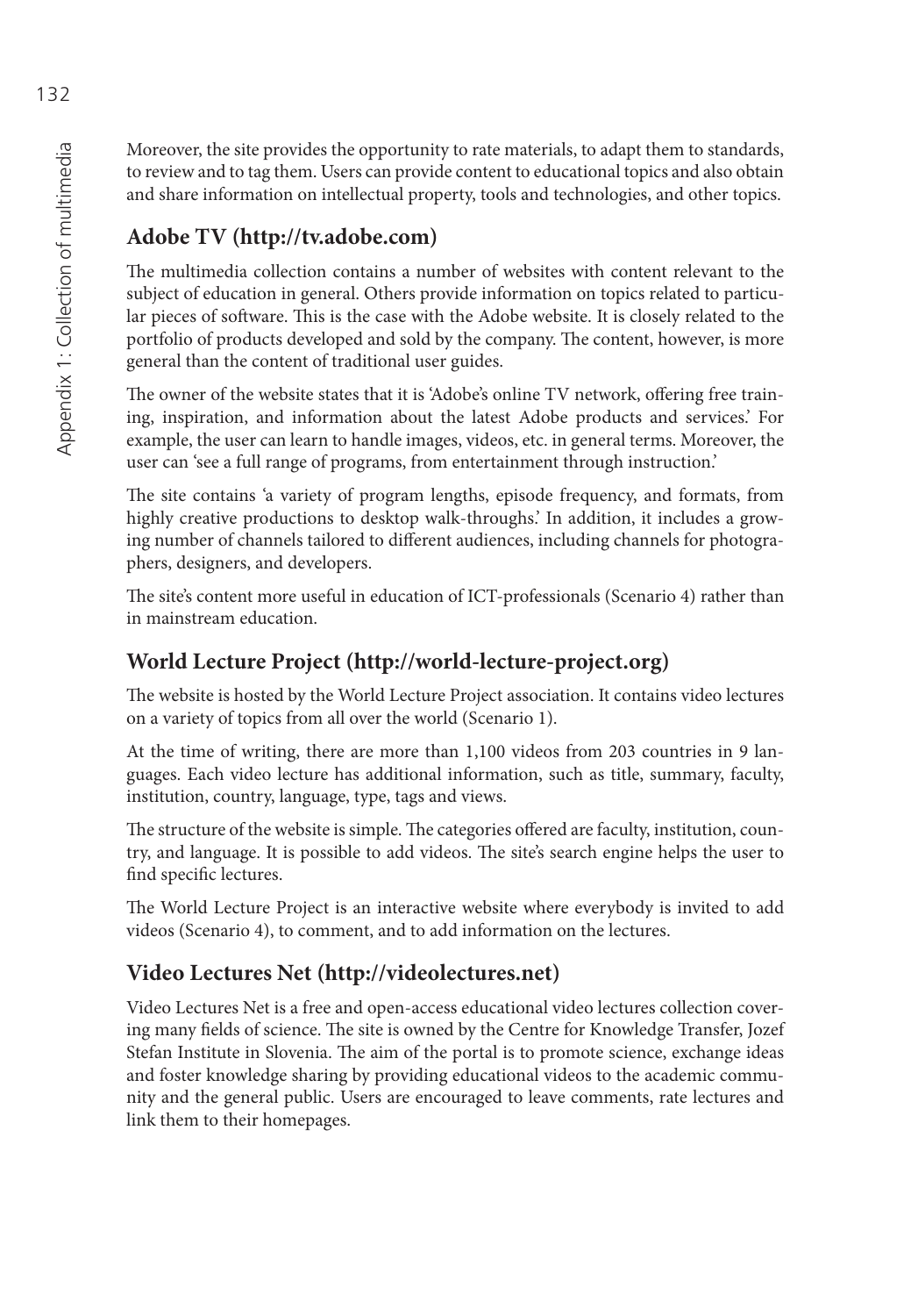Moreover, the site provides the opportunity to rate materials, to adapt them to standards, to review and to tag them. Users can provide content to educational topics and also obtain and share information on intellectual property, tools and technologies, and other topics.

## Adobe TV (http://tv.adobe.com)

The multimedia collection contains a number of websites with content relevant to the subject of education in general. Others provide information on topics related to particular pieces of software. This is the case with the Adobe website. It is closely related to the portfolio of products developed and sold by the company. The content, however, is more general than the content of traditional user guides.

The owner of the website states that it is 'Adobe's online TV network, offering free training, inspiration, and information about the latest Adobe products and services.' For example, the user can learn to handle images, videos, etc. in general terms. Moreover, the user can 'see a full range of programs, from entertainment through instruction.'

The site contains 'a variety of program lengths, episode frequency, and formats, from highly creative productions to desktop walk-throughs.' In addition, it includes a growing number of channels tailored to different audiences, including channels for photographers, designers, and developers.

The site's content more useful in education of ICT-professionals (Scenario 4) rather than in mainstream education.

## World Lecture Project (http://world-lecture-project.org)

The website is hosted by the World Lecture Project association. It contains video lectures on a variety of topics from all over the world (Scenario 1).

At the time of writing, there are more than 1,100 videos from 203 countries in 9 languages. Each video lecture has additional information, such as title, summary, faculty, institution, country, language, type, tags and views.

The structure of the website is simple. The categories offered are faculty, institution, country, and language. It is possible to add videos. The site's search engine helps the user to find specific lectures.

The World Lecture Project is an interactive website where everybody is invited to add videos (Scenario 4), to comment, and to add information on the lectures.

## Video Lectures Net (http://videolectures.net)

Video Lectures Net is a free and open-access educational video lectures collection covering many fields of science. The site is owned by the Centre for Knowledge Transfer, Jozef Stefan Institute in Slovenia. The aim of the portal is to promote science, exchange ideas and foster knowledge sharing by providing educational videos to the academic community and the general public. Users are encouraged to leave comments, rate lectures and link them to their homepages.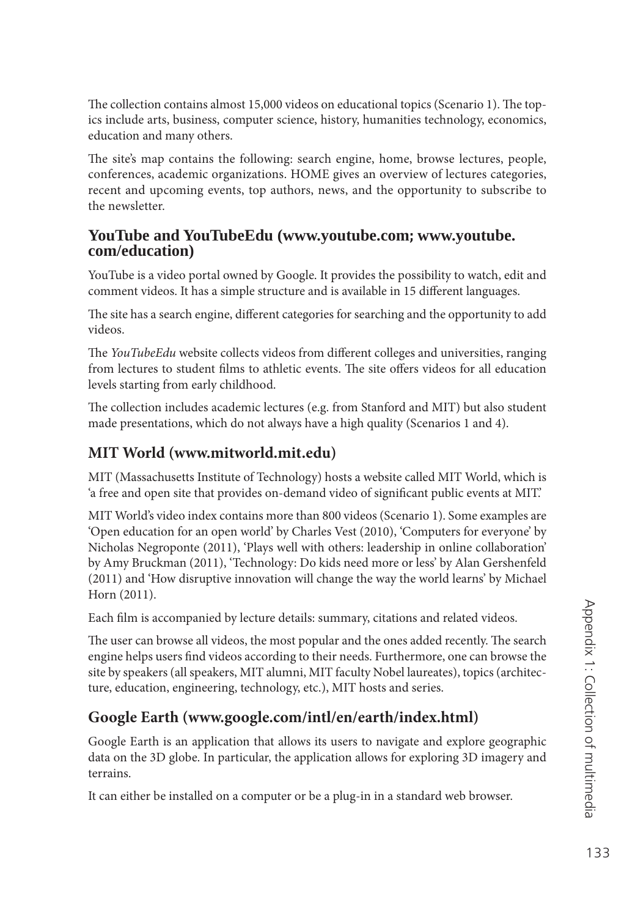The collection contains almost 15,000 videos on educational topics (Scenario 1). The topics include arts, business, computer science, history, humanities technology, economics, education and many others.

The site's map contains the following: search engine, home, browse lectures, people, conferences, academic organizations. HOME gives an overview of lectures categories, recent and upcoming events, top authors, news, and the opportunity to subscribe to the newsletter.

## YouTube and YouTubeEdu (www.youtube.com; www.youtube.com/education)

YouTube is a video portal owned by Google. It provides the possibility to watch, edit and comment videos. It has a simple structure and is available in 15 different languages.

The site has a search engine, different categories for searching and the opportunity to add videos.

The *YouTubeEdu* website collects videos from different colleges and universities, ranging from lectures to student films to athletic events. The site offers videos for all education levels starting from early childhood.

The collection includes academic lectures (e.g. from Stanford and MIT) but also student made presentations, which do not always have a high quality (Scenarios 1 and 4).

## MIT World (www.mitworld.mit.edu)

MIT (Massachusetts Institute of Technology) hosts a website called MIT World, which is 'a free and open site that provides on-demand video of significant public events at MIT.'

MIT World's video index contains more than 800 videos (Scenario 1). Some examples are 'Open education for an open world' by Charles Vest (2010), 'Computers for everyone' by Nicholas Negroponte (2011), 'Plays well with others: leadership in online collaboration' by Amy Bruckman (2011), 'Technology: Do kids need more or less' by Alan Gershenfeld (2011) and 'How disruptive innovation will change the way the world learns' by Michael Horn (2011).

Each film is accompanied by lecture details: summary, citations and related videos.

The user can browse all videos, the most popular and the ones added recently. The search engine helps users find videos according to their needs. Furthermore, one can browse the site by speakers (all speakers, MIT alumni, MIT faculty Nobel laureates), topics (architecture, education, engineering, technology, etc.), MIT hosts and series.

## Google Earth (www.google.com/intl/en/earth/index.html)

Google Earth is an application that allows its users to navigate and explore geographic data on the 3D globe. In particular, the application allows for exploring 3D imagery and terrains.

It can either be installed on a computer or be a plug-in in a standard web browser.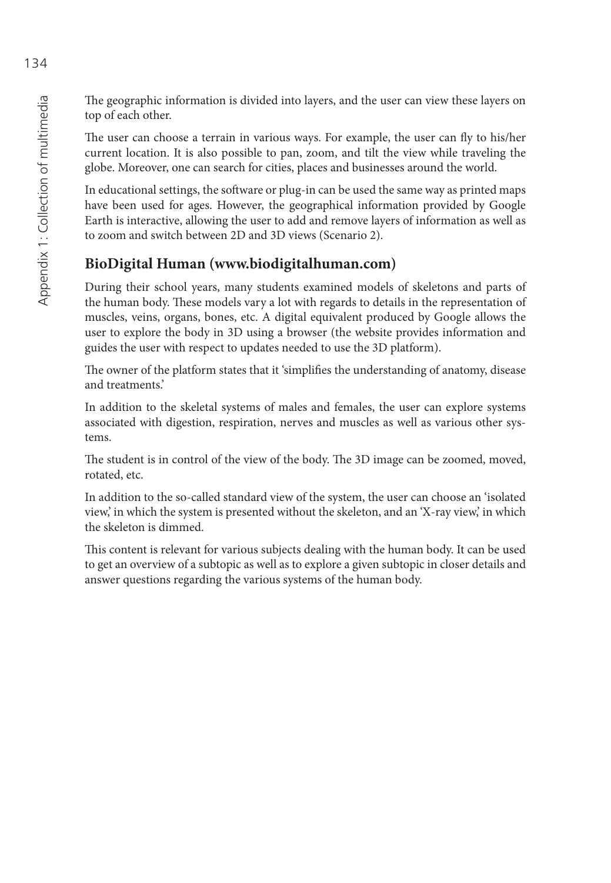The geographic information is divided into layers, and the user can view these layers on top of each other.

The user can choose a terrain in various ways. For example, the user can fly to his/her current location. It is also possible to pan, zoom, and tilt the view while traveling the globe. Moreover, one can search for cities, places and businesses around the world.

In educational settings, the software or plug-in can be used the same way as printed maps have been used for ages. However, the geographical information provided by Google Earth is interactive, allowing the user to add and remove layers of information as well as to zoom and switch between 2D and 3D views (Scenario 2).

## BioDigital Human (www.biodigitalhuman.com)

During their school years, many students examined models of skeletons and parts of the human body. These models vary a lot with regards to details in the representation of muscles, veins, organs, bones, etc. A digital equivalent produced by Google allows the user to explore the body in 3D using a browser (the website provides information and guides the user with respect to updates needed to use the 3D platform).

The owner of the platform states that it 'simplifies the understanding of anatomy, disease and treatments.'

In addition to the skeletal systems of males and females, the user can explore systems associated with digestion, respiration, nerves and muscles as well as various other systems.

The student is in control of the view of the body. The 3D image can be zoomed, moved, rotated, etc.

In addition to the so-called standard view of the system, the user can choose an 'isolated view,' in which the system is presented without the skeleton, and an 'X-ray view,' in which the skeleton is dimmed.

This content is relevant for various subjects dealing with the human body. It can be used to get an overview of a subtopic as well as to explore a given subtopic in closer details and answer questions regarding the various systems of the human body.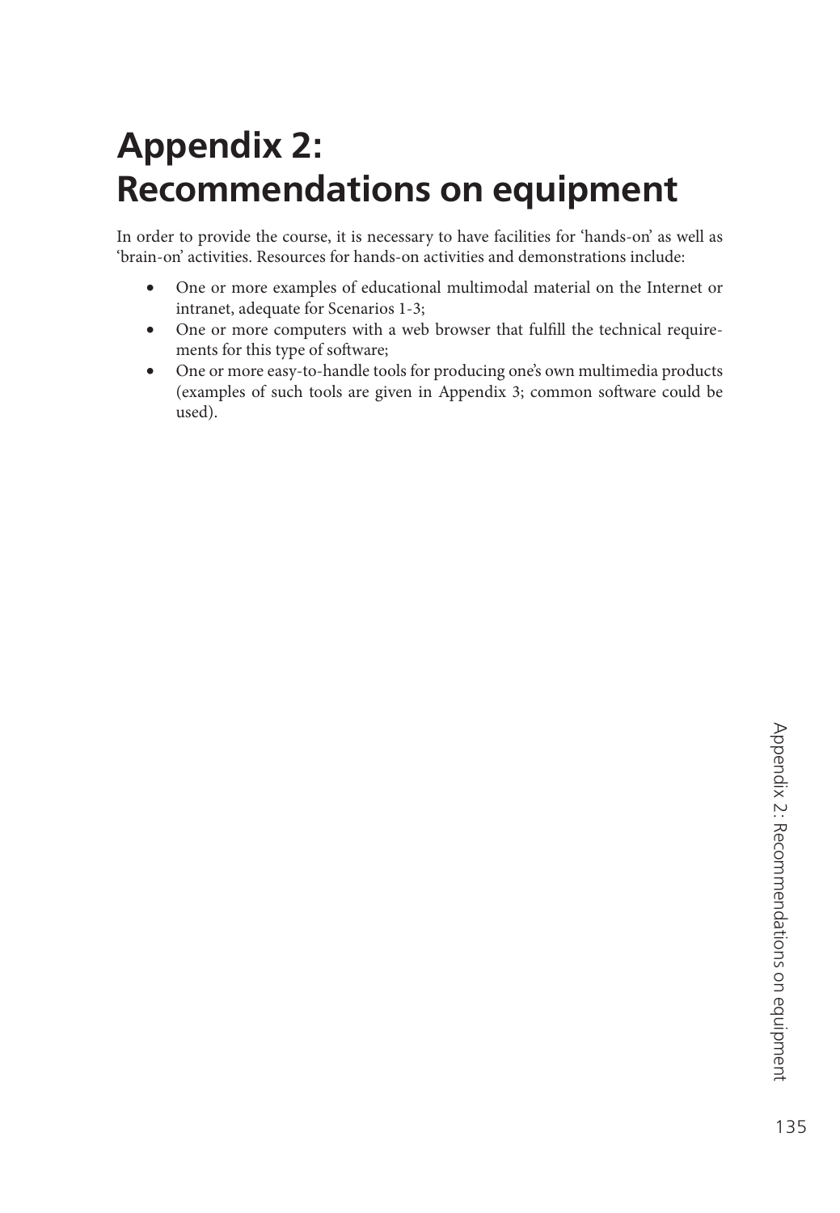# Appendix 2: Recommendations on equipment

In order to provide the course, it is necessary to have facilities for 'hands-on' as well as 'brain-on' activities. Resources for hands-on activities and demonstrations include:

- One or more examples of educational multimodal material on the Internet or intranet, adequate for Scenarios 1-3;
- One or more computers with a web browser that fulfill the technical requirements for this type of software;
- One or more easy-to-handle tools for producing one's own multimedia products (examples of such tools are given in Appendix 3; common software could be used).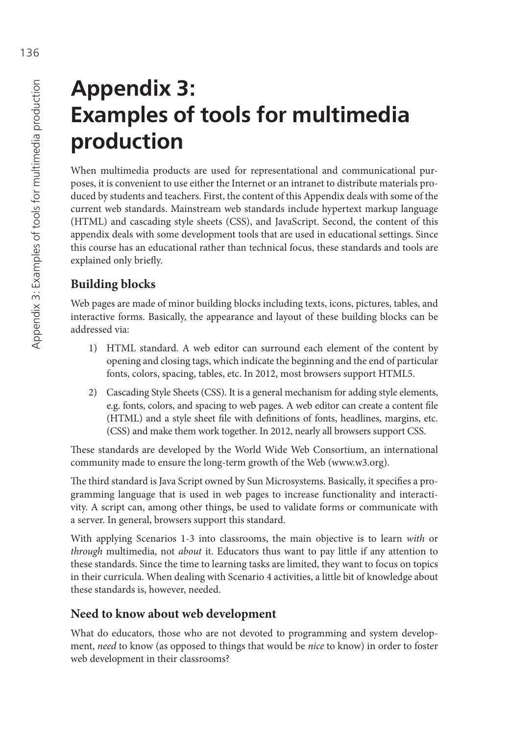# Appendix 3: Examples of tools for multimedia production

When multimedia products are used for representational and communicational purposes, it is convenient to use either the Internet or an intranet to distribute materials produced by students and teachers. First, the content of this Appendix deals with some of the current web standards. Mainstream web standards include hypertext markup language (HTML) and cascading style sheets (CSS), and JavaScript. Second, the content of this appendix deals with some development tools that are used in educational settings. Since this course has an educational rather than technical focus, these standards and tools are explained only briefly.

## Building blocks

Web pages are made of minor building blocks including texts, icons, pictures, tables, and interactive forms. Basically, the appearance and layout of these building blocks can be addressed via:

1) HTML standard. A web editor can surround each element of the content by opening and closing tags, which indicate the beginning and the end of particular fonts, colors, spacing, tables, etc. In 2012, most browsers support HTML5.

2) Cascading Style Sheets (CSS). It is a general mechanism for adding style elements, e.g. fonts, colors, and spacing to web pages. A web editor can create a content file (HTML) and a style sheet file with definitions of fonts, headlines, margins, etc. (CSS) and make them work together. In 2012, nearly all browsers support CSS.

These standards are developed by the World Wide Web Consortium, an international community made to ensure the long-term growth of the Web (www.w3.org).

The third standard is Java Script owned by Sun Microsystems. Basically, it specifies a programming language that is used in web pages to increase functionality and interactivity. A script can, among other things, be used to validate forms or communicate with a server. In general, browsers support this standard.

With applying Scenarios 1-3 into classrooms, the main objective is to learn *with* or *through* multimedia, not *about* it. Educators thus want to pay little if any attention to these standards. Since the time to learning tasks are limited, they want to focus on topics in their curricula. When dealing with Scenario 4 activities, a little bit of knowledge about these standards is, however, needed.

## Need to know about web development

What do educators, those who are not devoted to programming and system development, *need* to know (as opposed to things that would be *nice* to know) in order to foster web development in their classrooms?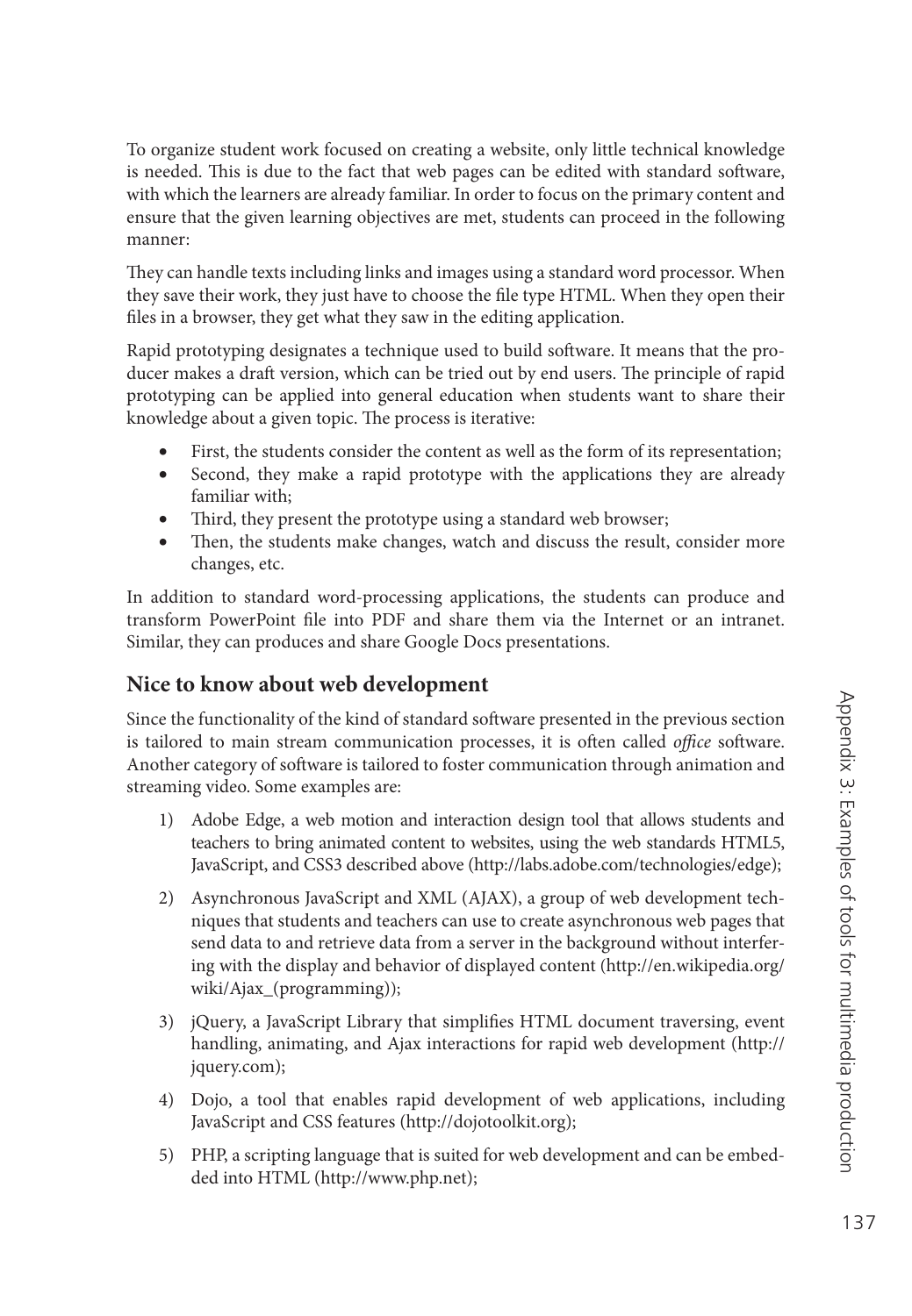To organize student work focused on creating a website, only little technical knowledge is needed. This is due to the fact that web pages can be edited with standard software, with which the learners are already familiar. In order to focus on the primary content and ensure that the given learning objectives are met, students can proceed in the following manner:

They can handle texts including links and images using a standard word processor. When they save their work, they just have to choose the file type HTML. When they open their files in a browser, they get what they saw in the editing application.

Rapid prototyping designates a technique used to build software. It means that the producer makes a draft version, which can be tried out by end users. The principle of rapid prototyping can be applied into general education when students want to share their knowledge about a given topic. The process is iterative:

- First, the students consider the content as well as the form of its representation;
- Second, they make a rapid prototype with the applications they are already familiar with;
- Third, they present the prototype using a standard web browser;
- Then, the students make changes, watch and discuss the result, consider more changes, etc.

In addition to standard word-processing applications, the students can produce and transform PowerPoint file into PDF and share them via the Internet or an intranet. Similar, they can produces and share Google Docs presentations.

## Nice to know about web development

Since the functionality of the kind of standard software presented in the previous section is tailored to main stream communication processes, it is often called *office* software. Another category of software is tailored to foster communication through animation and streaming video. Some examples are:

1) Adobe Edge, a web motion and interaction design tool that allows students and teachers to bring animated content to websites, using the web standards HTML5, JavaScript, and CSS3 described above (http://labs.adobe.com/technologies/edge);

2) Asynchronous JavaScript and XML (AJAX), a group of web development techniques that students and teachers can use to create asynchronous web pages that send data to and retrieve data from a server in the background without interfering with the display and behavior of displayed content (http://en.wikipedia.org/wiki/Ajax_(programming));

3) jQuery, a JavaScript Library that simplifies HTML document traversing, event handling, animating, and Ajax interactions for rapid web development (http://jquery.com);

4) Dojo, a tool that enables rapid development of web applications, including JavaScript and CSS features (http://dojotoolkit.org);

5) PHP, a scripting language that is suited for web development and can be embedded into HTML (http://www.php.net);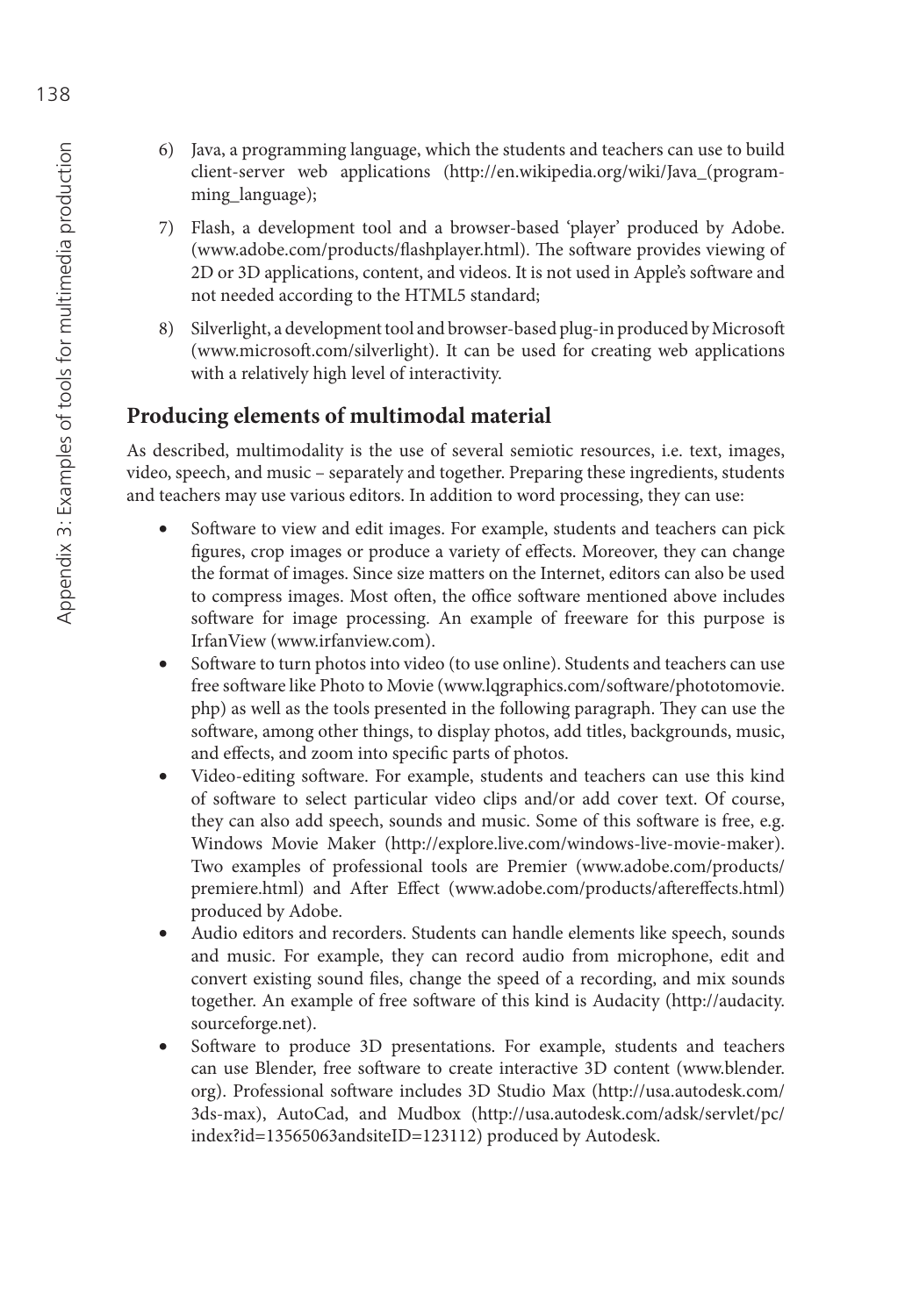6) Java, a programming language, which the students and teachers can use to build client-server web applications (http://en.wikipedia.org/wiki/Java_(programming_language);

7) Flash, a development tool and a browser-based 'player' produced by Adobe. (www.adobe.com/products/flashplayer.html). The software provides viewing of 2D or 3D applications, content, and videos. It is not used in Apple's software and not needed according to the HTML5 standard;

8) Silverlight, a development tool and browser-based plug-in produced by Microsoft (www.microsoft.com/silverlight). It can be used for creating web applications with a relatively high level of interactivity.

## Producing elements of multimodal material

As described, multimodality is the use of several semiotic resources, i.e. text, images, video, speech, and music – separately and together. Preparing these ingredients, students and teachers may use various editors. In addition to word processing, they can use:

- Software to view and edit images. For example, students and teachers can pick figures, crop images or produce a variety of effects. Moreover, they can change the format of images. Since size matters on the Internet, editors can also be used to compress images. Most often, the office software mentioned above includes software for image processing. An example of freeware for this purpose is IrfanView (www.irfanview.com).
- Software to turn photos into video (to use online). Students and teachers can use free software like Photo to Movie (www.lqgraphics.com/software/phototomovie.php) as well as the tools presented in the following paragraph. They can use the software, among other things, to display photos, add titles, backgrounds, music, and effects, and zoom into specific parts of photos.
- Video-editing software. For example, students and teachers can use this kind of software to select particular video clips and/or add cover text. Of course, they can also add speech, sounds and music. Some of this software is free, e.g. Windows Movie Maker (http://explore.live.com/windows-live-movie-maker). Two examples of professional tools are Premier (www.adobe.com/products/premiere.html) and After Effect (www.adobe.com/products/aftereffects.html) produced by Adobe.
- Audio editors and recorders. Students can handle elements like speech, sounds and music. For example, they can record audio from microphone, edit and convert existing sound files, change the speed of a recording, and mix sounds together. An example of free software of this kind is Audacity (http://audacity.sourceforge.net).
- Software to produce 3D presentations. For example, students and teachers can use Blender, free software to create interactive 3D content (www.blender.org). Professional software includes 3D Studio Max (http://usa.autodesk.com/3ds-max), AutoCad, and Mudbox (http://usa.autodesk.com/adsk/servlet/pc/index?id=13565063andsiteID=123112) produced by Autodesk.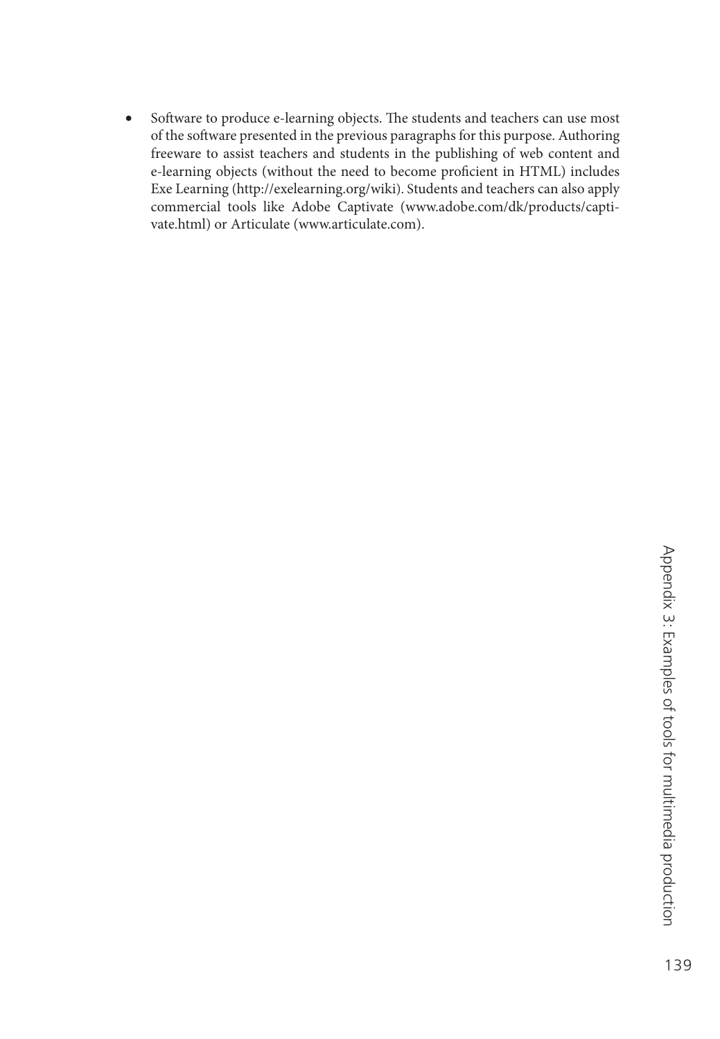- Software to produce e-learning objects. The students and teachers can use most of the software presented in the previous paragraphs for this purpose. Authoring freeware to assist teachers and students in the publishing of web content and e-learning objects (without the need to become proficient in HTML) includes Exe Learning (http://exelearning.org/wiki). Students and teachers can also apply commercial tools like Adobe Captivate (www.adobe.com/dk/products/captivate.html) or Articulate (www.articulate.com).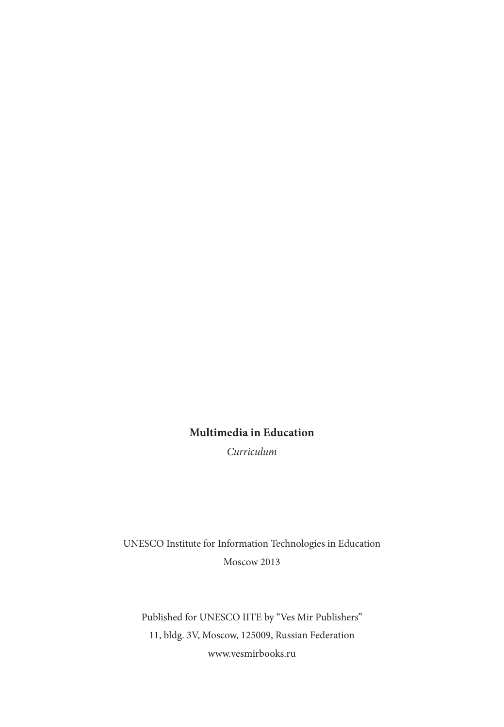**Multimedia in Education**

*Curriculum*

UNESCO Institute for Information Technologies in Education

Moscow 2013

Published for UNESCO IITE by "Ves Mir Publishers"

11, bldg. 3V, Moscow, 125009, Russian Federation

www.vesmirbooks.ru